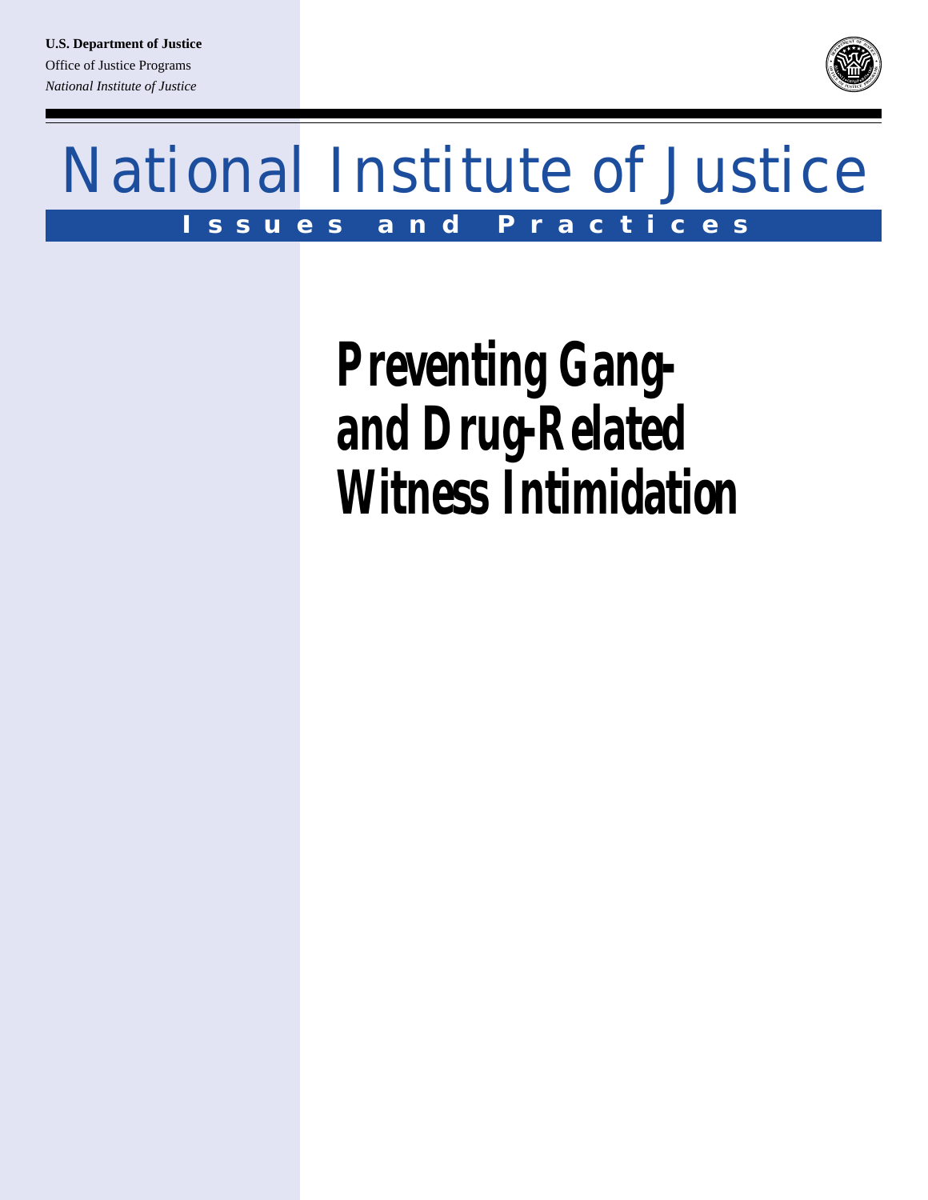**U.S. Department of Justice**
Office of Justice Programs
*National Institute of Justice*

# National Institute of Justice

**Issues and Practices**

# Preventing Gang- and Drug-Related Witness Intimidation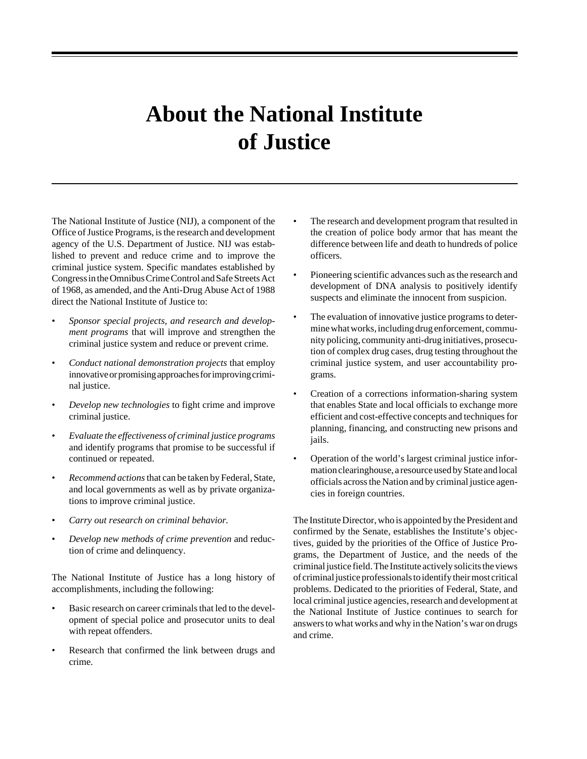# About the National Institute of Justice

The National Institute of Justice (NIJ), a component of the Office of Justice Programs, is the research and development agency of the U.S. Department of Justice. NIJ was established to prevent and reduce crime and to improve the criminal justice system. Specific mandates established by Congress in the Omnibus Crime Control and Safe Streets Act of 1968, as amended, and the Anti-Drug Abuse Act of 1988 direct the National Institute of Justice to:

- *Sponsor special projects, and research and development programs* that will improve and strengthen the criminal justice system and reduce or prevent crime.
- *Conduct national demonstration projects* that employ innovative or promising approaches for improving criminal justice.
- *Develop new technologies* to fight crime and improve criminal justice.
- *Evaluate the effectiveness of criminal justice programs* and identify programs that promise to be successful if continued or repeated.
- *Recommend actions* that can be taken by Federal, State, and local governments as well as by private organizations to improve criminal justice.
- *Carry out research on criminal behavior.*
- *Develop new methods of crime prevention* and reduction of crime and delinquency.

The National Institute of Justice has a long history of accomplishments, including the following:

- Basic research on career criminals that led to the development of special police and prosecutor units to deal with repeat offenders.
- Research that confirmed the link between drugs and crime.
- The research and development program that resulted in the creation of police body armor that has meant the difference between life and death to hundreds of police officers.
- Pioneering scientific advances such as the research and development of DNA analysis to positively identify suspects and eliminate the innocent from suspicion.
- The evaluation of innovative justice programs to determine what works, including drug enforcement, community policing, community anti-drug initiatives, prosecution of complex drug cases, drug testing throughout the criminal justice system, and user accountability programs.
- Creation of a corrections information-sharing system that enables State and local officials to exchange more efficient and cost-effective concepts and techniques for planning, financing, and constructing new prisons and jails.
- Operation of the world's largest criminal justice information clearinghouse, a resource used by State and local officials across the Nation and by criminal justice agencies in foreign countries.

The Institute Director, who is appointed by the President and confirmed by the Senate, establishes the Institute's objectives, guided by the priorities of the Office of Justice Programs, the Department of Justice, and the needs of the criminal justice field. The Institute actively solicits the views of criminal justice professionals to identify their most critical problems. Dedicated to the priorities of Federal, State, and local criminal justice agencies, research and development at the National Institute of Justice continues to search for answers to what works and why in the Nation's war on drugs and crime.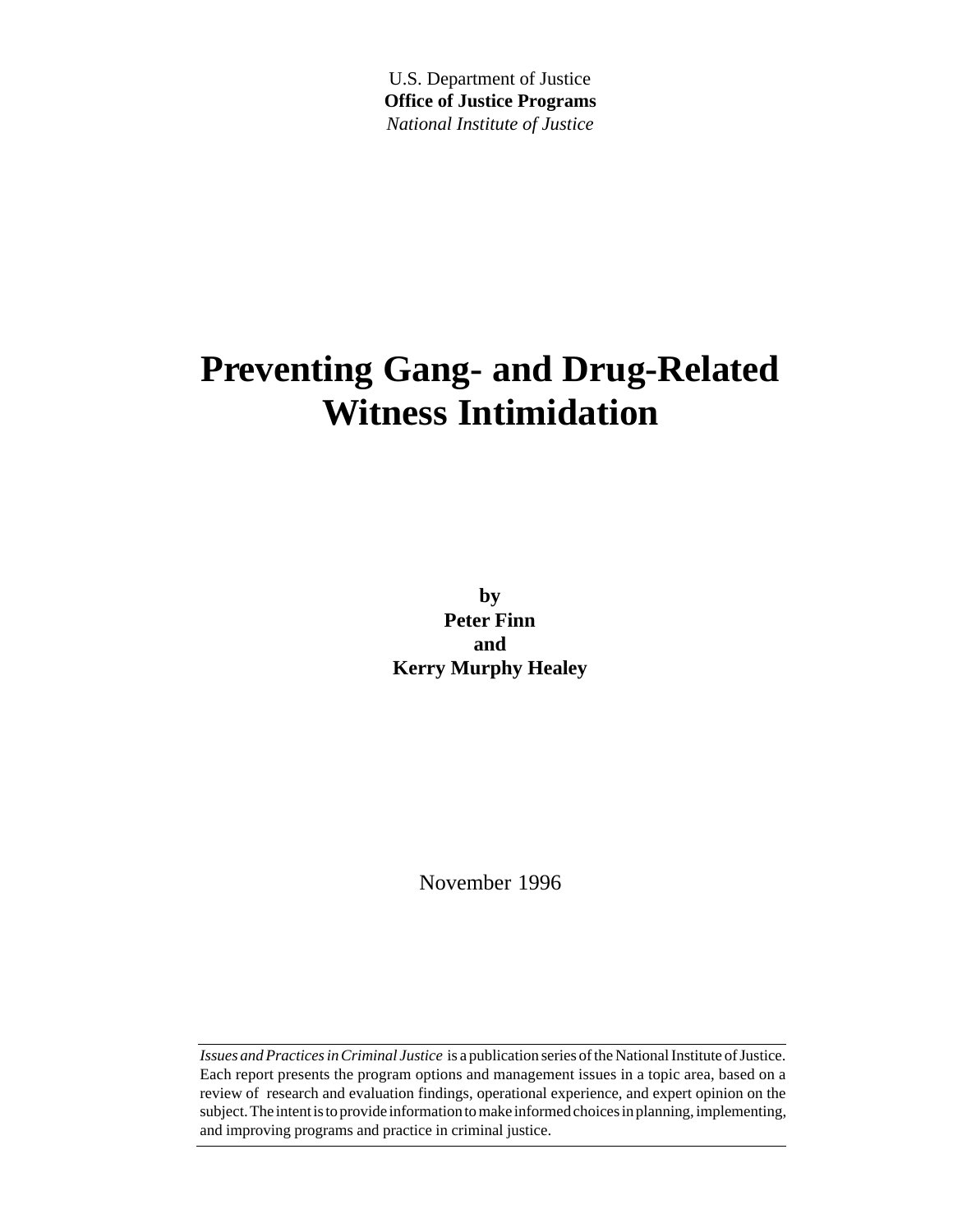U.S. Department of Justice
**Office of Justice Programs**
*National Institute of Justice*

# Preventing Gang- and Drug-Related Witness Intimidation

**by**
**Peter Finn**
**and**
**Kerry Murphy Healey**

November 1996

*Issues and Practices in Criminal Justice* is a publication series of the National Institute of Justice. Each report presents the program options and management issues in a topic area, based on a review of research and evaluation findings, operational experience, and expert opinion on the subject. The intent is to provide information to make informed choices in planning, implementing, and improving programs and practice in criminal justice.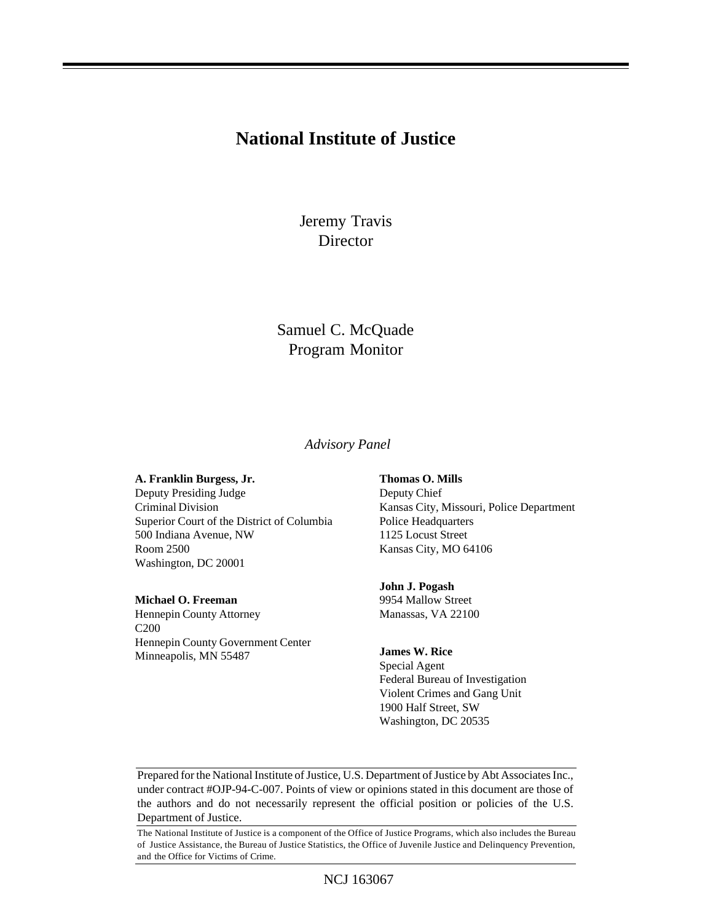# National Institute of Justice

Jeremy Travis
Director

Samuel C. McQuade
Program Monitor

*Advisory Panel*

**A. Franklin Burgess, Jr.**
Deputy Presiding Judge
Criminal Division
Superior Court of the District of Columbia
500 Indiana Avenue, NW
Room 2500
Washington, DC 20001

**Michael O. Freeman**
Hennepin County Attorney
C200
Hennepin County Government Center
Minneapolis, MN 55487

**Thomas O. Mills**
Deputy Chief
Kansas City, Missouri, Police Department
Police Headquarters
1125 Locust Street
Kansas City, MO 64106

**John J. Pogash**
9954 Mallow Street
Manassas, VA 22100

**James W. Rice**
Special Agent
Federal Bureau of Investigation
Violent Crimes and Gang Unit
1900 Half Street, SW
Washington, DC 20535

Prepared for the National Institute of Justice, U.S. Department of Justice by Abt Associates Inc., under contract #OJP-94-C-007. Points of view or opinions stated in this document are those of the authors and do not necessarily represent the official position or policies of the U.S. Department of Justice.

The National Institute of Justice is a component of the Office of Justice Programs, which also includes the Bureau of Justice Assistance, the Bureau of Justice Statistics, the Office of Juvenile Justice and Delinquency Prevention, and the Office for Victims of Crime.

NCJ 163067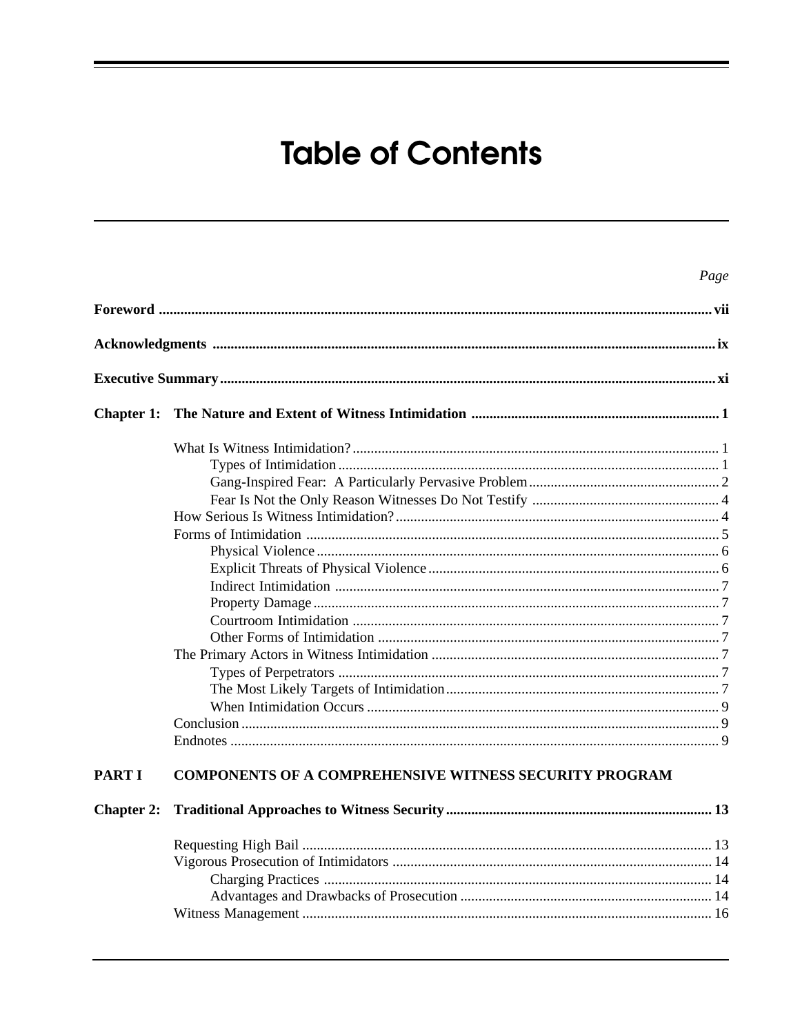# Table of Contents

*Page*

**Foreword** ........ **vii**

**Acknowledgments** ........ **ix**

**Executive Summary** ........ **xi**

**Chapter 1: The Nature and Extent of Witness Intimidation** ........ **1**

- What Is Witness Intimidation? ........ 1
  - Types of Intimidation ........ 1
  - Gang-Inspired Fear: A Particularly Pervasive Problem ........ 2
  - Fear Is Not the Only Reason Witnesses Do Not Testify ........ 4
- How Serious Is Witness Intimidation? ........ 4
- Forms of Intimidation ........ 5
  - Physical Violence ........ 6
  - Explicit Threats of Physical Violence ........ 6
  - Indirect Intimidation ........ 7
  - Property Damage ........ 7
  - Courtroom Intimidation ........ 7
  - Other Forms of Intimidation ........ 7
- The Primary Actors in Witness Intimidation ........ 7
  - Types of Perpetrators ........ 7
  - The Most Likely Targets of Intimidation ........ 7
  - When Intimidation Occurs ........ 9
- Conclusion ........ 9
- Endnotes ........ 9

**PART I COMPONENTS OF A COMPREHENSIVE WITNESS SECURITY PROGRAM**

**Chapter 2: Traditional Approaches to Witness Security** ........ **13**

- Requesting High Bail ........ 13
- Vigorous Prosecution of Intimidators ........ 14
  - Charging Practices ........ 14
  - Advantages and Drawbacks of Prosecution ........ 14
- Witness Management ........ 16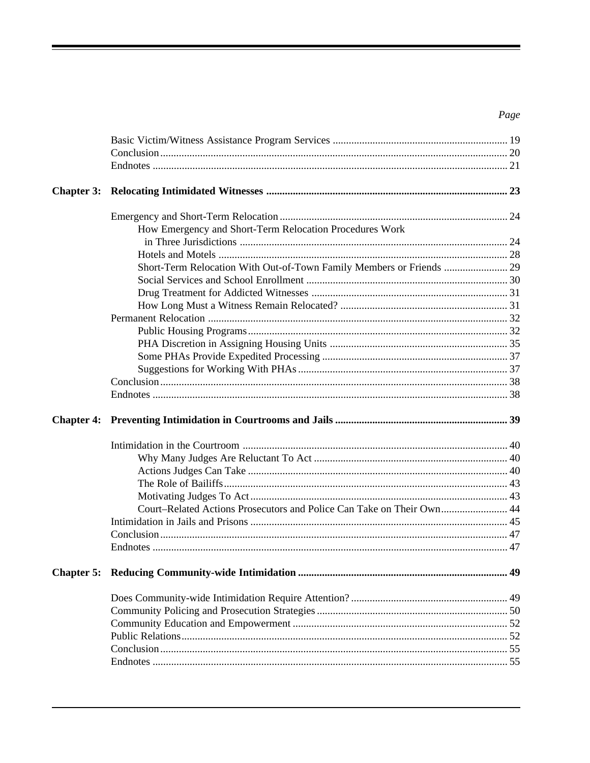*Page*

Basic Victim/Witness Assistance Program Services .................................................................. 19
Conclusion .................................................................................................................. 20
Endnotes .................................................................................................................... 21

**Chapter 3: Relocating Intimidated Witnesses ......................................................................... 23**

Emergency and Short-Term Relocation ..................................................................... 24
- How Emergency and Short-Term Relocation Procedures Work in Three Jurisdictions ..................................................................... 24
- Hotels and Motels ............................................................................................ 28
- Short-Term Relocation With Out-of-Town Family Members or Friends ........................ 29
- Social Services and School Enrollment ........................................................................ 30
- Drug Treatment for Addicted Witnesses ......................................................................... 31
- How Long Must a Witness Remain Relocated? .............................................................. 31

Permanent Relocation ................................................................................................. 32
- Public Housing Programs .................................................................................................. 32
- PHA Discretion in Assigning Housing Units ................................................................... 35
- Some PHAs Provide Expedited Processing ...................................................................... 37
- Suggestions for Working With PHAs ............................................................................... 37

Conclusion .................................................................................................................. 38
Endnotes .................................................................................................................... 38

**Chapter 4: Preventing Intimidation in Courtrooms and Jails ................................................................ 39**

Intimidation in the Courtroom .................................................................................... 40
- Why Many Judges Are Reluctant To Act ......................................................................... 40
- Actions Judges Can Take .................................................................................................. 40
- The Role of Bailiffs ........................................................................................................... 43
- Motivating Judges To Act ................................................................................................. 43
- Court–Related Actions Prosecutors and Police Can Take on Their Own ......................... 44

Intimidation in Jails and Prisons ................................................................................. 45
Conclusion .................................................................................................................. 47
Endnotes .................................................................................................................... 47

**Chapter 5: Reducing Community-wide Intimidation ............................................................................... 49**

Does Community-wide Intimidation Require Attention? ........................................................... 49
Community Policing and Prosecution Strategies ........................................................................ 50
Community Education and Empowerment ................................................................................. 52
Public Relations .......................................................................................................... 52
Conclusion .................................................................................................................. 55
Endnotes .................................................................................................................... 55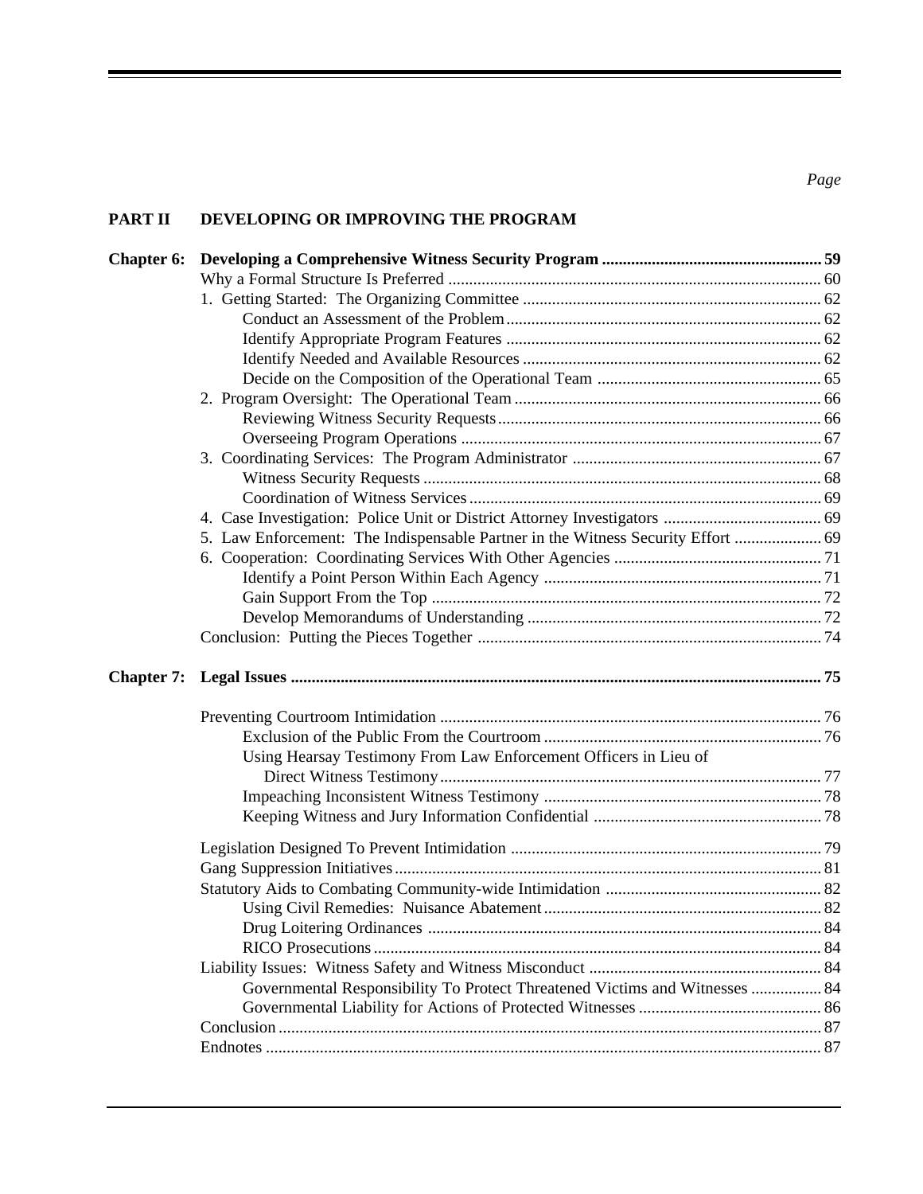*Page*

**PART II DEVELOPING OR IMPROVING THE PROGRAM**

**Chapter 6: Developing a Comprehensive Witness Security Program .................... 59**

- Why a Formal Structure Is Preferred .................... 60
- 1. Getting Started: The Organizing Committee .................... 62
  - Conduct an Assessment of the Problem .................... 62
  - Identify Appropriate Program Features .................... 62
  - Identify Needed and Available Resources .................... 62
  - Decide on the Composition of the Operational Team .................... 65
- 2. Program Oversight: The Operational Team .................... 66
  - Reviewing Witness Security Requests .................... 66
  - Overseeing Program Operations .................... 67
- 3. Coordinating Services: The Program Administrator .................... 67
  - Witness Security Requests .................... 68
  - Coordination of Witness Services .................... 69
- 4. Case Investigation: Police Unit or District Attorney Investigators .................... 69
- 5. Law Enforcement: The Indispensable Partner in the Witness Security Effort .................... 69
- 6. Cooperation: Coordinating Services With Other Agencies .................... 71
  - Identify a Point Person Within Each Agency .................... 71
  - Gain Support From the Top .................... 72
  - Develop Memorandums of Understanding .................... 72
- Conclusion: Putting the Pieces Together .................... 74

**Chapter 7: Legal Issues .................... 75**

- Preventing Courtroom Intimidation .................... 76
  - Exclusion of the Public From the Courtroom .................... 76
  - Using Hearsay Testimony From Law Enforcement Officers in Lieu of Direct Witness Testimony .................... 77
  - Impeaching Inconsistent Witness Testimony .................... 78
  - Keeping Witness and Jury Information Confidential .................... 78
- Legislation Designed To Prevent Intimidation .................... 79
- Gang Suppression Initiatives .................... 81
- Statutory Aids to Combating Community-wide Intimidation .................... 82
  - Using Civil Remedies: Nuisance Abatement .................... 82
  - Drug Loitering Ordinances .................... 84
  - RICO Prosecutions .................... 84
- Liability Issues: Witness Safety and Witness Misconduct .................... 84
  - Governmental Responsibility To Protect Threatened Victims and Witnesses .................... 84
  - Governmental Liability for Actions of Protected Witnesses .................... 86
- Conclusion .................... 87
- Endnotes .................... 87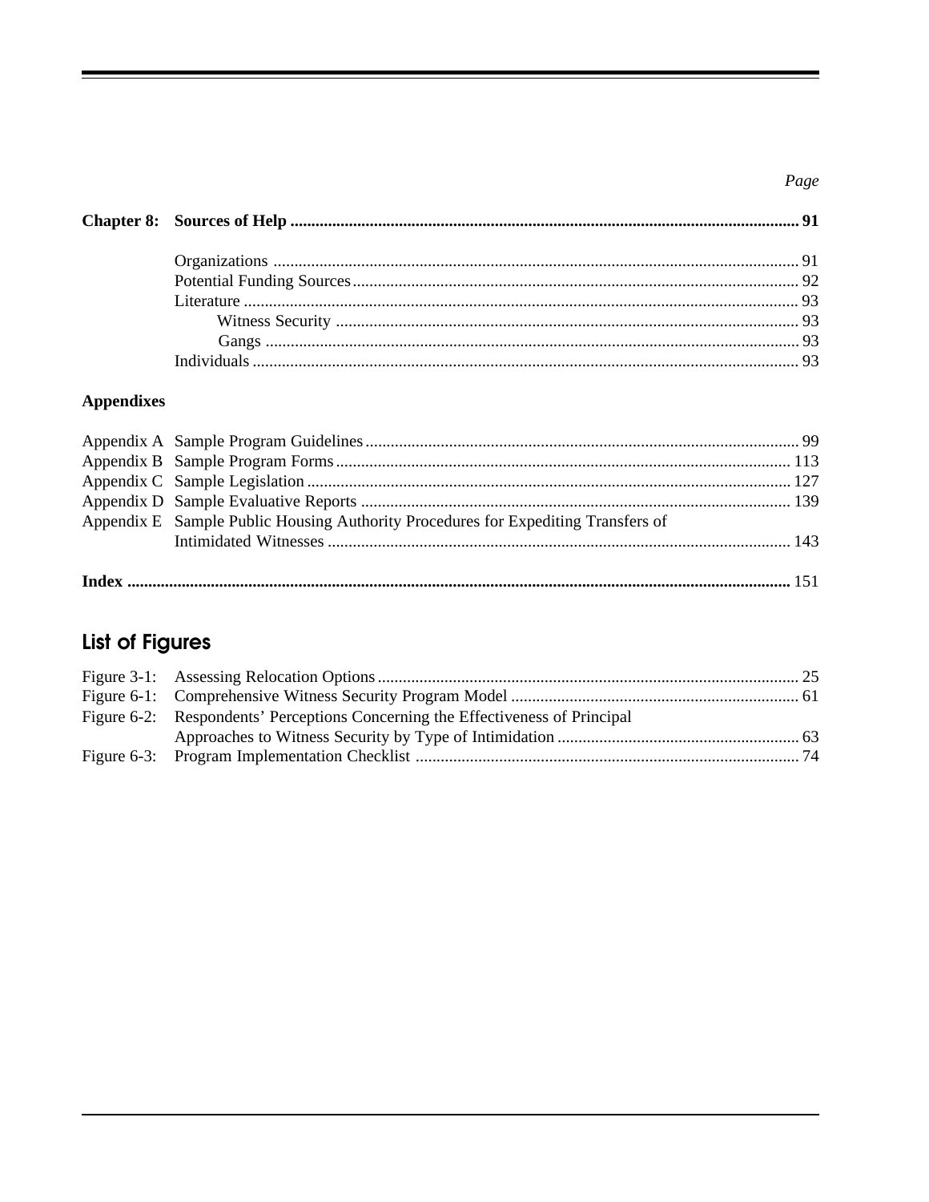*Page*

**Chapter 8: Sources of Help ......................................................... 91**

- Organizations ......................................................... 91
- Potential Funding Sources ......................................................... 92
- Literature ......................................................... 93
  - Witness Security ......................................................... 93
  - Gangs ......................................................... 93
- Individuals ......................................................... 93

**Appendixes**

- Appendix A Sample Program Guidelines ......................................................... 99
- Appendix B Sample Program Forms ......................................................... 113
- Appendix C Sample Legislation ......................................................... 127
- Appendix D Sample Evaluative Reports ......................................................... 139
- Appendix E Sample Public Housing Authority Procedures for Expediting Transfers of Intimidated Witnesses ......................................................... 143

**Index ......................................................... 151**

## List of Figures

- Figure 3-1: Assessing Relocation Options ......................................................... 25
- Figure 6-1: Comprehensive Witness Security Program Model ......................................................... 61
- Figure 6-2: Respondents' Perceptions Concerning the Effectiveness of Principal Approaches to Witness Security by Type of Intimidation ......................................................... 63
- Figure 6-3: Program Implementation Checklist ......................................................... 74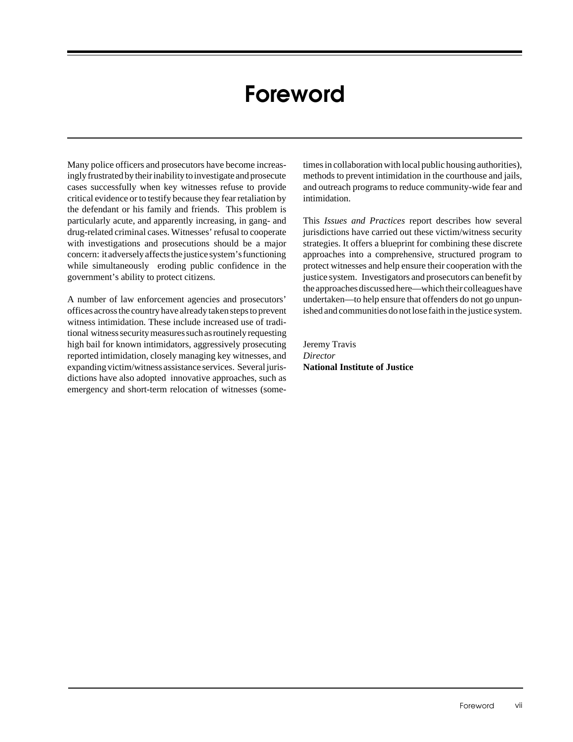# Foreword

Many police officers and prosecutors have become increasingly frustrated by their inability to investigate and prosecute cases successfully when key witnesses refuse to provide critical evidence or to testify because they fear retaliation by the defendant or his family and friends. This problem is particularly acute, and apparently increasing, in gang- and drug-related criminal cases. Witnesses' refusal to cooperate with investigations and prosecutions should be a major concern: it adversely affects the justice system's functioning while simultaneously eroding public confidence in the government's ability to protect citizens.

A number of law enforcement agencies and prosecutors' offices across the country have already taken steps to prevent witness intimidation. These include increased use of traditional witness security measures such as routinely requesting high bail for known intimidators, aggressively prosecuting reported intimidation, closely managing key witnesses, and expanding victim/witness assistance services. Several jurisdictions have also adopted innovative approaches, such as emergency and short-term relocation of witnesses (sometimes in collaboration with local public housing authorities), methods to prevent intimidation in the courthouse and jails, and outreach programs to reduce community-wide fear and intimidation.

This *Issues and Practices* report describes how several jurisdictions have carried out these victim/witness security strategies. It offers a blueprint for combining these discrete approaches into a comprehensive, structured program to protect witnesses and help ensure their cooperation with the justice system. Investigators and prosecutors can benefit by the approaches discussed here—which their colleagues have undertaken—to help ensure that offenders do not go unpunished and communities do not lose faith in the justice system.

Jeremy Travis
*Director*
**National Institute of Justice**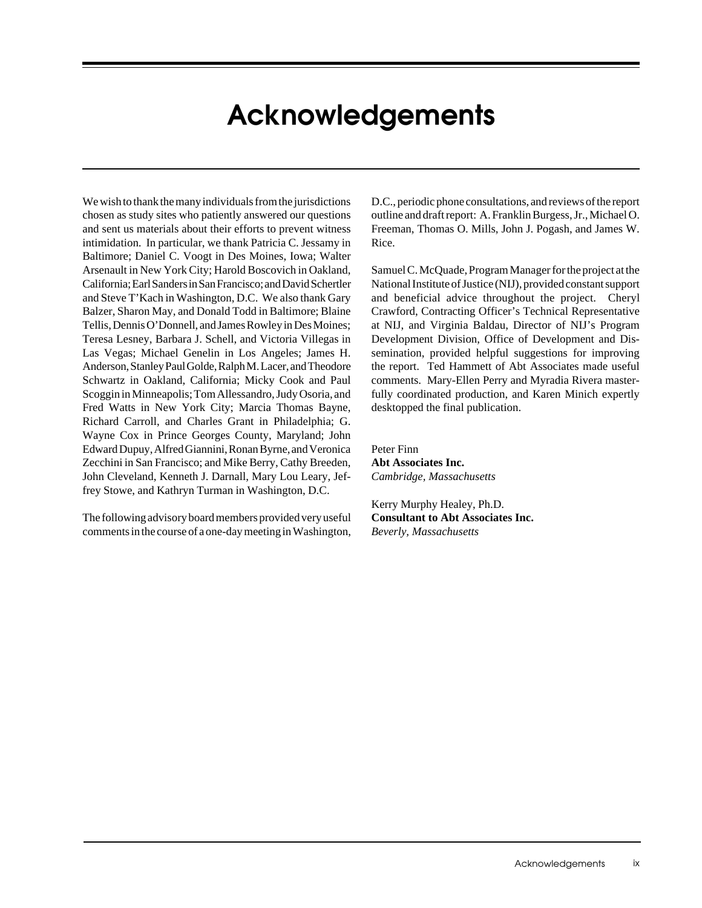# Acknowledgements

We wish to thank the many individuals from the jurisdictions chosen as study sites who patiently answered our questions and sent us materials about their efforts to prevent witness intimidation. In particular, we thank Patricia C. Jessamy in Baltimore; Daniel C. Voogt in Des Moines, Iowa; Walter Arsenault in New York City; Harold Boscovich in Oakland, California; Earl Sanders in San Francisco; and David Schertler and Steve T'Kach in Washington, D.C. We also thank Gary Balzer, Sharon May, and Donald Todd in Baltimore; Blaine Tellis, Dennis O'Donnell, and James Rowley in Des Moines; Teresa Lesney, Barbara J. Schell, and Victoria Villegas in Las Vegas; Michael Genelin in Los Angeles; James H. Anderson, Stanley Paul Golde, Ralph M. Lacer, and Theodore Schwartz in Oakland, California; Micky Cook and Paul Scoggin in Minneapolis; Tom Allessandro, Judy Osoria, and Fred Watts in New York City; Marcia Thomas Bayne, Richard Carroll, and Charles Grant in Philadelphia; G. Wayne Cox in Prince Georges County, Maryland; John Edward Dupuy, Alfred Giannini, Ronan Byrne, and Veronica Zecchini in San Francisco; and Mike Berry, Cathy Breeden, John Cleveland, Kenneth J. Darnall, Mary Lou Leary, Jeffrey Stowe, and Kathryn Turman in Washington, D.C.

The following advisory board members provided very useful comments in the course of a one-day meeting in Washington, D.C., periodic phone consultations, and reviews of the report outline and draft report: A. Franklin Burgess, Jr., Michael O. Freeman, Thomas O. Mills, John J. Pogash, and James W. Rice.

Samuel C. McQuade, Program Manager for the project at the National Institute of Justice (NIJ), provided constant support and beneficial advice throughout the project. Cheryl Crawford, Contracting Officer's Technical Representative at NIJ, and Virginia Baldau, Director of NIJ's Program Development Division, Office of Development and Dissemination, provided helpful suggestions for improving the report. Ted Hammett of Abt Associates made useful comments. Mary-Ellen Perry and Myradia Rivera masterfully coordinated production, and Karen Minich expertly desktopped the final publication.

Peter Finn
**Abt Associates Inc.**
*Cambridge, Massachusetts*

Kerry Murphy Healey, Ph.D.
**Consultant to Abt Associates Inc.**
*Beverly, Massachusetts*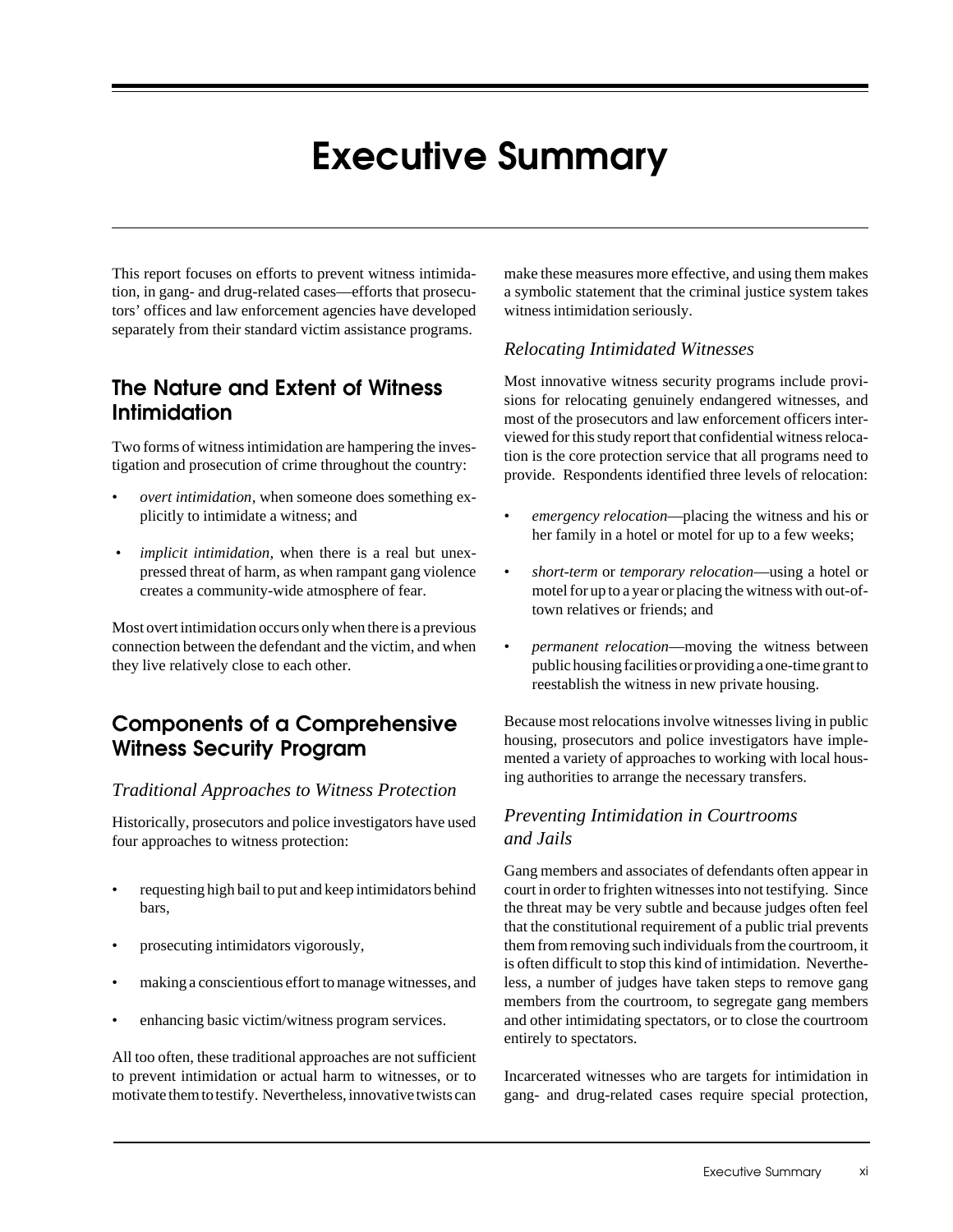# Executive Summary

This report focuses on efforts to prevent witness intimidation, in gang- and drug-related cases—efforts that prosecutors' offices and law enforcement agencies have developed separately from their standard victim assistance programs.

## The Nature and Extent of Witness Intimidation

Two forms of witness intimidation are hampering the investigation and prosecution of crime throughout the country:

- *overt intimidation*, when someone does something explicitly to intimidate a witness; and
- *implicit intimidation*, when there is a real but unexpressed threat of harm, as when rampant gang violence creates a community-wide atmosphere of fear.

Most overt intimidation occurs only when there is a previous connection between the defendant and the victim, and when they live relatively close to each other.

## Components of a Comprehensive Witness Security Program

### *Traditional Approaches to Witness Protection*

Historically, prosecutors and police investigators have used four approaches to witness protection:

- requesting high bail to put and keep intimidators behind bars,
- prosecuting intimidators vigorously,
- making a conscientious effort to manage witnesses, and
- enhancing basic victim/witness program services.

All too often, these traditional approaches are not sufficient to prevent intimidation or actual harm to witnesses, or to motivate them to testify. Nevertheless, innovative twists can make these measures more effective, and using them makes a symbolic statement that the criminal justice system takes witness intimidation seriously.

### *Relocating Intimidated Witnesses*

Most innovative witness security programs include provisions for relocating genuinely endangered witnesses, and most of the prosecutors and law enforcement officers interviewed for this study report that confidential witness relocation is the core protection service that all programs need to provide. Respondents identified three levels of relocation:

- *emergency relocation*—placing the witness and his or her family in a hotel or motel for up to a few weeks;
- *short-term* or *temporary relocation*—using a hotel or motel for up to a year or placing the witness with out-of-town relatives or friends; and
- *permanent relocation*—moving the witness between public housing facilities or providing a one-time grant to reestablish the witness in new private housing.

Because most relocations involve witnesses living in public housing, prosecutors and police investigators have implemented a variety of approaches to working with local housing authorities to arrange the necessary transfers.

### *Preventing Intimidation in Courtrooms and Jails*

Gang members and associates of defendants often appear in court in order to frighten witnesses into not testifying. Since the threat may be very subtle and because judges often feel that the constitutional requirement of a public trial prevents them from removing such individuals from the courtroom, it is often difficult to stop this kind of intimidation. Nevertheless, a number of judges have taken steps to remove gang members from the courtroom, to segregate gang members and other intimidating spectators, or to close the courtroom entirely to spectators.

Incarcerated witnesses who are targets for intimidation in gang- and drug-related cases require special protection,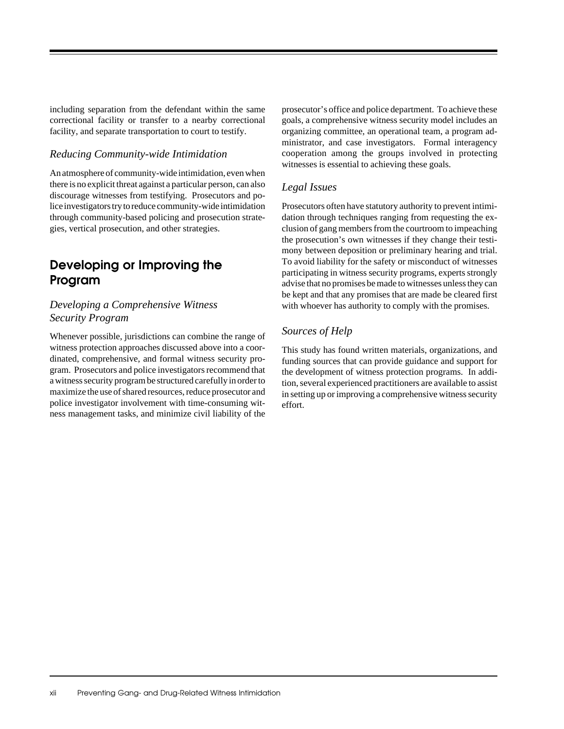including separation from the defendant within the same correctional facility or transfer to a nearby correctional facility, and separate transportation to court to testify.

### *Reducing Community-wide Intimidation*

An atmosphere of community-wide intimidation, even when there is no explicit threat against a particular person, can also discourage witnesses from testifying. Prosecutors and police investigators try to reduce community-wide intimidation through community-based policing and prosecution strategies, vertical prosecution, and other strategies.

## Developing or Improving the Program

### *Developing a Comprehensive Witness Security Program*

Whenever possible, jurisdictions can combine the range of witness protection approaches discussed above into a coordinated, comprehensive, and formal witness security program. Prosecutors and police investigators recommend that a witness security program be structured carefully in order to maximize the use of shared resources, reduce prosecutor and police investigator involvement with time-consuming witness management tasks, and minimize civil liability of the prosecutor's office and police department. To achieve these goals, a comprehensive witness security model includes an organizing committee, an operational team, a program administrator, and case investigators. Formal interagency cooperation among the groups involved in protecting witnesses is essential to achieving these goals.

### *Legal Issues*

Prosecutors often have statutory authority to prevent intimidation through techniques ranging from requesting the exclusion of gang members from the courtroom to impeaching the prosecution's own witnesses if they change their testimony between deposition or preliminary hearing and trial. To avoid liability for the safety or misconduct of witnesses participating in witness security programs, experts strongly advise that no promises be made to witnesses unless they can be kept and that any promises that are made be cleared first with whoever has authority to comply with the promises.

### *Sources of Help*

This study has found written materials, organizations, and funding sources that can provide guidance and support for the development of witness protection programs. In addition, several experienced practitioners are available to assist in setting up or improving a comprehensive witness security effort.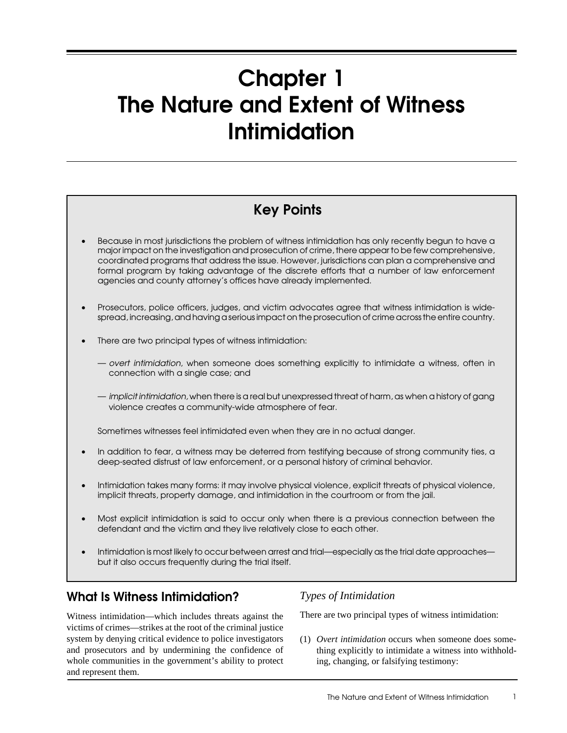# Chapter 1 The Nature and Extent of Witness Intimidation

## Key Points

- Because in most jurisdictions the problem of witness intimidation has only recently begun to have a major impact on the investigation and prosecution of crime, there appear to be few comprehensive, coordinated programs that address the issue. However, jurisdictions can plan a comprehensive and formal program by taking advantage of the discrete efforts that a number of law enforcement agencies and county attorney's offices have already implemented.

- Prosecutors, police officers, judges, and victim advocates agree that witness intimidation is widespread, increasing, and having a serious impact on the prosecution of crime across the entire country.

- There are two principal types of witness intimidation:

  — *overt intimidation*, when someone does something explicitly to intimidate a witness, often in connection with a single case; and

  — *implicit intimidation,* when there is a real but unexpressed threat of harm, as when a history of gang violence creates a community-wide atmosphere of fear.

  Sometimes witnesses feel intimidated even when they are in no actual danger.

- In addition to fear, a witness may be deterred from testifying because of strong community ties, a deep-seated distrust of law enforcement, or a personal history of criminal behavior.

- Intimidation takes many forms: it may involve physical violence, explicit threats of physical violence, implicit threats, property damage, and intimidation in the courtroom or from the jail.

- Most explicit intimidation is said to occur only when there is a previous connection between the defendant and the victim and they live relatively close to each other.

- Intimidation is most likely to occur between arrest and trial—especially as the trial date approaches—but it also occurs frequently during the trial itself.

## What Is Witness Intimidation?

Witness intimidation—which includes threats against the victims of crimes—strikes at the root of the criminal justice system by denying critical evidence to police investigators and prosecutors and by undermining the confidence of whole communities in the government's ability to protect and represent them.

### *Types of Intimidation*

There are two principal types of witness intimidation:

(1) *Overt intimidation* occurs when someone does something explicitly to intimidate a witness into withholding, changing, or falsifying testimony: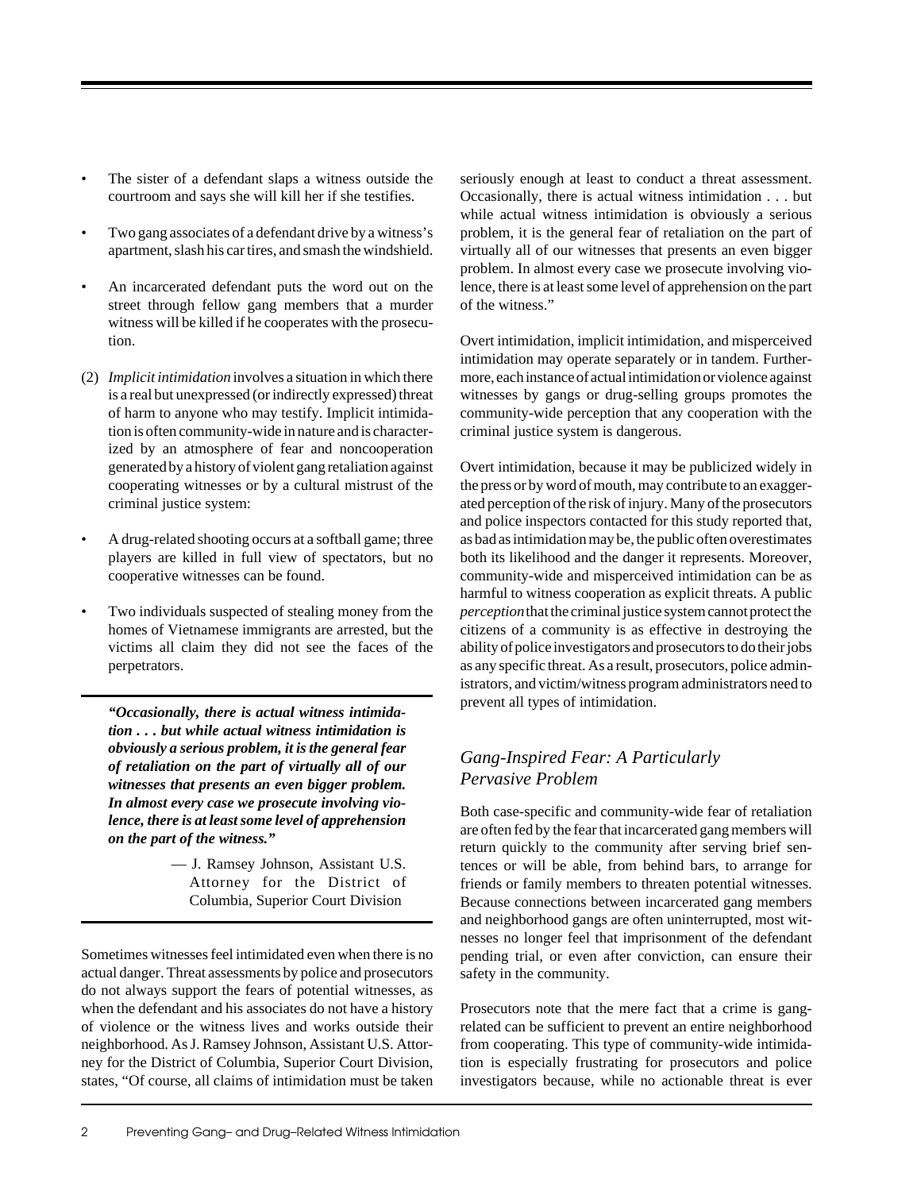- The sister of a defendant slaps a witness outside the courtroom and says she will kill her if she testifies.
- Two gang associates of a defendant drive by a witness's apartment, slash his car tires, and smash the windshield.
- An incarcerated defendant puts the word out on the street through fellow gang members that a murder witness will be killed if he cooperates with the prosecution.

(2) *Implicit intimidation* involves a situation in which there is a real but unexpressed (or indirectly expressed) threat of harm to anyone who may testify. Implicit intimidation is often community-wide in nature and is characterized by an atmosphere of fear and noncooperation generated by a history of violent gang retaliation against cooperating witnesses or by a cultural mistrust of the criminal justice system:

- A drug-related shooting occurs at a softball game; three players are killed in full view of spectators, but no cooperative witnesses can be found.
- Two individuals suspected of stealing money from the homes of Vietnamese immigrants are arrested, but the victims all claim they did not see the faces of the perpetrators.

> ***"Occasionally, there is actual witness intimidation . . . but while actual witness intimidation is obviously a serious problem, it is the general fear of retaliation on the part of virtually all of our witnesses that presents an even bigger problem. In almost every case we prosecute involving violence, there is at least some level of apprehension on the part of the witness."***
>
> — J. Ramsey Johnson, Assistant U.S. Attorney for the District of Columbia, Superior Court Division

Sometimes witnesses feel intimidated even when there is no actual danger. Threat assessments by police and prosecutors do not always support the fears of potential witnesses, as when the defendant and his associates do not have a history of violence or the witness lives and works outside their neighborhood. As J. Ramsey Johnson, Assistant U.S. Attorney for the District of Columbia, Superior Court Division, states, "Of course, all claims of intimidation must be taken seriously enough at least to conduct a threat assessment. Occasionally, there is actual witness intimidation . . . but while actual witness intimidation is obviously a serious problem, it is the general fear of retaliation on the part of virtually all of our witnesses that presents an even bigger problem. In almost every case we prosecute involving violence, there is at least some level of apprehension on the part of the witness."

Overt intimidation, implicit intimidation, and misperceived intimidation may operate separately or in tandem. Furthermore, each instance of actual intimidation or violence against witnesses by gangs or drug-selling groups promotes the community-wide perception that any cooperation with the criminal justice system is dangerous.

Overt intimidation, because it may be publicized widely in the press or by word of mouth, may contribute to an exaggerated perception of the risk of injury. Many of the prosecutors and police inspectors contacted for this study reported that, as bad as intimidation may be, the public often overestimates both its likelihood and the danger it represents. Moreover, community-wide and misperceived intimidation can be as harmful to witness cooperation as explicit threats. A public *perception* that the criminal justice system cannot protect the citizens of a community is as effective in destroying the ability of police investigators and prosecutors to do their jobs as any specific threat. As a result, prosecutors, police administrators, and victim/witness program administrators need to prevent all types of intimidation.

## *Gang-Inspired Fear: A Particularly Pervasive Problem*

Both case-specific and community-wide fear of retaliation are often fed by the fear that incarcerated gang members will return quickly to the community after serving brief sentences or will be able, from behind bars, to arrange for friends or family members to threaten potential witnesses. Because connections between incarcerated gang members and neighborhood gangs are often uninterrupted, most witnesses no longer feel that imprisonment of the defendant pending trial, or even after conviction, can ensure their safety in the community.

Prosecutors note that the mere fact that a crime is gang-related can be sufficient to prevent an entire neighborhood from cooperating. This type of community-wide intimidation is especially frustrating for prosecutors and police investigators because, while no actionable threat is ever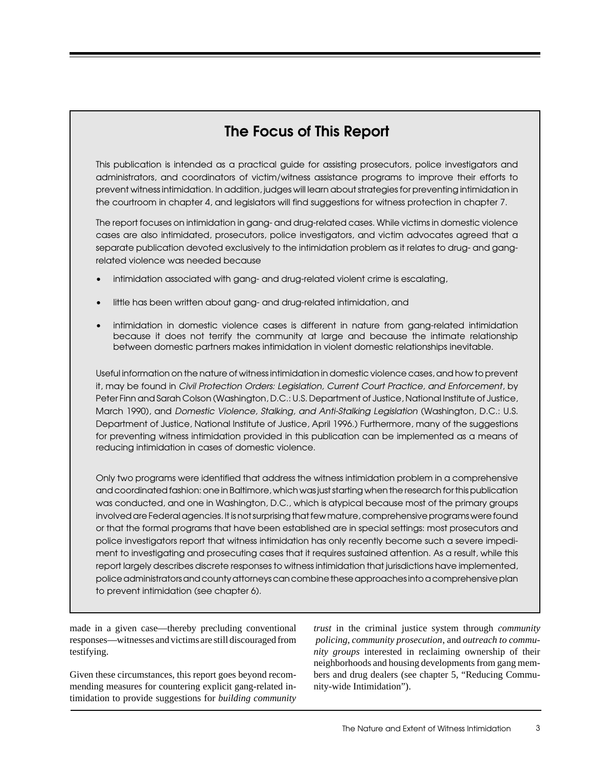## The Focus of This Report

This publication is intended as a practical guide for assisting prosecutors, police investigators and administrators, and coordinators of victim/witness assistance programs to improve their efforts to prevent witness intimidation. In addition, judges will learn about strategies for preventing intimidation in the courtroom in chapter 4, and legislators will find suggestions for witness protection in chapter 7.

The report focuses on intimidation in gang- and drug-related cases. While victims in domestic violence cases are also intimidated, prosecutors, police investigators, and victim advocates agreed that a separate publication devoted exclusively to the intimidation problem as it relates to drug- and gang-related violence was needed because

- intimidation associated with gang- and drug-related violent crime is escalating,
- little has been written about gang- and drug-related intimidation, and
- intimidation in domestic violence cases is different in nature from gang-related intimidation because it does not terrify the community at large and because the intimate relationship between domestic partners makes intimidation in violent domestic relationships inevitable.

Useful information on the nature of witness intimidation in domestic violence cases, and how to prevent it, may be found in *Civil Protection Orders: Legislation, Current Court Practice, and Enforcement*, by Peter Finn and Sarah Colson (Washington, D.C.: U.S. Department of Justice, National Institute of Justice, March 1990), and *Domestic Violence, Stalking, and Anti-Stalking Legislation* (Washington, D.C.: U.S. Department of Justice, National Institute of Justice, April 1996.) Furthermore, many of the suggestions for preventing witness intimidation provided in this publication can be implemented as a means of reducing intimidation in cases of domestic violence.

Only two programs were identified that address the witness intimidation problem in a comprehensive and coordinated fashion: one in Baltimore, which was just starting when the research for this publication was conducted, and one in Washington, D.C., which is atypical because most of the primary groups involved are Federal agencies. It is not surprising that few mature, comprehensive programs were found or that the formal programs that have been established are in special settings: most prosecutors and police investigators report that witness intimidation has only recently become such a severe impediment to investigating and prosecuting cases that it requires sustained attention. As a result, while this report largely describes discrete responses to witness intimidation that jurisdictions have implemented, police administrators and county attorneys can combine these approaches into a comprehensive plan to prevent intimidation (see chapter 6).

made in a given case—thereby precluding conventional responses—witnesses and victims are still discouraged from testifying.

Given these circumstances, this report goes beyond recommending measures for countering explicit gang-related intimidation to provide suggestions for *building community trust* in the criminal justice system through *community policing*, *community prosecution*, and *outreach to community groups* interested in reclaiming ownership of their neighborhoods and housing developments from gang members and drug dealers (see chapter 5, "Reducing Community-wide Intimidation").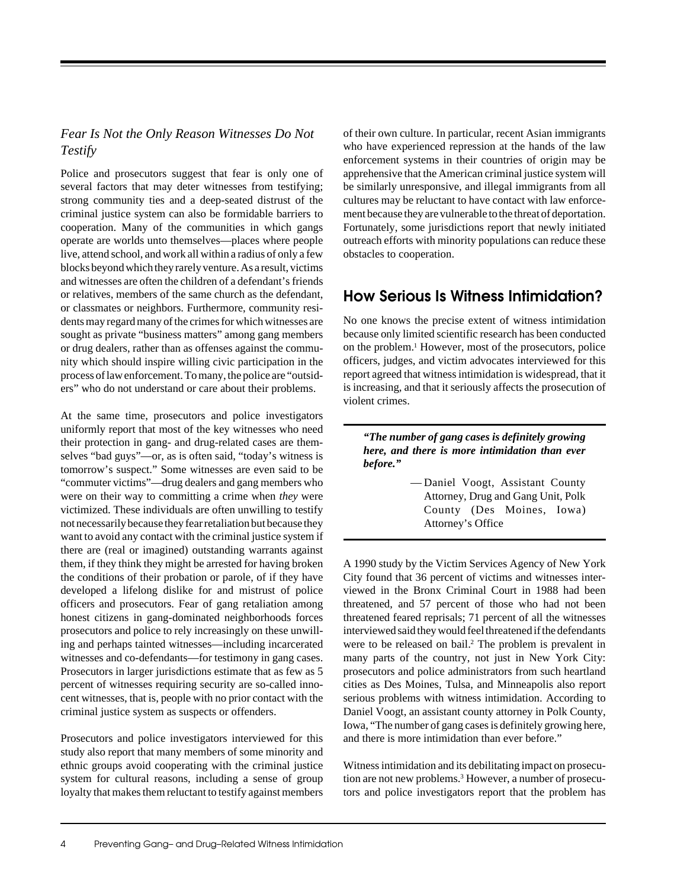### *Fear Is Not the Only Reason Witnesses Do Not Testify*

Police and prosecutors suggest that fear is only one of several factors that may deter witnesses from testifying; strong community ties and a deep-seated distrust of the criminal justice system can also be formidable barriers to cooperation. Many of the communities in which gangs operate are worlds unto themselves—places where people live, attend school, and work all within a radius of only a few blocks beyond which they rarely venture. As a result, victims and witnesses are often the children of a defendant's friends or relatives, members of the same church as the defendant, or classmates or neighbors. Furthermore, community residents may regard many of the crimes for which witnesses are sought as private "business matters" among gang members or drug dealers, rather than as offenses against the community which should inspire willing civic participation in the process of law enforcement. To many, the police are "outsiders" who do not understand or care about their problems.

At the same time, prosecutors and police investigators uniformly report that most of the key witnesses who need their protection in gang- and drug-related cases are themselves "bad guys"—or, as is often said, "today's witness is tomorrow's suspect." Some witnesses are even said to be "commuter victims"—drug dealers and gang members who were on their way to committing a crime when *they* were victimized. These individuals are often unwilling to testify not necessarily because they fear retaliation but because they want to avoid any contact with the criminal justice system if there are (real or imagined) outstanding warrants against them, if they think they might be arrested for having broken the conditions of their probation or parole, of if they have developed a lifelong dislike for and mistrust of police officers and prosecutors. Fear of gang retaliation among honest citizens in gang-dominated neighborhoods forces prosecutors and police to rely increasingly on these unwilling and perhaps tainted witnesses—including incarcerated witnesses and co-defendants—for testimony in gang cases. Prosecutors in larger jurisdictions estimate that as few as 5 percent of witnesses requiring security are so-called innocent witnesses, that is, people with no prior contact with the criminal justice system as suspects or offenders.

Prosecutors and police investigators interviewed for this study also report that many members of some minority and ethnic groups avoid cooperating with the criminal justice system for cultural reasons, including a sense of group loyalty that makes them reluctant to testify against members of their own culture. In particular, recent Asian immigrants who have experienced repression at the hands of the law enforcement systems in their countries of origin may be apprehensive that the American criminal justice system will be similarly unresponsive, and illegal immigrants from all cultures may be reluctant to have contact with law enforcement because they are vulnerable to the threat of deportation. Fortunately, some jurisdictions report that newly initiated outreach efforts with minority populations can reduce these obstacles to cooperation.

## How Serious Is Witness Intimidation?

No one knows the precise extent of witness intimidation because only limited scientific research has been conducted on the problem.[1] However, most of the prosecutors, police officers, judges, and victim advocates interviewed for this report agreed that witness intimidation is widespread, that it is increasing, and that it seriously affects the prosecution of violent crimes.

> ***"The number of gang cases is definitely growing here, and there is more intimidation than ever before."***
>
> — Daniel Voogt, Assistant County Attorney, Drug and Gang Unit, Polk County (Des Moines, Iowa) Attorney's Office

A 1990 study by the Victim Services Agency of New York City found that 36 percent of victims and witnesses interviewed in the Bronx Criminal Court in 1988 had been threatened, and 57 percent of those who had not been threatened feared reprisals; 71 percent of all the witnesses interviewed said they would feel threatened if the defendants were to be released on bail.[2] The problem is prevalent in many parts of the country, not just in New York City: prosecutors and police administrators from such heartland cities as Des Moines, Tulsa, and Minneapolis also report serious problems with witness intimidation. According to Daniel Voogt, an assistant county attorney in Polk County, Iowa, "The number of gang cases is definitely growing here, and there is more intimidation than ever before."

Witness intimidation and its debilitating impact on prosecution are not new problems.[3] However, a number of prosecutors and police investigators report that the problem has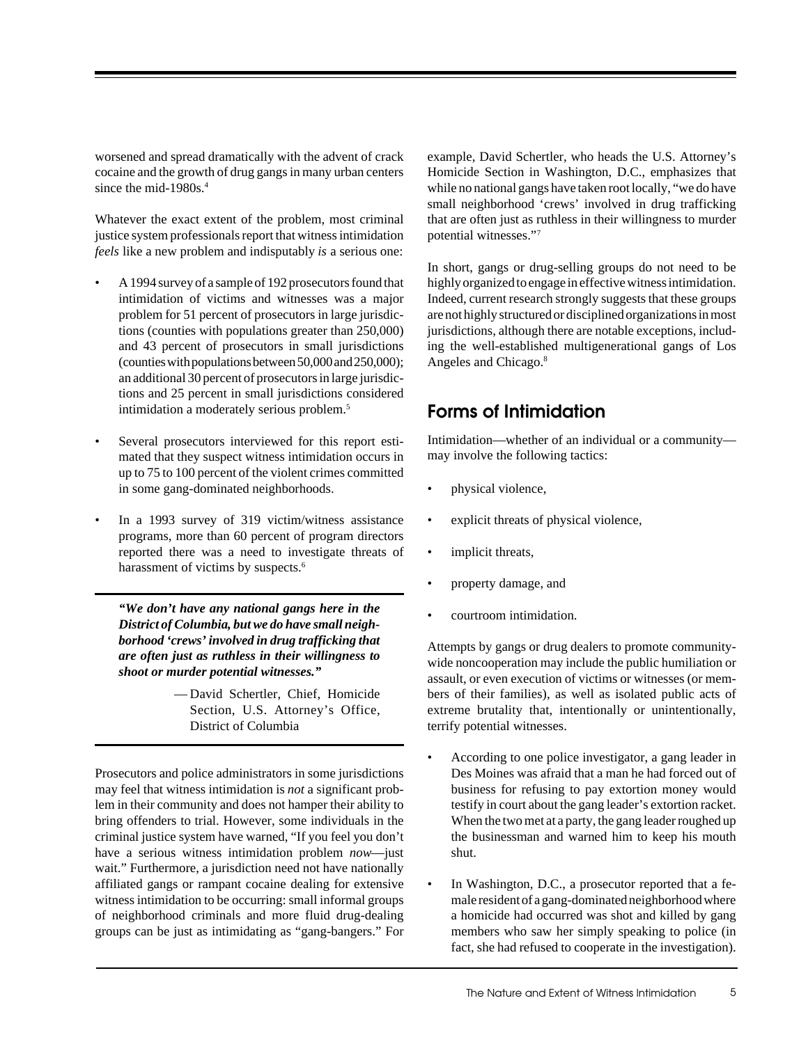worsened and spread dramatically with the advent of crack cocaine and the growth of drug gangs in many urban centers since the mid-1980s.[4]

Whatever the exact extent of the problem, most criminal justice system professionals report that witness intimidation *feels* like a new problem and indisputably *is* a serious one:

- A 1994 survey of a sample of 192 prosecutors found that intimidation of victims and witnesses was a major problem for 51 percent of prosecutors in large jurisdictions (counties with populations greater than 250,000) and 43 percent of prosecutors in small jurisdictions (counties with populations between 50,000 and 250,000); an additional 30 percent of prosecutors in large jurisdictions and 25 percent in small jurisdictions considered intimidation a moderately serious problem.[5]
- Several prosecutors interviewed for this report estimated that they suspect witness intimidation occurs in up to 75 to 100 percent of the violent crimes committed in some gang-dominated neighborhoods.
- In a 1993 survey of 319 victim/witness assistance programs, more than 60 percent of program directors reported there was a need to investigate threats of harassment of victims by suspects.[6]

***"We don't have any national gangs here in the District of Columbia, but we do have small neighborhood 'crews' involved in drug trafficking that are often just as ruthless in their willingness to shoot or murder potential witnesses."***

— David Schertler, Chief, Homicide Section, U.S. Attorney's Office, District of Columbia

Prosecutors and police administrators in some jurisdictions may feel that witness intimidation is *not* a significant problem in their community and does not hamper their ability to bring offenders to trial. However, some individuals in the criminal justice system have warned, "If you feel you don't have a serious witness intimidation problem *now*—just wait." Furthermore, a jurisdiction need not have nationally affiliated gangs or rampant cocaine dealing for extensive witness intimidation to be occurring: small informal groups of neighborhood criminals and more fluid drug-dealing groups can be just as intimidating as "gang-bangers." For example, David Schertler, who heads the U.S. Attorney's Homicide Section in Washington, D.C., emphasizes that while no national gangs have taken root locally, "we do have small neighborhood 'crews' involved in drug trafficking that are often just as ruthless in their willingness to murder potential witnesses."[7]

In short, gangs or drug-selling groups do not need to be highly organized to engage in effective witness intimidation. Indeed, current research strongly suggests that these groups are not highly structured or disciplined organizations in most jurisdictions, although there are notable exceptions, including the well-established multigenerational gangs of Los Angeles and Chicago.[8]

## Forms of Intimidation

Intimidation—whether of an individual or a community—may involve the following tactics:

- physical violence,
- explicit threats of physical violence,
- implicit threats,
- property damage, and
- courtroom intimidation.

Attempts by gangs or drug dealers to promote community-wide noncooperation may include the public humiliation or assault, or even execution of victims or witnesses (or members of their families), as well as isolated public acts of extreme brutality that, intentionally or unintentionally, terrify potential witnesses.

- According to one police investigator, a gang leader in Des Moines was afraid that a man he had forced out of business for refusing to pay extortion money would testify in court about the gang leader's extortion racket. When the two met at a party, the gang leader roughed up the businessman and warned him to keep his mouth shut.
- In Washington, D.C., a prosecutor reported that a female resident of a gang-dominated neighborhood where a homicide had occurred was shot and killed by gang members who saw her simply speaking to police (in fact, she had refused to cooperate in the investigation).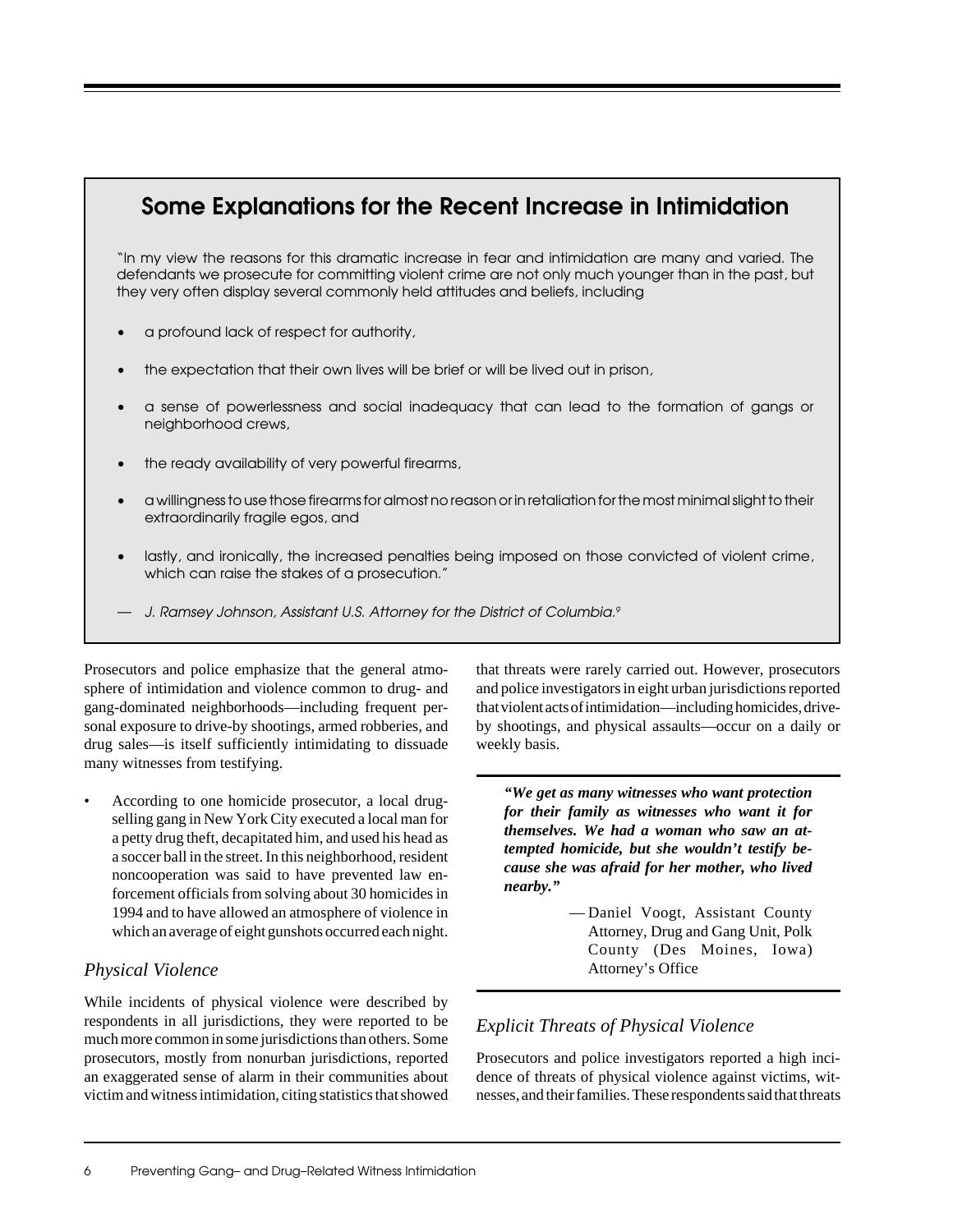## Some Explanations for the Recent Increase in Intimidation

"In my view the reasons for this dramatic increase in fear and intimidation are many and varied. The defendants we prosecute for committing violent crime are not only much younger than in the past, but they very often display several commonly held attitudes and beliefs, including

- a profound lack of respect for authority,
- the expectation that their own lives will be brief or will be lived out in prison,
- a sense of powerlessness and social inadequacy that can lead to the formation of gangs or neighborhood crews,
- the ready availability of very powerful firearms,
- a willingness to use those firearms for almost no reason or in retaliation for the most minimal slight to their extraordinarily fragile egos, and
- lastly, and ironically, the increased penalties being imposed on those convicted of violent crime, which can raise the stakes of a prosecution."

— *J. Ramsey Johnson, Assistant U.S. Attorney for the District of Columbia.*[9]

Prosecutors and police emphasize that the general atmosphere of intimidation and violence common to drug- and gang-dominated neighborhoods—including frequent personal exposure to drive-by shootings, armed robberies, and drug sales—is itself sufficiently intimidating to dissuade many witnesses from testifying.

- According to one homicide prosecutor, a local drug-selling gang in New York City executed a local man for a petty drug theft, decapitated him, and used his head as a soccer ball in the street. In this neighborhood, resident noncooperation was said to have prevented law enforcement officials from solving about 30 homicides in 1994 and to have allowed an atmosphere of violence in which an average of eight gunshots occurred each night.

### *Physical Violence*

While incidents of physical violence were described by respondents in all jurisdictions, they were reported to be much more common in some jurisdictions than others. Some prosecutors, mostly from nonurban jurisdictions, reported an exaggerated sense of alarm in their communities about victim and witness intimidation, citing statistics that showed that threats were rarely carried out. However, prosecutors and police investigators in eight urban jurisdictions reported that violent acts of intimidation—including homicides, drive-by shootings, and physical assaults—occur on a daily or weekly basis.

***"We get as many witnesses who want protection for their family as witnesses who want it for themselves. We had a woman who saw an attempted homicide, but she wouldn't testify because she was afraid for her mother, who lived nearby."***

— Daniel Voogt, Assistant County Attorney, Drug and Gang Unit, Polk County (Des Moines, Iowa) Attorney's Office

### *Explicit Threats of Physical Violence*

Prosecutors and police investigators reported a high incidence of threats of physical violence against victims, witnesses, and their families. These respondents said that threats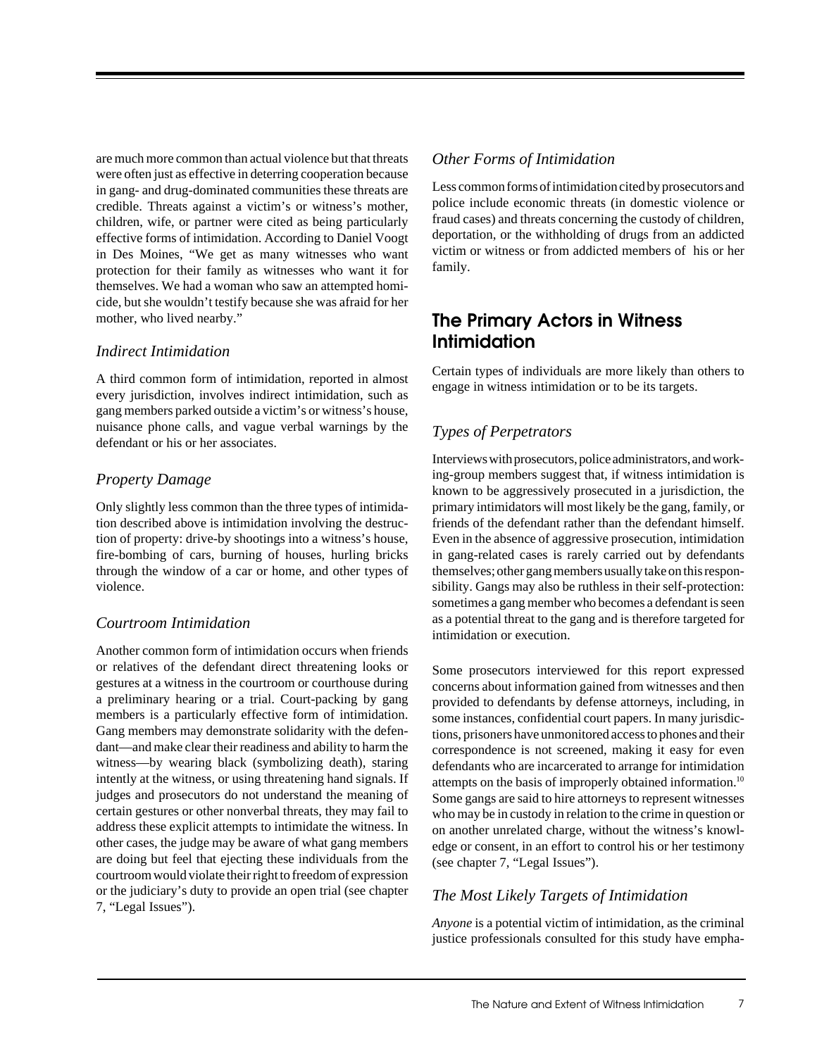are much more common than actual violence but that threats were often just as effective in deterring cooperation because in gang- and drug-dominated communities these threats are credible. Threats against a victim's or witness's mother, children, wife, or partner were cited as being particularly effective forms of intimidation. According to Daniel Voogt in Des Moines, "We get as many witnesses who want protection for their family as witnesses who want it for themselves. We had a woman who saw an attempted homicide, but she wouldn't testify because she was afraid for her mother, who lived nearby."

### *Indirect Intimidation*

A third common form of intimidation, reported in almost every jurisdiction, involves indirect intimidation, such as gang members parked outside a victim's or witness's house, nuisance phone calls, and vague verbal warnings by the defendant or his or her associates.

### *Property Damage*

Only slightly less common than the three types of intimidation described above is intimidation involving the destruction of property: drive-by shootings into a witness's house, fire-bombing of cars, burning of houses, hurling bricks through the window of a car or home, and other types of violence.

### *Courtroom Intimidation*

Another common form of intimidation occurs when friends or relatives of the defendant direct threatening looks or gestures at a witness in the courtroom or courthouse during a preliminary hearing or a trial. Court-packing by gang members is a particularly effective form of intimidation. Gang members may demonstrate solidarity with the defendant—and make clear their readiness and ability to harm the witness—by wearing black (symbolizing death), staring intently at the witness, or using threatening hand signals. If judges and prosecutors do not understand the meaning of certain gestures or other nonverbal threats, they may fail to address these explicit attempts to intimidate the witness. In other cases, the judge may be aware of what gang members are doing but feel that ejecting these individuals from the courtroom would violate their right to freedom of expression or the judiciary's duty to provide an open trial (see chapter 7, "Legal Issues").

### *Other Forms of Intimidation*

Less common forms of intimidation cited by prosecutors and police include economic threats (in domestic violence or fraud cases) and threats concerning the custody of children, deportation, or the withholding of drugs from an addicted victim or witness or from addicted members of his or her family.

## The Primary Actors in Witness Intimidation

Certain types of individuals are more likely than others to engage in witness intimidation or to be its targets.

### *Types of Perpetrators*

Interviews with prosecutors, police administrators, and working-group members suggest that, if witness intimidation is known to be aggressively prosecuted in a jurisdiction, the primary intimidators will most likely be the gang, family, or friends of the defendant rather than the defendant himself. Even in the absence of aggressive prosecution, intimidation in gang-related cases is rarely carried out by defendants themselves; other gang members usually take on this responsibility. Gangs may also be ruthless in their self-protection: sometimes a gang member who becomes a defendant is seen as a potential threat to the gang and is therefore targeted for intimidation or execution.

Some prosecutors interviewed for this report expressed concerns about information gained from witnesses and then provided to defendants by defense attorneys, including, in some instances, confidential court papers. In many jurisdictions, prisoners have unmonitored access to phones and their correspondence is not screened, making it easy for even defendants who are incarcerated to arrange for intimidation attempts on the basis of improperly obtained information.[10] Some gangs are said to hire attorneys to represent witnesses who may be in custody in relation to the crime in question or on another unrelated charge, without the witness's knowledge or consent, in an effort to control his or her testimony (see chapter 7, "Legal Issues").

### *The Most Likely Targets of Intimidation*

*Anyone* is a potential victim of intimidation, as the criminal justice professionals consulted for this study have empha-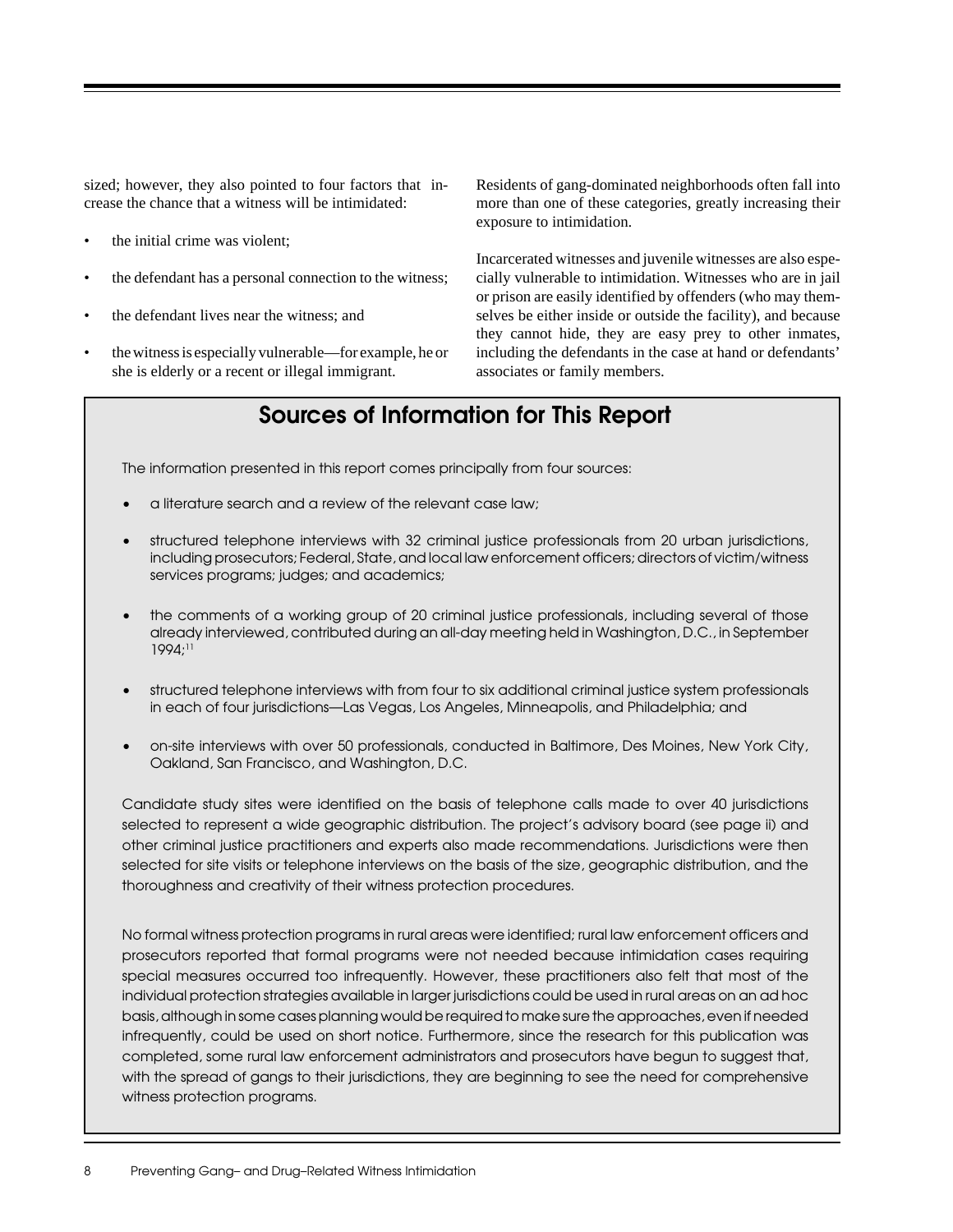sized; however, they also pointed to four factors that increase the chance that a witness will be intimidated:

- the initial crime was violent;
- the defendant has a personal connection to the witness;
- the defendant lives near the witness; and
- the witness is especially vulnerable—for example, he or she is elderly or a recent or illegal immigrant.

Residents of gang-dominated neighborhoods often fall into more than one of these categories, greatly increasing their exposure to intimidation.

Incarcerated witnesses and juvenile witnesses are also especially vulnerable to intimidation. Witnesses who are in jail or prison are easily identified by offenders (who may themselves be either inside or outside the facility), and because they cannot hide, they are easy prey to other inmates, including the defendants in the case at hand or defendants' associates or family members.

## Sources of Information for This Report

The information presented in this report comes principally from four sources:

- a literature search and a review of the relevant case law;
- structured telephone interviews with 32 criminal justice professionals from 20 urban jurisdictions, including prosecutors; Federal, State, and local law enforcement officers; directors of victim/witness services programs; judges; and academics;
- the comments of a working group of 20 criminal justice professionals, including several of those already interviewed, contributed during an all-day meeting held in Washington, D.C., in September 1994;[11]
- structured telephone interviews with from four to six additional criminal justice system professionals in each of four jurisdictions—Las Vegas, Los Angeles, Minneapolis, and Philadelphia; and
- on-site interviews with over 50 professionals, conducted in Baltimore, Des Moines, New York City, Oakland, San Francisco, and Washington, D.C.

Candidate study sites were identified on the basis of telephone calls made to over 40 jurisdictions selected to represent a wide geographic distribution. The project's advisory board (see page ii) and other criminal justice practitioners and experts also made recommendations. Jurisdictions were then selected for site visits or telephone interviews on the basis of the size, geographic distribution, and the thoroughness and creativity of their witness protection procedures.

No formal witness protection programs in rural areas were identified; rural law enforcement officers and prosecutors reported that formal programs were not needed because intimidation cases requiring special measures occurred too infrequently. However, these practitioners also felt that most of the individual protection strategies available in larger jurisdictions could be used in rural areas on an ad hoc basis, although in some cases planning would be required to make sure the approaches, even if needed infrequently, could be used on short notice. Furthermore, since the research for this publication was completed, some rural law enforcement administrators and prosecutors have begun to suggest that, with the spread of gangs to their jurisdictions, they are beginning to see the need for comprehensive witness protection programs.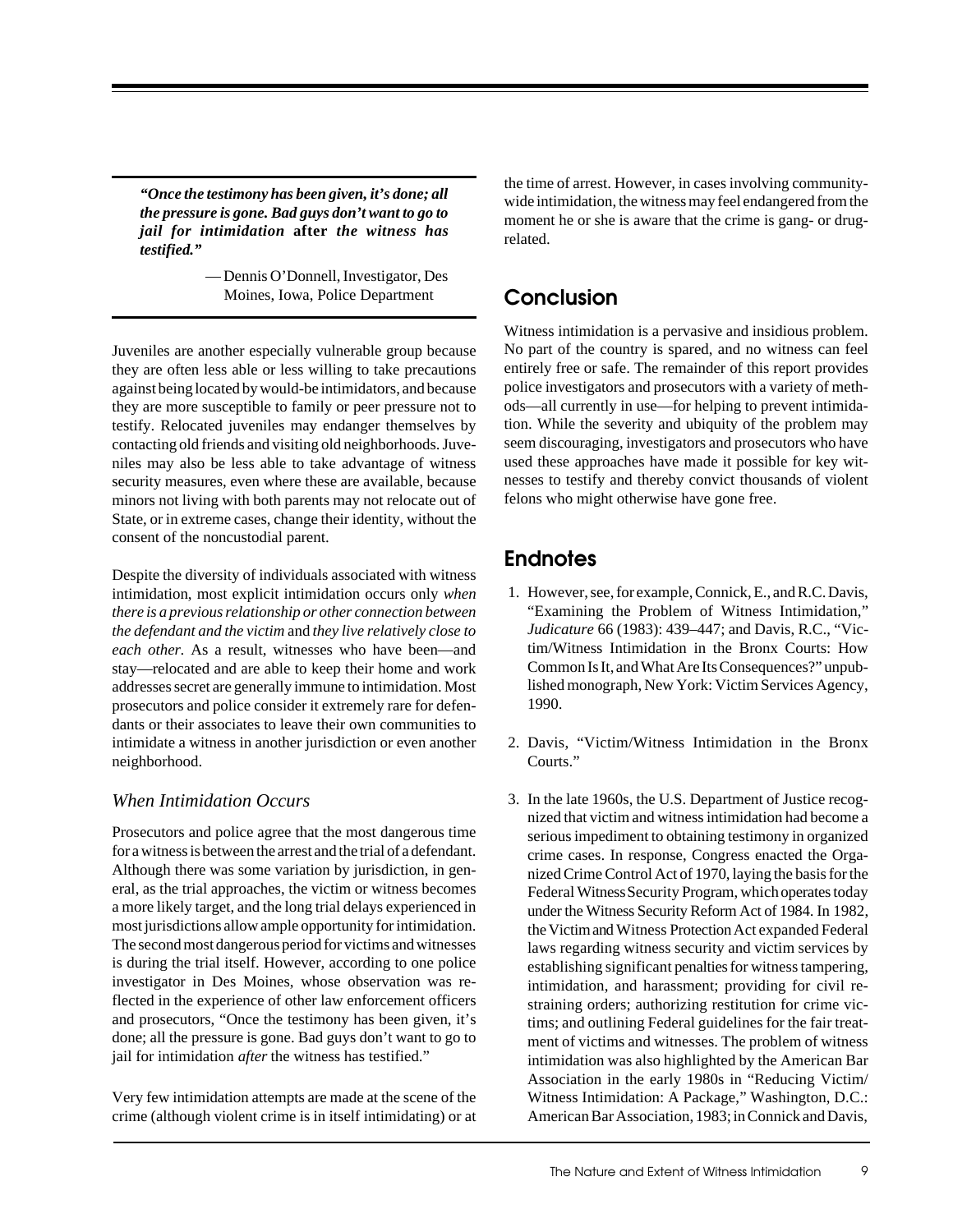> ***"Once the testimony has been given, it's done; all the pressure is gone. Bad guys don't want to go to jail for intimidation* after *the witness has testified."***
>
> — Dennis O'Donnell, Investigator, Des Moines, Iowa, Police Department

Juveniles are another especially vulnerable group because they are often less able or less willing to take precautions against being located by would-be intimidators, and because they are more susceptible to family or peer pressure not to testify. Relocated juveniles may endanger themselves by contacting old friends and visiting old neighborhoods. Juveniles may also be less able to take advantage of witness security measures, even where these are available, because minors not living with both parents may not relocate out of State, or in extreme cases, change their identity, without the consent of the noncustodial parent.

Despite the diversity of individuals associated with witness intimidation, most explicit intimidation occurs only *when there is a previous relationship or other connection between the defendant and the victim* and *they live relatively close to each other*. As a result, witnesses who have been—and stay—relocated and are able to keep their home and work addresses secret are generally immune to intimidation. Most prosecutors and police consider it extremely rare for defendants or their associates to leave their own communities to intimidate a witness in another jurisdiction or even another neighborhood.

### *When Intimidation Occurs*

Prosecutors and police agree that the most dangerous time for a witness is between the arrest and the trial of a defendant. Although there was some variation by jurisdiction, in general, as the trial approaches, the victim or witness becomes a more likely target, and the long trial delays experienced in most jurisdictions allow ample opportunity for intimidation. The second most dangerous period for victims and witnesses is during the trial itself. However, according to one police investigator in Des Moines, whose observation was reflected in the experience of other law enforcement officers and prosecutors, "Once the testimony has been given, it's done; all the pressure is gone. Bad guys don't want to go to jail for intimidation *after* the witness has testified."

Very few intimidation attempts are made at the scene of the crime (although violent crime is in itself intimidating) or at the time of arrest. However, in cases involving community-wide intimidation, the witness may feel endangered from the moment he or she is aware that the crime is gang- or drug-related.

## Conclusion

Witness intimidation is a pervasive and insidious problem. No part of the country is spared, and no witness can feel entirely free or safe. The remainder of this report provides police investigators and prosecutors with a variety of methods—all currently in use—for helping to prevent intimidation. While the severity and ubiquity of the problem may seem discouraging, investigators and prosecutors who have used these approaches have made it possible for key witnesses to testify and thereby convict thousands of violent felons who might otherwise have gone free.

## Endnotes

1. However, see, for example, Connick, E., and R.C. Davis, "Examining the Problem of Witness Intimidation," *Judicature* 66 (1983): 439–447; and Davis, R.C., "Victim/Witness Intimidation in the Bronx Courts: How Common Is It, and What Are Its Consequences?" unpublished monograph, New York: Victim Services Agency, 1990.

2. Davis, "Victim/Witness Intimidation in the Bronx Courts."

3. In the late 1960s, the U.S. Department of Justice recognized that victim and witness intimidation had become a serious impediment to obtaining testimony in organized crime cases. In response, Congress enacted the Organized Crime Control Act of 1970, laying the basis for the Federal Witness Security Program, which operates today under the Witness Security Reform Act of 1984. In 1982, the Victim and Witness Protection Act expanded Federal laws regarding witness security and victim services by establishing significant penalties for witness tampering, intimidation, and harassment; providing for civil restraining orders; authorizing restitution for crime victims; and outlining Federal guidelines for the fair treatment of victims and witnesses. The problem of witness intimidation was also highlighted by the American Bar Association in the early 1980s in "Reducing Victim/Witness Intimidation: A Package," Washington, D.C.: American Bar Association, 1983; in Connick and Davis,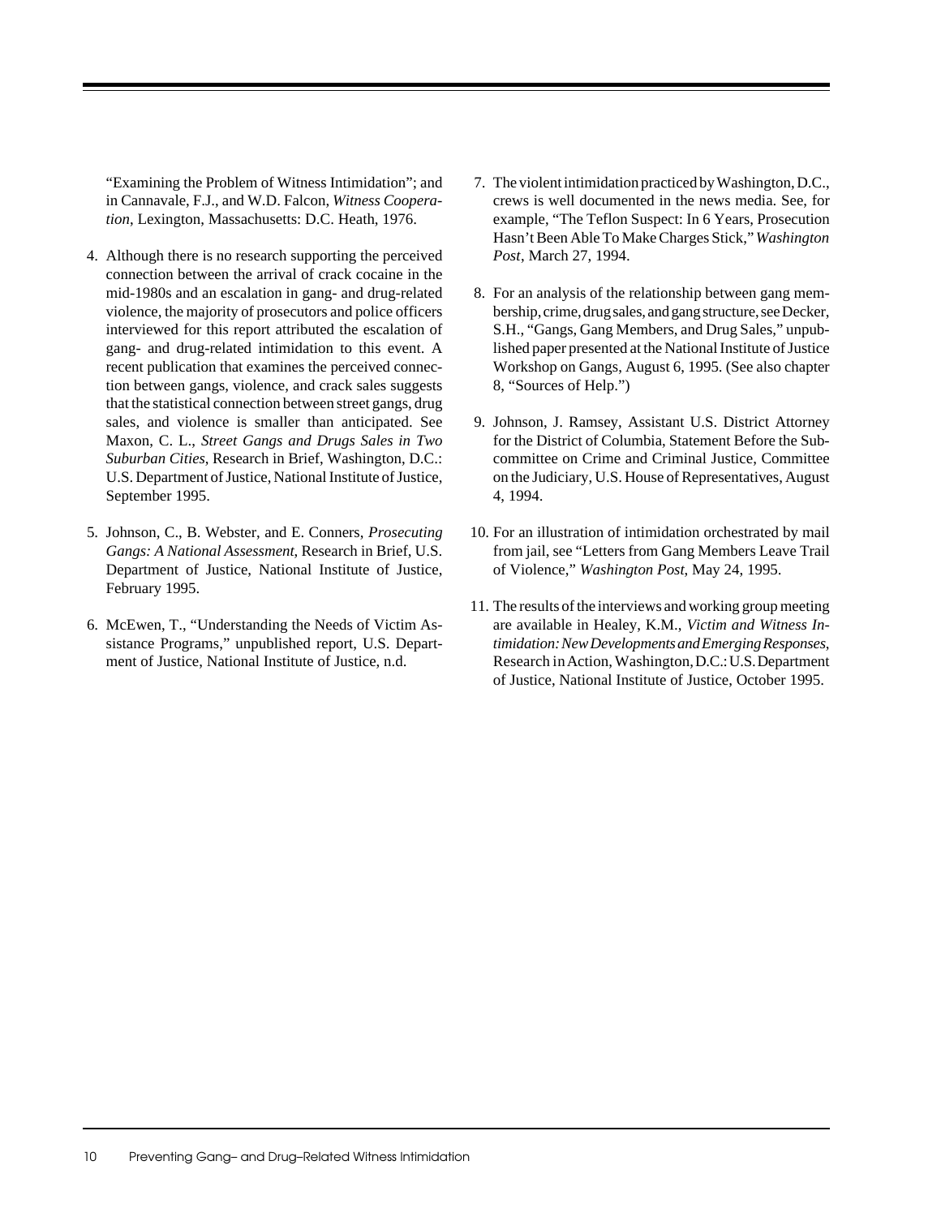"Examining the Problem of Witness Intimidation"; and in Cannavale, F.J., and W.D. Falcon, *Witness Cooperation*, Lexington, Massachusetts: D.C. Heath, 1976.

4. Although there is no research supporting the perceived connection between the arrival of crack cocaine in the mid-1980s and an escalation in gang- and drug-related violence, the majority of prosecutors and police officers interviewed for this report attributed the escalation of gang- and drug-related intimidation to this event. A recent publication that examines the perceived connection between gangs, violence, and crack sales suggests that the statistical connection between street gangs, drug sales, and violence is smaller than anticipated. See Maxon, C. L., *Street Gangs and Drugs Sales in Two Suburban Cities*, Research in Brief, Washington, D.C.: U.S. Department of Justice, National Institute of Justice, September 1995.

5. Johnson, C., B. Webster, and E. Conners, *Prosecuting Gangs: A National Assessment*, Research in Brief, U.S. Department of Justice, National Institute of Justice, February 1995.

6. McEwen, T., "Understanding the Needs of Victim Assistance Programs," unpublished report, U.S. Department of Justice, National Institute of Justice, n.d.

7. The violent intimidation practiced by Washington, D.C., crews is well documented in the news media. See, for example, "The Teflon Suspect: In 6 Years, Prosecution Hasn't Been Able To Make Charges Stick," *Washington Post*, March 27, 1994.

8. For an analysis of the relationship between gang membership, crime, drug sales, and gang structure, see Decker, S.H., "Gangs, Gang Members, and Drug Sales," unpublished paper presented at the National Institute of Justice Workshop on Gangs, August 6, 1995. (See also chapter 8, "Sources of Help.")

9. Johnson, J. Ramsey, Assistant U.S. District Attorney for the District of Columbia, Statement Before the Subcommittee on Crime and Criminal Justice, Committee on the Judiciary, U.S. House of Representatives, August 4, 1994.

10. For an illustration of intimidation orchestrated by mail from jail, see "Letters from Gang Members Leave Trail of Violence," *Washington Post*, May 24, 1995.

11. The results of the interviews and working group meeting are available in Healey, K.M., *Victim and Witness Intimidation: New Developments and Emerging Responses*, Research in Action, Washington, D.C.: U.S. Department of Justice, National Institute of Justice, October 1995.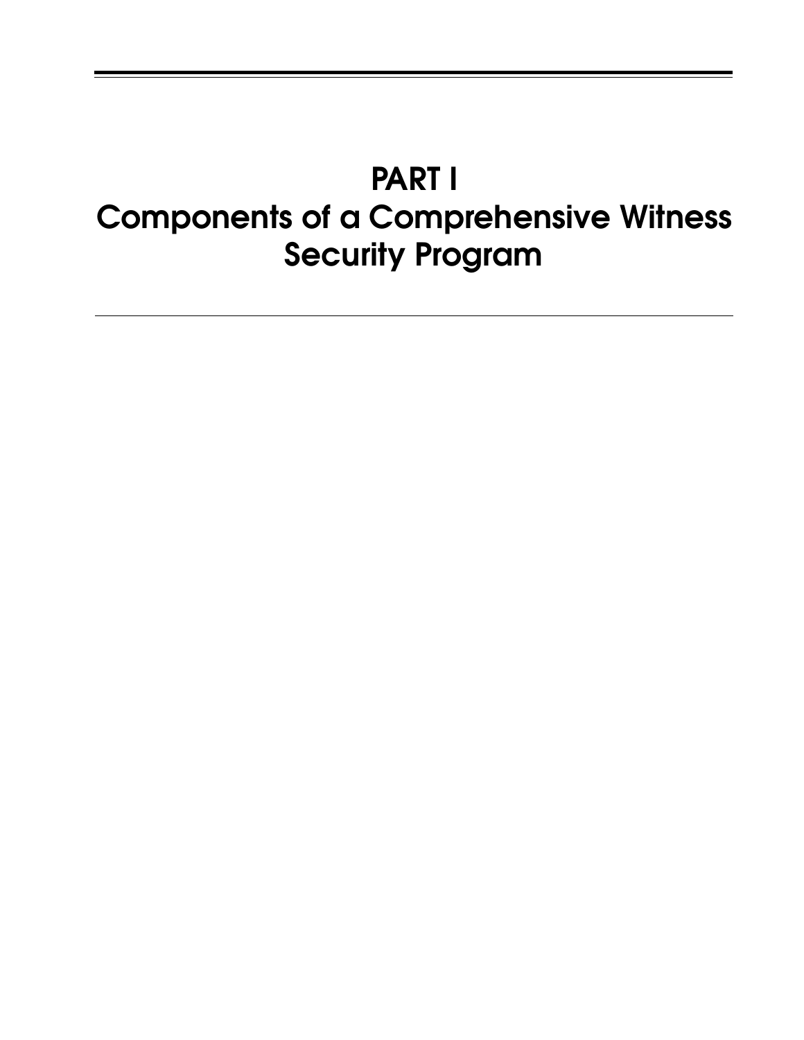# PART I
# Components of a Comprehensive Witness Security Program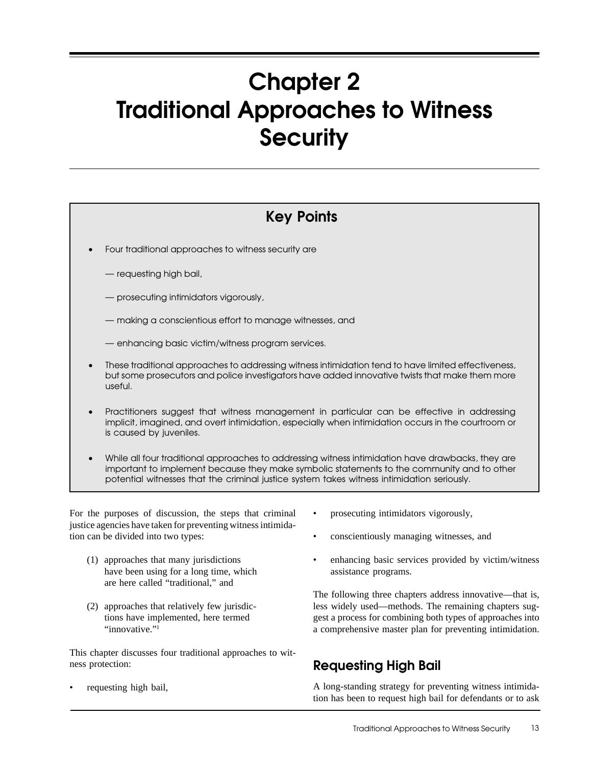# Chapter 2
# Traditional Approaches to Witness Security

## Key Points

- Four traditional approaches to witness security are
  - — requesting high bail,
  - — prosecuting intimidators vigorously,
  - — making a conscientious effort to manage witnesses, and
  - — enhancing basic victim/witness program services.
- These traditional approaches to addressing witness intimidation tend to have limited effectiveness, but some prosecutors and police investigators have added innovative twists that make them more useful.
- Practitioners suggest that witness management in particular can be effective in addressing implicit, imagined, and overt intimidation, especially when intimidation occurs in the courtroom or is caused by juveniles.
- While all four traditional approaches to addressing witness intimidation have drawbacks, they are important to implement because they make symbolic statements to the community and to other potential witnesses that the criminal justice system takes witness intimidation seriously.

For the purposes of discussion, the steps that criminal justice agencies have taken for preventing witness intimidation can be divided into two types:

(1) approaches that many jurisdictions have been using for a long time, which are here called "traditional," and

(2) approaches that relatively few jurisdictions have implemented, here termed "innovative."[1]

This chapter discusses four traditional approaches to witness protection:

- requesting high bail,
- prosecuting intimidators vigorously,
- conscientiously managing witnesses, and
- enhancing basic services provided by victim/witness assistance programs.

The following three chapters address innovative—that is, less widely used—methods. The remaining chapters suggest a process for combining both types of approaches into a comprehensive master plan for preventing intimidation.

## Requesting High Bail

A long-standing strategy for preventing witness intimidation has been to request high bail for defendants or to ask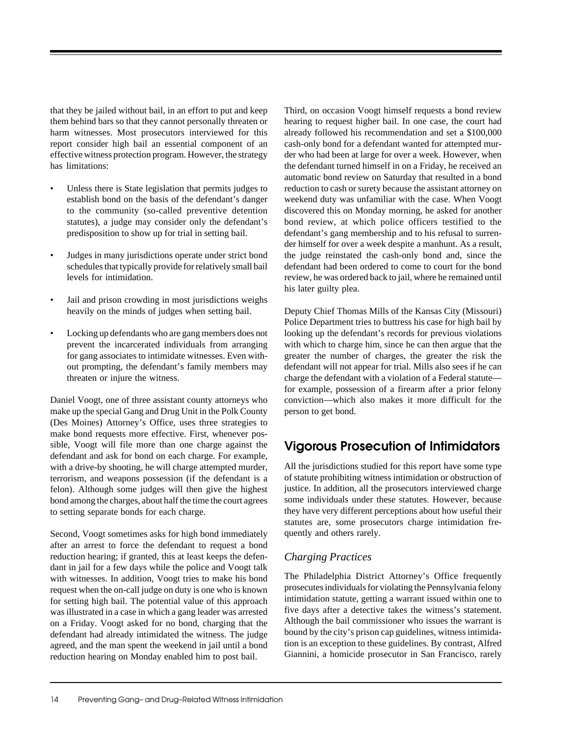that they be jailed without bail, in an effort to put and keep them behind bars so that they cannot personally threaten or harm witnesses. Most prosecutors interviewed for this report consider high bail an essential component of an effective witness protection program. However, the strategy has limitations:

- Unless there is State legislation that permits judges to establish bond on the basis of the defendant's danger to the community (so-called preventive detention statutes), a judge may consider only the defendant's predisposition to show up for trial in setting bail.
- Judges in many jurisdictions operate under strict bond schedules that typically provide for relatively small bail levels for intimidation.
- Jail and prison crowding in most jurisdictions weighs heavily on the minds of judges when setting bail.
- Locking up defendants who are gang members does not prevent the incarcerated individuals from arranging for gang associates to intimidate witnesses. Even without prompting, the defendant's family members may threaten or injure the witness.

Daniel Voogt, one of three assistant county attorneys who make up the special Gang and Drug Unit in the Polk County (Des Moines) Attorney's Office, uses three strategies to make bond requests more effective. First, whenever possible, Voogt will file more than one charge against the defendant and ask for bond on each charge. For example, with a drive-by shooting, he will charge attempted murder, terrorism, and weapons possession (if the defendant is a felon). Although some judges will then give the highest bond among the charges, about half the time the court agrees to setting separate bonds for each charge.

Second, Voogt sometimes asks for high bond immediately after an arrest to force the defendant to request a bond reduction hearing; if granted, this at least keeps the defendant in jail for a few days while the police and Voogt talk with witnesses. In addition, Voogt tries to make his bond request when the on-call judge on duty is one who is known for setting high bail. The potential value of this approach was illustrated in a case in which a gang leader was arrested on a Friday. Voogt asked for no bond, charging that the defendant had already intimidated the witness. The judge agreed, and the man spent the weekend in jail until a bond reduction hearing on Monday enabled him to post bail.

Third, on occasion Voogt himself requests a bond review hearing to request higher bail. In one case, the court had already followed his recommendation and set a $100,000 cash-only bond for a defendant wanted for attempted murder who had been at large for over a week. However, when the defendant turned himself in on a Friday, he received an automatic bond review on Saturday that resulted in a bond reduction to cash or surety because the assistant attorney on weekend duty was unfamiliar with the case. When Voogt discovered this on Monday morning, he asked for another bond review, at which police officers testified to the defendant's gang membership and to his refusal to surrender himself for over a week despite a manhunt. As a result, the judge reinstated the cash-only bond and, since the defendant had been ordered to come to court for the bond review, he was ordered back to jail, where he remained until his later guilty plea.

Deputy Chief Thomas Mills of the Kansas City (Missouri) Police Department tries to buttress his case for high bail by looking up the defendant's records for previous violations with which to charge him, since he can then argue that the greater the number of charges, the greater the risk the defendant will not appear for trial. Mills also sees if he can charge the defendant with a violation of a Federal statute—for example, possession of a firearm after a prior felony conviction—which also makes it more difficult for the person to get bond.

## Vigorous Prosecution of Intimidators

All the jurisdictions studied for this report have some type of statute prohibiting witness intimidation or obstruction of justice. In addition, all the prosecutors interviewed charge some individuals under these statutes. However, because they have very different perceptions about how useful their statutes are, some prosecutors charge intimidation frequently and others rarely.

### *Charging Practices*

The Philadelphia District Attorney's Office frequently prosecutes individuals for violating the Pennsylvania felony intimidation statute, getting a warrant issued within one to five days after a detective takes the witness's statement. Although the bail commissioner who issues the warrant is bound by the city's prison cap guidelines, witness intimidation is an exception to these guidelines. By contrast, Alfred Giannini, a homicide prosecutor in San Francisco, rarely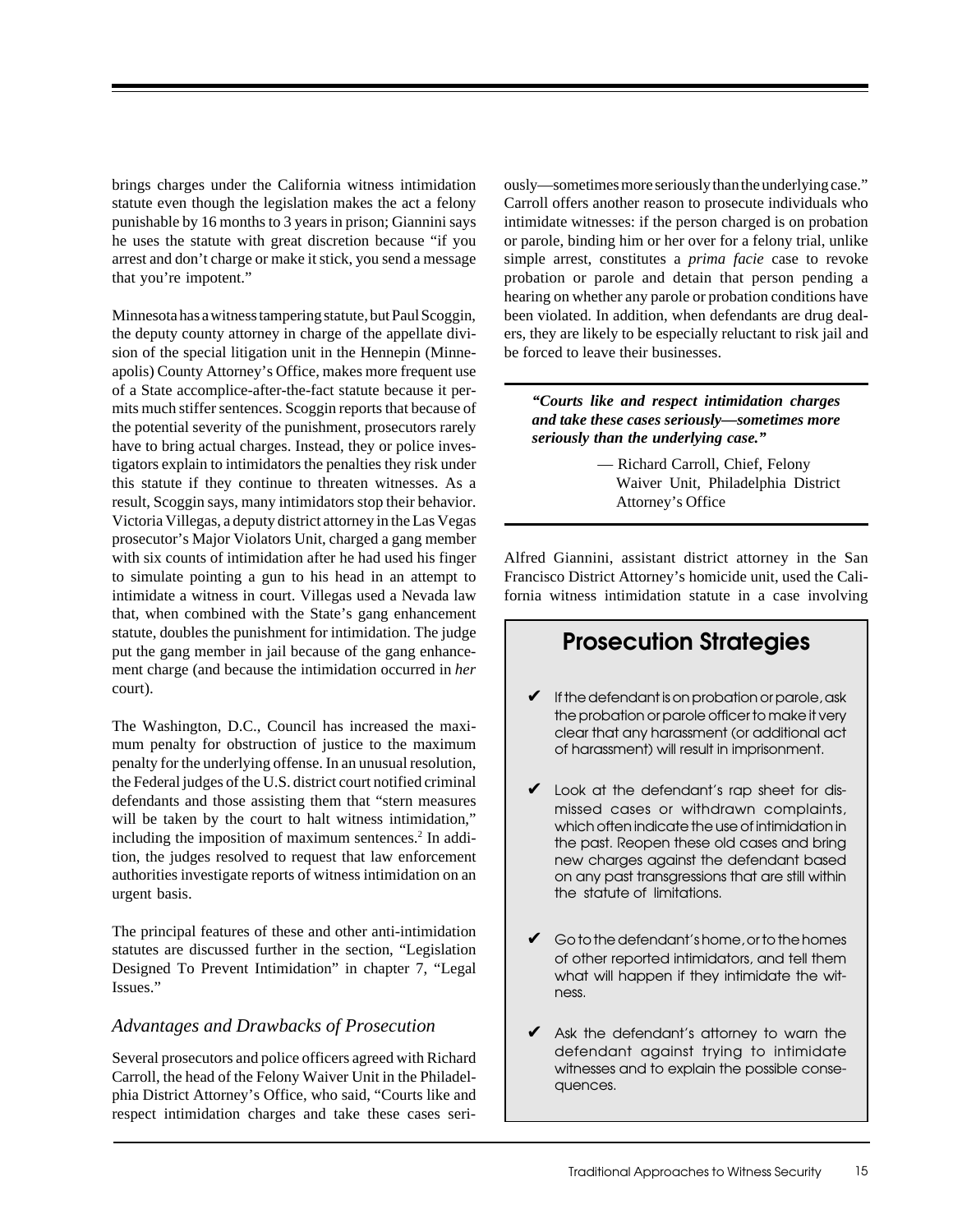brings charges under the California witness intimidation statute even though the legislation makes the act a felony punishable by 16 months to 3 years in prison; Giannini says he uses the statute with great discretion because "if you arrest and don't charge or make it stick, you send a message that you're impotent."

Minnesota has a witness tampering statute, but Paul Scoggin, the deputy county attorney in charge of the appellate division of the special litigation unit in the Hennepin (Minneapolis) County Attorney's Office, makes more frequent use of a State accomplice-after-the-fact statute because it permits much stiffer sentences. Scoggin reports that because of the potential severity of the punishment, prosecutors rarely have to bring actual charges. Instead, they or police investigators explain to intimidators the penalties they risk under this statute if they continue to threaten witnesses. As a result, Scoggin says, many intimidators stop their behavior. Victoria Villegas, a deputy district attorney in the Las Vegas prosecutor's Major Violators Unit, charged a gang member with six counts of intimidation after he had used his finger to simulate pointing a gun to his head in an attempt to intimidate a witness in court. Villegas used a Nevada law that, when combined with the State's gang enhancement statute, doubles the punishment for intimidation. The judge put the gang member in jail because of the gang enhancement charge (and because the intimidation occurred in *her* court).

The Washington, D.C., Council has increased the maximum penalty for obstruction of justice to the maximum penalty for the underlying offense. In an unusual resolution, the Federal judges of the U.S. district court notified criminal defendants and those assisting them that "stern measures will be taken by the court to halt witness intimidation," including the imposition of maximum sentences.[2] In addition, the judges resolved to request that law enforcement authorities investigate reports of witness intimidation on an urgent basis.

The principal features of these and other anti-intimidation statutes are discussed further in the section, "Legislation Designed To Prevent Intimidation" in chapter 7, "Legal Issues."

### *Advantages and Drawbacks of Prosecution*

Several prosecutors and police officers agreed with Richard Carroll, the head of the Felony Waiver Unit in the Philadelphia District Attorney's Office, who said, "Courts like and respect intimidation charges and take these cases seriously—sometimes more seriously than the underlying case." Carroll offers another reason to prosecute individuals who intimidate witnesses: if the person charged is on probation or parole, binding him or her over for a felony trial, unlike simple arrest, constitutes a *prima facie* case to revoke probation or parole and detain that person pending a hearing on whether any parole or probation conditions have been violated. In addition, when defendants are drug dealers, they are likely to be especially reluctant to risk jail and be forced to leave their businesses.

> ***"Courts like and respect intimidation charges and take these cases seriously—sometimes more seriously than the underlying case."***
>
> — Richard Carroll, Chief, Felony Waiver Unit, Philadelphia District Attorney's Office

Alfred Giannini, assistant district attorney in the San Francisco District Attorney's homicide unit, used the California witness intimidation statute in a case involving

## Prosecution Strategies

- ✔ If the defendant is on probation or parole, ask the probation or parole officer to make it very clear that any harassment (or additional act of harassment) will result in imprisonment.
- ✔ Look at the defendant's rap sheet for dismissed cases or withdrawn complaints, which often indicate the use of intimidation in the past. Reopen these old cases and bring new charges against the defendant based on any past transgressions that are still within the statute of limitations.
- ✔ Go to the defendant's home, or to the homes of other reported intimidators, and tell them what will happen if they intimidate the witness.
- ✔ Ask the defendant's attorney to warn the defendant against trying to intimidate witnesses and to explain the possible consequences.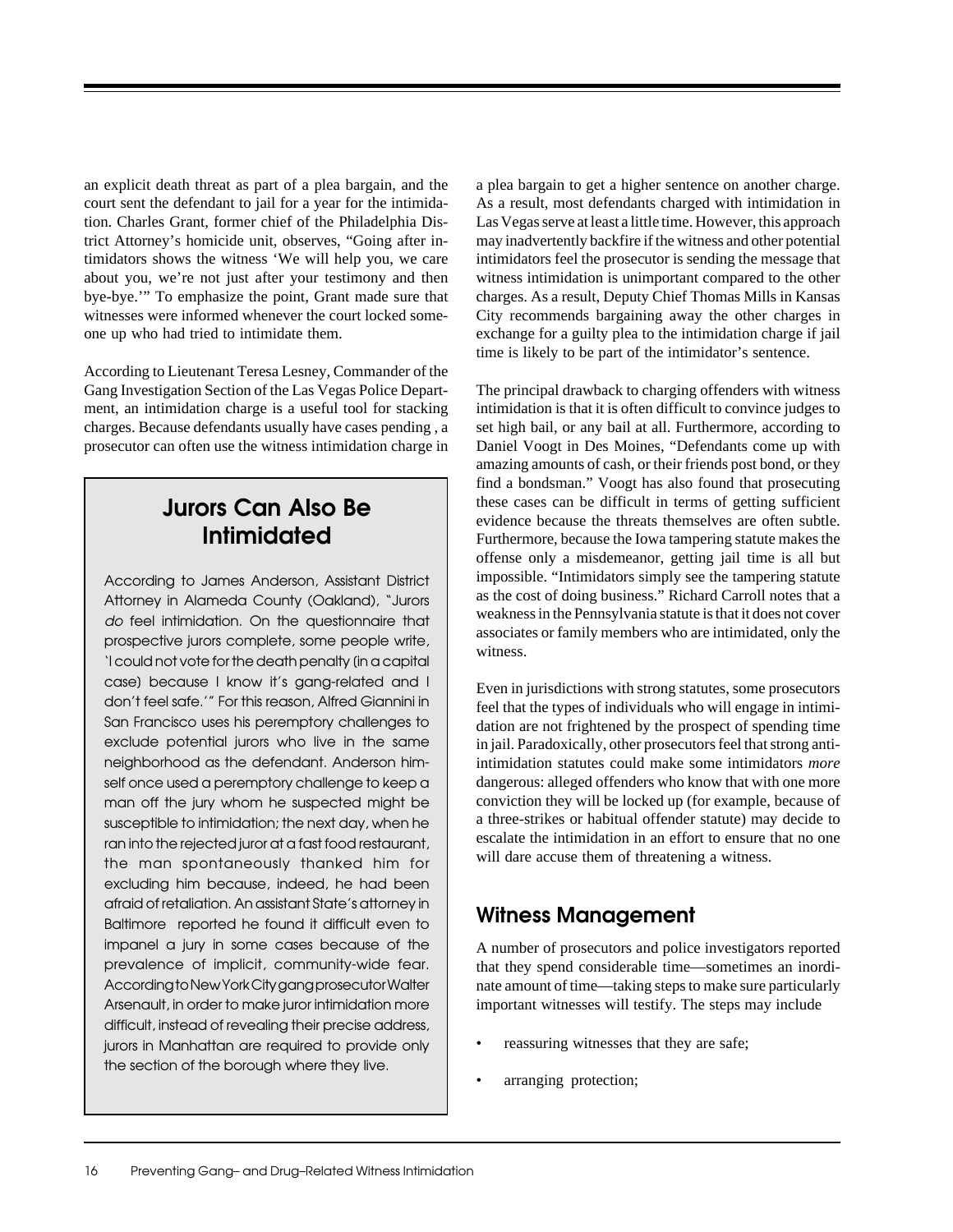an explicit death threat as part of a plea bargain, and the court sent the defendant to jail for a year for the intimidation. Charles Grant, former chief of the Philadelphia District Attorney's homicide unit, observes, "Going after intimidators shows the witness 'We will help you, we care about you, we're not just after your testimony and then bye-bye.'" To emphasize the point, Grant made sure that witnesses were informed whenever the court locked someone up who had tried to intimidate them.

According to Lieutenant Teresa Lesney, Commander of the Gang Investigation Section of the Las Vegas Police Department, an intimidation charge is a useful tool for stacking charges. Because defendants usually have cases pending , a prosecutor can often use the witness intimidation charge in a plea bargain to get a higher sentence on another charge. As a result, most defendants charged with intimidation in Las Vegas serve at least a little time. However, this approach may inadvertently backfire if the witness and other potential intimidators feel the prosecutor is sending the message that witness intimidation is unimportant compared to the other charges. As a result, Deputy Chief Thomas Mills in Kansas City recommends bargaining away the other charges in exchange for a guilty plea to the intimidation charge if jail time is likely to be part of the intimidator's sentence.

The principal drawback to charging offenders with witness intimidation is that it is often difficult to convince judges to set high bail, or any bail at all. Furthermore, according to Daniel Voogt in Des Moines, "Defendants come up with amazing amounts of cash, or their friends post bond, or they find a bondsman." Voogt has also found that prosecuting these cases can be difficult in terms of getting sufficient evidence because the threats themselves are often subtle. Furthermore, because the Iowa tampering statute makes the offense only a misdemeanor, getting jail time is all but impossible. "Intimidators simply see the tampering statute as the cost of doing business." Richard Carroll notes that a weakness in the Pennsylvania statute is that it does not cover associates or family members who are intimidated, only the witness.

Even in jurisdictions with strong statutes, some prosecutors feel that the types of individuals who will engage in intimidation are not frightened by the prospect of spending time in jail. Paradoxically, other prosecutors feel that strong anti-intimidation statutes could make some intimidators *more* dangerous: alleged offenders who know that with one more conviction they will be locked up (for example, because of a three-strikes or habitual offender statute) may decide to escalate the intimidation in an effort to ensure that no one will dare accuse them of threatening a witness.

### Jurors Can Also Be Intimidated

According to James Anderson, Assistant District Attorney in Alameda County (Oakland), "Jurors *do* feel intimidation. On the questionnaire that prospective jurors complete, some people write, 'I could not vote for the death penalty (in a capital case) because I know it's gang-related and I don't feel safe.'" For this reason, Alfred Giannini in San Francisco uses his peremptory challenges to exclude potential jurors who live in the same neighborhood as the defendant. Anderson himself once used a peremptory challenge to keep a man off the jury whom he suspected might be susceptible to intimidation; the next day, when he ran into the rejected juror at a fast food restaurant, the man spontaneously thanked him for excluding him because, indeed, he had been afraid of retaliation. An assistant State's attorney in Baltimore reported he found it difficult even to impanel a jury in some cases because of the prevalence of implicit, community-wide fear. According to New York City gang prosecutor Walter Arsenault, in order to make juror intimidation more difficult, instead of revealing their precise address, jurors in Manhattan are required to provide only the section of the borough where they live.

## Witness Management

A number of prosecutors and police investigators reported that they spend considerable time—sometimes an inordinate amount of time—taking steps to make sure particularly important witnesses will testify. The steps may include

- reassuring witnesses that they are safe;
- arranging protection;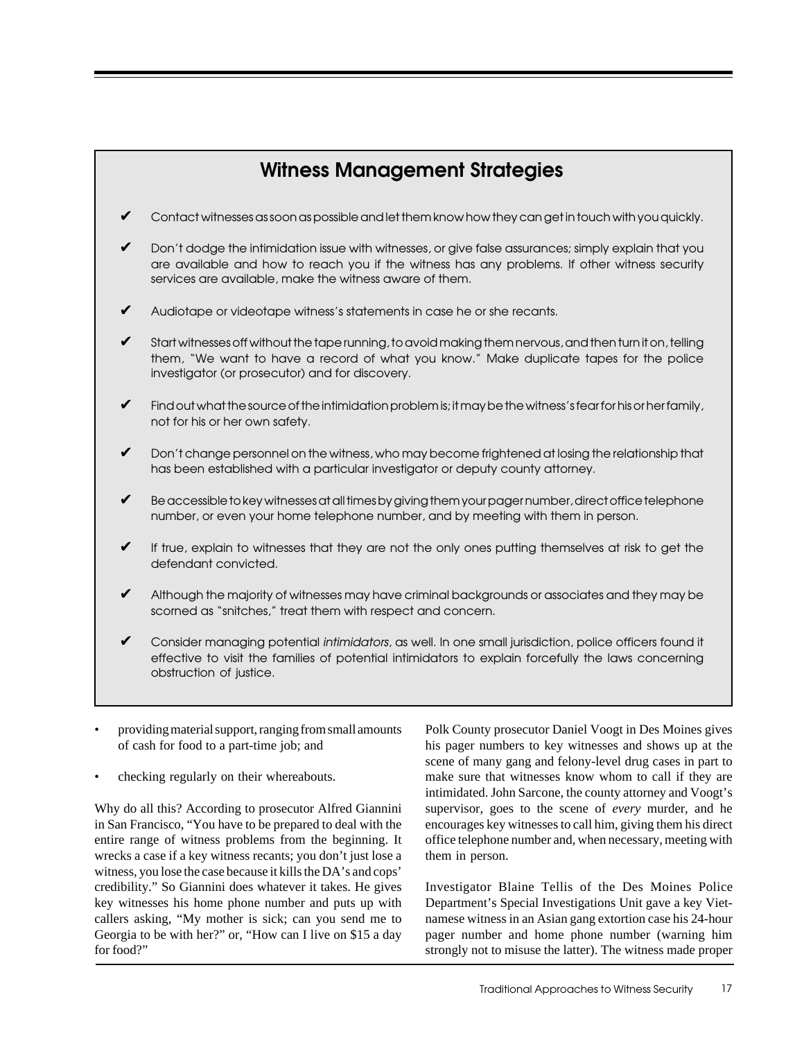## Witness Management Strategies

- ✔ Contact witnesses as soon as possible and let them know how they can get in touch with you quickly.
- ✔ Don't dodge the intimidation issue with witnesses, or give false assurances; simply explain that you are available and how to reach you if the witness has any problems. If other witness security services are available, make the witness aware of them.
- ✔ Audiotape or videotape witness's statements in case he or she recants.
- ✔ Start witnesses off without the tape running, to avoid making them nervous, and then turn it on, telling them, "We want to have a record of what you know." Make duplicate tapes for the police investigator (or prosecutor) and for discovery.
- ✔ Find out what the source of the intimidation problem is; it may be the witness's fear for his or her family, not for his or her own safety.
- ✔ Don't change personnel on the witness, who may become frightened at losing the relationship that has been established with a particular investigator or deputy county attorney.
- ✔ Be accessible to key witnesses at all times by giving them your pager number, direct office telephone number, or even your home telephone number, and by meeting with them in person.
- ✔ If true, explain to witnesses that they are not the only ones putting themselves at risk to get the defendant convicted.
- ✔ Although the majority of witnesses may have criminal backgrounds or associates and they may be scorned as "snitches," treat them with respect and concern.
- ✔ Consider managing potential *intimidators*, as well. In one small jurisdiction, police officers found it effective to visit the families of potential intimidators to explain forcefully the laws concerning obstruction of justice.

- providing material support, ranging from small amounts of cash for food to a part-time job; and
- checking regularly on their whereabouts.

Why do all this? According to prosecutor Alfred Giannini in San Francisco, "You have to be prepared to deal with the entire range of witness problems from the beginning. It wrecks a case if a key witness recants; you don't just lose a witness, you lose the case because it kills the DA's and cops' credibility." So Giannini does whatever it takes. He gives key witnesses his home phone number and puts up with callers asking, "My mother is sick; can you send me to Georgia to be with her?" or, "How can I live on $15 a day for food?"

Polk County prosecutor Daniel Voogt in Des Moines gives his pager numbers to key witnesses and shows up at the scene of many gang and felony-level drug cases in part to make sure that witnesses know whom to call if they are intimidated. John Sarcone, the county attorney and Voogt's supervisor, goes to the scene of *every* murder, and he encourages key witnesses to call him, giving them his direct office telephone number and, when necessary, meeting with them in person.

Investigator Blaine Tellis of the Des Moines Police Department's Special Investigations Unit gave a key Vietnamese witness in an Asian gang extortion case his 24-hour pager number and home phone number (warning him strongly not to misuse the latter). The witness made proper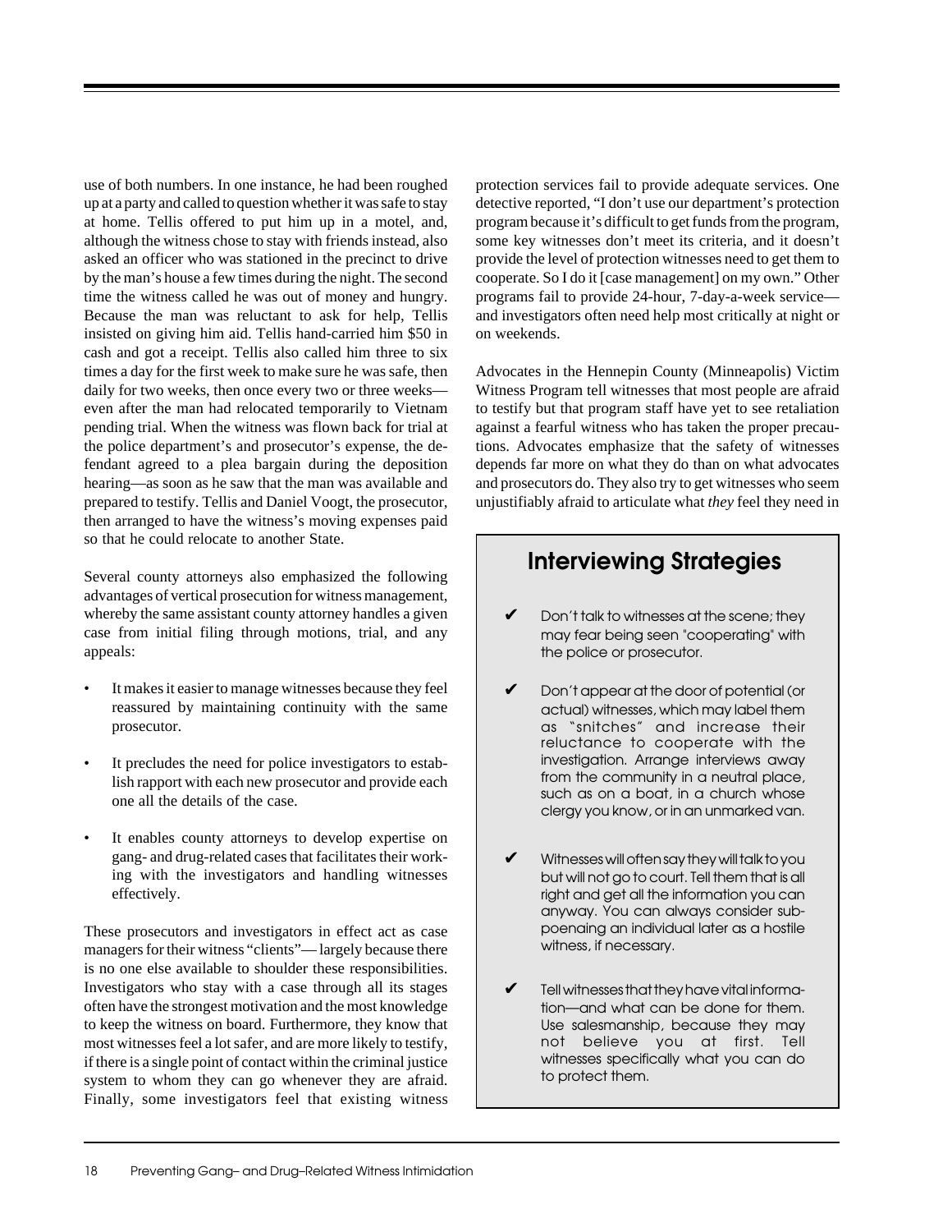use of both numbers. In one instance, he had been roughed up at a party and called to question whether it was safe to stay at home. Tellis offered to put him up in a motel, and, although the witness chose to stay with friends instead, also asked an officer who was stationed in the precinct to drive by the man's house a few times during the night. The second time the witness called he was out of money and hungry. Because the man was reluctant to ask for help, Tellis insisted on giving him aid. Tellis hand-carried him $50 in cash and got a receipt. Tellis also called him three to six times a day for the first week to make sure he was safe, then daily for two weeks, then once every two or three weeks—even after the man had relocated temporarily to Vietnam pending trial. When the witness was flown back for trial at the police department's and prosecutor's expense, the defendant agreed to a plea bargain during the deposition hearing—as soon as he saw that the man was available and prepared to testify. Tellis and Daniel Voogt, the prosecutor, then arranged to have the witness's moving expenses paid so that he could relocate to another State.

Several county attorneys also emphasized the following advantages of vertical prosecution for witness management, whereby the same assistant county attorney handles a given case from initial filing through motions, trial, and any appeals:

- It makes it easier to manage witnesses because they feel reassured by maintaining continuity with the same prosecutor.
- It precludes the need for police investigators to establish rapport with each new prosecutor and provide each one all the details of the case.
- It enables county attorneys to develop expertise on gang- and drug-related cases that facilitates their working with the investigators and handling witnesses effectively.

These prosecutors and investigators in effect act as case managers for their witness "clients"— largely because there is no one else available to shoulder these responsibilities. Investigators who stay with a case through all its stages often have the strongest motivation and the most knowledge to keep the witness on board. Furthermore, they know that most witnesses feel a lot safer, and are more likely to testify, if there is a single point of contact within the criminal justice system to whom they can go whenever they are afraid. Finally, some investigators feel that existing witness protection services fail to provide adequate services. One detective reported, "I don't use our department's protection program because it's difficult to get funds from the program, some key witnesses don't meet its criteria, and it doesn't provide the level of protection witnesses need to get them to cooperate. So I do it [case management] on my own." Other programs fail to provide 24-hour, 7-day-a-week service—and investigators often need help most critically at night or on weekends.

Advocates in the Hennepin County (Minneapolis) Victim Witness Program tell witnesses that most people are afraid to testify but that program staff have yet to see retaliation against a fearful witness who has taken the proper precautions. Advocates emphasize that the safety of witnesses depends far more on what they do than on what advocates and prosecutors do. They also try to get witnesses who seem unjustifiably afraid to articulate what *they* feel they need in

## Interviewing Strategies

- ✔ Don't talk to witnesses at the scene; they may fear being seen "cooperating" with the police or prosecutor.
- ✔ Don't appear at the door of potential (or actual) witnesses, which may label them as "snitches" and increase their reluctance to cooperate with the investigation. Arrange interviews away from the community in a neutral place, such as on a boat, in a church whose clergy you know, or in an unmarked van.
- ✔ Witnesses will often say they will talk to you but will not go to court. Tell them that is all right and get all the information you can anyway. You can always consider subpoenaing an individual later as a hostile witness, if necessary.
- ✔ Tell witnesses that they have vital information—and what can be done for them. Use salesmanship, because they may not believe you at first. Tell witnesses specifically what you can do to protect them.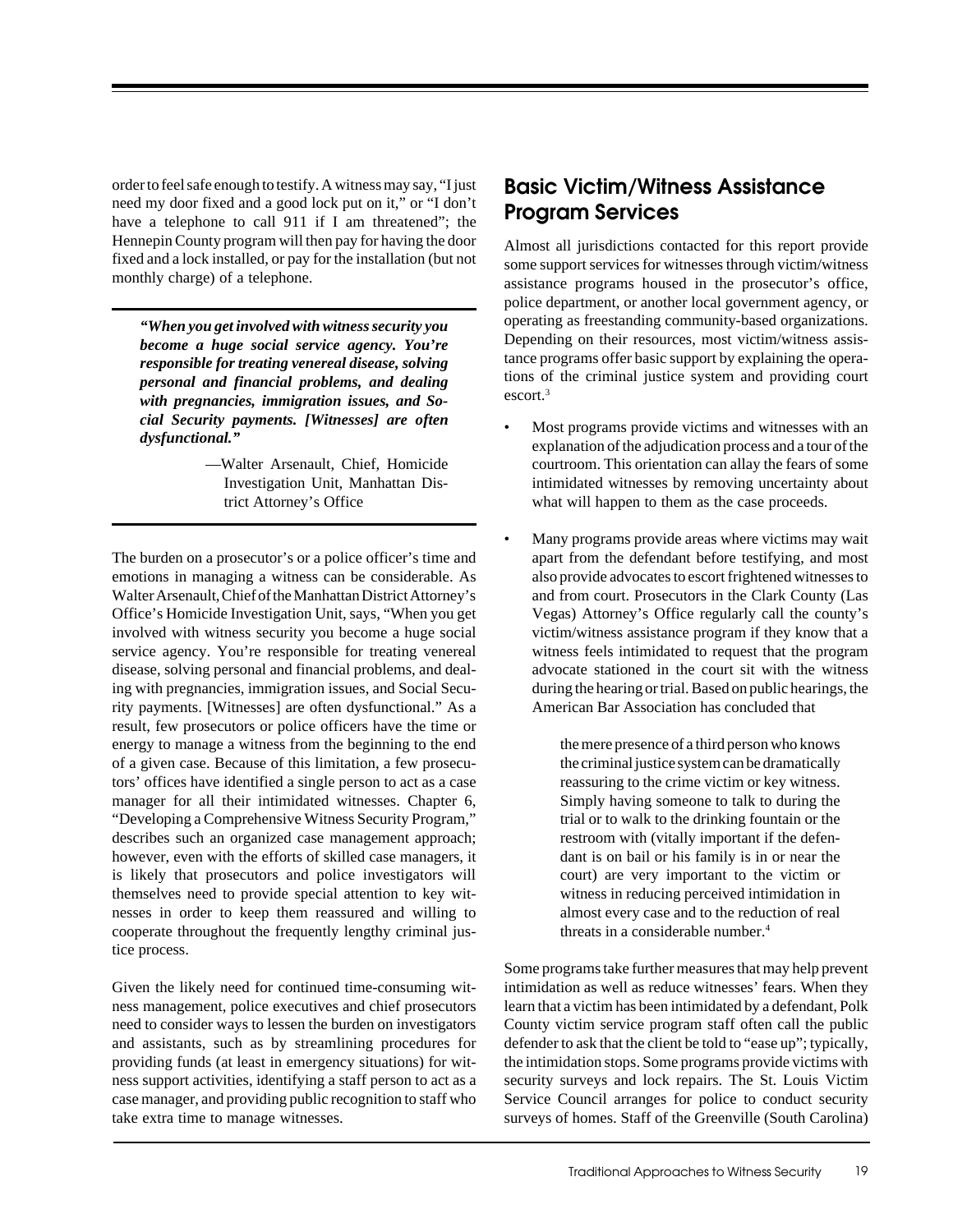order to feel safe enough to testify. A witness may say, "I just need my door fixed and a good lock put on it," or "I don't have a telephone to call 911 if I am threatened"; the Hennepin County program will then pay for having the door fixed and a lock installed, or pay for the installation (but not monthly charge) of a telephone.

> ***"When you get involved with witness security you become a huge social service agency. You're responsible for treating venereal disease, solving personal and financial problems, and dealing with pregnancies, immigration issues, and Social Security payments. [Witnesses] are often dysfunctional."***
>
> —Walter Arsenault, Chief, Homicide Investigation Unit, Manhattan District Attorney's Office

The burden on a prosecutor's or a police officer's time and emotions in managing a witness can be considerable. As Walter Arsenault, Chief of the Manhattan District Attorney's Office's Homicide Investigation Unit, says, "When you get involved with witness security you become a huge social service agency. You're responsible for treating venereal disease, solving personal and financial problems, and dealing with pregnancies, immigration issues, and Social Security payments. [Witnesses] are often dysfunctional." As a result, few prosecutors or police officers have the time or energy to manage a witness from the beginning to the end of a given case. Because of this limitation, a few prosecutors' offices have identified a single person to act as a case manager for all their intimidated witnesses. Chapter 6, "Developing a Comprehensive Witness Security Program," describes such an organized case management approach; however, even with the efforts of skilled case managers, it is likely that prosecutors and police investigators will themselves need to provide special attention to key witnesses in order to keep them reassured and willing to cooperate throughout the frequently lengthy criminal justice process.

Given the likely need for continued time-consuming witness management, police executives and chief prosecutors need to consider ways to lessen the burden on investigators and assistants, such as by streamlining procedures for providing funds (at least in emergency situations) for witness support activities, identifying a staff person to act as a case manager, and providing public recognition to staff who take extra time to manage witnesses.

## Basic Victim/Witness Assistance Program Services

Almost all jurisdictions contacted for this report provide some support services for witnesses through victim/witness assistance programs housed in the prosecutor's office, police department, or another local government agency, or operating as freestanding community-based organizations. Depending on their resources, most victim/witness assistance programs offer basic support by explaining the operations of the criminal justice system and providing court escort.[3]

- Most programs provide victims and witnesses with an explanation of the adjudication process and a tour of the courtroom. This orientation can allay the fears of some intimidated witnesses by removing uncertainty about what will happen to them as the case proceeds.
- Many programs provide areas where victims may wait apart from the defendant before testifying, and most also provide advocates to escort frightened witnesses to and from court. Prosecutors in the Clark County (Las Vegas) Attorney's Office regularly call the county's victim/witness assistance program if they know that a witness feels intimidated to request that the program advocate stationed in the court sit with the witness during the hearing or trial. Based on public hearings, the American Bar Association has concluded that

  > the mere presence of a third person who knows the criminal justice system can be dramatically reassuring to the crime victim or key witness. Simply having someone to talk to during the trial or to walk to the drinking fountain or the restroom with (vitally important if the defendant is on bail or his family is in or near the court) are very important to the victim or witness in reducing perceived intimidation in almost every case and to the reduction of real threats in a considerable number.[4]

Some programs take further measures that may help prevent intimidation as well as reduce witnesses' fears. When they learn that a victim has been intimidated by a defendant, Polk County victim service program staff often call the public defender to ask that the client be told to "ease up"; typically, the intimidation stops. Some programs provide victims with security surveys and lock repairs. The St. Louis Victim Service Council arranges for police to conduct security surveys of homes. Staff of the Greenville (South Carolina)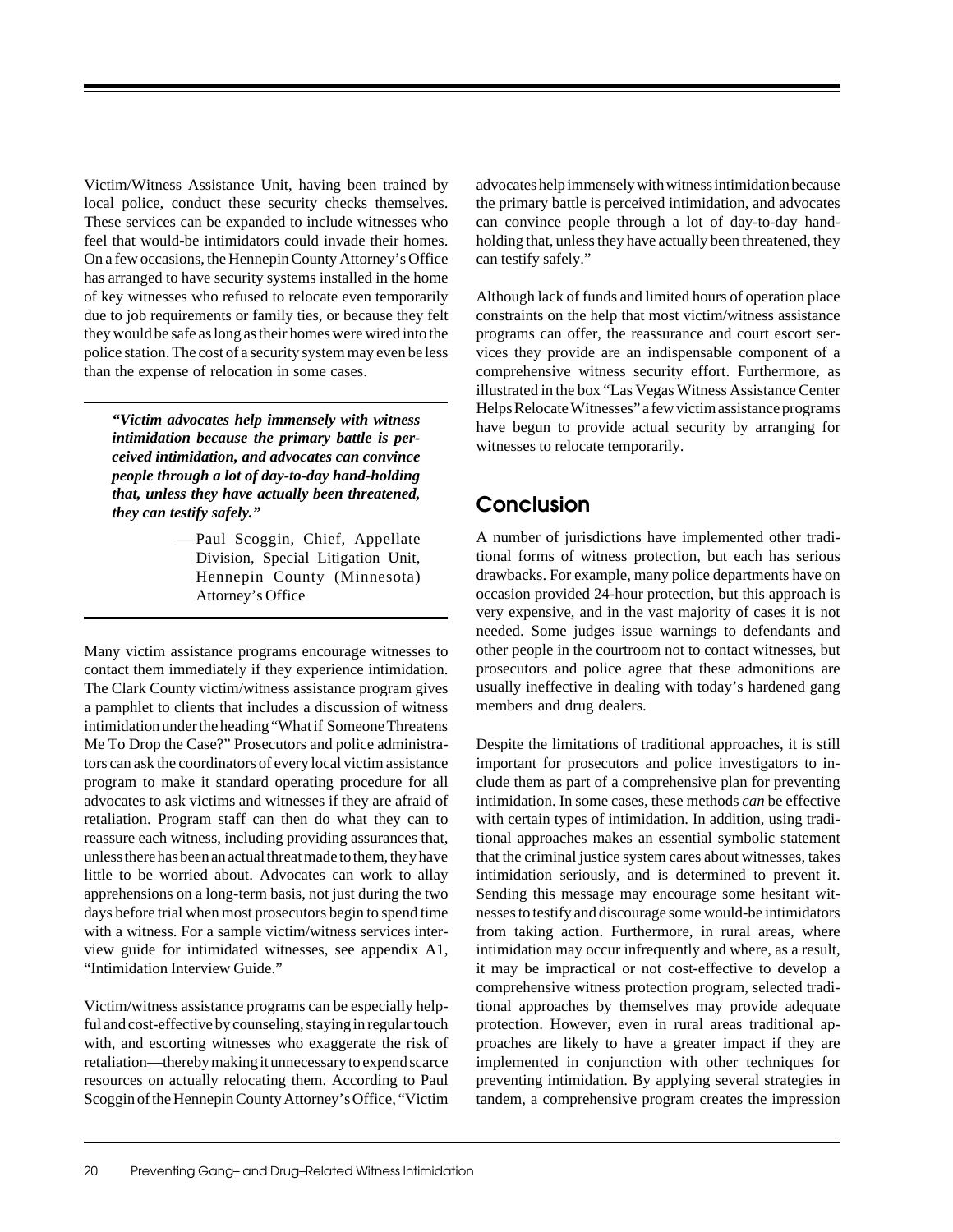Victim/Witness Assistance Unit, having been trained by local police, conduct these security checks themselves. These services can be expanded to include witnesses who feel that would-be intimidators could invade their homes. On a few occasions, the Hennepin County Attorney's Office has arranged to have security systems installed in the home of key witnesses who refused to relocate even temporarily due to job requirements or family ties, or because they felt they would be safe as long as their homes were wired into the police station. The cost of a security system may even be less than the expense of relocation in some cases.

> ***"Victim advocates help immensely with witness intimidation because the primary battle is perceived intimidation, and advocates can convince people through a lot of day-to-day hand-holding that, unless they have actually been threatened, they can testify safely."***
>
> — Paul Scoggin, Chief, Appellate Division, Special Litigation Unit, Hennepin County (Minnesota) Attorney's Office

Many victim assistance programs encourage witnesses to contact them immediately if they experience intimidation. The Clark County victim/witness assistance program gives a pamphlet to clients that includes a discussion of witness intimidation under the heading "What if Someone Threatens Me To Drop the Case?" Prosecutors and police administrators can ask the coordinators of every local victim assistance program to make it standard operating procedure for all advocates to ask victims and witnesses if they are afraid of retaliation. Program staff can then do what they can to reassure each witness, including providing assurances that, unless there has been an actual threat made to them, they have little to be worried about. Advocates can work to allay apprehensions on a long-term basis, not just during the two days before trial when most prosecutors begin to spend time with a witness. For a sample victim/witness services interview guide for intimidated witnesses, see appendix A1, "Intimidation Interview Guide."

Victim/witness assistance programs can be especially helpful and cost-effective by counseling, staying in regular touch with, and escorting witnesses who exaggerate the risk of retaliation—thereby making it unnecessary to expend scarce resources on actually relocating them. According to Paul Scoggin of the Hennepin County Attorney's Office, "Victim advocates help immensely with witness intimidation because the primary battle is perceived intimidation, and advocates can convince people through a lot of day-to-day hand-holding that, unless they have actually been threatened, they can testify safely."

Although lack of funds and limited hours of operation place constraints on the help that most victim/witness assistance programs can offer, the reassurance and court escort services they provide are an indispensable component of a comprehensive witness security effort. Furthermore, as illustrated in the box "Las Vegas Witness Assistance Center Helps Relocate Witnesses" a few victim assistance programs have begun to provide actual security by arranging for witnesses to relocate temporarily.

## Conclusion

A number of jurisdictions have implemented other traditional forms of witness protection, but each has serious drawbacks. For example, many police departments have on occasion provided 24-hour protection, but this approach is very expensive, and in the vast majority of cases it is not needed. Some judges issue warnings to defendants and other people in the courtroom not to contact witnesses, but prosecutors and police agree that these admonitions are usually ineffective in dealing with today's hardened gang members and drug dealers.

Despite the limitations of traditional approaches, it is still important for prosecutors and police investigators to include them as part of a comprehensive plan for preventing intimidation. In some cases, these methods *can* be effective with certain types of intimidation. In addition, using traditional approaches makes an essential symbolic statement that the criminal justice system cares about witnesses, takes intimidation seriously, and is determined to prevent it. Sending this message may encourage some hesitant witnesses to testify and discourage some would-be intimidators from taking action. Furthermore, in rural areas, where intimidation may occur infrequently and where, as a result, it may be impractical or not cost-effective to develop a comprehensive witness protection program, selected traditional approaches by themselves may provide adequate protection. However, even in rural areas traditional approaches are likely to have a greater impact if they are implemented in conjunction with other techniques for preventing intimidation. By applying several strategies in tandem, a comprehensive program creates the impression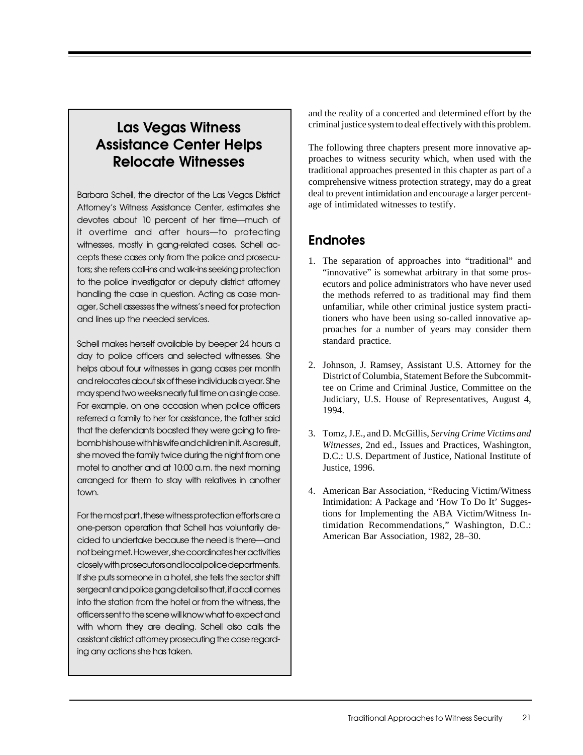## Las Vegas Witness Assistance Center Helps Relocate Witnesses

Barbara Schell, the director of the Las Vegas District Attorney's Witness Assistance Center, estimates she devotes about 10 percent of her time—much of it overtime and after hours—to protecting witnesses, mostly in gang-related cases. Schell accepts these cases only from the police and prosecutors; she refers call-ins and walk-ins seeking protection to the police investigator or deputy district attorney handling the case in question. Acting as case manager, Schell assesses the witness's need for protection and lines up the needed services.

Schell makes herself available by beeper 24 hours a day to police officers and selected witnesses. She helps about four witnesses in gang cases per month and relocates about six of these individuals a year. She may spend two weeks nearly full time on a single case. For example, on one occasion when police officers referred a family to her for assistance, the father said that the defendants boasted they were going to firebomb his house with his wife and children in it. As a result, she moved the family twice during the night from one motel to another and at 10:00 a.m. the next morning arranged for them to stay with relatives in another town.

For the most part, these witness protection efforts are a one-person operation that Schell has voluntarily decided to undertake because the need is there—and not being met. However, she coordinates her activities closely with prosecutors and local police departments. If she puts someone in a hotel, she tells the sector shift sergeant and police gang detail so that, if a call comes into the station from the hotel or from the witness, the officers sent to the scene will know what to expect and with whom they are dealing. Schell also calls the assistant district attorney prosecuting the case regarding any actions she has taken.

and the reality of a concerted and determined effort by the criminal justice system to deal effectively with this problem.

The following three chapters present more innovative approaches to witness security which, when used with the traditional approaches presented in this chapter as part of a comprehensive witness protection strategy, may do a great deal to prevent intimidation and encourage a larger percentage of intimidated witnesses to testify.

## Endnotes

1. The separation of approaches into "traditional" and "innovative" is somewhat arbitrary in that some prosecutors and police administrators who have never used the methods referred to as traditional may find them unfamiliar, while other criminal justice system practitioners who have been using so-called innovative approaches for a number of years may consider them standard practice.

2. Johnson, J. Ramsey, Assistant U.S. Attorney for the District of Columbia, Statement Before the Subcommittee on Crime and Criminal Justice, Committee on the Judiciary, U.S. House of Representatives, August 4, 1994.

3. Tomz, J.E., and D. McGillis, *Serving Crime Victims and Witnesses*, 2nd ed., Issues and Practices, Washington, D.C.: U.S. Department of Justice, National Institute of Justice, 1996.

4. American Bar Association, "Reducing Victim/Witness Intimidation: A Package and 'How To Do It' Suggestions for Implementing the ABA Victim/Witness Intimidation Recommendations," Washington, D.C.: American Bar Association, 1982, 28–30.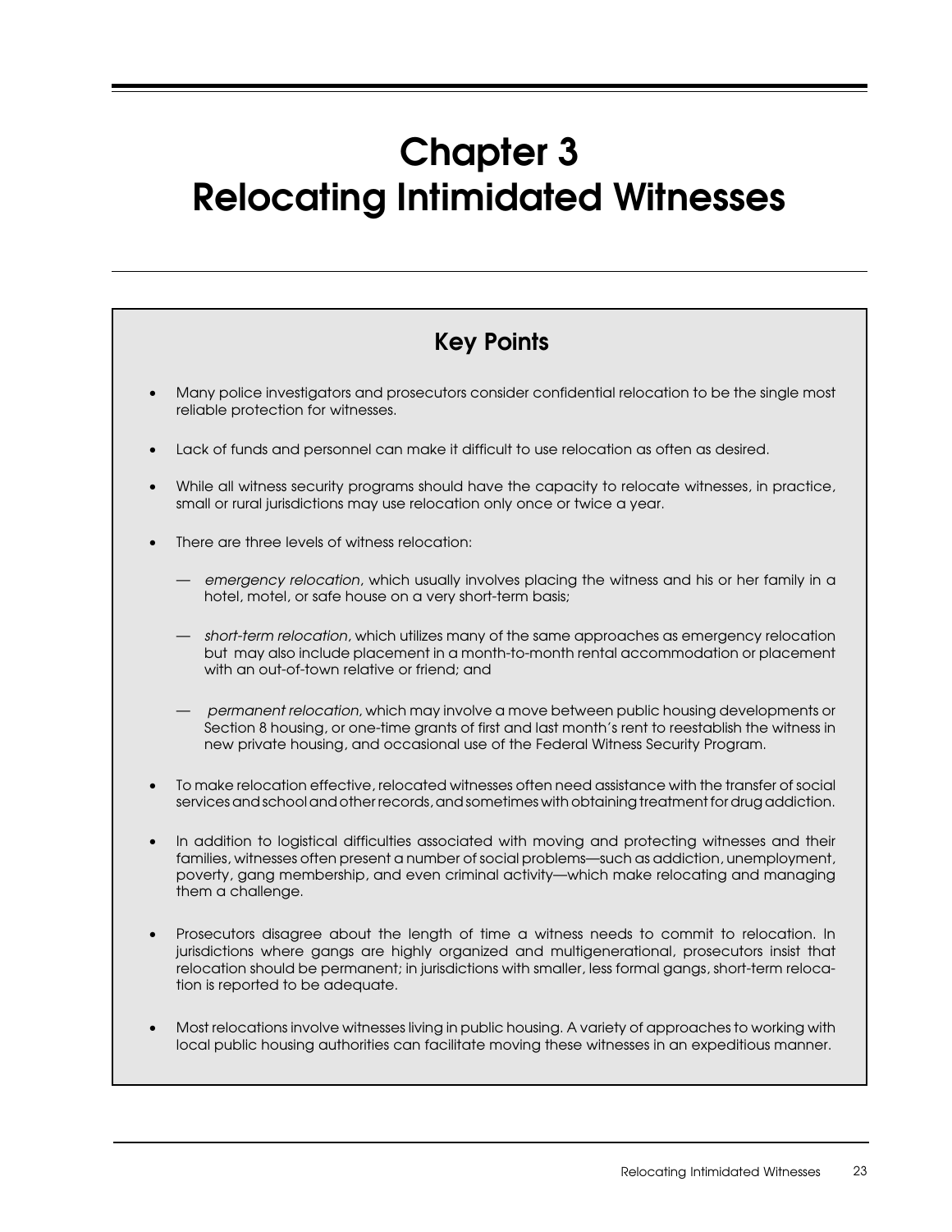# Chapter 3
# Relocating Intimidated Witnesses

## Key Points

- Many police investigators and prosecutors consider confidential relocation to be the single most reliable protection for witnesses.
- Lack of funds and personnel can make it difficult to use relocation as often as desired.
- While all witness security programs should have the capacity to relocate witnesses, in practice, small or rural jurisdictions may use relocation only once or twice a year.
- There are three levels of witness relocation:
  - *emergency relocation*, which usually involves placing the witness and his or her family in a hotel, motel, or safe house on a very short-term basis;
  - *short-term relocation*, which utilizes many of the same approaches as emergency relocation but may also include placement in a month-to-month rental accommodation or placement with an out-of-town relative or friend; and
  - *permanent relocation*, which may involve a move between public housing developments or Section 8 housing, or one-time grants of first and last month's rent to reestablish the witness in new private housing, and occasional use of the Federal Witness Security Program.
- To make relocation effective, relocated witnesses often need assistance with the transfer of social services and school and other records, and sometimes with obtaining treatment for drug addiction.
- In addition to logistical difficulties associated with moving and protecting witnesses and their families, witnesses often present a number of social problems—such as addiction, unemployment, poverty, gang membership, and even criminal activity—which make relocating and managing them a challenge.
- Prosecutors disagree about the length of time a witness needs to commit to relocation. In jurisdictions where gangs are highly organized and multigenerational, prosecutors insist that relocation should be permanent; in jurisdictions with smaller, less formal gangs, short-term relocation is reported to be adequate.
- Most relocations involve witnesses living in public housing. A variety of approaches to working with local public housing authorities can facilitate moving these witnesses in an expeditious manner.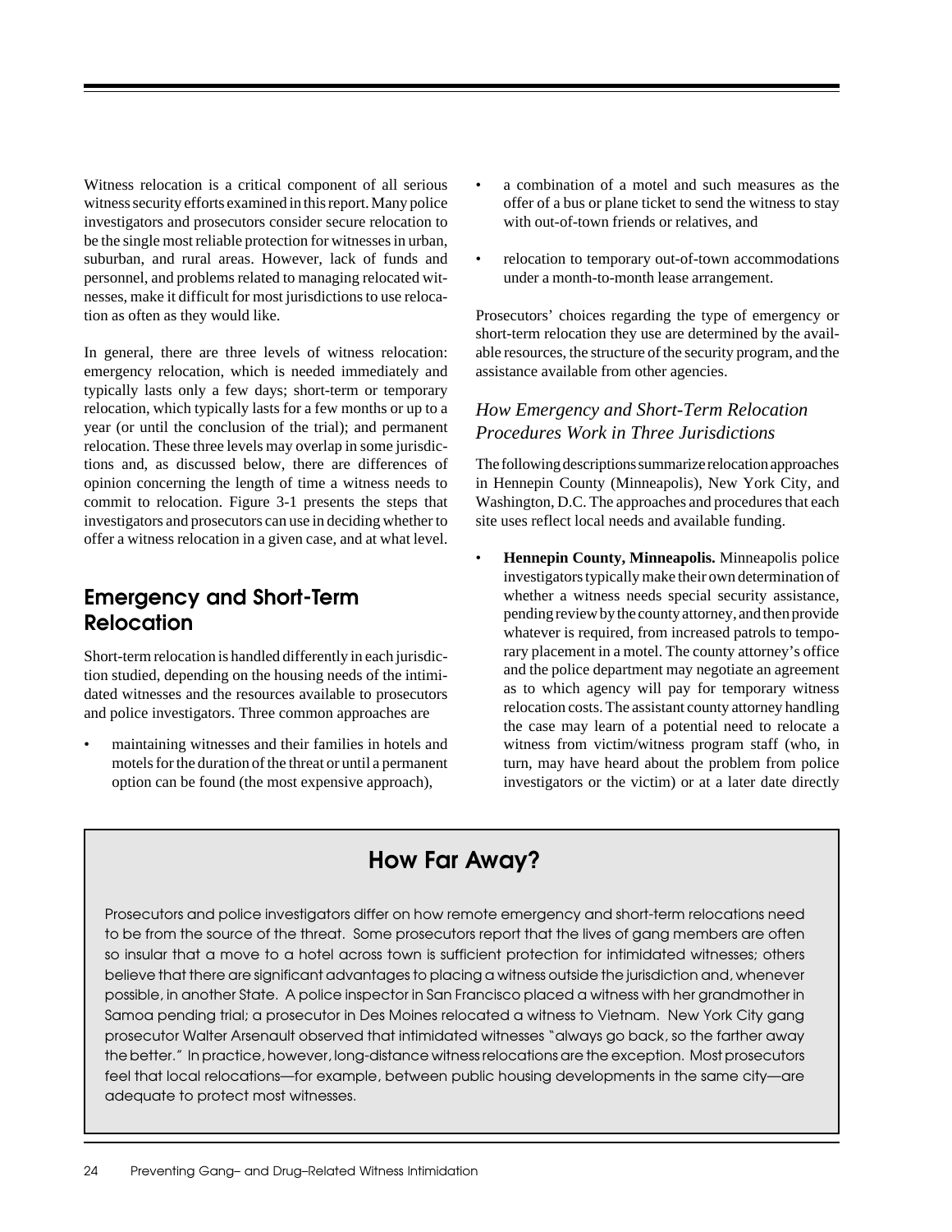Witness relocation is a critical component of all serious witness security efforts examined in this report. Many police investigators and prosecutors consider secure relocation to be the single most reliable protection for witnesses in urban, suburban, and rural areas. However, lack of funds and personnel, and problems related to managing relocated witnesses, make it difficult for most jurisdictions to use relocation as often as they would like.

In general, there are three levels of witness relocation: emergency relocation, which is needed immediately and typically lasts only a few days; short-term or temporary relocation, which typically lasts for a few months or up to a year (or until the conclusion of the trial); and permanent relocation. These three levels may overlap in some jurisdictions and, as discussed below, there are differences of opinion concerning the length of time a witness needs to commit to relocation. Figure 3-1 presents the steps that investigators and prosecutors can use in deciding whether to offer a witness relocation in a given case, and at what level.

## Emergency and Short-Term Relocation

Short-term relocation is handled differently in each jurisdiction studied, depending on the housing needs of the intimidated witnesses and the resources available to prosecutors and police investigators. Three common approaches are

- maintaining witnesses and their families in hotels and motels for the duration of the threat or until a permanent option can be found (the most expensive approach),
- a combination of a motel and such measures as the offer of a bus or plane ticket to send the witness to stay with out-of-town friends or relatives, and
- relocation to temporary out-of-town accommodations under a month-to-month lease arrangement.

Prosecutors' choices regarding the type of emergency or short-term relocation they use are determined by the available resources, the structure of the security program, and the assistance available from other agencies.

### *How Emergency and Short-Term Relocation Procedures Work in Three Jurisdictions*

The following descriptions summarize relocation approaches in Hennepin County (Minneapolis), New York City, and Washington, D.C. The approaches and procedures that each site uses reflect local needs and available funding.

- **Hennepin County, Minneapolis.** Minneapolis police investigators typically make their own determination of whether a witness needs special security assistance, pending review by the county attorney, and then provide whatever is required, from increased patrols to temporary placement in a motel. The county attorney's office and the police department may negotiate an agreement as to which agency will pay for temporary witness relocation costs. The assistant county attorney handling the case may learn of a potential need to relocate a witness from victim/witness program staff (who, in turn, may have heard about the problem from police investigators or the victim) or at a later date directly

## How Far Away?

Prosecutors and police investigators differ on how remote emergency and short-term relocations need to be from the source of the threat. Some prosecutors report that the lives of gang members are often so insular that a move to a hotel across town is sufficient protection for intimidated witnesses; others believe that there are significant advantages to placing a witness outside the jurisdiction and, whenever possible, in another State. A police inspector in San Francisco placed a witness with her grandmother in Samoa pending trial; a prosecutor in Des Moines relocated a witness to Vietnam. New York City gang prosecutor Walter Arsenault observed that intimidated witnesses "always go back, so the farther away the better." In practice, however, long-distance witness relocations are the exception. Most prosecutors feel that local relocations—for example, between public housing developments in the same city—are adequate to protect most witnesses.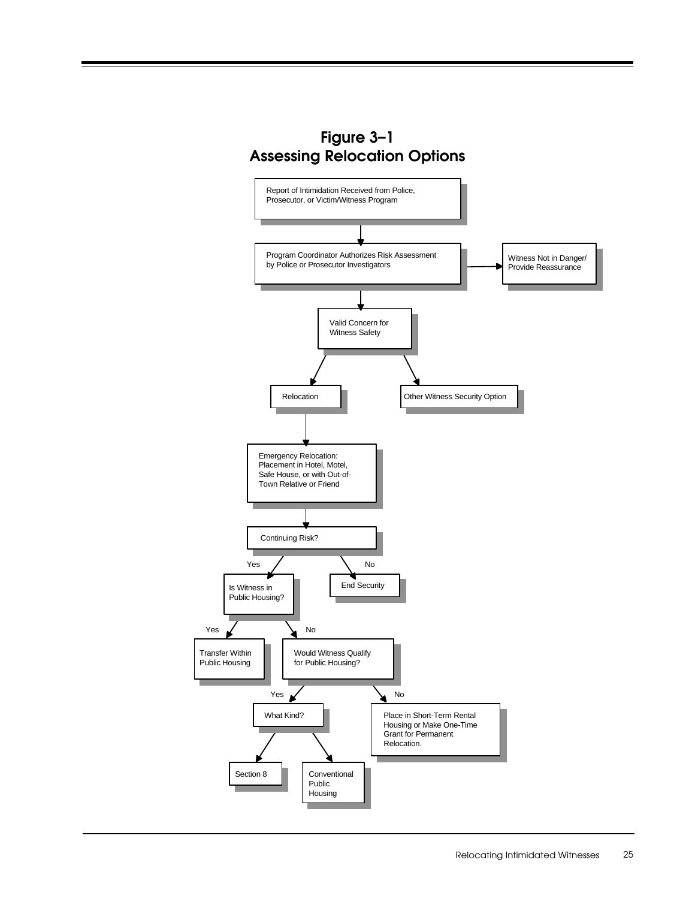# Figure 3–1
# Assessing Relocation Options

Report of Intimidation Received from Police, Prosecutor, or Victim/Witness Program

Program Coordinator Authorizes Risk Assessment by Police or Prosecutor Investigators

Witness Not in Danger/ Provide Reassurance

Valid Concern for Witness Safety

Relocation

Other Witness Security Option

Emergency Relocation: Placement in Hotel, Motel, Safe House, or with Out-of-Town Relative or Friend

Continuing Risk?

Yes

No

Is Witness in Public Housing?

End Security

Yes

No

Transfer Within Public Housing

Would Witness Qualify for Public Housing?

Yes

No

What Kind?

Place in Short-Term Rental Housing or Make One-Time Grant for Permanent Relocation.

Section 8

Conventional Public Housing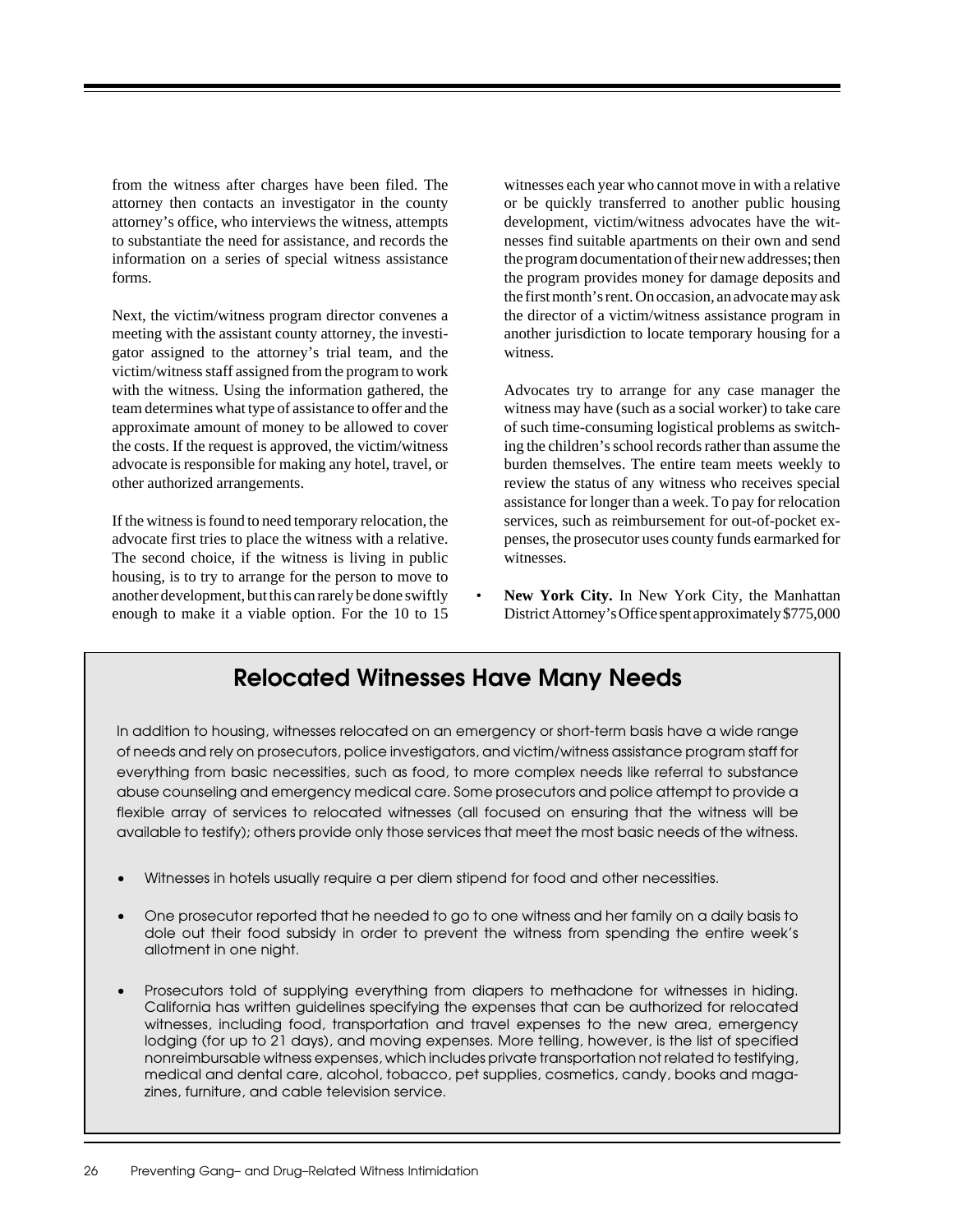from the witness after charges have been filed. The attorney then contacts an investigator in the county attorney's office, who interviews the witness, attempts to substantiate the need for assistance, and records the information on a series of special witness assistance forms.

Next, the victim/witness program director convenes a meeting with the assistant county attorney, the investigator assigned to the attorney's trial team, and the victim/witness staff assigned from the program to work with the witness. Using the information gathered, the team determines what type of assistance to offer and the approximate amount of money to be allowed to cover the costs. If the request is approved, the victim/witness advocate is responsible for making any hotel, travel, or other authorized arrangements.

If the witness is found to need temporary relocation, the advocate first tries to place the witness with a relative. The second choice, if the witness is living in public housing, is to try to arrange for the person to move to another development, but this can rarely be done swiftly enough to make it a viable option. For the 10 to 15 witnesses each year who cannot move in with a relative or be quickly transferred to another public housing development, victim/witness advocates have the witnesses find suitable apartments on their own and send the program documentation of their new addresses; then the program provides money for damage deposits and the first month's rent. On occasion, an advocate may ask the director of a victim/witness assistance program in another jurisdiction to locate temporary housing for a witness.

Advocates try to arrange for any case manager the witness may have (such as a social worker) to take care of such time-consuming logistical problems as switching the children's school records rather than assume the burden themselves. The entire team meets weekly to review the status of any witness who receives special assistance for longer than a week. To pay for relocation services, such as reimbursement for out-of-pocket expenses, the prosecutor uses county funds earmarked for witnesses.

- **New York City.** In New York City, the Manhattan District Attorney's Office spent approximately $775,000

## Relocated Witnesses Have Many Needs

In addition to housing, witnesses relocated on an emergency or short-term basis have a wide range of needs and rely on prosecutors, police investigators, and victim/witness assistance program staff for everything from basic necessities, such as food, to more complex needs like referral to substance abuse counseling and emergency medical care. Some prosecutors and police attempt to provide a flexible array of services to relocated witnesses (all focused on ensuring that the witness will be available to testify); others provide only those services that meet the most basic needs of the witness.

- Witnesses in hotels usually require a per diem stipend for food and other necessities.
- One prosecutor reported that he needed to go to one witness and her family on a daily basis to dole out their food subsidy in order to prevent the witness from spending the entire week's allotment in one night.
- Prosecutors told of supplying everything from diapers to methadone for witnesses in hiding. California has written guidelines specifying the expenses that can be authorized for relocated witnesses, including food, transportation and travel expenses to the new area, emergency lodging (for up to 21 days), and moving expenses. More telling, however, is the list of specified nonreimbursable witness expenses, which includes private transportation not related to testifying, medical and dental care, alcohol, tobacco, pet supplies, cosmetics, candy, books and magazines, furniture, and cable television service.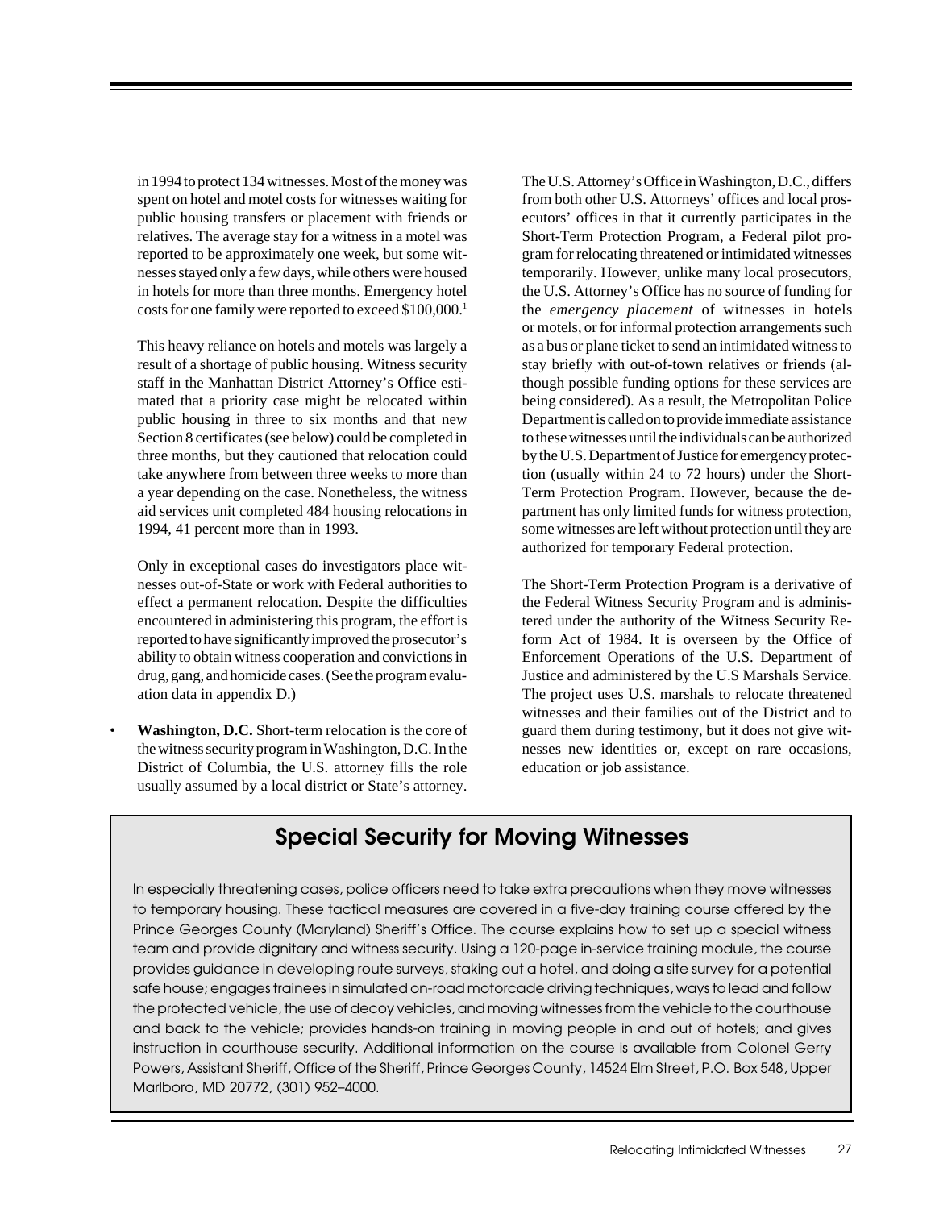in 1994 to protect 134 witnesses. Most of the money was spent on hotel and motel costs for witnesses waiting for public housing transfers or placement with friends or relatives. The average stay for a witness in a motel was reported to be approximately one week, but some witnesses stayed only a few days, while others were housed in hotels for more than three months. Emergency hotel costs for one family were reported to exceed $100,000.[1]

This heavy reliance on hotels and motels was largely a result of a shortage of public housing. Witness security staff in the Manhattan District Attorney's Office estimated that a priority case might be relocated within public housing in three to six months and that new Section 8 certificates (see below) could be completed in three months, but they cautioned that relocation could take anywhere from between three weeks to more than a year depending on the case. Nonetheless, the witness aid services unit completed 484 housing relocations in 1994, 41 percent more than in 1993.

Only in exceptional cases do investigators place witnesses out-of-State or work with Federal authorities to effect a permanent relocation. Despite the difficulties encountered in administering this program, the effort is reported to have significantly improved the prosecutor's ability to obtain witness cooperation and convictions in drug, gang, and homicide cases. (See the program evaluation data in appendix D.)

- **Washington, D.C.** Short-term relocation is the core of the witness security program in Washington, D.C. In the District of Columbia, the U.S. attorney fills the role usually assumed by a local district or State's attorney. The U.S. Attorney's Office in Washington, D.C., differs from both other U.S. Attorneys' offices and local prosecutors' offices in that it currently participates in the Short-Term Protection Program, a Federal pilot program for relocating threatened or intimidated witnesses temporarily. However, unlike many local prosecutors, the U.S. Attorney's Office has no source of funding for the *emergency placement* of witnesses in hotels or motels, or for informal protection arrangements such as a bus or plane ticket to send an intimidated witness to stay briefly with out-of-town relatives or friends (although possible funding options for these services are being considered). As a result, the Metropolitan Police Department is called on to provide immediate assistance to these witnesses until the individuals can be authorized by the U.S. Department of Justice for emergency protection (usually within 24 to 72 hours) under the Short-Term Protection Program. However, because the department has only limited funds for witness protection, some witnesses are left without protection until they are authorized for temporary Federal protection.

The Short-Term Protection Program is a derivative of the Federal Witness Security Program and is administered under the authority of the Witness Security Reform Act of 1984. It is overseen by the Office of Enforcement Operations of the U.S. Department of Justice and administered by the U.S Marshals Service. The project uses U.S. marshals to relocate threatened witnesses and their families out of the District and to guard them during testimony, but it does not give witnesses new identities or, except on rare occasions, education or job assistance.

## Special Security for Moving Witnesses

In especially threatening cases, police officers need to take extra precautions when they move witnesses to temporary housing. These tactical measures are covered in a five-day training course offered by the Prince Georges County (Maryland) Sheriff's Office. The course explains how to set up a special witness team and provide dignitary and witness security. Using a 120-page in-service training module, the course provides guidance in developing route surveys, staking out a hotel, and doing a site survey for a potential safe house; engages trainees in simulated on-road motorcade driving techniques, ways to lead and follow the protected vehicle, the use of decoy vehicles, and moving witnesses from the vehicle to the courthouse and back to the vehicle; provides hands-on training in moving people in and out of hotels; and gives instruction in courthouse security. Additional information on the course is available from Colonel Gerry Powers, Assistant Sheriff, Office of the Sheriff, Prince Georges County, 14524 Elm Street, P.O. Box 548, Upper Marlboro, MD 20772, (301) 952–4000.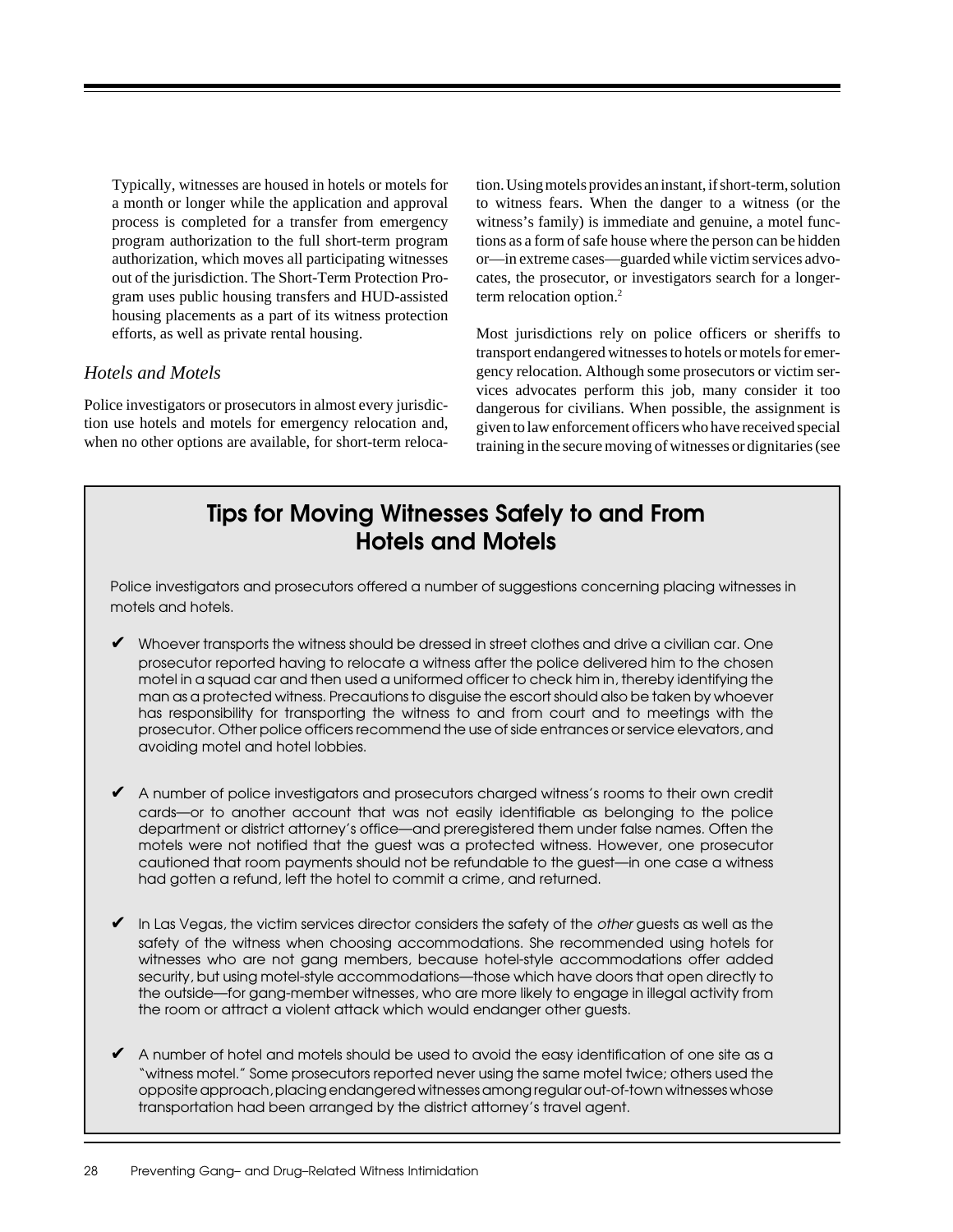Typically, witnesses are housed in hotels or motels for a month or longer while the application and approval process is completed for a transfer from emergency program authorization to the full short-term program authorization, which moves all participating witnesses out of the jurisdiction. The Short-Term Protection Program uses public housing transfers and HUD-assisted housing placements as a part of its witness protection efforts, as well as private rental housing.

### *Hotels and Motels*

Police investigators or prosecutors in almost every jurisdiction use hotels and motels for emergency relocation and, when no other options are available, for short-term relocation. Using motels provides an instant, if short-term, solution to witness fears. When the danger to a witness (or the witness's family) is immediate and genuine, a motel functions as a form of safe house where the person can be hidden or—in extreme cases—guarded while victim services advocates, the prosecutor, or investigators search for a longer-term relocation option.[2]

Most jurisdictions rely on police officers or sheriffs to transport endangered witnesses to hotels or motels for emergency relocation. Although some prosecutors or victim services advocates perform this job, many consider it too dangerous for civilians. When possible, the assignment is given to law enforcement officers who have received special training in the secure moving of witnesses or dignitaries (see

## Tips for Moving Witnesses Safely to and From Hotels and Motels

Police investigators and prosecutors offered a number of suggestions concerning placing witnesses in motels and hotels.

- ✔ Whoever transports the witness should be dressed in street clothes and drive a civilian car. One prosecutor reported having to relocate a witness after the police delivered him to the chosen motel in a squad car and then used a uniformed officer to check him in, thereby identifying the man as a protected witness. Precautions to disguise the escort should also be taken by whoever has responsibility for transporting the witness to and from court and to meetings with the prosecutor. Other police officers recommend the use of side entrances or service elevators, and avoiding motel and hotel lobbies.

- ✔ A number of police investigators and prosecutors charged witness's rooms to their own credit cards—or to another account that was not easily identifiable as belonging to the police department or district attorney's office—and preregistered them under false names. Often the motels were not notified that the guest was a protected witness. However, one prosecutor cautioned that room payments should not be refundable to the guest—in one case a witness had gotten a refund, left the hotel to commit a crime, and returned.

- ✔ In Las Vegas, the victim services director considers the safety of the *other* guests as well as the safety of the witness when choosing accommodations. She recommended using hotels for witnesses who are not gang members, because hotel-style accommodations offer added security, but using motel-style accommodations—those which have doors that open directly to the outside—for gang-member witnesses, who are more likely to engage in illegal activity from the room or attract a violent attack which would endanger other guests.

- ✔ A number of hotel and motels should be used to avoid the easy identification of one site as a "witness motel." Some prosecutors reported never using the same motel twice; others used the opposite approach, placing endangered witnesses among regular out-of-town witnesses whose transportation had been arranged by the district attorney's travel agent.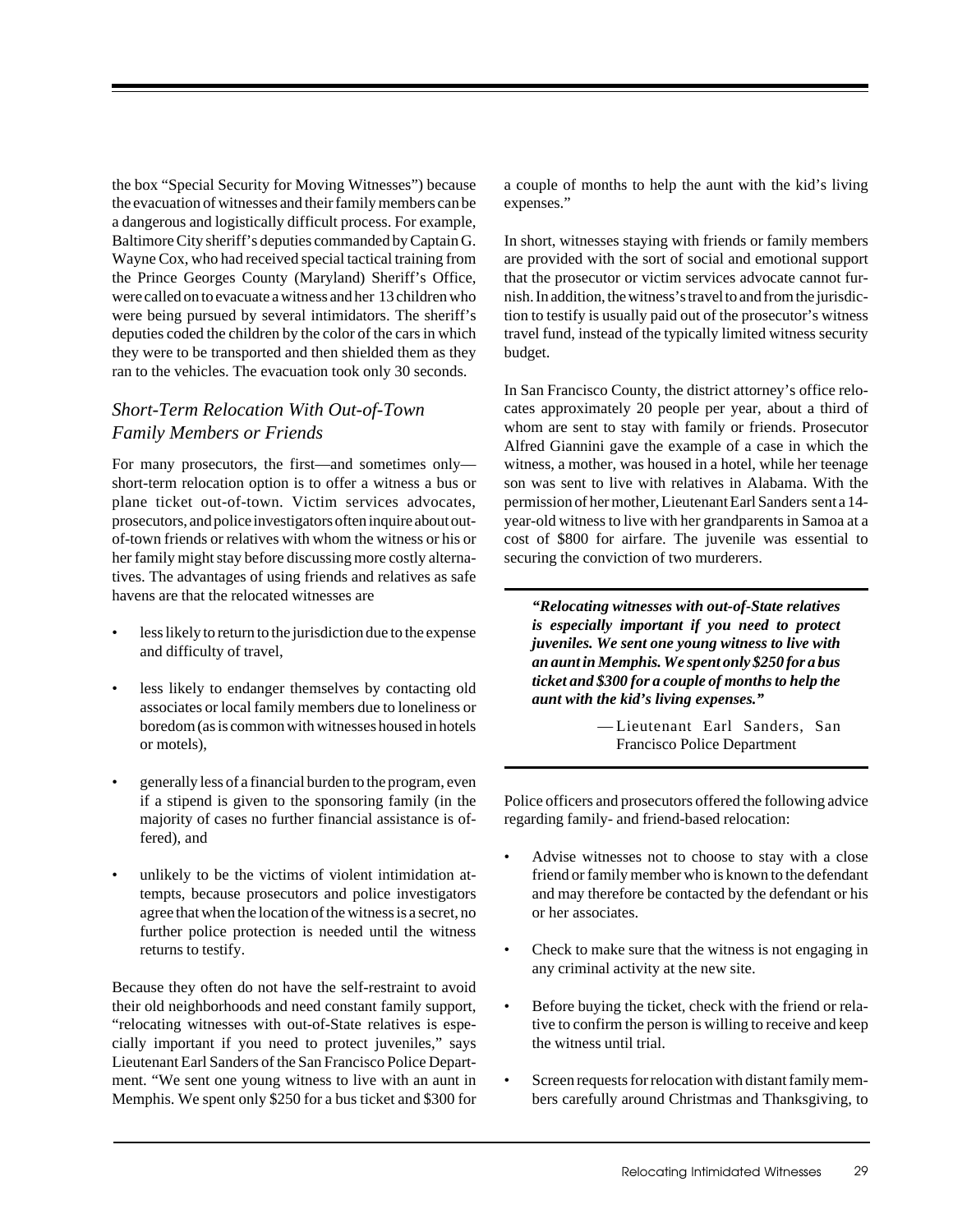the box "Special Security for Moving Witnesses") because the evacuation of witnesses and their family members can be a dangerous and logistically difficult process. For example, Baltimore City sheriff's deputies commanded by Captain G. Wayne Cox, who had received special tactical training from the Prince Georges County (Maryland) Sheriff's Office, were called on to evacuate a witness and her 13 children who were being pursued by several intimidators. The sheriff's deputies coded the children by the color of the cars in which they were to be transported and then shielded them as they ran to the vehicles. The evacuation took only 30 seconds.

## *Short-Term Relocation With Out-of-Town Family Members or Friends*

For many prosecutors, the first—and sometimes only—short-term relocation option is to offer a witness a bus or plane ticket out-of-town. Victim services advocates, prosecutors, and police investigators often inquire about out-of-town friends or relatives with whom the witness or his or her family might stay before discussing more costly alternatives. The advantages of using friends and relatives as safe havens are that the relocated witnesses are

- less likely to return to the jurisdiction due to the expense and difficulty of travel,
- less likely to endanger themselves by contacting old associates or local family members due to loneliness or boredom (as is common with witnesses housed in hotels or motels),
- generally less of a financial burden to the program, even if a stipend is given to the sponsoring family (in the majority of cases no further financial assistance is offered), and
- unlikely to be the victims of violent intimidation attempts, because prosecutors and police investigators agree that when the location of the witness is a secret, no further police protection is needed until the witness returns to testify.

Because they often do not have the self-restraint to avoid their old neighborhoods and need constant family support, "relocating witnesses with out-of-State relatives is especially important if you need to protect juveniles," says Lieutenant Earl Sanders of the San Francisco Police Department. "We sent one young witness to live with an aunt in Memphis. We spent only $250 for a bus ticket and $300 for a couple of months to help the aunt with the kid's living expenses."

In short, witnesses staying with friends or family members are provided with the sort of social and emotional support that the prosecutor or victim services advocate cannot furnish. In addition, the witness's travel to and from the jurisdiction to testify is usually paid out of the prosecutor's witness travel fund, instead of the typically limited witness security budget.

In San Francisco County, the district attorney's office relocates approximately 20 people per year, about a third of whom are sent to stay with family or friends. Prosecutor Alfred Giannini gave the example of a case in which the witness, a mother, was housed in a hotel, while her teenage son was sent to live with relatives in Alabama. With the permission of her mother, Lieutenant Earl Sanders sent a 14-year-old witness to live with her grandparents in Samoa at a cost of $800 for airfare. The juvenile was essential to securing the conviction of two murderers.

> ***"Relocating witnesses with out-of-State relatives is especially important if you need to protect juveniles. We sent one young witness to live with an aunt in Memphis. We spent only $250 for a bus ticket and $300 for a couple of months to help the aunt with the kid's living expenses."***
>
> — Lieutenant Earl Sanders, San Francisco Police Department

Police officers and prosecutors offered the following advice regarding family- and friend-based relocation:

- Advise witnesses not to choose to stay with a close friend or family member who is known to the defendant and may therefore be contacted by the defendant or his or her associates.
- Check to make sure that the witness is not engaging in any criminal activity at the new site.
- Before buying the ticket, check with the friend or relative to confirm the person is willing to receive and keep the witness until trial.
- Screen requests for relocation with distant family members carefully around Christmas and Thanksgiving, to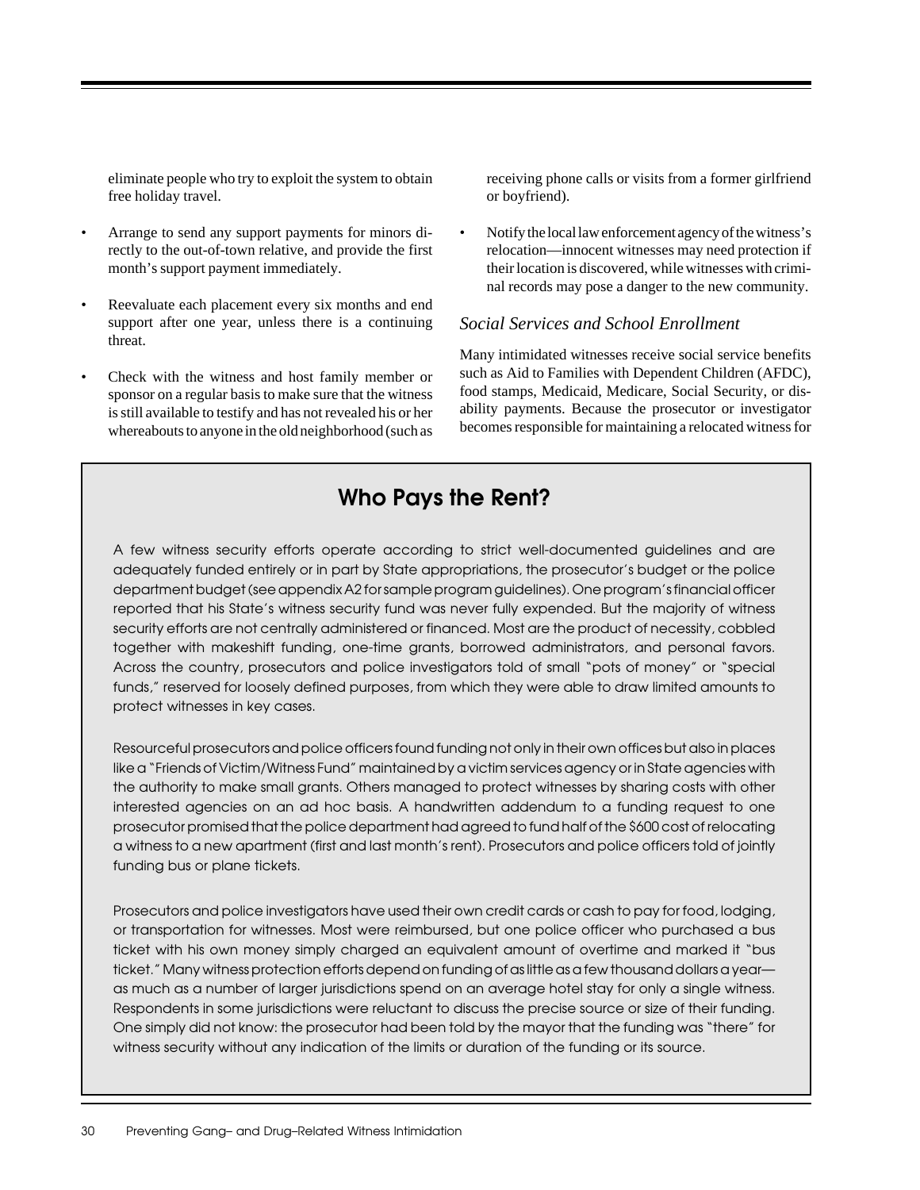eliminate people who try to exploit the system to obtain free holiday travel.

- Arrange to send any support payments for minors directly to the out-of-town relative, and provide the first month's support payment immediately.
- Reevaluate each placement every six months and end support after one year, unless there is a continuing threat.
- Check with the witness and host family member or sponsor on a regular basis to make sure that the witness is still available to testify and has not revealed his or her whereabouts to anyone in the old neighborhood (such as receiving phone calls or visits from a former girlfriend or boyfriend).
- Notify the local law enforcement agency of the witness's relocation—innocent witnesses may need protection if their location is discovered, while witnesses with criminal records may pose a danger to the new community.

### *Social Services and School Enrollment*

Many intimidated witnesses receive social service benefits such as Aid to Families with Dependent Children (AFDC), food stamps, Medicaid, Medicare, Social Security, or disability payments. Because the prosecutor or investigator becomes responsible for maintaining a relocated witness for

## Who Pays the Rent?

A few witness security efforts operate according to strict well-documented guidelines and are adequately funded entirely or in part by State appropriations, the prosecutor's budget or the police department budget (see appendix A2 for sample program guidelines). One program's financial officer reported that his State's witness security fund was never fully expended. But the majority of witness security efforts are not centrally administered or financed. Most are the product of necessity, cobbled together with makeshift funding, one-time grants, borrowed administrators, and personal favors. Across the country, prosecutors and police investigators told of small "pots of money" or "special funds," reserved for loosely defined purposes, from which they were able to draw limited amounts to protect witnesses in key cases.

Resourceful prosecutors and police officers found funding not only in their own offices but also in places like a "Friends of Victim/Witness Fund" maintained by a victim services agency or in State agencies with the authority to make small grants. Others managed to protect witnesses by sharing costs with other interested agencies on an ad hoc basis. A handwritten addendum to a funding request to one prosecutor promised that the police department had agreed to fund half of the $600 cost of relocating a witness to a new apartment (first and last month's rent). Prosecutors and police officers told of jointly funding bus or plane tickets.

Prosecutors and police investigators have used their own credit cards or cash to pay for food, lodging, or transportation for witnesses. Most were reimbursed, but one police officer who purchased a bus ticket with his own money simply charged an equivalent amount of overtime and marked it "bus ticket." Many witness protection efforts depend on funding of as little as a few thousand dollars a year—as much as a number of larger jurisdictions spend on an average hotel stay for only a single witness. Respondents in some jurisdictions were reluctant to discuss the precise source or size of their funding. One simply did not know: the prosecutor had been told by the mayor that the funding was "there" for witness security without any indication of the limits or duration of the funding or its source.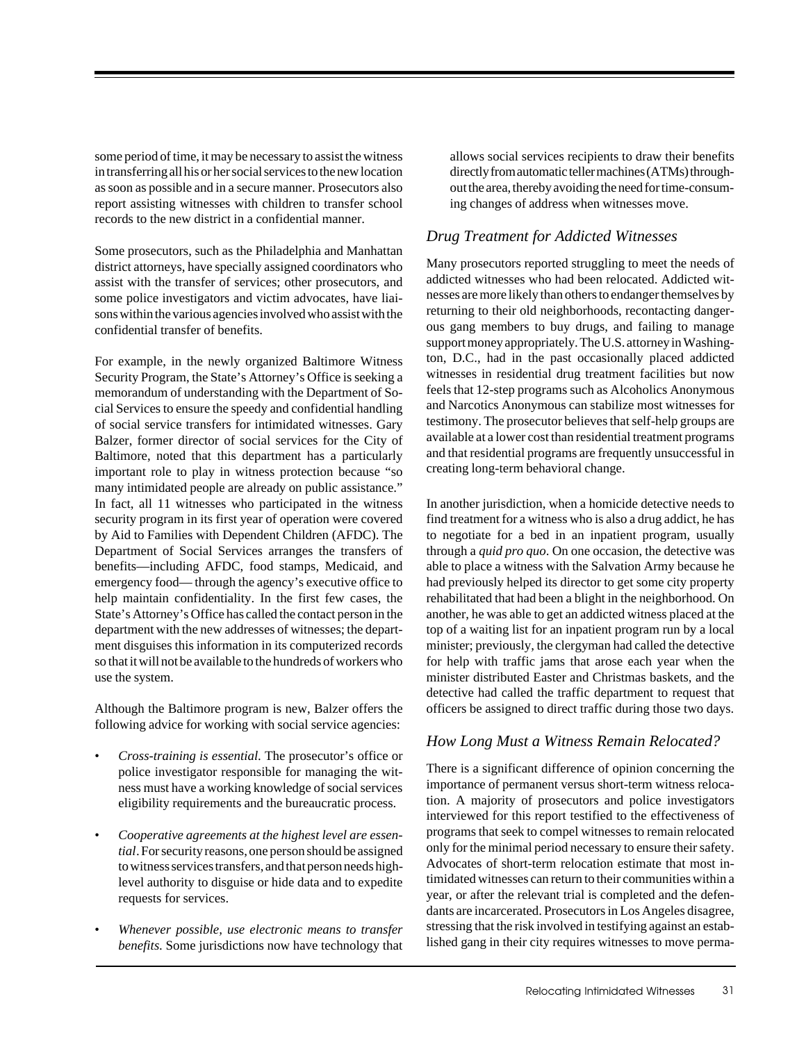some period of time, it may be necessary to assist the witness in transferring all his or her social services to the new location as soon as possible and in a secure manner. Prosecutors also report assisting witnesses with children to transfer school records to the new district in a confidential manner.

Some prosecutors, such as the Philadelphia and Manhattan district attorneys, have specially assigned coordinators who assist with the transfer of services; other prosecutors, and some police investigators and victim advocates, have liaisons within the various agencies involved who assist with the confidential transfer of benefits.

For example, in the newly organized Baltimore Witness Security Program, the State's Attorney's Office is seeking a memorandum of understanding with the Department of Social Services to ensure the speedy and confidential handling of social service transfers for intimidated witnesses. Gary Balzer, former director of social services for the City of Baltimore, noted that this department has a particularly important role to play in witness protection because "so many intimidated people are already on public assistance." In fact, all 11 witnesses who participated in the witness security program in its first year of operation were covered by Aid to Families with Dependent Children (AFDC). The Department of Social Services arranges the transfers of benefits—including AFDC, food stamps, Medicaid, and emergency food— through the agency's executive office to help maintain confidentiality. In the first few cases, the State's Attorney's Office has called the contact person in the department with the new addresses of witnesses; the department disguises this information in its computerized records so that it will not be available to the hundreds of workers who use the system.

Although the Baltimore program is new, Balzer offers the following advice for working with social service agencies:

- *Cross-training is essential.* The prosecutor's office or police investigator responsible for managing the witness must have a working knowledge of social services eligibility requirements and the bureaucratic process.

- *Cooperative agreements at the highest level are essential*. For security reasons, one person should be assigned to witness services transfers, and that person needs high-level authority to disguise or hide data and to expedite requests for services.

- *Whenever possible, use electronic means to transfer benefits.* Some jurisdictions now have technology that allows social services recipients to draw their benefits directly from automatic teller machines (ATMs) throughout the area, thereby avoiding the need for time-consuming changes of address when witnesses move.

## *Drug Treatment for Addicted Witnesses*

Many prosecutors reported struggling to meet the needs of addicted witnesses who had been relocated. Addicted witnesses are more likely than others to endanger themselves by returning to their old neighborhoods, recontacting dangerous gang members to buy drugs, and failing to manage support money appropriately. The U.S. attorney in Washington, D.C., had in the past occasionally placed addicted witnesses in residential drug treatment facilities but now feels that 12-step programs such as Alcoholics Anonymous and Narcotics Anonymous can stabilize most witnesses for testimony. The prosecutor believes that self-help groups are available at a lower cost than residential treatment programs and that residential programs are frequently unsuccessful in creating long-term behavioral change.

In another jurisdiction, when a homicide detective needs to find treatment for a witness who is also a drug addict, he has to negotiate for a bed in an inpatient program, usually through a *quid pro quo*. On one occasion, the detective was able to place a witness with the Salvation Army because he had previously helped its director to get some city property rehabilitated that had been a blight in the neighborhood. On another, he was able to get an addicted witness placed at the top of a waiting list for an inpatient program run by a local minister; previously, the clergyman had called the detective for help with traffic jams that arose each year when the minister distributed Easter and Christmas baskets, and the detective had called the traffic department to request that officers be assigned to direct traffic during those two days.

## *How Long Must a Witness Remain Relocated?*

There is a significant difference of opinion concerning the importance of permanent versus short-term witness relocation. A majority of prosecutors and police investigators interviewed for this report testified to the effectiveness of programs that seek to compel witnesses to remain relocated only for the minimal period necessary to ensure their safety. Advocates of short-term relocation estimate that most intimidated witnesses can return to their communities within a year, or after the relevant trial is completed and the defendants are incarcerated. Prosecutors in Los Angeles disagree, stressing that the risk involved in testifying against an established gang in their city requires witnesses to move perma-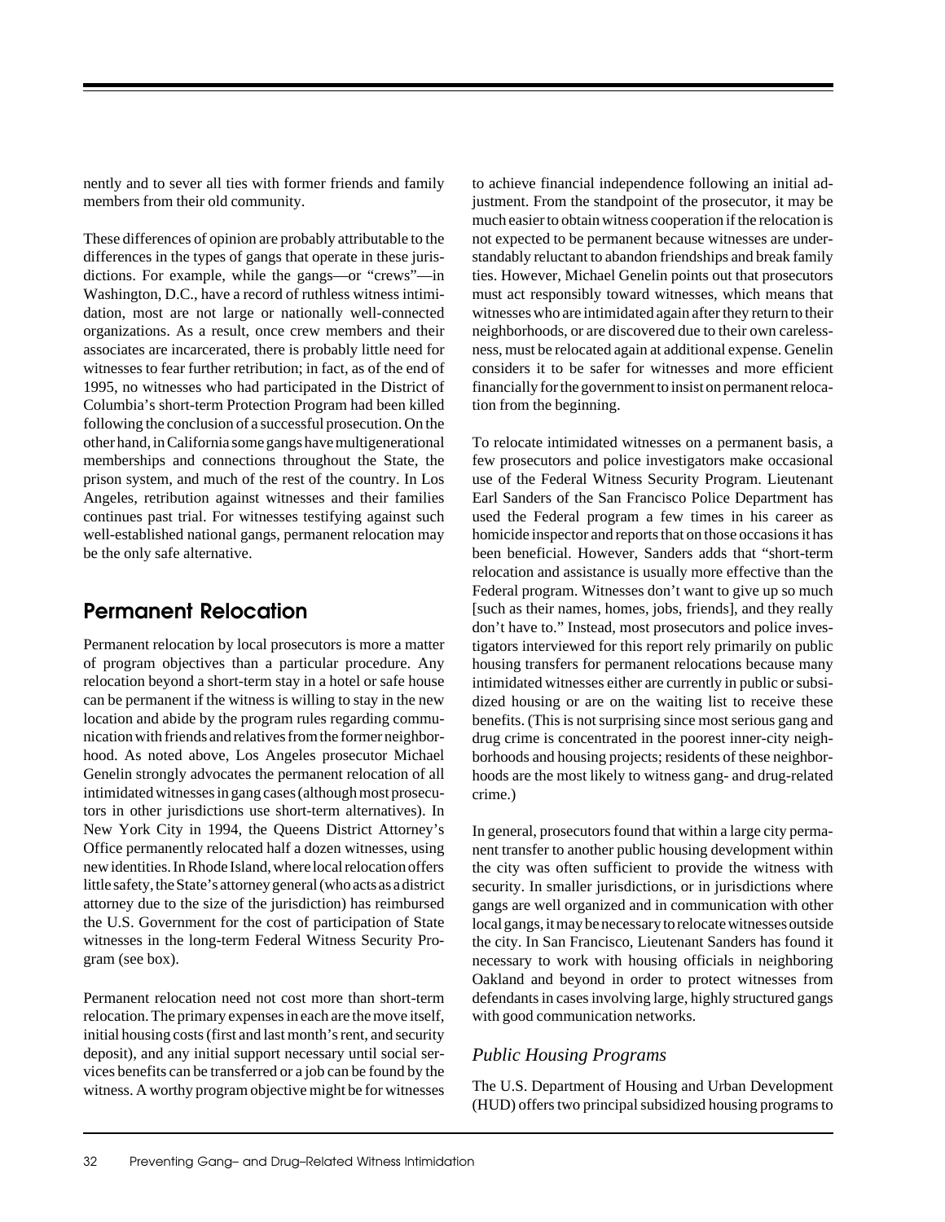nently and to sever all ties with former friends and family members from their old community.

These differences of opinion are probably attributable to the differences in the types of gangs that operate in these jurisdictions. For example, while the gangs—or "crews"—in Washington, D.C., have a record of ruthless witness intimidation, most are not large or nationally well-connected organizations. As a result, once crew members and their associates are incarcerated, there is probably little need for witnesses to fear further retribution; in fact, as of the end of 1995, no witnesses who had participated in the District of Columbia's short-term Protection Program had been killed following the conclusion of a successful prosecution. On the other hand, in California some gangs have multigenerational memberships and connections throughout the State, the prison system, and much of the rest of the country. In Los Angeles, retribution against witnesses and their families continues past trial. For witnesses testifying against such well-established national gangs, permanent relocation may be the only safe alternative.

## Permanent Relocation

Permanent relocation by local prosecutors is more a matter of program objectives than a particular procedure. Any relocation beyond a short-term stay in a hotel or safe house can be permanent if the witness is willing to stay in the new location and abide by the program rules regarding communication with friends and relatives from the former neighborhood. As noted above, Los Angeles prosecutor Michael Genelin strongly advocates the permanent relocation of all intimidated witnesses in gang cases (although most prosecutors in other jurisdictions use short-term alternatives). In New York City in 1994, the Queens District Attorney's Office permanently relocated half a dozen witnesses, using new identities. In Rhode Island, where local relocation offers little safety, the State's attorney general (who acts as a district attorney due to the size of the jurisdiction) has reimbursed the U.S. Government for the cost of participation of State witnesses in the long-term Federal Witness Security Program (see box).

Permanent relocation need not cost more than short-term relocation. The primary expenses in each are the move itself, initial housing costs (first and last month's rent, and security deposit), and any initial support necessary until social services benefits can be transferred or a job can be found by the witness. A worthy program objective might be for witnesses to achieve financial independence following an initial adjustment. From the standpoint of the prosecutor, it may be much easier to obtain witness cooperation if the relocation is not expected to be permanent because witnesses are understandably reluctant to abandon friendships and break family ties. However, Michael Genelin points out that prosecutors must act responsibly toward witnesses, which means that witnesses who are intimidated again after they return to their neighborhoods, or are discovered due to their own carelessness, must be relocated again at additional expense. Genelin considers it to be safer for witnesses and more efficient financially for the government to insist on permanent relocation from the beginning.

To relocate intimidated witnesses on a permanent basis, a few prosecutors and police investigators make occasional use of the Federal Witness Security Program. Lieutenant Earl Sanders of the San Francisco Police Department has used the Federal program a few times in his career as homicide inspector and reports that on those occasions it has been beneficial. However, Sanders adds that "short-term relocation and assistance is usually more effective than the Federal program. Witnesses don't want to give up so much [such as their names, homes, jobs, friends], and they really don't have to." Instead, most prosecutors and police investigators interviewed for this report rely primarily on public housing transfers for permanent relocations because many intimidated witnesses either are currently in public or subsidized housing or are on the waiting list to receive these benefits. (This is not surprising since most serious gang and drug crime is concentrated in the poorest inner-city neighborhoods and housing projects; residents of these neighborhoods are the most likely to witness gang- and drug-related crime.)

In general, prosecutors found that within a large city permanent transfer to another public housing development within the city was often sufficient to provide the witness with security. In smaller jurisdictions, or in jurisdictions where gangs are well organized and in communication with other local gangs, it may be necessary to relocate witnesses outside the city. In San Francisco, Lieutenant Sanders has found it necessary to work with housing officials in neighboring Oakland and beyond in order to protect witnesses from defendants in cases involving large, highly structured gangs with good communication networks.

### *Public Housing Programs*

The U.S. Department of Housing and Urban Development (HUD) offers two principal subsidized housing programs to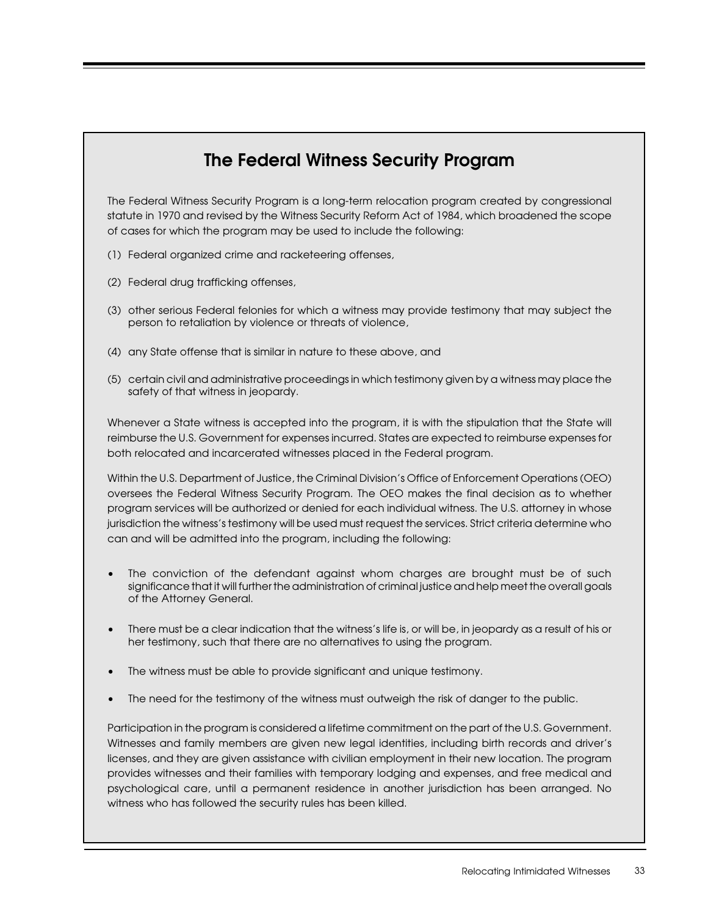## The Federal Witness Security Program

The Federal Witness Security Program is a long-term relocation program created by congressional statute in 1970 and revised by the Witness Security Reform Act of 1984, which broadened the scope of cases for which the program may be used to include the following:

(1) Federal organized crime and racketeering offenses,

(2) Federal drug trafficking offenses,

(3) other serious Federal felonies for which a witness may provide testimony that may subject the person to retaliation by violence or threats of violence,

(4) any State offense that is similar in nature to these above, and

(5) certain civil and administrative proceedings in which testimony given by a witness may place the safety of that witness in jeopardy.

Whenever a State witness is accepted into the program, it is with the stipulation that the State will reimburse the U.S. Government for expenses incurred. States are expected to reimburse expenses for both relocated and incarcerated witnesses placed in the Federal program.

Within the U.S. Department of Justice, the Criminal Division's Office of Enforcement Operations (OEO) oversees the Federal Witness Security Program. The OEO makes the final decision as to whether program services will be authorized or denied for each individual witness. The U.S. attorney in whose jurisdiction the witness's testimony will be used must request the services. Strict criteria determine who can and will be admitted into the program, including the following:

- The conviction of the defendant against whom charges are brought must be of such significance that it will further the administration of criminal justice and help meet the overall goals of the Attorney General.
- There must be a clear indication that the witness's life is, or will be, in jeopardy as a result of his or her testimony, such that there are no alternatives to using the program.
- The witness must be able to provide significant and unique testimony.
- The need for the testimony of the witness must outweigh the risk of danger to the public.

Participation in the program is considered a lifetime commitment on the part of the U.S. Government. Witnesses and family members are given new legal identities, including birth records and driver's licenses, and they are given assistance with civilian employment in their new location. The program provides witnesses and their families with temporary lodging and expenses, and free medical and psychological care, until a permanent residence in another jurisdiction has been arranged. No witness who has followed the security rules has been killed.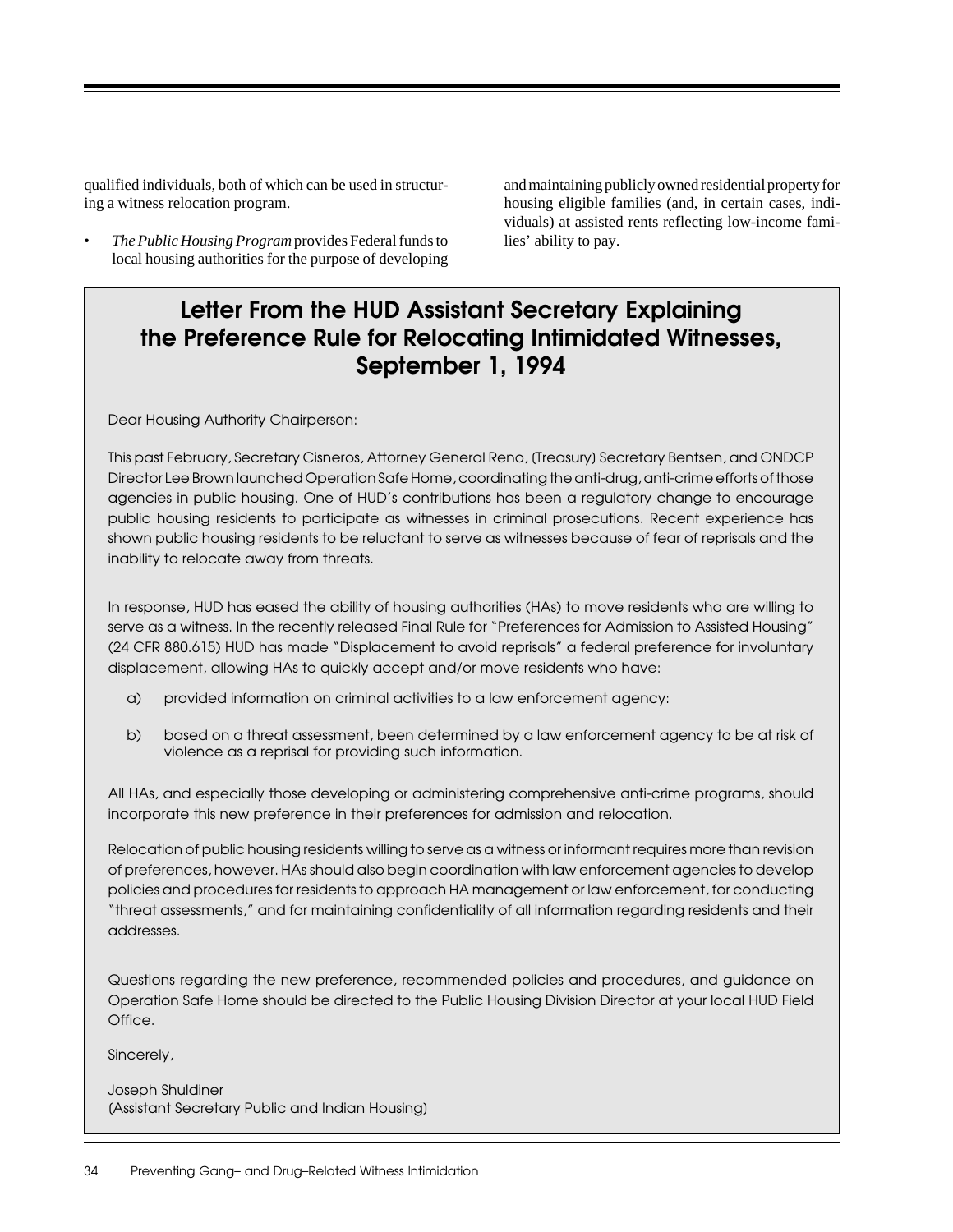qualified individuals, both of which can be used in structuring a witness relocation program.

- *The Public Housing Program* provides Federal funds to local housing authorities for the purpose of developing and maintaining publicly owned residential property for housing eligible families (and, in certain cases, individuals) at assisted rents reflecting low-income families' ability to pay.

## Letter From the HUD Assistant Secretary Explaining the Preference Rule for Relocating Intimidated Witnesses, September 1, 1994

Dear Housing Authority Chairperson:

This past February, Secretary Cisneros, Attorney General Reno, (Treasury) Secretary Bentsen, and ONDCP Director Lee Brown launched Operation Safe Home, coordinating the anti-drug, anti-crime efforts of those agencies in public housing. One of HUD's contributions has been a regulatory change to encourage public housing residents to participate as witnesses in criminal prosecutions. Recent experience has shown public housing residents to be reluctant to serve as witnesses because of fear of reprisals and the inability to relocate away from threats.

In response, HUD has eased the ability of housing authorities (HAs) to move residents who are willing to serve as a witness. In the recently released Final Rule for "Preferences for Admission to Assisted Housing" (24 CFR 880.615) HUD has made "Displacement to avoid reprisals" a federal preference for involuntary displacement, allowing HAs to quickly accept and/or move residents who have:

a) provided information on criminal activities to a law enforcement agency:

b) based on a threat assessment, been determined by a law enforcement agency to be at risk of violence as a reprisal for providing such information.

All HAs, and especially those developing or administering comprehensive anti-crime programs, should incorporate this new preference in their preferences for admission and relocation.

Relocation of public housing residents willing to serve as a witness or informant requires more than revision of preferences, however. HAs should also begin coordination with law enforcement agencies to develop policies and procedures for residents to approach HA management or law enforcement, for conducting "threat assessments," and for maintaining confidentiality of all information regarding residents and their addresses.

Questions regarding the new preference, recommended policies and procedures, and guidance on Operation Safe Home should be directed to the Public Housing Division Director at your local HUD Field Office.

Sincerely,

Joseph Shuldiner
(Assistant Secretary Public and Indian Housing)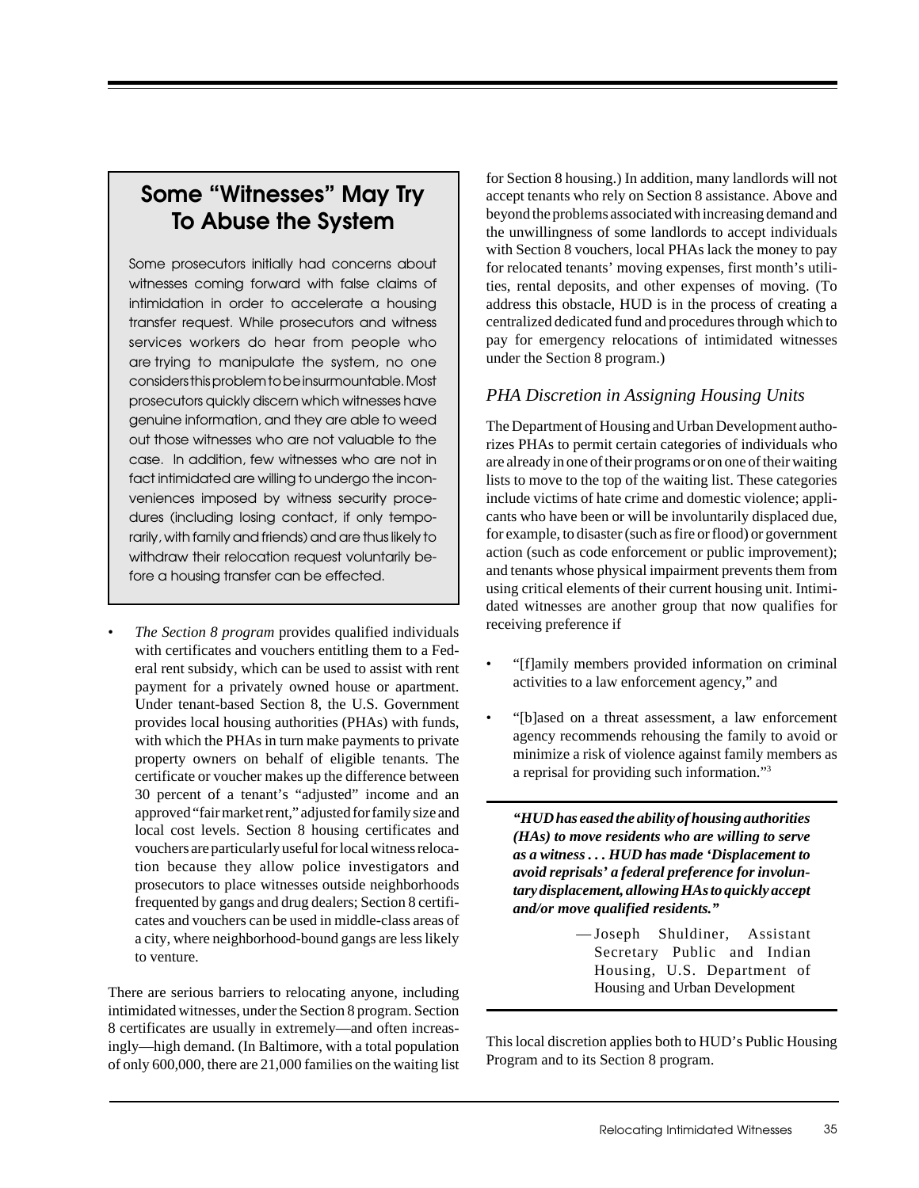## Some "Witnesses" May Try To Abuse the System

Some prosecutors initially had concerns about witnesses coming forward with false claims of intimidation in order to accelerate a housing transfer request. While prosecutors and witness services workers do hear from people who are trying to manipulate the system, no one considers this problem to be insurmountable. Most prosecutors quickly discern which witnesses have genuine information, and they are able to weed out those witnesses who are not valuable to the case. In addition, few witnesses who are not in fact intimidated are willing to undergo the inconveniences imposed by witness security procedures (including losing contact, if only temporarily, with family and friends) and are thus likely to withdraw their relocation request voluntarily before a housing transfer can be effected.

- *The Section 8 program* provides qualified individuals with certificates and vouchers entitling them to a Federal rent subsidy, which can be used to assist with rent payment for a privately owned house or apartment. Under tenant-based Section 8, the U.S. Government provides local housing authorities (PHAs) with funds, with which the PHAs in turn make payments to private property owners on behalf of eligible tenants. The certificate or voucher makes up the difference between 30 percent of a tenant's "adjusted" income and an approved "fair market rent," adjusted for family size and local cost levels. Section 8 housing certificates and vouchers are particularly useful for local witness relocation because they allow police investigators and prosecutors to place witnesses outside neighborhoods frequented by gangs and drug dealers; Section 8 certificates and vouchers can be used in middle-class areas of a city, where neighborhood-bound gangs are less likely to venture.

There are serious barriers to relocating anyone, including intimidated witnesses, under the Section 8 program. Section 8 certificates are usually in extremely—and often increasingly—high demand. (In Baltimore, with a total population of only 600,000, there are 21,000 families on the waiting list for Section 8 housing.) In addition, many landlords will not accept tenants who rely on Section 8 assistance. Above and beyond the problems associated with increasing demand and the unwillingness of some landlords to accept individuals with Section 8 vouchers, local PHAs lack the money to pay for relocated tenants' moving expenses, first month's utilities, rental deposits, and other expenses of moving. (To address this obstacle, HUD is in the process of creating a centralized dedicated fund and procedures through which to pay for emergency relocations of intimidated witnesses under the Section 8 program.)

### *PHA Discretion in Assigning Housing Units*

The Department of Housing and Urban Development authorizes PHAs to permit certain categories of individuals who are already in one of their programs or on one of their waiting lists to move to the top of the waiting list. These categories include victims of hate crime and domestic violence; applicants who have been or will be involuntarily displaced due, for example, to disaster (such as fire or flood) or government action (such as code enforcement or public improvement); and tenants whose physical impairment prevents them from using critical elements of their current housing unit. Intimidated witnesses are another group that now qualifies for receiving preference if

- "[f]amily members provided information on criminal activities to a law enforcement agency," and
- "[b]ased on a threat assessment, a law enforcement agency recommends rehousing the family to avoid or minimize a risk of violence against family members as a reprisal for providing such information."[3]

> ***"HUD has eased the ability of housing authorities (HAs) to move residents who are willing to serve as a witness . . . HUD has made 'Displacement to avoid reprisals' a federal preference for involuntary displacement, allowing HAs to quickly accept and/or move qualified residents."***
>
> — Joseph Shuldiner, Assistant Secretary Public and Indian Housing, U.S. Department of Housing and Urban Development

This local discretion applies both to HUD's Public Housing Program and to its Section 8 program.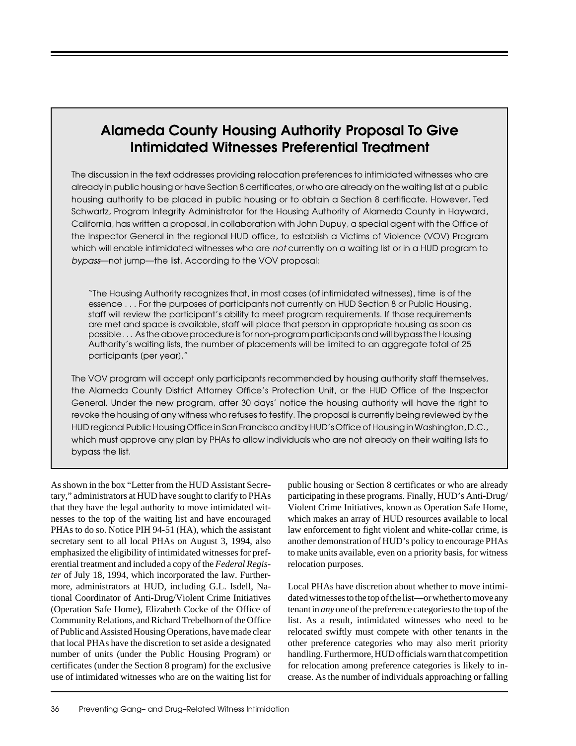## Alameda County Housing Authority Proposal To Give Intimidated Witnesses Preferential Treatment

The discussion in the text addresses providing relocation preferences to intimidated witnesses who are already in public housing or have Section 8 certificates, or who are already on the waiting list at a public housing authority to be placed in public housing or to obtain a Section 8 certificate. However, Ted Schwartz, Program Integrity Administrator for the Housing Authority of Alameda County in Hayward, California, has written a proposal, in collaboration with John Dupuy, a special agent with the Office of the Inspector General in the regional HUD office, to establish a Victims of Violence (VOV) Program which will enable intimidated witnesses who are *not* currently on a waiting list or in a HUD program to *bypass*—not jump—the list. According to the VOV proposal:

> "The Housing Authority recognizes that, in most cases (of intimidated witnesses), time is of the essence . . . For the purposes of participants not currently on HUD Section 8 or Public Housing, staff will review the participant's ability to meet program requirements. If those requirements are met and space is available, staff will place that person in appropriate housing as soon as possible . . . As the above procedure is for non-program participants and will bypass the Housing Authority's waiting lists, the number of placements will be limited to an aggregate total of 25 participants (per year)."

The VOV program will accept only participants recommended by housing authority staff themselves, the Alameda County District Attorney Office's Protection Unit, or the HUD Office of the Inspector General. Under the new program, after 30 days' notice the housing authority will have the right to revoke the housing of any witness who refuses to testify. The proposal is currently being reviewed by the HUD regional Public Housing Office in San Francisco and by HUD's Office of Housing in Washington, D.C., which must approve any plan by PHAs to allow individuals who are not already on their waiting lists to bypass the list.

As shown in the box "Letter from the HUD Assistant Secretary," administrators at HUD have sought to clarify to PHAs that they have the legal authority to move intimidated witnesses to the top of the waiting list and have encouraged PHAs to do so. Notice PIH 94-51 (HA), which the assistant secretary sent to all local PHAs on August 3, 1994, also emphasized the eligibility of intimidated witnesses for preferential treatment and included a copy of the *Federal Register* of July 18, 1994, which incorporated the law. Furthermore, administrators at HUD, including G.L. Isdell, National Coordinator of Anti-Drug/Violent Crime Initiatives (Operation Safe Home), Elizabeth Cocke of the Office of Community Relations, and Richard Trebelhorn of the Office of Public and Assisted Housing Operations, have made clear that local PHAs have the discretion to set aside a designated number of units (under the Public Housing Program) or certificates (under the Section 8 program) for the exclusive use of intimidated witnesses who are on the waiting list for public housing or Section 8 certificates or who are already participating in these programs. Finally, HUD's Anti-Drug/Violent Crime Initiatives, known as Operation Safe Home, which makes an array of HUD resources available to local law enforcement to fight violent and white-collar crime, is another demonstration of HUD's policy to encourage PHAs to make units available, even on a priority basis, for witness relocation purposes.

Local PHAs have discretion about whether to move intimidated witnesses to the top of the list—or whether to move any tenant in *any* one of the preference categories to the top of the list. As a result, intimidated witnesses who need to be relocated swiftly must compete with other tenants in the other preference categories who may also merit priority handling. Furthermore, HUD officials warn that competition for relocation among preference categories is likely to increase. As the number of individuals approaching or falling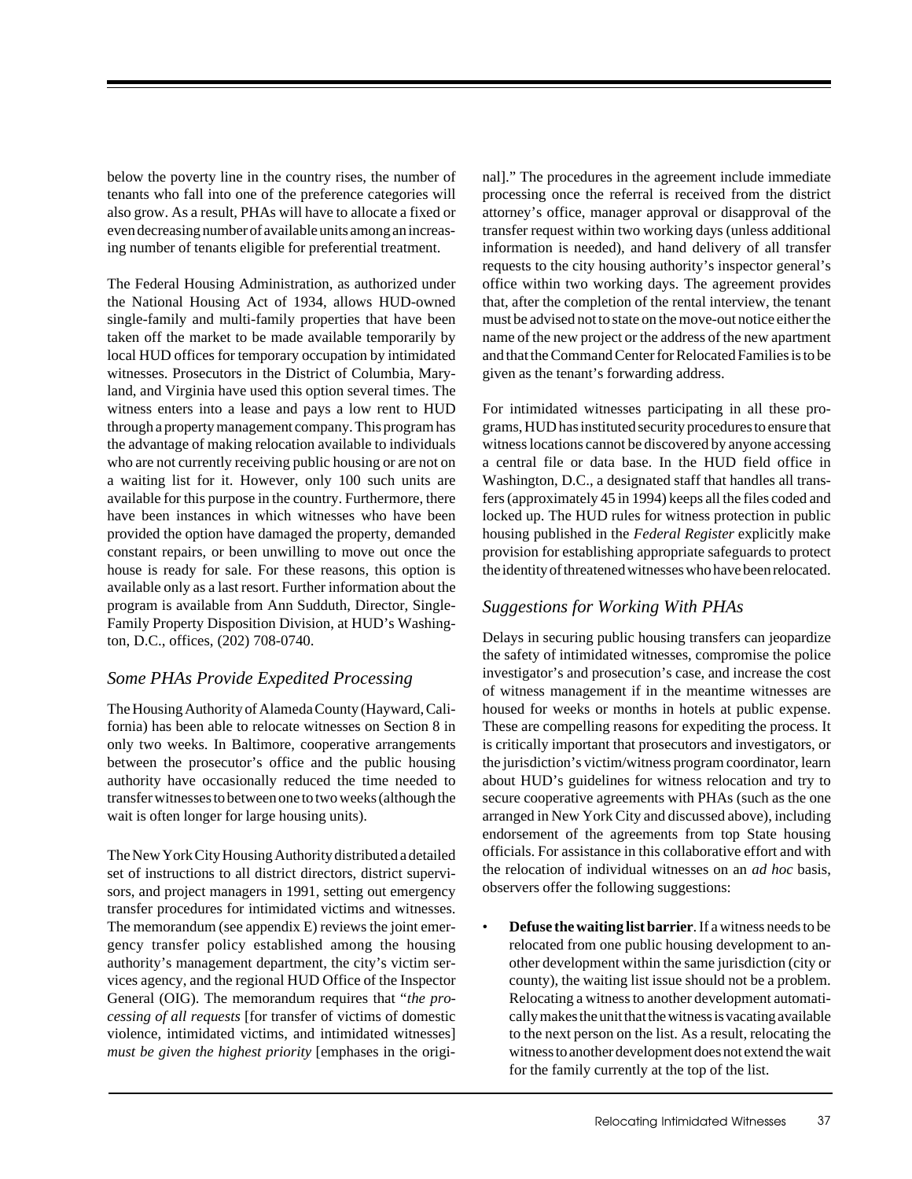below the poverty line in the country rises, the number of tenants who fall into one of the preference categories will also grow. As a result, PHAs will have to allocate a fixed or even decreasing number of available units among an increasing number of tenants eligible for preferential treatment.

The Federal Housing Administration, as authorized under the National Housing Act of 1934, allows HUD-owned single-family and multi-family properties that have been taken off the market to be made available temporarily by local HUD offices for temporary occupation by intimidated witnesses. Prosecutors in the District of Columbia, Maryland, and Virginia have used this option several times. The witness enters into a lease and pays a low rent to HUD through a property management company. This program has the advantage of making relocation available to individuals who are not currently receiving public housing or are not on a waiting list for it. However, only 100 such units are available for this purpose in the country. Furthermore, there have been instances in which witnesses who have been provided the option have damaged the property, demanded constant repairs, or been unwilling to move out once the house is ready for sale. For these reasons, this option is available only as a last resort. Further information about the program is available from Ann Sudduth, Director, Single-Family Property Disposition Division, at HUD's Washington, D.C., offices, (202) 708-0740.

## *Some PHAs Provide Expedited Processing*

The Housing Authority of Alameda County (Hayward, California) has been able to relocate witnesses on Section 8 in only two weeks. In Baltimore, cooperative arrangements between the prosecutor's office and the public housing authority have occasionally reduced the time needed to transfer witnesses to between one to two weeks (although the wait is often longer for large housing units).

The New York City Housing Authority distributed a detailed set of instructions to all district directors, district supervisors, and project managers in 1991, setting out emergency transfer procedures for intimidated victims and witnesses. The memorandum (see appendix E) reviews the joint emergency transfer policy established among the housing authority's management department, the city's victim services agency, and the regional HUD Office of the Inspector General (OIG). The memorandum requires that "*the processing of all requests* [for transfer of victims of domestic violence, intimidated victims, and intimidated witnesses] *must be given the highest priority* [emphases in the original]." The procedures in the agreement include immediate processing once the referral is received from the district attorney's office, manager approval or disapproval of the transfer request within two working days (unless additional information is needed), and hand delivery of all transfer requests to the city housing authority's inspector general's office within two working days. The agreement provides that, after the completion of the rental interview, the tenant must be advised not to state on the move-out notice either the name of the new project or the address of the new apartment and that the Command Center for Relocated Families is to be given as the tenant's forwarding address.

For intimidated witnesses participating in all these programs, HUD has instituted security procedures to ensure that witness locations cannot be discovered by anyone accessing a central file or data base. In the HUD field office in Washington, D.C., a designated staff that handles all transfers (approximately 45 in 1994) keeps all the files coded and locked up. The HUD rules for witness protection in public housing published in the *Federal Register* explicitly make provision for establishing appropriate safeguards to protect the identity of threatened witnesses who have been relocated.

## *Suggestions for Working With PHAs*

Delays in securing public housing transfers can jeopardize the safety of intimidated witnesses, compromise the police investigator's and prosecution's case, and increase the cost of witness management if in the meantime witnesses are housed for weeks or months in hotels at public expense. These are compelling reasons for expediting the process. It is critically important that prosecutors and investigators, or the jurisdiction's victim/witness program coordinator, learn about HUD's guidelines for witness relocation and try to secure cooperative agreements with PHAs (such as the one arranged in New York City and discussed above), including endorsement of the agreements from top State housing officials. For assistance in this collaborative effort and with the relocation of individual witnesses on an *ad hoc* basis, observers offer the following suggestions:

- **Defuse the waiting list barrier**. If a witness needs to be relocated from one public housing development to another development within the same jurisdiction (city or county), the waiting list issue should not be a problem. Relocating a witness to another development automatically makes the unit that the witness is vacating available to the next person on the list. As a result, relocating the witness to another development does not extend the wait for the family currently at the top of the list.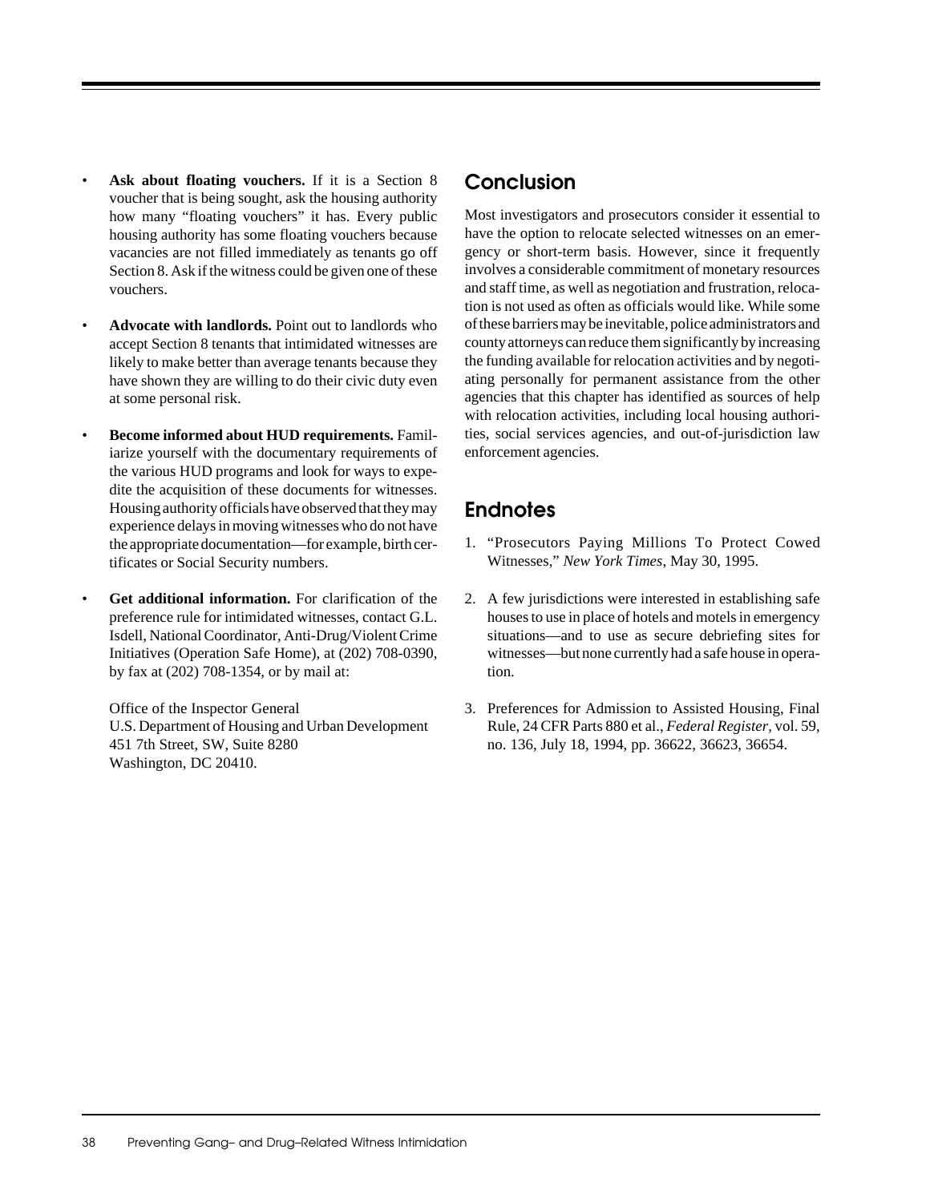- **Ask about floating vouchers.** If it is a Section 8 voucher that is being sought, ask the housing authority how many "floating vouchers" it has. Every public housing authority has some floating vouchers because vacancies are not filled immediately as tenants go off Section 8. Ask if the witness could be given one of these vouchers.

- **Advocate with landlords.** Point out to landlords who accept Section 8 tenants that intimidated witnesses are likely to make better than average tenants because they have shown they are willing to do their civic duty even at some personal risk.

- **Become informed about HUD requirements.** Familiarize yourself with the documentary requirements of the various HUD programs and look for ways to expedite the acquisition of these documents for witnesses. Housing authority officials have observed that they may experience delays in moving witnesses who do not have the appropriate documentation—for example, birth certificates or Social Security numbers.

- **Get additional information.** For clarification of the preference rule for intimidated witnesses, contact G.L. Isdell, National Coordinator, Anti-Drug/Violent Crime Initiatives (Operation Safe Home), at (202) 708-0390, by fax at (202) 708-1354, or by mail at:

  Office of the Inspector General
  U.S. Department of Housing and Urban Development
  451 7th Street, SW, Suite 8280
  Washington, DC 20410.

## Conclusion

Most investigators and prosecutors consider it essential to have the option to relocate selected witnesses on an emergency or short-term basis. However, since it frequently involves a considerable commitment of monetary resources and staff time, as well as negotiation and frustration, relocation is not used as often as officials would like. While some of these barriers may be inevitable, police administrators and county attorneys can reduce them significantly by increasing the funding available for relocation activities and by negotiating personally for permanent assistance from the other agencies that this chapter has identified as sources of help with relocation activities, including local housing authorities, social services agencies, and out-of-jurisdiction law enforcement agencies.

## Endnotes

1. "Prosecutors Paying Millions To Protect Cowed Witnesses," *New York Times*, May 30, 1995.

2. A few jurisdictions were interested in establishing safe houses to use in place of hotels and motels in emergency situations—and to use as secure debriefing sites for witnesses—but none currently had a safe house in operation.

3. Preferences for Admission to Assisted Housing, Final Rule, 24 CFR Parts 880 et al., *Federal Register*, vol. 59, no. 136, July 18, 1994, pp. 36622, 36623, 36654.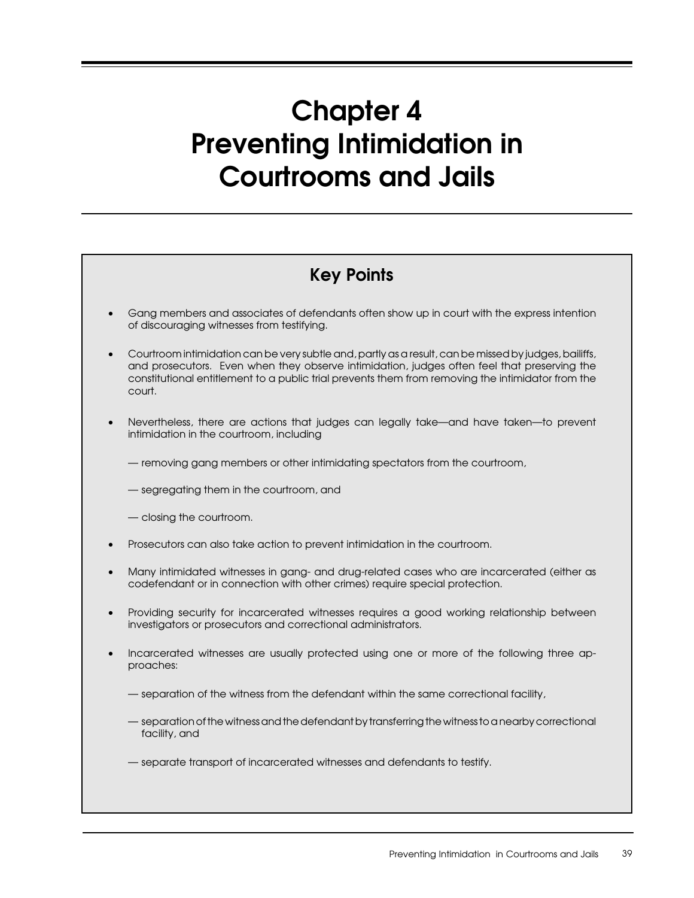# Chapter 4
# Preventing Intimidation in Courtrooms and Jails

## Key Points

- Gang members and associates of defendants often show up in court with the express intention of discouraging witnesses from testifying.

- Courtroom intimidation can be very subtle and, partly as a result, can be missed by judges, bailiffs, and prosecutors. Even when they observe intimidation, judges often feel that preserving the constitutional entitlement to a public trial prevents them from removing the intimidator from the court.

- Nevertheless, there are actions that judges can legally take—and have taken—to prevent intimidation in the courtroom, including

  — removing gang members or other intimidating spectators from the courtroom,

  — segregating them in the courtroom, and

  — closing the courtroom.

- Prosecutors can also take action to prevent intimidation in the courtroom.

- Many intimidated witnesses in gang- and drug-related cases who are incarcerated (either as codefendant or in connection with other crimes) require special protection.

- Providing security for incarcerated witnesses requires a good working relationship between investigators or prosecutors and correctional administrators.

- Incarcerated witnesses are usually protected using one or more of the following three approaches:

  — separation of the witness from the defendant within the same correctional facility,

  — separation of the witness and the defendant by transferring the witness to a nearby correctional facility, and

  — separate transport of incarcerated witnesses and defendants to testify.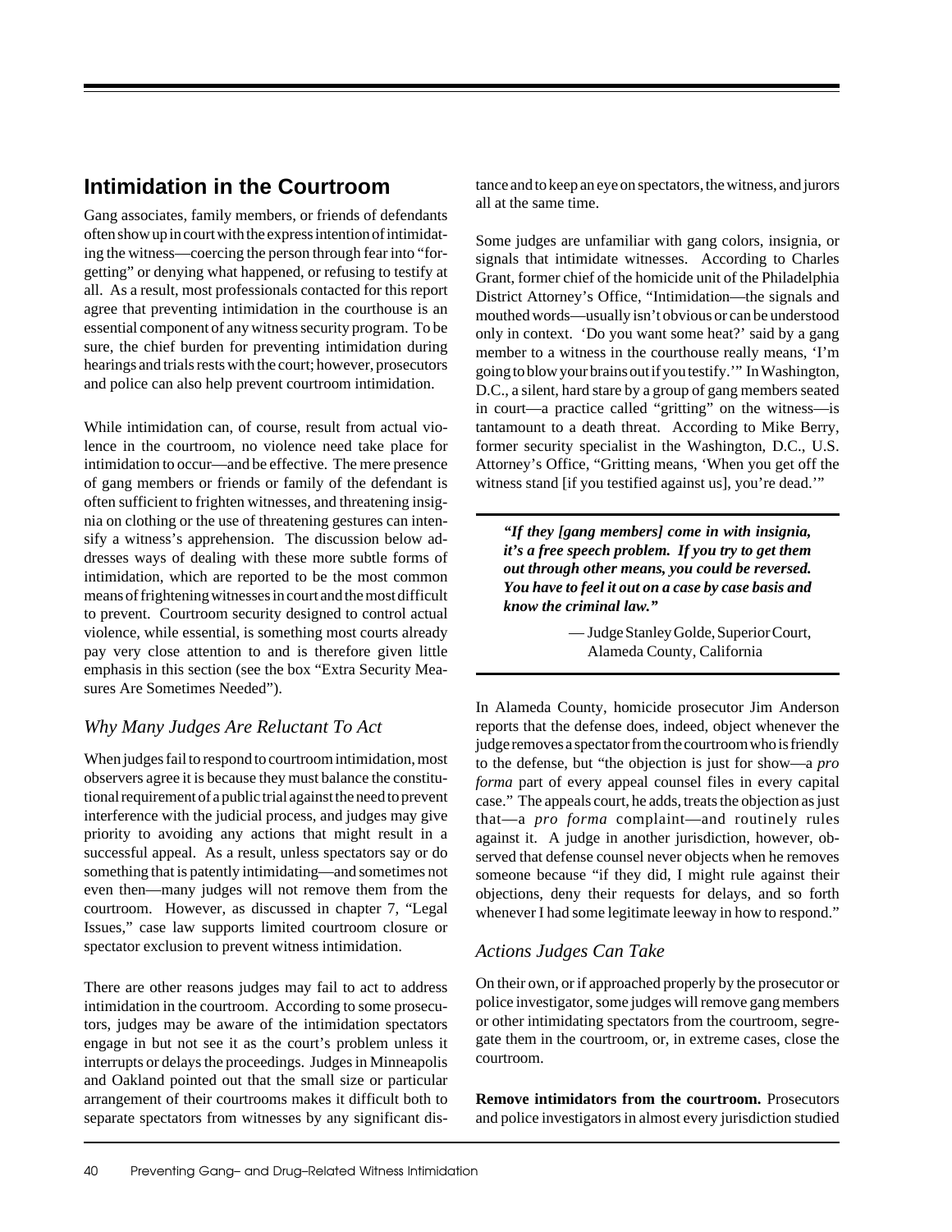## Intimidation in the Courtroom

Gang associates, family members, or friends of defendants often show up in court with the express intention of intimidating the witness—coercing the person through fear into "forgetting" or denying what happened, or refusing to testify at all. As a result, most professionals contacted for this report agree that preventing intimidation in the courthouse is an essential component of any witness security program. To be sure, the chief burden for preventing intimidation during hearings and trials rests with the court; however, prosecutors and police can also help prevent courtroom intimidation.

While intimidation can, of course, result from actual violence in the courtroom, no violence need take place for intimidation to occur—and be effective. The mere presence of gang members or friends or family of the defendant is often sufficient to frighten witnesses, and threatening insignia on clothing or the use of threatening gestures can intensify a witness's apprehension. The discussion below addresses ways of dealing with these more subtle forms of intimidation, which are reported to be the most common means of frightening witnesses in court and the most difficult to prevent. Courtroom security designed to control actual violence, while essential, is something most courts already pay very close attention to and is therefore given little emphasis in this section (see the box "Extra Security Measures Are Sometimes Needed").

### *Why Many Judges Are Reluctant To Act*

When judges fail to respond to courtroom intimidation, most observers agree it is because they must balance the constitutional requirement of a public trial against the need to prevent interference with the judicial process, and judges may give priority to avoiding any actions that might result in a successful appeal. As a result, unless spectators say or do something that is patently intimidating—and sometimes not even then—many judges will not remove them from the courtroom. However, as discussed in chapter 7, "Legal Issues," case law supports limited courtroom closure or spectator exclusion to prevent witness intimidation.

There are other reasons judges may fail to act to address intimidation in the courtroom. According to some prosecutors, judges may be aware of the intimidation spectators engage in but not see it as the court's problem unless it interrupts or delays the proceedings. Judges in Minneapolis and Oakland pointed out that the small size or particular arrangement of their courtrooms makes it difficult both to separate spectators from witnesses by any significant distance and to keep an eye on spectators, the witness, and jurors all at the same time.

Some judges are unfamiliar with gang colors, insignia, or signals that intimidate witnesses. According to Charles Grant, former chief of the homicide unit of the Philadelphia District Attorney's Office, "Intimidation—the signals and mouthed words—usually isn't obvious or can be understood only in context. 'Do you want some heat?' said by a gang member to a witness in the courthouse really means, 'I'm going to blow your brains out if you testify.'" In Washington, D.C., a silent, hard stare by a group of gang members seated in court—a practice called "gritting" on the witness—is tantamount to a death threat. According to Mike Berry, former security specialist in the Washington, D.C., U.S. Attorney's Office, "Gritting means, 'When you get off the witness stand [if you testified against us], you're dead.'"

> ***"If they [gang members] come in with insignia, it's a free speech problem. If you try to get them out through other means, you could be reversed. You have to feel it out on a case by case basis and know the criminal law."***
>
> — Judge Stanley Golde, Superior Court, Alameda County, California

In Alameda County, homicide prosecutor Jim Anderson reports that the defense does, indeed, object whenever the judge removes a spectator from the courtroom who is friendly to the defense, but "the objection is just for show—a *pro forma* part of every appeal counsel files in every capital case." The appeals court, he adds, treats the objection as just that—a *pro forma* complaint—and routinely rules against it. A judge in another jurisdiction, however, observed that defense counsel never objects when he removes someone because "if they did, I might rule against their objections, deny their requests for delays, and so forth whenever I had some legitimate leeway in how to respond."

### *Actions Judges Can Take*

On their own, or if approached properly by the prosecutor or police investigator, some judges will remove gang members or other intimidating spectators from the courtroom, segregate them in the courtroom, or, in extreme cases, close the courtroom.

**Remove intimidators from the courtroom.** Prosecutors and police investigators in almost every jurisdiction studied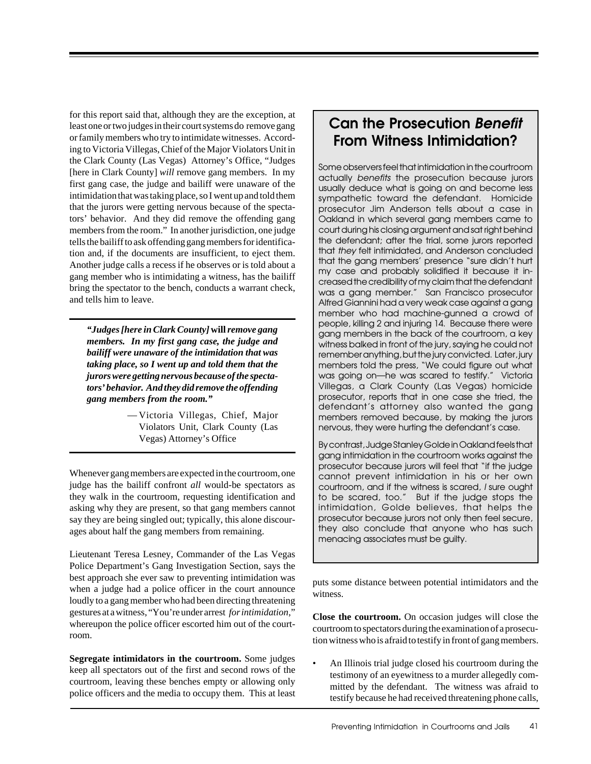for this report said that, although they are the exception, at least one or two judges in their court systems do remove gang or family members who try to intimidate witnesses. According to Victoria Villegas, Chief of the Major Violators Unit in the Clark County (Las Vegas) Attorney's Office, "Judges [here in Clark County] *will* remove gang members. In my first gang case, the judge and bailiff were unaware of the intimidation that was taking place, so I went up and told them that the jurors were getting nervous because of the spectators' behavior. And they did remove the offending gang members from the room." In another jurisdiction, one judge tells the bailiff to ask offending gang members for identification and, if the documents are insufficient, to eject them. Another judge calls a recess if he observes or is told about a gang member who is intimidating a witness, has the bailiff bring the spectator to the bench, conducts a warrant check, and tells him to leave.

> ***"Judges [here in Clark County]* will *remove gang members. In my first gang case, the judge and bailiff were unaware of the intimidation that was taking place, so I went up and told them that the jurors were getting nervous because of the spectators' behavior. And they did remove the offending gang members from the room."***
>
> — Victoria Villegas, Chief, Major Violators Unit, Clark County (Las Vegas) Attorney's Office

Whenever gang members are expected in the courtroom, one judge has the bailiff confront *all* would-be spectators as they walk in the courtroom, requesting identification and asking why they are present, so that gang members cannot say they are being singled out; typically, this alone discourages about half the gang members from remaining.

Lieutenant Teresa Lesney, Commander of the Las Vegas Police Department's Gang Investigation Section, says the best approach she ever saw to preventing intimidation was when a judge had a police officer in the court announce loudly to a gang member who had been directing threatening gestures at a witness, "You're under arrest *for intimidation*," whereupon the police officer escorted him out of the courtroom.

**Segregate intimidators in the courtroom.** Some judges keep all spectators out of the first and second rows of the courtroom, leaving these benches empty or allowing only police officers and the media to occupy them. This at least puts some distance between potential intimidators and the witness.

## Can the Prosecution *Benefit* From Witness Intimidation?

Some observers feel that intimidation in the courtroom actually *benefits* the prosecution because jurors usually deduce what is going on and become less sympathetic toward the defendant. Homicide prosecutor Jim Anderson tells about a case in Oakland in which several gang members came to court during his closing argument and sat right behind the defendant; after the trial, some jurors reported that *they* felt intimidated, and Anderson concluded that the gang members' presence "sure didn't hurt my case and probably solidified it because it increased the credibility of my claim that the defendant was a gang member." San Francisco prosecutor Alfred Giannini had a very weak case against a gang member who had machine-gunned a crowd of people, killing 2 and injuring 14. Because there were gang members in the back of the courtroom, a key witness balked in front of the jury, saying he could not remember anything, but the jury convicted. Later, jury members told the press, "We could figure out what was going on—he was scared to testify." Victoria Villegas, a Clark County (Las Vegas) homicide prosecutor, reports that in one case she tried, the defendant's attorney also wanted the gang members removed because, by making the jurors nervous, they were hurting the defendant's case.

By contrast, Judge Stanley Golde in Oakland feels that gang intimidation in the courtroom works against the prosecutor because jurors will feel that "if the judge cannot prevent intimidation in his or her own courtroom, and if the witness is scared, *I* sure ought to be scared, too." But if the judge stops the intimidation, Golde believes, that helps the prosecutor because jurors not only then feel secure, they also conclude that anyone who has such menacing associates must be guilty.

**Close the courtroom.** On occasion judges will close the courtroom to spectators during the examination of a prosecution witness who is afraid to testify in front of gang members.

- An Illinois trial judge closed his courtroom during the testimony of an eyewitness to a murder allegedly committed by the defendant. The witness was afraid to testify because he had received threatening phone calls,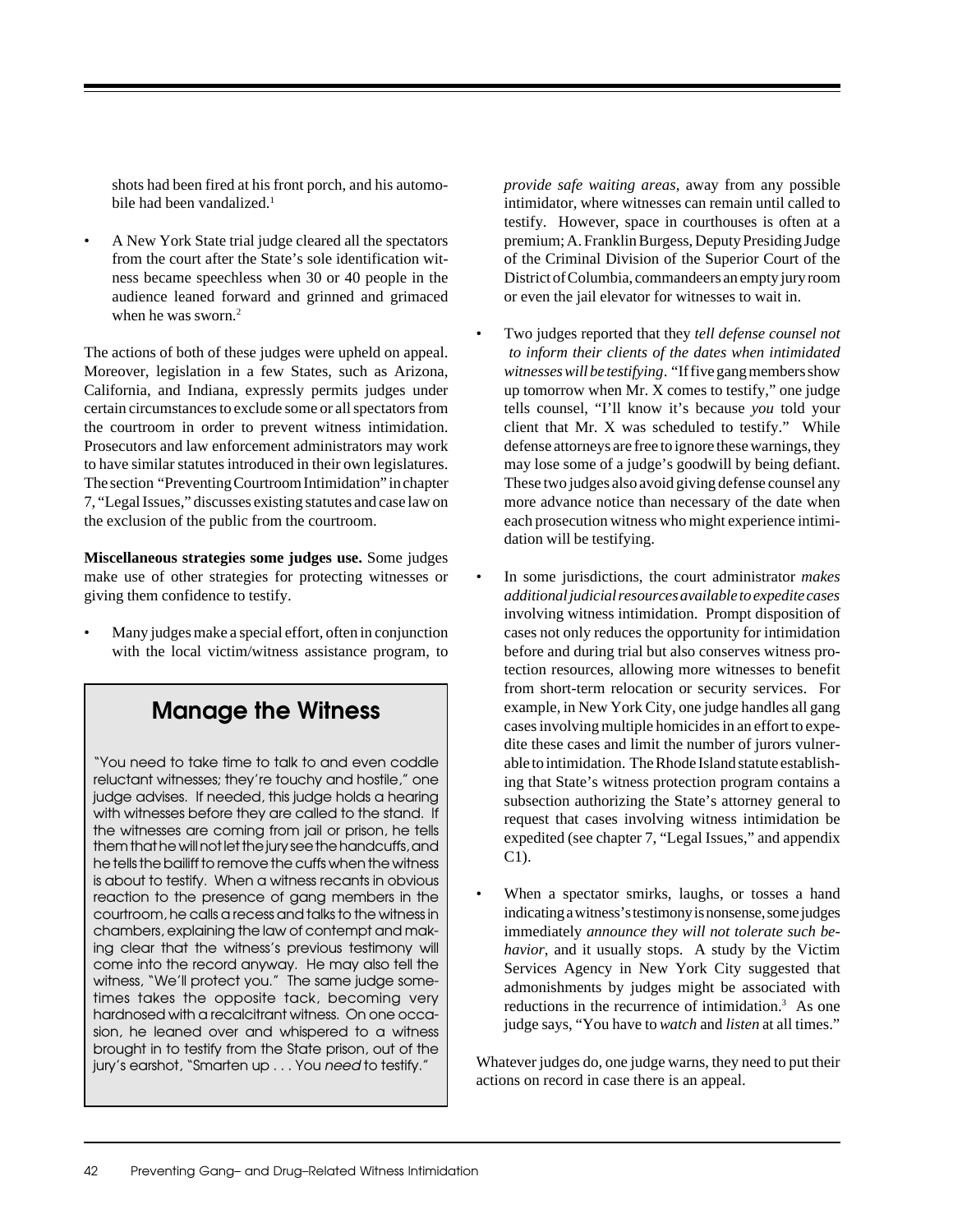shots had been fired at his front porch, and his automobile had been vandalized.[1]

- A New York State trial judge cleared all the spectators from the court after the State's sole identification witness became speechless when 30 or 40 people in the audience leaned forward and grinned and grimaced when he was sworn.[2]

The actions of both of these judges were upheld on appeal. Moreover, legislation in a few States, such as Arizona, California, and Indiana, expressly permits judges under certain circumstances to exclude some or all spectators from the courtroom in order to prevent witness intimidation. Prosecutors and law enforcement administrators may work to have similar statutes introduced in their own legislatures. The section "Preventing Courtroom Intimidation" in chapter 7, "Legal Issues," discusses existing statutes and case law on the exclusion of the public from the courtroom.

**Miscellaneous strategies some judges use.** Some judges make use of other strategies for protecting witnesses or giving them confidence to testify.

- Many judges make a special effort, often in conjunction with the local victim/witness assistance program, to *provide safe waiting areas*, away from any possible intimidator, where witnesses can remain until called to testify. However, space in courthouses is often at a premium; A. Franklin Burgess, Deputy Presiding Judge of the Criminal Division of the Superior Court of the District of Columbia, commandeers an empty jury room or even the jail elevator for witnesses to wait in.

- Two judges reported that they *tell defense counsel not to inform their clients of the dates when intimidated witnesses will be testifying*. "If five gang members show up tomorrow when Mr. X comes to testify," one judge tells counsel, "I'll know it's because *you* told your client that Mr. X was scheduled to testify." While defense attorneys are free to ignore these warnings, they may lose some of a judge's goodwill by being defiant. These two judges also avoid giving defense counsel any more advance notice than necessary of the date when each prosecution witness who might experience intimidation will be testifying.

- In some jurisdictions, the court administrator *makes additional judicial resources available to expedite cases* involving witness intimidation. Prompt disposition of cases not only reduces the opportunity for intimidation before and during trial but also conserves witness protection resources, allowing more witnesses to benefit from short-term relocation or security services. For example, in New York City, one judge handles all gang cases involving multiple homicides in an effort to expedite these cases and limit the number of jurors vulnerable to intimidation. The Rhode Island statute establishing that State's witness protection program contains a subsection authorizing the State's attorney general to request that cases involving witness intimidation be expedited (see chapter 7, "Legal Issues," and appendix C1).

- When a spectator smirks, laughs, or tosses a hand indicating a witness's testimony is nonsense, some judges immediately *announce they will not tolerate such behavior*, and it usually stops. A study by the Victim Services Agency in New York City suggested that admonishments by judges might be associated with reductions in the recurrence of intimidation.[3] As one judge says, "You have to *watch* and *listen* at all times."

Whatever judges do, one judge warns, they need to put their actions on record in case there is an appeal.

## Manage the Witness

"You need to take time to talk to and even coddle reluctant witnesses; they're touchy and hostile," one judge advises. If needed, this judge holds a hearing with witnesses before they are called to the stand. If the witnesses are coming from jail or prison, he tells them that he will not let the jury see the handcuffs, and he tells the bailiff to remove the cuffs when the witness is about to testify. When a witness recants in obvious reaction to the presence of gang members in the courtroom, he calls a recess and talks to the witness in chambers, explaining the law of contempt and making clear that the witness's previous testimony will come into the record anyway. He may also tell the witness, "We'll protect you." The same judge sometimes takes the opposite tack, becoming very hardnosed with a recalcitrant witness. On one occasion, he leaned over and whispered to a witness brought in to testify from the State prison, out of the jury's earshot, "Smarten up . . . You *need* to testify."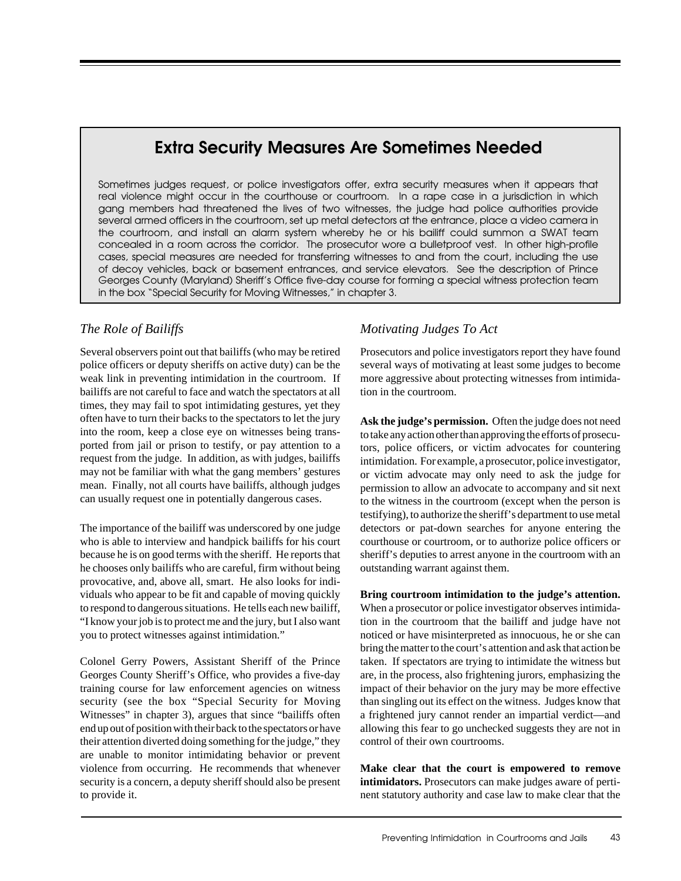## Extra Security Measures Are Sometimes Needed

Sometimes judges request, or police investigators offer, extra security measures when it appears that real violence might occur in the courthouse or courtroom. In a rape case in a jurisdiction in which gang members had threatened the lives of two witnesses, the judge had police authorities provide several armed officers in the courtroom, set up metal detectors at the entrance, place a video camera in the courtroom, and install an alarm system whereby he or his bailiff could summon a SWAT team concealed in a room across the corridor. The prosecutor wore a bulletproof vest. In other high-profile cases, special measures are needed for transferring witnesses to and from the court, including the use of decoy vehicles, back or basement entrances, and service elevators. See the description of Prince Georges County (Maryland) Sheriff's Office five-day course for forming a special witness protection team in the box "Special Security for Moving Witnesses," in chapter 3.

### *The Role of Bailiffs*

Several observers point out that bailiffs (who may be retired police officers or deputy sheriffs on active duty) can be the weak link in preventing intimidation in the courtroom. If bailiffs are not careful to face and watch the spectators at all times, they may fail to spot intimidating gestures, yet they often have to turn their backs to the spectators to let the jury into the room, keep a close eye on witnesses being transported from jail or prison to testify, or pay attention to a request from the judge. In addition, as with judges, bailiffs may not be familiar with what the gang members' gestures mean. Finally, not all courts have bailiffs, although judges can usually request one in potentially dangerous cases.

The importance of the bailiff was underscored by one judge who is able to interview and handpick bailiffs for his court because he is on good terms with the sheriff. He reports that he chooses only bailiffs who are careful, firm without being provocative, and, above all, smart. He also looks for individuals who appear to be fit and capable of moving quickly to respond to dangerous situations. He tells each new bailiff, "I know your job is to protect me and the jury, but I also want you to protect witnesses against intimidation."

Colonel Gerry Powers, Assistant Sheriff of the Prince Georges County Sheriff's Office, who provides a five-day training course for law enforcement agencies on witness security (see the box "Special Security for Moving Witnesses" in chapter 3), argues that since "bailiffs often end up out of position with their back to the spectators or have their attention diverted doing something for the judge," they are unable to monitor intimidating behavior or prevent violence from occurring. He recommends that whenever security is a concern, a deputy sheriff should also be present to provide it.

### *Motivating Judges To Act*

Prosecutors and police investigators report they have found several ways of motivating at least some judges to become more aggressive about protecting witnesses from intimidation in the courtroom.

**Ask the judge's permission.** Often the judge does not need to take any action other than approving the efforts of prosecutors, police officers, or victim advocates for countering intimidation. For example, a prosecutor, police investigator, or victim advocate may only need to ask the judge for permission to allow an advocate to accompany and sit next to the witness in the courtroom (except when the person is testifying), to authorize the sheriff's department to use metal detectors or pat-down searches for anyone entering the courthouse or courtroom, or to authorize police officers or sheriff's deputies to arrest anyone in the courtroom with an outstanding warrant against them.

**Bring courtroom intimidation to the judge's attention.** When a prosecutor or police investigator observes intimidation in the courtroom that the bailiff and judge have not noticed or have misinterpreted as innocuous, he or she can bring the matter to the court's attention and ask that action be taken. If spectators are trying to intimidate the witness but are, in the process, also frightening jurors, emphasizing the impact of their behavior on the jury may be more effective than singling out its effect on the witness. Judges know that a frightened jury cannot render an impartial verdict—and allowing this fear to go unchecked suggests they are not in control of their own courtrooms.

**Make clear that the court is empowered to remove intimidators.** Prosecutors can make judges aware of pertinent statutory authority and case law to make clear that the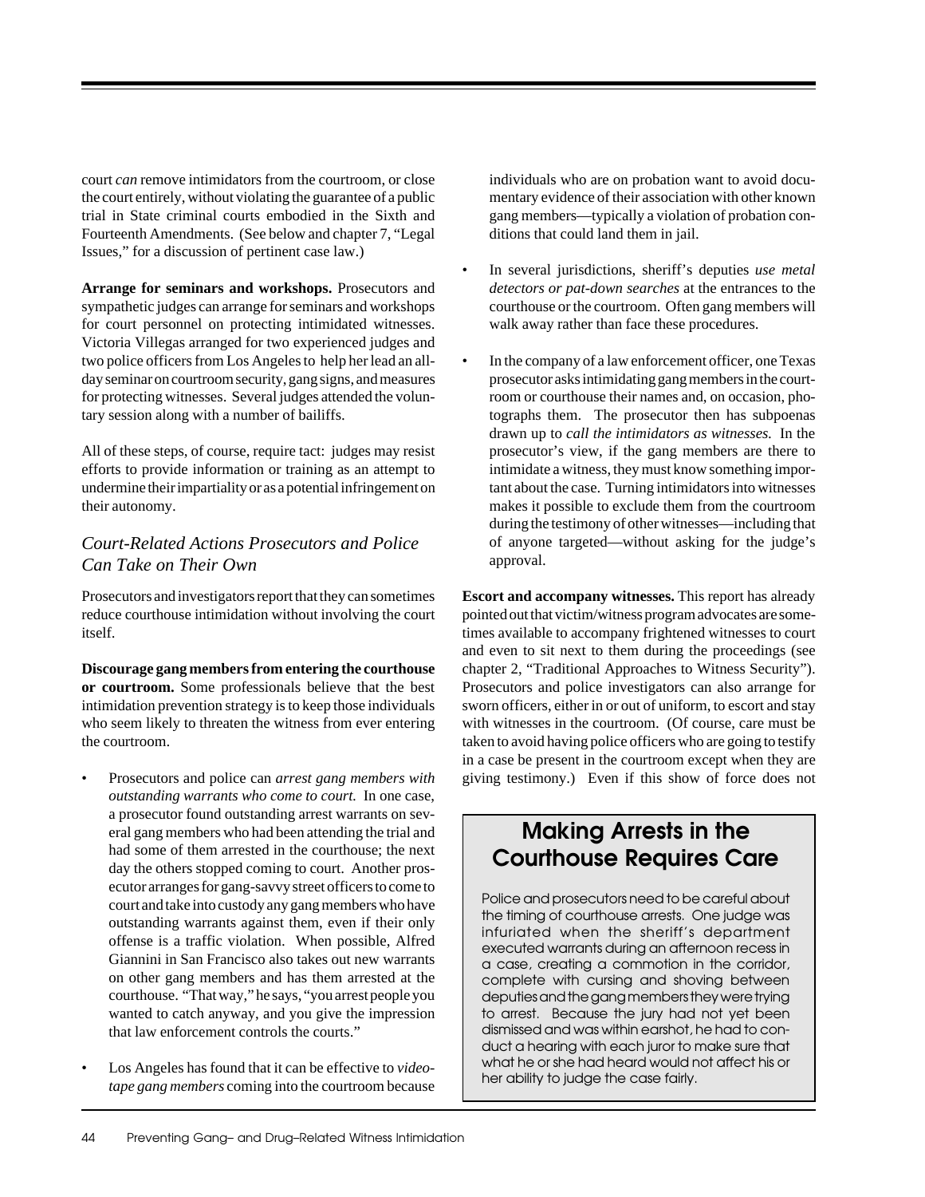court *can* remove intimidators from the courtroom, or close the court entirely, without violating the guarantee of a public trial in State criminal courts embodied in the Sixth and Fourteenth Amendments. (See below and chapter 7, "Legal Issues," for a discussion of pertinent case law.)

**Arrange for seminars and workshops.** Prosecutors and sympathetic judges can arrange for seminars and workshops for court personnel on protecting intimidated witnesses. Victoria Villegas arranged for two experienced judges and two police officers from Los Angeles to help her lead an all-day seminar on courtroom security, gang signs, and measures for protecting witnesses. Several judges attended the voluntary session along with a number of bailiffs.

All of these steps, of course, require tact: judges may resist efforts to provide information or training as an attempt to undermine their impartiality or as a potential infringement on their autonomy.

### *Court-Related Actions Prosecutors and Police Can Take on Their Own*

Prosecutors and investigators report that they can sometimes reduce courthouse intimidation without involving the court itself.

**Discourage gang members from entering the courthouse or courtroom.** Some professionals believe that the best intimidation prevention strategy is to keep those individuals who seem likely to threaten the witness from ever entering the courtroom.

- Prosecutors and police can *arrest gang members with outstanding warrants who come to court.* In one case, a prosecutor found outstanding arrest warrants on several gang members who had been attending the trial and had some of them arrested in the courthouse; the next day the others stopped coming to court. Another prosecutor arranges for gang-savvy street officers to come to court and take into custody any gang members who have outstanding warrants against them, even if their only offense is a traffic violation. When possible, Alfred Giannini in San Francisco also takes out new warrants on other gang members and has them arrested at the courthouse. "That way," he says, "you arrest people you wanted to catch anyway, and you give the impression that law enforcement controls the courts."

- Los Angeles has found that it can be effective to *videotape gang members* coming into the courtroom because individuals who are on probation want to avoid documentary evidence of their association with other known gang members—typically a violation of probation conditions that could land them in jail.

- In several jurisdictions, sheriff's deputies *use metal detectors or pat-down searches* at the entrances to the courthouse or the courtroom. Often gang members will walk away rather than face these procedures.

- In the company of a law enforcement officer, one Texas prosecutor asks intimidating gang members in the courtroom or courthouse their names and, on occasion, photographs them. The prosecutor then has subpoenas drawn up to *call the intimidators as witnesses.* In the prosecutor's view, if the gang members are there to intimidate a witness, they must know something important about the case. Turning intimidators into witnesses makes it possible to exclude them from the courtroom during the testimony of other witnesses—including that of anyone targeted—without asking for the judge's approval.

**Escort and accompany witnesses.** This report has already pointed out that victim/witness program advocates are sometimes available to accompany frightened witnesses to court and even to sit next to them during the proceedings (see chapter 2, "Traditional Approaches to Witness Security"). Prosecutors and police investigators can also arrange for sworn officers, either in or out of uniform, to escort and stay with witnesses in the courtroom. (Of course, care must be taken to avoid having police officers who are going to testify in a case be present in the courtroom except when they are giving testimony.) Even if this show of force does not

> **Making Arrests in the Courthouse Requires Care**
>
> Police and prosecutors need to be careful about the timing of courthouse arrests. One judge was infuriated when the sheriff's department executed warrants during an afternoon recess in a case, creating a commotion in the corridor, complete with cursing and shoving between deputies and the gang members they were trying to arrest. Because the jury had not yet been dismissed and was within earshot, he had to conduct a hearing with each juror to make sure that what he or she had heard would not affect his or her ability to judge the case fairly.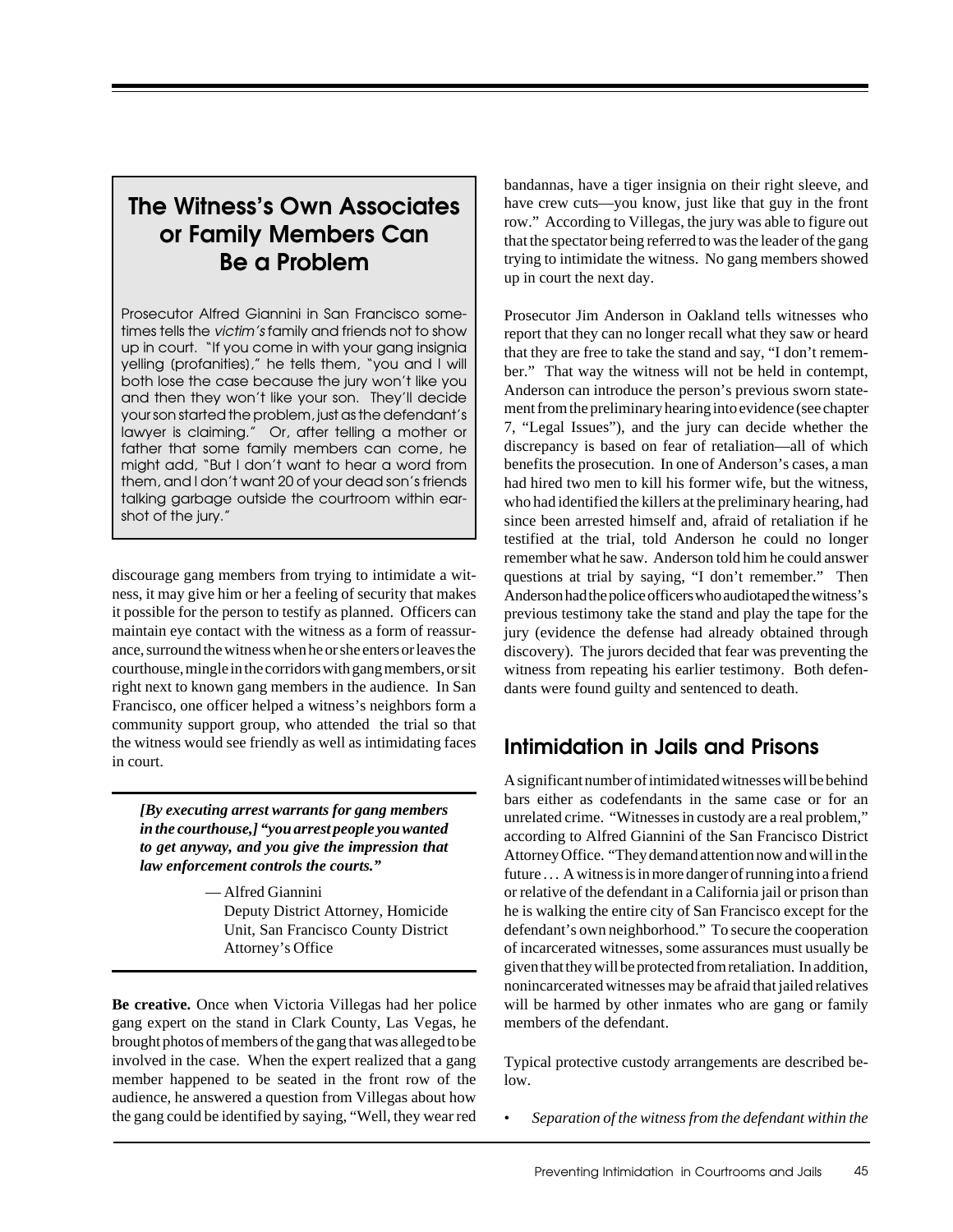## The Witness's Own Associates or Family Members Can Be a Problem

Prosecutor Alfred Giannini in San Francisco sometimes tells the *victim's* family and friends not to show up in court. "If you come in with your gang insignia yelling (profanities)," he tells them, "you and I will both lose the case because the jury won't like you and then they won't like your son. They'll decide your son started the problem, just as the defendant's lawyer is claiming." Or, after telling a mother or father that some family members can come, he might add, "But I don't want to hear a word from them, and I don't want 20 of your dead son's friends talking garbage outside the courtroom within earshot of the jury."

discourage gang members from trying to intimidate a witness, it may give him or her a feeling of security that makes it possible for the person to testify as planned. Officers can maintain eye contact with the witness as a form of reassurance, surround the witness when he or she enters or leaves the courthouse, mingle in the corridors with gang members, or sit right next to known gang members in the audience. In San Francisco, one officer helped a witness's neighbors form a community support group, who attended the trial so that the witness would see friendly as well as intimidating faces in court.

> ***[By executing arrest warrants for gang members in the courthouse,] "you arrest people you wanted to get anyway, and you give the impression that law enforcement controls the courts."***
>
> — Alfred Giannini
> Deputy District Attorney, Homicide Unit, San Francisco County District Attorney's Office

**Be creative.** Once when Victoria Villegas had her police gang expert on the stand in Clark County, Las Vegas, he brought photos of members of the gang that was alleged to be involved in the case. When the expert realized that a gang member happened to be seated in the front row of the audience, he answered a question from Villegas about how the gang could be identified by saying, "Well, they wear red bandannas, have a tiger insignia on their right sleeve, and have crew cuts—you know, just like that guy in the front row." According to Villegas, the jury was able to figure out that the spectator being referred to was the leader of the gang trying to intimidate the witness. No gang members showed up in court the next day.

Prosecutor Jim Anderson in Oakland tells witnesses who report that they can no longer recall what they saw or heard that they are free to take the stand and say, "I don't remember." That way the witness will not be held in contempt, Anderson can introduce the person's previous sworn statement from the preliminary hearing into evidence (see chapter 7, "Legal Issues"), and the jury can decide whether the discrepancy is based on fear of retaliation—all of which benefits the prosecution. In one of Anderson's cases, a man had hired two men to kill his former wife, but the witness, who had identified the killers at the preliminary hearing, had since been arrested himself and, afraid of retaliation if he testified at the trial, told Anderson he could no longer remember what he saw. Anderson told him he could answer questions at trial by saying, "I don't remember." Then Anderson had the police officers who audiotaped the witness's previous testimony take the stand and play the tape for the jury (evidence the defense had already obtained through discovery). The jurors decided that fear was preventing the witness from repeating his earlier testimony. Both defendants were found guilty and sentenced to death.

## Intimidation in Jails and Prisons

A significant number of intimidated witnesses will be behind bars either as codefendants in the same case or for an unrelated crime. "Witnesses in custody are a real problem," according to Alfred Giannini of the San Francisco District Attorney Office. "They demand attention now and will in the future . . . A witness is in more danger of running into a friend or relative of the defendant in a California jail or prison than he is walking the entire city of San Francisco except for the defendant's own neighborhood." To secure the cooperation of incarcerated witnesses, some assurances must usually be given that they will be protected from retaliation. In addition, nonincarcerated witnesses may be afraid that jailed relatives will be harmed by other inmates who are gang or family members of the defendant.

Typical protective custody arrangements are described below.

- *Separation of the witness from the defendant within the*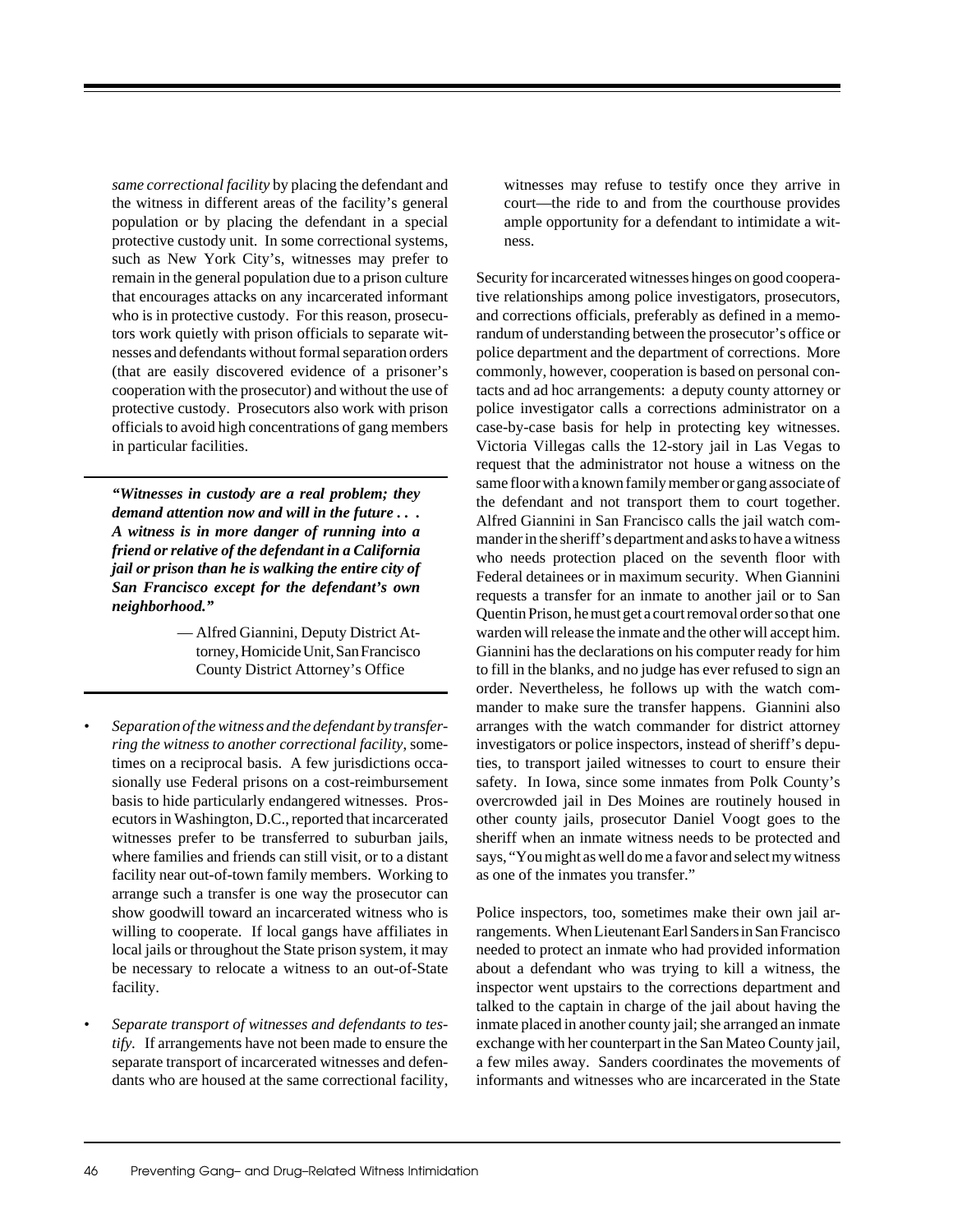*same correctional facility* by placing the defendant and the witness in different areas of the facility's general population or by placing the defendant in a special protective custody unit. In some correctional systems, such as New York City's, witnesses may prefer to remain in the general population due to a prison culture that encourages attacks on any incarcerated informant who is in protective custody. For this reason, prosecutors work quietly with prison officials to separate witnesses and defendants without formal separation orders (that are easily discovered evidence of a prisoner's cooperation with the prosecutor) and without the use of protective custody. Prosecutors also work with prison officials to avoid high concentrations of gang members in particular facilities.

> ***"Witnesses in custody are a real problem; they demand attention now and will in the future . . . A witness is in more danger of running into a friend or relative of the defendant in a California jail or prison than he is walking the entire city of San Francisco except for the defendant's own neighborhood."***
>
> — Alfred Giannini, Deputy District Attorney, Homicide Unit, San Francisco County District Attorney's Office

- *Separation of the witness and the defendant by transferring the witness to another correctional facility*, sometimes on a reciprocal basis. A few jurisdictions occasionally use Federal prisons on a cost-reimbursement basis to hide particularly endangered witnesses. Prosecutors in Washington, D.C., reported that incarcerated witnesses prefer to be transferred to suburban jails, where families and friends can still visit, or to a distant facility near out-of-town family members. Working to arrange such a transfer is one way the prosecutor can show goodwill toward an incarcerated witness who is willing to cooperate. If local gangs have affiliates in local jails or throughout the State prison system, it may be necessary to relocate a witness to an out-of-State facility.

- *Separate transport of witnesses and defendants to testify.* If arrangements have not been made to ensure the separate transport of incarcerated witnesses and defendants who are housed at the same correctional facility, witnesses may refuse to testify once they arrive in court—the ride to and from the courthouse provides ample opportunity for a defendant to intimidate a witness.

Security for incarcerated witnesses hinges on good cooperative relationships among police investigators, prosecutors, and corrections officials, preferably as defined in a memorandum of understanding between the prosecutor's office or police department and the department of corrections. More commonly, however, cooperation is based on personal contacts and ad hoc arrangements: a deputy county attorney or police investigator calls a corrections administrator on a case-by-case basis for help in protecting key witnesses. Victoria Villegas calls the 12-story jail in Las Vegas to request that the administrator not house a witness on the same floor with a known family member or gang associate of the defendant and not transport them to court together. Alfred Giannini in San Francisco calls the jail watch commander in the sheriff's department and asks to have a witness who needs protection placed on the seventh floor with Federal detainees or in maximum security. When Giannini requests a transfer for an inmate to another jail or to San Quentin Prison, he must get a court removal order so that one warden will release the inmate and the other will accept him. Giannini has the declarations on his computer ready for him to fill in the blanks, and no judge has ever refused to sign an order. Nevertheless, he follows up with the watch commander to make sure the transfer happens. Giannini also arranges with the watch commander for district attorney investigators or police inspectors, instead of sheriff's deputies, to transport jailed witnesses to court to ensure their safety. In Iowa, since some inmates from Polk County's overcrowded jail in Des Moines are routinely housed in other county jails, prosecutor Daniel Voogt goes to the sheriff when an inmate witness needs to be protected and says, "You might as well do me a favor and select my witness as one of the inmates you transfer."

Police inspectors, too, sometimes make their own jail arrangements. When Lieutenant Earl Sanders in San Francisco needed to protect an inmate who had provided information about a defendant who was trying to kill a witness, the inspector went upstairs to the corrections department and talked to the captain in charge of the jail about having the inmate placed in another county jail; she arranged an inmate exchange with her counterpart in the San Mateo County jail, a few miles away. Sanders coordinates the movements of informants and witnesses who are incarcerated in the State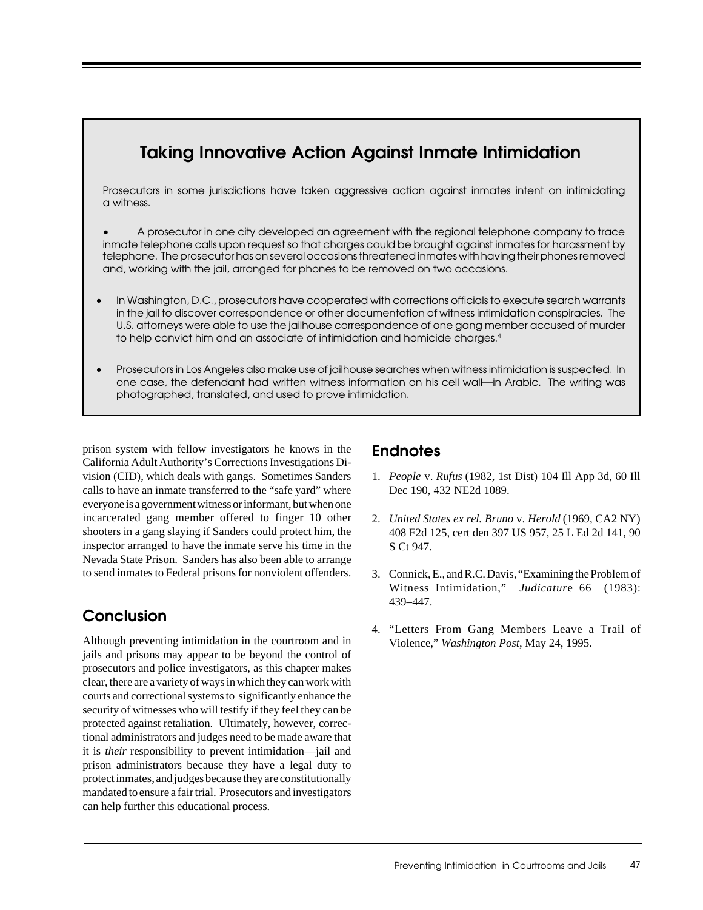## Taking Innovative Action Against Inmate Intimidation

Prosecutors in some jurisdictions have taken aggressive action against inmates intent on intimidating a witness.

- A prosecutor in one city developed an agreement with the regional telephone company to trace inmate telephone calls upon request so that charges could be brought against inmates for harassment by telephone. The prosecutor has on several occasions threatened inmates with having their phones removed and, working with the jail, arranged for phones to be removed on two occasions.

- In Washington, D.C., prosecutors have cooperated with corrections officials to execute search warrants in the jail to discover correspondence or other documentation of witness intimidation conspiracies. The U.S. attorneys were able to use the jailhouse correspondence of one gang member accused of murder to help convict him and an associate of intimidation and homicide charges.[4]

- Prosecutors in Los Angeles also make use of jailhouse searches when witness intimidation is suspected. In one case, the defendant had written witness information on his cell wall—in Arabic. The writing was photographed, translated, and used to prove intimidation.

prison system with fellow investigators he knows in the California Adult Authority's Corrections Investigations Division (CID), which deals with gangs. Sometimes Sanders calls to have an inmate transferred to the "safe yard" where everyone is a government witness or informant, but when one incarcerated gang member offered to finger 10 other shooters in a gang slaying if Sanders could protect him, the inspector arranged to have the inmate serve his time in the Nevada State Prison. Sanders has also been able to arrange to send inmates to Federal prisons for nonviolent offenders.

## Conclusion

Although preventing intimidation in the courtroom and in jails and prisons may appear to be beyond the control of prosecutors and police investigators, as this chapter makes clear, there are a variety of ways in which they can work with courts and correctional systems to significantly enhance the security of witnesses who will testify if they feel they can be protected against retaliation. Ultimately, however, correctional administrators and judges need to be made aware that it is *their* responsibility to prevent intimidation—jail and prison administrators because they have a legal duty to protect inmates, and judges because they are constitutionally mandated to ensure a fair trial. Prosecutors and investigators can help further this educational process.

## Endnotes

1. *People* v. *Rufus* (1982, 1st Dist) 104 Ill App 3d, 60 Ill Dec 190, 432 NE2d 1089.

2. *United States ex rel. Bruno* v. *Herold* (1969, CA2 NY) 408 F2d 125, cert den 397 US 957, 25 L Ed 2d 141, 90 S Ct 947.

3. Connick, E., and R.C. Davis, "Examining the Problem of Witness Intimidation," *Judicature* 66 (1983): 439–447.

4. "Letters From Gang Members Leave a Trail of Violence," *Washington Post*, May 24, 1995.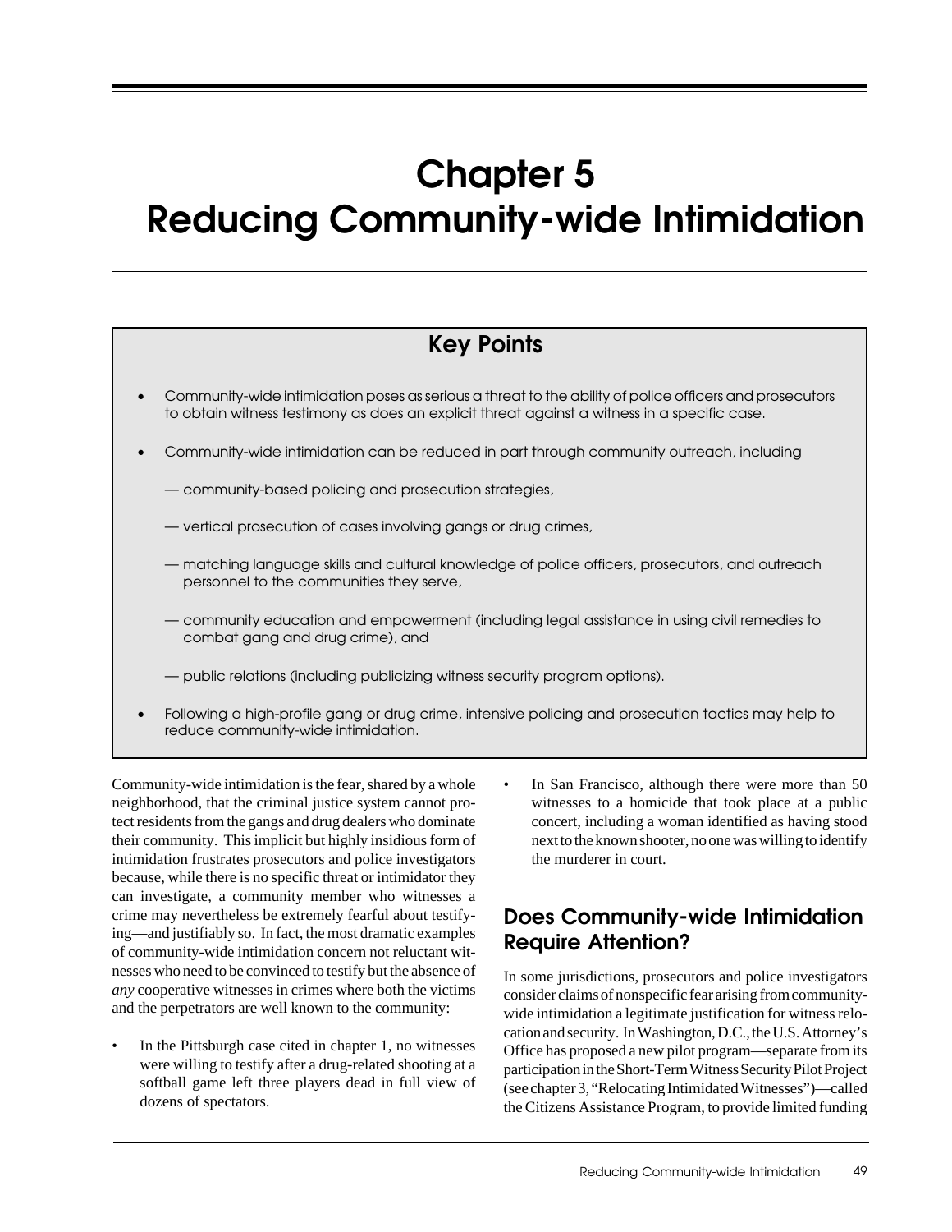# Chapter 5
# Reducing Community-wide Intimidation

## Key Points

- Community-wide intimidation poses as serious a threat to the ability of police officers and prosecutors to obtain witness testimony as does an explicit threat against a witness in a specific case.
- Community-wide intimidation can be reduced in part through community outreach, including
  - — community-based policing and prosecution strategies,
  - — vertical prosecution of cases involving gangs or drug crimes,
  - — matching language skills and cultural knowledge of police officers, prosecutors, and outreach personnel to the communities they serve,
  - — community education and empowerment (including legal assistance in using civil remedies to combat gang and drug crime), and
  - — public relations (including publicizing witness security program options).
- Following a high-profile gang or drug crime, intensive policing and prosecution tactics may help to reduce community-wide intimidation.

Community-wide intimidation is the fear, shared by a whole neighborhood, that the criminal justice system cannot protect residents from the gangs and drug dealers who dominate their community. This implicit but highly insidious form of intimidation frustrates prosecutors and police investigators because, while there is no specific threat or intimidator they can investigate, a community member who witnesses a crime may nevertheless be extremely fearful about testifying—and justifiably so. In fact, the most dramatic examples of community-wide intimidation concern not reluctant witnesses who need to be convinced to testify but the absence of *any* cooperative witnesses in crimes where both the victims and the perpetrators are well known to the community:

- In the Pittsburgh case cited in chapter 1, no witnesses were willing to testify after a drug-related shooting at a softball game left three players dead in full view of dozens of spectators.
- In San Francisco, although there were more than 50 witnesses to a homicide that took place at a public concert, including a woman identified as having stood next to the known shooter, no one was willing to identify the murderer in court.

## Does Community-wide Intimidation Require Attention?

In some jurisdictions, prosecutors and police investigators consider claims of nonspecific fear arising from community-wide intimidation a legitimate justification for witness relocation and security. In Washington, D.C., the U.S. Attorney's Office has proposed a new pilot program—separate from its participation in the Short-Term Witness Security Pilot Project (see chapter 3, "Relocating Intimidated Witnesses")—called the Citizens Assistance Program, to provide limited funding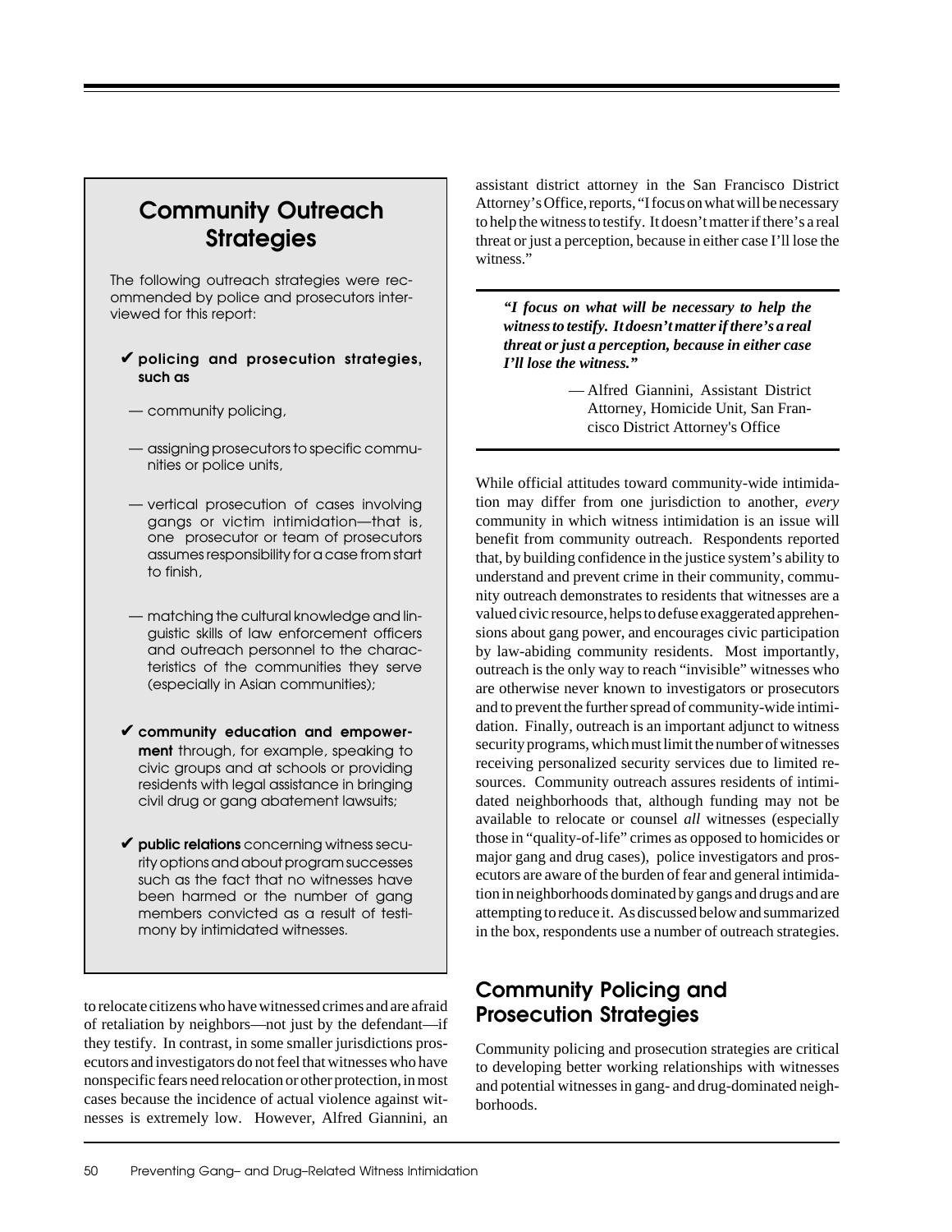## Community Outreach Strategies

The following outreach strategies were recommended by police and prosecutors interviewed for this report:

- ✔ **policing and prosecution strategies, such as**
  - — community policing,
  - — assigning prosecutors to specific communities or police units,
  - — vertical prosecution of cases involving gangs or victim intimidation—that is, one prosecutor or team of prosecutors assumes responsibility for a case from start to finish,
  - — matching the cultural knowledge and linguistic skills of law enforcement officers and outreach personnel to the characteristics of the communities they serve (especially in Asian communities);
- ✔ **community education and empowerment** through, for example, speaking to civic groups and at schools or providing residents with legal assistance in bringing civil drug or gang abatement lawsuits;
- ✔ **public relations** concerning witness security options and about program successes such as the fact that no witnesses have been harmed or the number of gang members convicted as a result of testimony by intimidated witnesses.

to relocate citizens who have witnessed crimes and are afraid of retaliation by neighbors—not just by the defendant—if they testify. In contrast, in some smaller jurisdictions prosecutors and investigators do not feel that witnesses who have nonspecific fears need relocation or other protection, in most cases because the incidence of actual violence against witnesses is extremely low. However, Alfred Giannini, an assistant district attorney in the San Francisco District Attorney's Office, reports, "I focus on what will be necessary to help the witness to testify. It doesn't matter if there's a real threat or just a perception, because in either case I'll lose the witness."

> ***"I focus on what will be necessary to help the witness to testify. It doesn't matter if there's a real threat or just a perception, because in either case I'll lose the witness."***
>
> — Alfred Giannini, Assistant District Attorney, Homicide Unit, San Francisco District Attorney's Office

While official attitudes toward community-wide intimidation may differ from one jurisdiction to another, *every* community in which witness intimidation is an issue will benefit from community outreach. Respondents reported that, by building confidence in the justice system's ability to understand and prevent crime in their community, community outreach demonstrates to residents that witnesses are a valued civic resource, helps to defuse exaggerated apprehensions about gang power, and encourages civic participation by law-abiding community residents. Most importantly, outreach is the only way to reach "invisible" witnesses who are otherwise never known to investigators or prosecutors and to prevent the further spread of community-wide intimidation. Finally, outreach is an important adjunct to witness security programs, which must limit the number of witnesses receiving personalized security services due to limited resources. Community outreach assures residents of intimidated neighborhoods that, although funding may not be available to relocate or counsel *all* witnesses (especially those in "quality-of-life" crimes as opposed to homicides or major gang and drug cases), police investigators and prosecutors are aware of the burden of fear and general intimidation in neighborhoods dominated by gangs and drugs and are attempting to reduce it. As discussed below and summarized in the box, respondents use a number of outreach strategies.

## Community Policing and Prosecution Strategies

Community policing and prosecution strategies are critical to developing better working relationships with witnesses and potential witnesses in gang- and drug-dominated neighborhoods.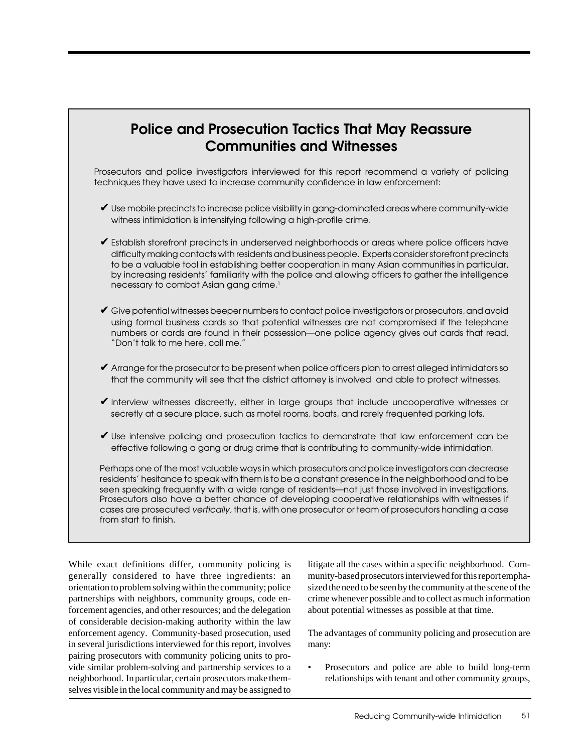## Police and Prosecution Tactics That May Reassure Communities and Witnesses

Prosecutors and police investigators interviewed for this report recommend a variety of policing techniques they have used to increase community confidence in law enforcement:

- ✔ Use mobile precincts to increase police visibility in gang-dominated areas where community-wide witness intimidation is intensifying following a high-profile crime.
- ✔ Establish storefront precincts in underserved neighborhoods or areas where police officers have difficulty making contacts with residents and business people. Experts consider storefront precincts to be a valuable tool in establishing better cooperation in many Asian communities in particular, by increasing residents' familiarity with the police and allowing officers to gather the intelligence necessary to combat Asian gang crime.[1]
- ✔ Give potential witnesses beeper numbers to contact police investigators or prosecutors, and avoid using formal business cards so that potential witnesses are not compromised if the telephone numbers or cards are found in their possession—one police agency gives out cards that read, "Don't talk to me here, call me."
- ✔ Arrange for the prosecutor to be present when police officers plan to arrest alleged intimidators so that the community will see that the district attorney is involved and able to protect witnesses.
- ✔ Interview witnesses discreetly, either in large groups that include uncooperative witnesses or secretly at a secure place, such as motel rooms, boats, and rarely frequented parking lots.
- ✔ Use intensive policing and prosecution tactics to demonstrate that law enforcement can be effective following a gang or drug crime that is contributing to community-wide intimidation.

Perhaps one of the most valuable ways in which prosecutors and police investigators can decrease residents' hesitance to speak with them is to be a constant presence in the neighborhood and to be seen speaking frequently with a wide range of residents—not just those involved in investigations. Prosecutors also have a better chance of developing cooperative relationships with witnesses if cases are prosecuted *vertically*, that is, with one prosecutor or team of prosecutors handling a case from start to finish.

While exact definitions differ, community policing is generally considered to have three ingredients: an orientation to problem solving within the community; police partnerships with neighbors, community groups, code enforcement agencies, and other resources; and the delegation of considerable decision-making authority within the law enforcement agency. Community-based prosecution, used in several jurisdictions interviewed for this report, involves pairing prosecutors with community policing units to provide similar problem-solving and partnership services to a neighborhood. In particular, certain prosecutors make themselves visible in the local community and may be assigned to litigate all the cases within a specific neighborhood. Community-based prosecutors interviewed for this report emphasized the need to be seen by the community at the scene of the crime whenever possible and to collect as much information about potential witnesses as possible at that time.

The advantages of community policing and prosecution are many:

- Prosecutors and police are able to build long-term relationships with tenant and other community groups,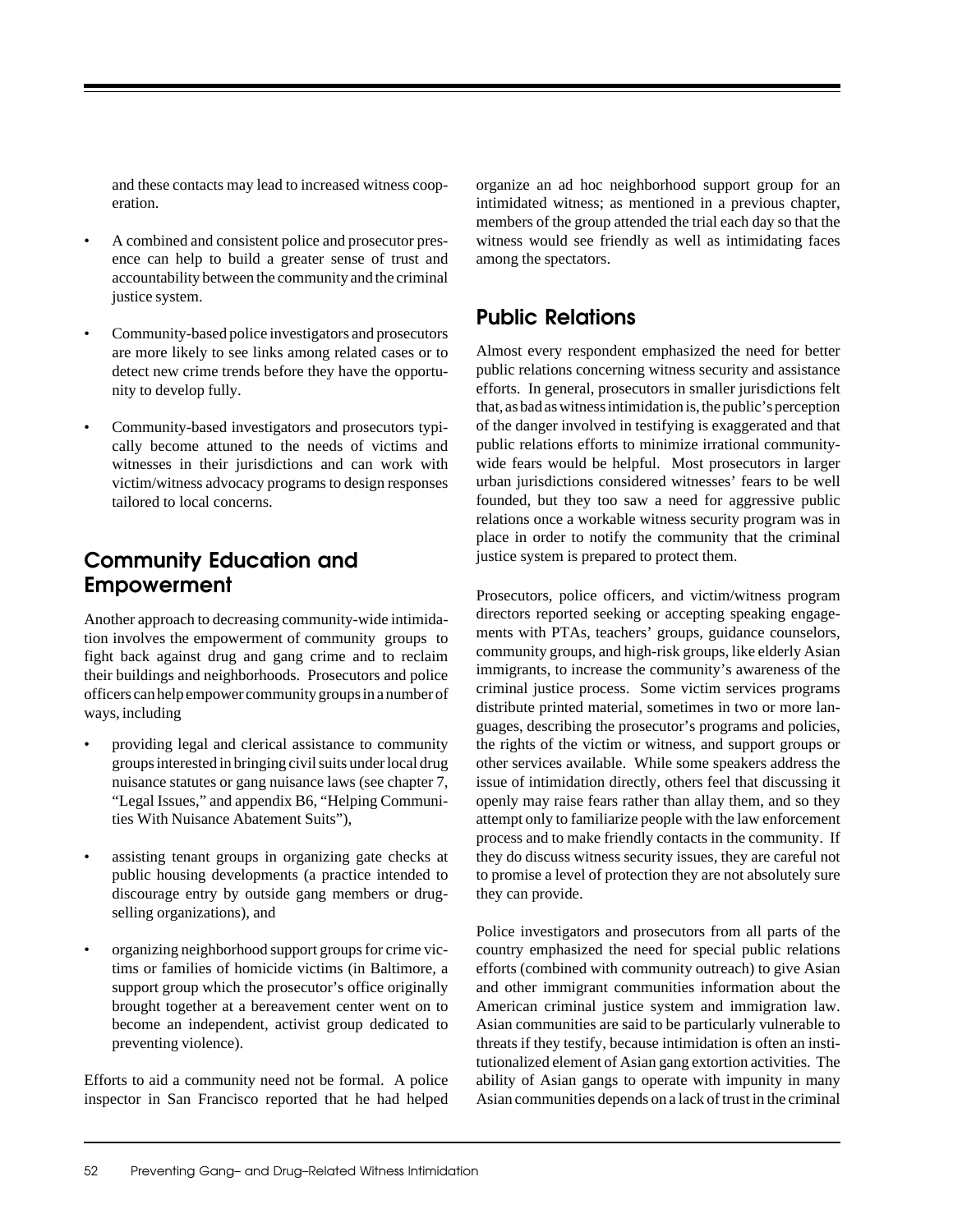and these contacts may lead to increased witness cooperation.

- A combined and consistent police and prosecutor presence can help to build a greater sense of trust and accountability between the community and the criminal justice system.
- Community-based police investigators and prosecutors are more likely to see links among related cases or to detect new crime trends before they have the opportunity to develop fully.
- Community-based investigators and prosecutors typically become attuned to the needs of victims and witnesses in their jurisdictions and can work with victim/witness advocacy programs to design responses tailored to local concerns.

## Community Education and Empowerment

Another approach to decreasing community-wide intimidation involves the empowerment of community groups to fight back against drug and gang crime and to reclaim their buildings and neighborhoods. Prosecutors and police officers can help empower community groups in a number of ways, including

- providing legal and clerical assistance to community groups interested in bringing civil suits under local drug nuisance statutes or gang nuisance laws (see chapter 7, "Legal Issues," and appendix B6, "Helping Communities With Nuisance Abatement Suits"),
- assisting tenant groups in organizing gate checks at public housing developments (a practice intended to discourage entry by outside gang members or drug-selling organizations), and
- organizing neighborhood support groups for crime victims or families of homicide victims (in Baltimore, a support group which the prosecutor's office originally brought together at a bereavement center went on to become an independent, activist group dedicated to preventing violence).

Efforts to aid a community need not be formal. A police inspector in San Francisco reported that he had helped organize an ad hoc neighborhood support group for an intimidated witness; as mentioned in a previous chapter, members of the group attended the trial each day so that the witness would see friendly as well as intimidating faces among the spectators.

## Public Relations

Almost every respondent emphasized the need for better public relations concerning witness security and assistance efforts. In general, prosecutors in smaller jurisdictions felt that, as bad as witness intimidation is, the public's perception of the danger involved in testifying is exaggerated and that public relations efforts to minimize irrational community-wide fears would be helpful. Most prosecutors in larger urban jurisdictions considered witnesses' fears to be well founded, but they too saw a need for aggressive public relations once a workable witness security program was in place in order to notify the community that the criminal justice system is prepared to protect them.

Prosecutors, police officers, and victim/witness program directors reported seeking or accepting speaking engagements with PTAs, teachers' groups, guidance counselors, community groups, and high-risk groups, like elderly Asian immigrants, to increase the community's awareness of the criminal justice process. Some victim services programs distribute printed material, sometimes in two or more languages, describing the prosecutor's programs and policies, the rights of the victim or witness, and support groups or other services available. While some speakers address the issue of intimidation directly, others feel that discussing it openly may raise fears rather than allay them, and so they attempt only to familiarize people with the law enforcement process and to make friendly contacts in the community. If they do discuss witness security issues, they are careful not to promise a level of protection they are not absolutely sure they can provide.

Police investigators and prosecutors from all parts of the country emphasized the need for special public relations efforts (combined with community outreach) to give Asian and other immigrant communities information about the American criminal justice system and immigration law. Asian communities are said to be particularly vulnerable to threats if they testify, because intimidation is often an institutionalized element of Asian gang extortion activities. The ability of Asian gangs to operate with impunity in many Asian communities depends on a lack of trust in the criminal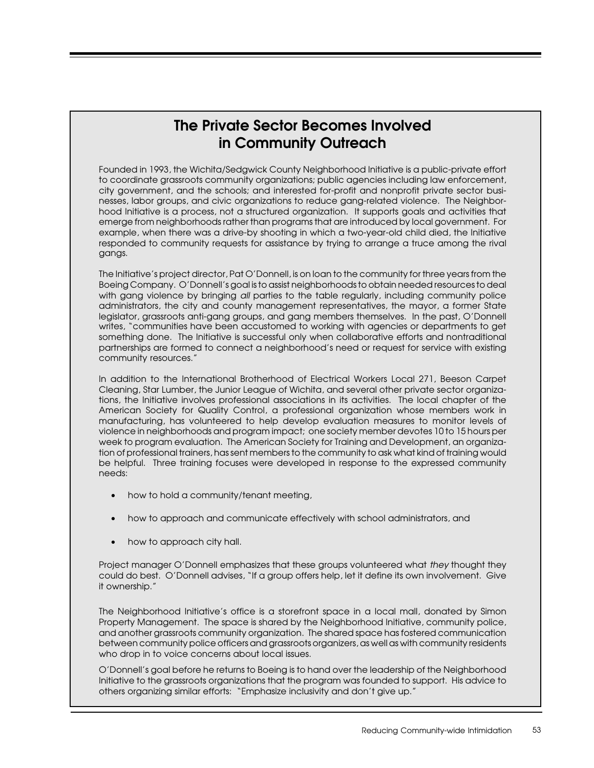## The Private Sector Becomes Involved in Community Outreach

Founded in 1993, the Wichita/Sedgwick County Neighborhood Initiative is a public-private effort to coordinate grassroots community organizations; public agencies including law enforcement, city government, and the schools; and interested for-profit and nonprofit private sector businesses, labor groups, and civic organizations to reduce gang-related violence. The Neighborhood Initiative is a process, not a structured organization. It supports goals and activities that emerge from neighborhoods rather than programs that are introduced by local government. For example, when there was a drive-by shooting in which a two-year-old child died, the Initiative responded to community requests for assistance by trying to arrange a truce among the rival gangs.

The Initiative's project director, Pat O'Donnell, is on loan to the community for three years from the Boeing Company. O'Donnell's goal is to assist neighborhoods to obtain needed resources to deal with gang violence by bringing *all* parties to the table regularly, including community police administrators, the city and county management representatives, the mayor, a former State legislator, grassroots anti-gang groups, and gang members themselves. In the past, O'Donnell writes, "communities have been accustomed to working with agencies or departments to get something done. The Initiative is successful only when collaborative efforts and nontraditional partnerships are formed to connect a neighborhood's need or request for service with existing community resources."

In addition to the International Brotherhood of Electrical Workers Local 271, Beeson Carpet Cleaning, Star Lumber, the Junior League of Wichita, and several other private sector organizations, the Initiative involves professional associations in its activities. The local chapter of the American Society for Quality Control, a professional organization whose members work in manufacturing, has volunteered to help develop evaluation measures to monitor levels of violence in neighborhoods and program impact; one society member devotes 10 to 15 hours per week to program evaluation. The American Society for Training and Development, an organization of professional trainers, has sent members to the community to ask what kind of training would be helpful. Three training focuses were developed in response to the expressed community needs:

- how to hold a community/tenant meeting,
- how to approach and communicate effectively with school administrators, and
- how to approach city hall.

Project manager O'Donnell emphasizes that these groups volunteered what *they* thought they could do best. O'Donnell advises, "If a group offers help, let it define its own involvement. Give it ownership."

The Neighborhood Initiative's office is a storefront space in a local mall, donated by Simon Property Management. The space is shared by the Neighborhood Initiative, community police, and another grassroots community organization. The shared space has fostered communication between community police officers and grassroots organizers, as well as with community residents who drop in to voice concerns about local issues.

O'Donnell's goal before he returns to Boeing is to hand over the leadership of the Neighborhood Initiative to the grassroots organizations that the program was founded to support. His advice to others organizing similar efforts: "Emphasize inclusivity and don't give up."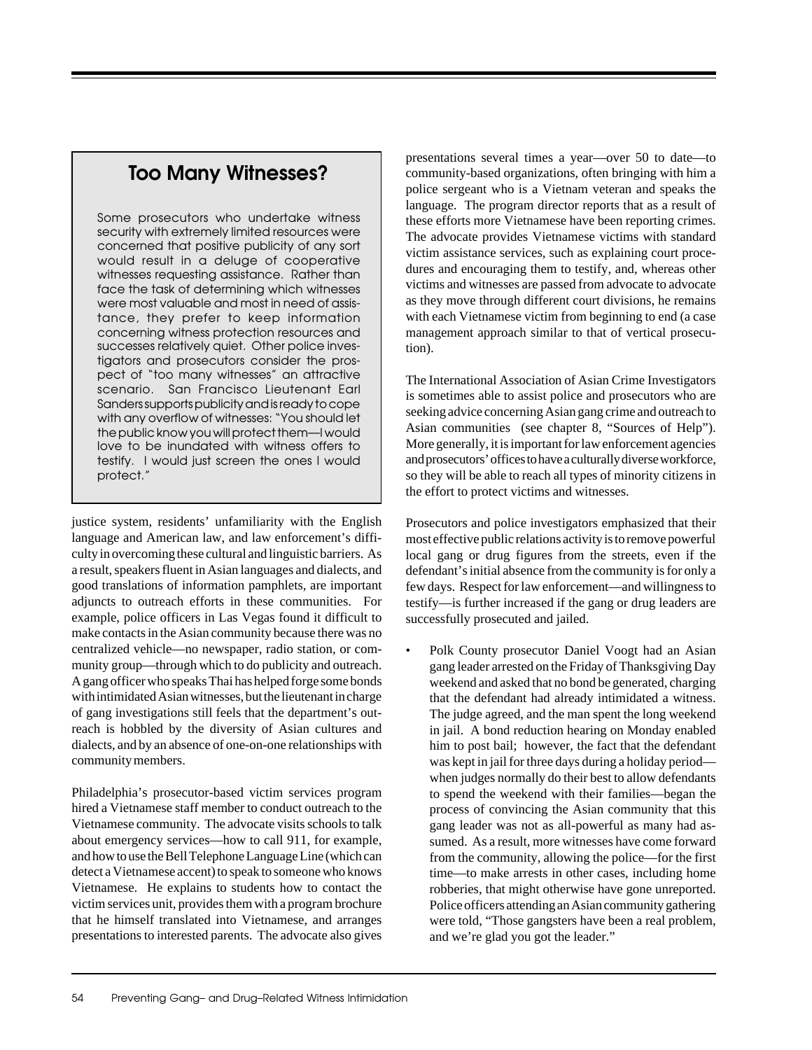## Too Many Witnesses?

Some prosecutors who undertake witness security with extremely limited resources were concerned that positive publicity of any sort would result in a deluge of cooperative witnesses requesting assistance. Rather than face the task of determining which witnesses were most valuable and most in need of assistance, they prefer to keep information concerning witness protection resources and successes relatively quiet. Other police investigators and prosecutors consider the prospect of "too many witnesses" an attractive scenario. San Francisco Lieutenant Earl Sanders supports publicity and is ready to cope with any overflow of witnesses: "You should let the public know you will protect them—I would love to be inundated with witness offers to testify. I would just screen the ones I would protect."

justice system, residents' unfamiliarity with the English language and American law, and law enforcement's difficulty in overcoming these cultural and linguistic barriers. As a result, speakers fluent in Asian languages and dialects, and good translations of information pamphlets, are important adjuncts to outreach efforts in these communities. For example, police officers in Las Vegas found it difficult to make contacts in the Asian community because there was no centralized vehicle—no newspaper, radio station, or community group—through which to do publicity and outreach. A gang officer who speaks Thai has helped forge some bonds with intimidated Asian witnesses, but the lieutenant in charge of gang investigations still feels that the department's outreach is hobbled by the diversity of Asian cultures and dialects, and by an absence of one-on-one relationships with community members.

Philadelphia's prosecutor-based victim services program hired a Vietnamese staff member to conduct outreach to the Vietnamese community. The advocate visits schools to talk about emergency services—how to call 911, for example, and how to use the Bell Telephone Language Line (which can detect a Vietnamese accent) to speak to someone who knows Vietnamese. He explains to students how to contact the victim services unit, provides them with a program brochure that he himself translated into Vietnamese, and arranges presentations to interested parents. The advocate also gives presentations several times a year—over 50 to date—to community-based organizations, often bringing with him a police sergeant who is a Vietnam veteran and speaks the language. The program director reports that as a result of these efforts more Vietnamese have been reporting crimes. The advocate provides Vietnamese victims with standard victim assistance services, such as explaining court procedures and encouraging them to testify, and, whereas other victims and witnesses are passed from advocate to advocate as they move through different court divisions, he remains with each Vietnamese victim from beginning to end (a case management approach similar to that of vertical prosecution).

The International Association of Asian Crime Investigators is sometimes able to assist police and prosecutors who are seeking advice concerning Asian gang crime and outreach to Asian communities (see chapter 8, "Sources of Help"). More generally, it is important for law enforcement agencies and prosecutors' offices to have a culturally diverse workforce, so they will be able to reach all types of minority citizens in the effort to protect victims and witnesses.

Prosecutors and police investigators emphasized that their most effective public relations activity is to remove powerful local gang or drug figures from the streets, even if the defendant's initial absence from the community is for only a few days. Respect for law enforcement—and willingness to testify—is further increased if the gang or drug leaders are successfully prosecuted and jailed.

- Polk County prosecutor Daniel Voogt had an Asian gang leader arrested on the Friday of Thanksgiving Day weekend and asked that no bond be generated, charging that the defendant had already intimidated a witness. The judge agreed, and the man spent the long weekend in jail. A bond reduction hearing on Monday enabled him to post bail; however, the fact that the defendant was kept in jail for three days during a holiday period—when judges normally do their best to allow defendants to spend the weekend with their families—began the process of convincing the Asian community that this gang leader was not as all-powerful as many had assumed. As a result, more witnesses have come forward from the community, allowing the police—for the first time—to make arrests in other cases, including home robberies, that might otherwise have gone unreported. Police officers attending an Asian community gathering were told, "Those gangsters have been a real problem, and we're glad you got the leader."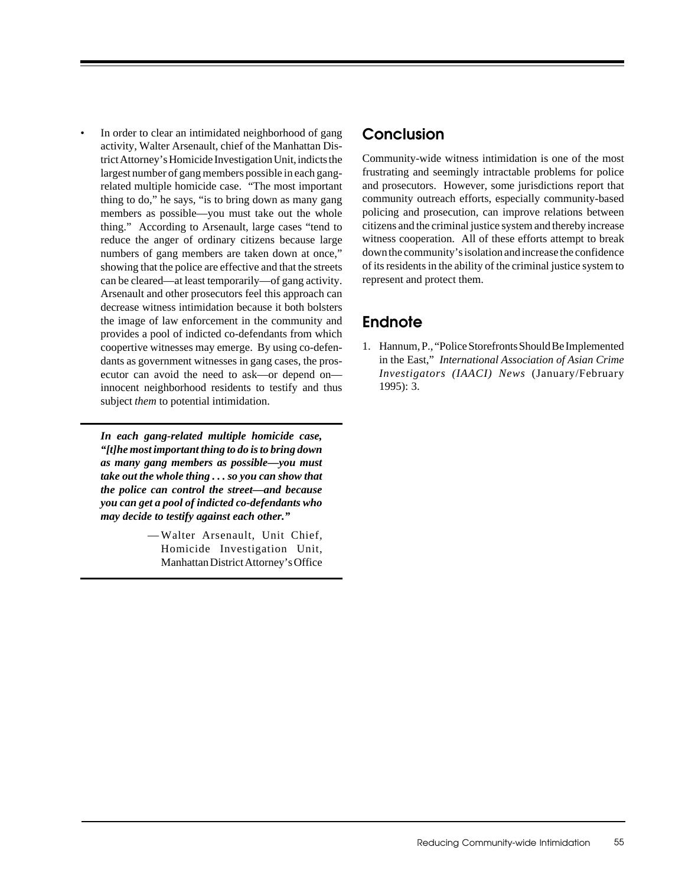- In order to clear an intimidated neighborhood of gang activity, Walter Arsenault, chief of the Manhattan District Attorney's Homicide Investigation Unit, indicts the largest number of gang members possible in each gang-related multiple homicide case. "The most important thing to do," he says, "is to bring down as many gang members as possible—you must take out the whole thing." According to Arsenault, large cases "tend to reduce the anger of ordinary citizens because large numbers of gang members are taken down at once," showing that the police are effective and that the streets can be cleared—at least temporarily—of gang activity. Arsenault and other prosecutors feel this approach can decrease witness intimidation because it both bolsters the image of law enforcement in the community and provides a pool of indicted co-defendants from which coopertive witnesses may emerge. By using co-defendants as government witnesses in gang cases, the prosecutor can avoid the need to ask—or depend on—innocent neighborhood residents to testify and thus subject *them* to potential intimidation.

> ***In each gang-related multiple homicide case, "[t]he most important thing to do is to bring down as many gang members as possible—you must take out the whole thing . . . so you can show that the police can control the street—and because you can get a pool of indicted co-defendants who may decide to testify against each other."***
>
> —Walter Arsenault, Unit Chief, Homicide Investigation Unit, Manhattan District Attorney's Office

## Conclusion

Community-wide witness intimidation is one of the most frustrating and seemingly intractable problems for police and prosecutors. However, some jurisdictions report that community outreach efforts, especially community-based policing and prosecution, can improve relations between citizens and the criminal justice system and thereby increase witness cooperation. All of these efforts attempt to break down the community's isolation and increase the confidence of its residents in the ability of the criminal justice system to represent and protect them.

## Endnote

1. Hannum, P., "Police Storefronts Should Be Implemented in the East," *International Association of Asian Crime Investigators (IAACI) News* (January/February 1995): 3.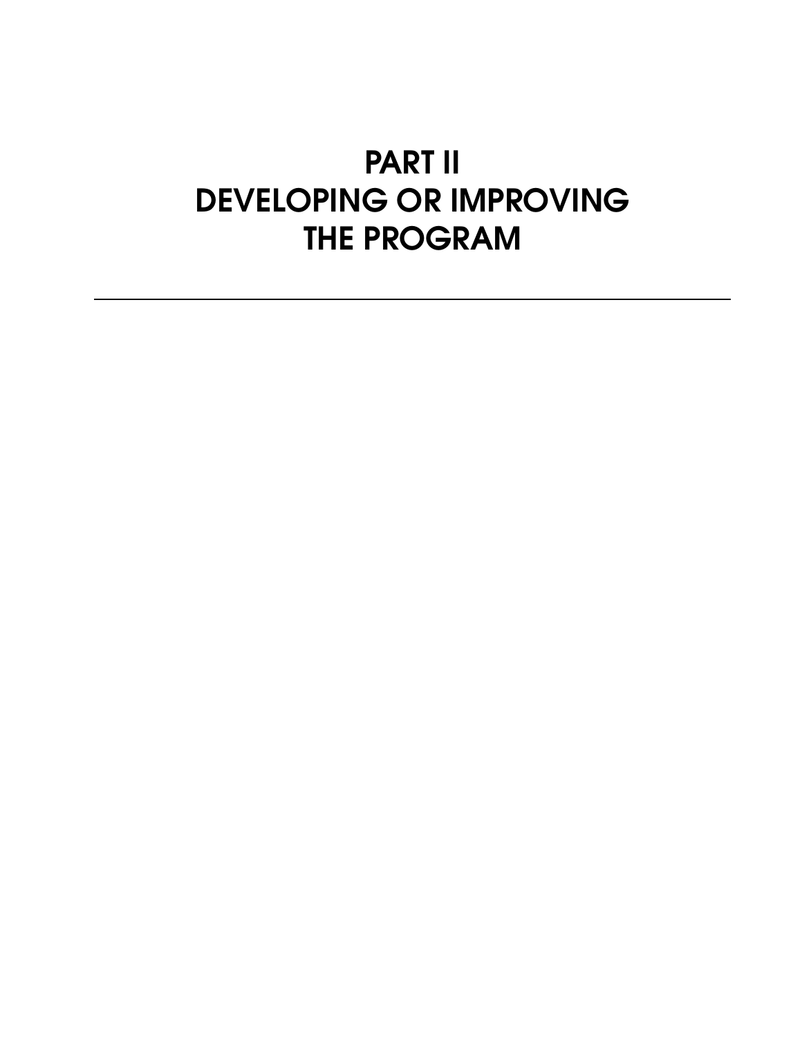# PART II
# DEVELOPING OR IMPROVING THE PROGRAM

---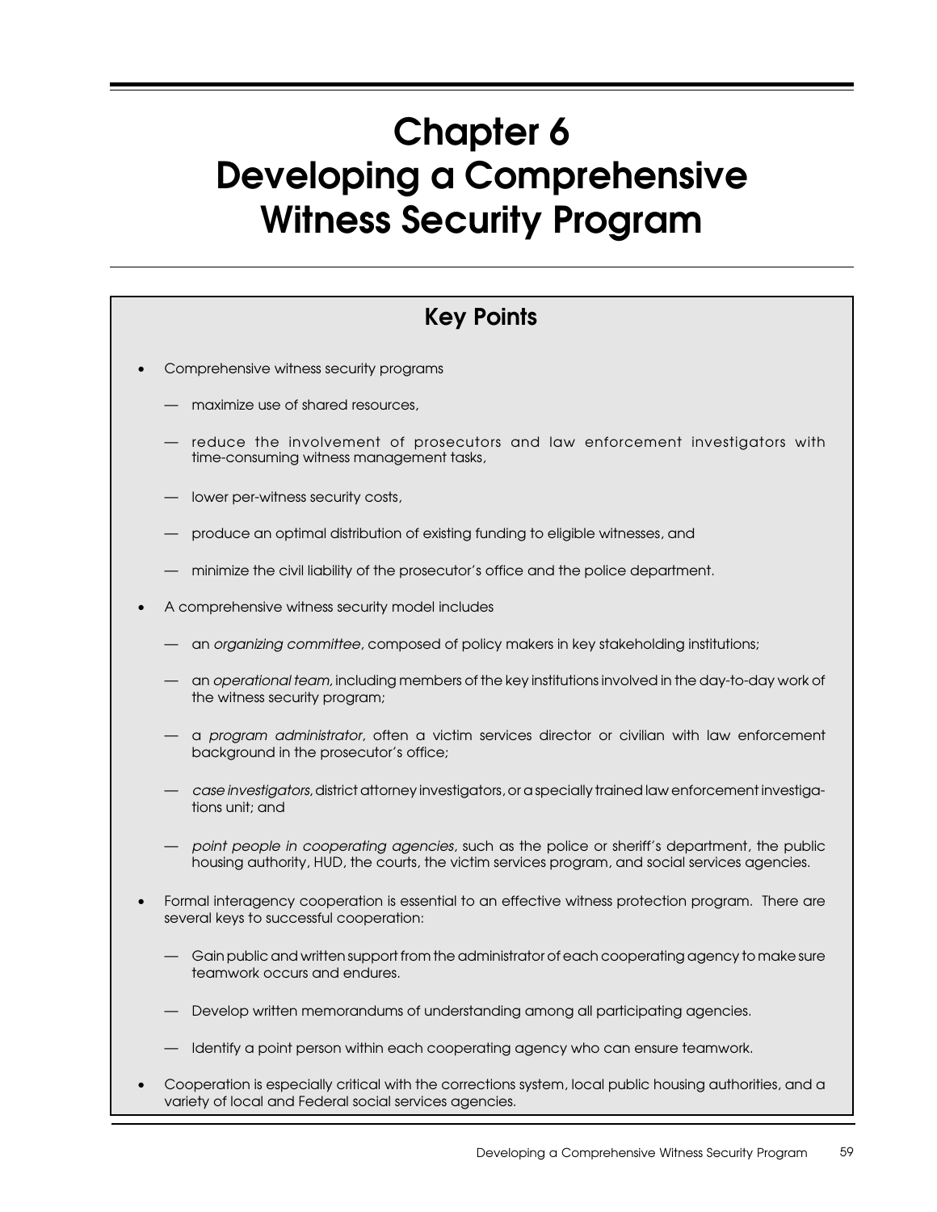# Chapter 6
# Developing a Comprehensive Witness Security Program

## Key Points

- Comprehensive witness security programs
  - maximize use of shared resources,
  - reduce the involvement of prosecutors and law enforcement investigators with time-consuming witness management tasks,
  - lower per-witness security costs,
  - produce an optimal distribution of existing funding to eligible witnesses, and
  - minimize the civil liability of the prosecutor's office and the police department.
- A comprehensive witness security model includes
  - an *organizing committee*, composed of policy makers in key stakeholding institutions;
  - an *operational team*, including members of the key institutions involved in the day-to-day work of the witness security program;
  - a *program administrator*, often a victim services director or civilian with law enforcement background in the prosecutor's office;
  - *case investigators*, district attorney investigators, or a specially trained law enforcement investigations unit; and
  - *point people in cooperating agencies*, such as the police or sheriff's department, the public housing authority, HUD, the courts, the victim services program, and social services agencies.
- Formal interagency cooperation is essential to an effective witness protection program. There are several keys to successful cooperation:
  - Gain public and written support from the administrator of each cooperating agency to make sure teamwork occurs and endures.
  - Develop written memorandums of understanding among all participating agencies.
  - Identify a point person within each cooperating agency who can ensure teamwork.
- Cooperation is especially critical with the corrections system, local public housing authorities, and a variety of local and Federal social services agencies.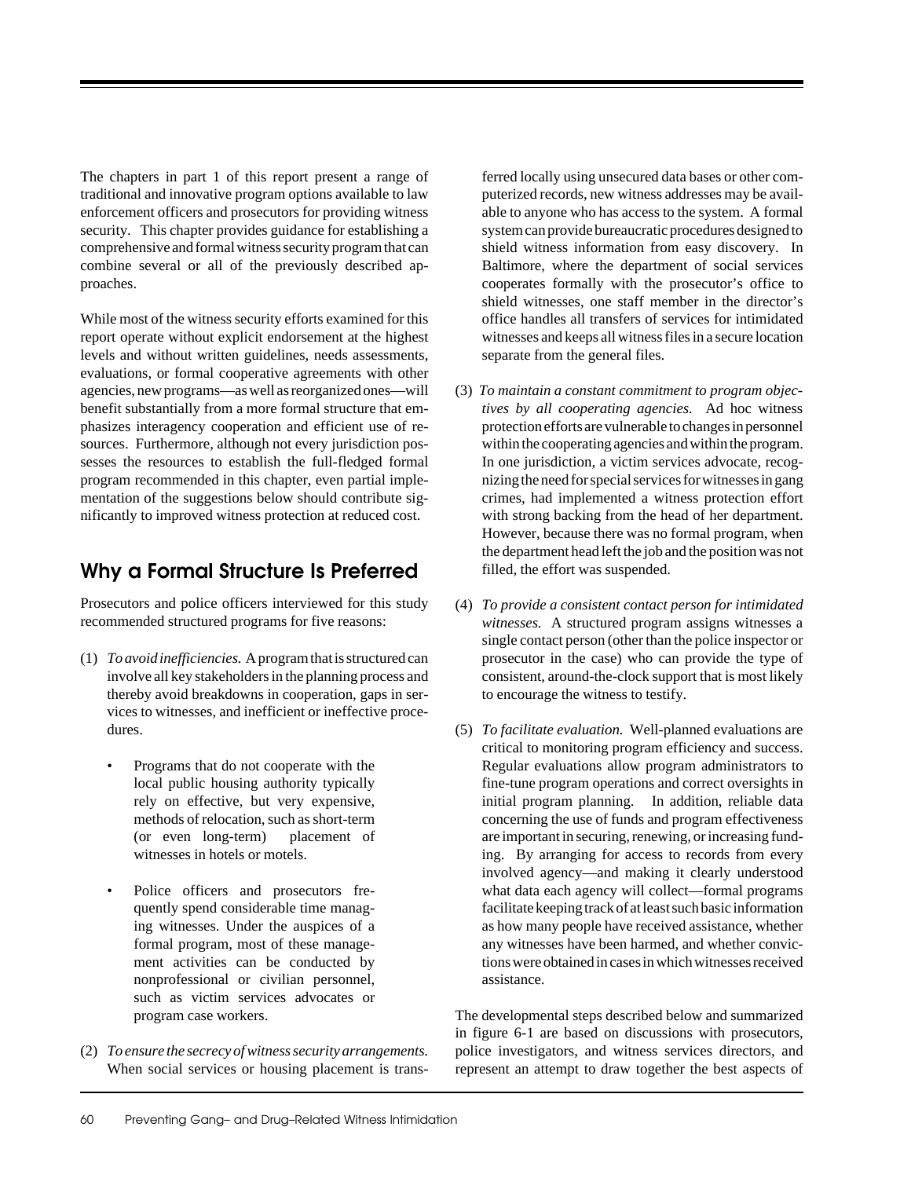The chapters in part 1 of this report present a range of traditional and innovative program options available to law enforcement officers and prosecutors for providing witness security. This chapter provides guidance for establishing a comprehensive and formal witness security program that can combine several or all of the previously described approaches.

While most of the witness security efforts examined for this report operate without explicit endorsement at the highest levels and without written guidelines, needs assessments, evaluations, or formal cooperative agreements with other agencies, new programs—as well as reorganized ones—will benefit substantially from a more formal structure that emphasizes interagency cooperation and efficient use of resources. Furthermore, although not every jurisdiction possesses the resources to establish the full-fledged formal program recommended in this chapter, even partial implementation of the suggestions below should contribute significantly to improved witness protection at reduced cost.

## Why a Formal Structure Is Preferred

Prosecutors and police officers interviewed for this study recommended structured programs for five reasons:

(1) *To avoid inefficiencies.* A program that is structured can involve all key stakeholders in the planning process and thereby avoid breakdowns in cooperation, gaps in services to witnesses, and inefficient or ineffective procedures.

- Programs that do not cooperate with the local public housing authority typically rely on effective, but very expensive, methods of relocation, such as short-term (or even long-term) placement of witnesses in hotels or motels.
- Police officers and prosecutors frequently spend considerable time managing witnesses. Under the auspices of a formal program, most of these management activities can be conducted by nonprofessional or civilian personnel, such as victim services advocates or program case workers.

(2) *To ensure the secrecy of witness security arrangements.* When social services or housing placement is transferred locally using unsecured data bases or other computerized records, new witness addresses may be available to anyone who has access to the system. A formal system can provide bureaucratic procedures designed to shield witness information from easy discovery. In Baltimore, where the department of social services cooperates formally with the prosecutor's office to shield witnesses, one staff member in the director's office handles all transfers of services for intimidated witnesses and keeps all witness files in a secure location separate from the general files.

(3) *To maintain a constant commitment to program objectives by all cooperating agencies.* Ad hoc witness protection efforts are vulnerable to changes in personnel within the cooperating agencies and within the program. In one jurisdiction, a victim services advocate, recognizing the need for special services for witnesses in gang crimes, had implemented a witness protection effort with strong backing from the head of her department. However, because there was no formal program, when the department head left the job and the position was not filled, the effort was suspended.

(4) *To provide a consistent contact person for intimidated witnesses.* A structured program assigns witnesses a single contact person (other than the police inspector or prosecutor in the case) who can provide the type of consistent, around-the-clock support that is most likely to encourage the witness to testify.

(5) *To facilitate evaluation.* Well-planned evaluations are critical to monitoring program efficiency and success. Regular evaluations allow program administrators to fine-tune program operations and correct oversights in initial program planning. In addition, reliable data concerning the use of funds and program effectiveness are important in securing, renewing, or increasing funding. By arranging for access to records from every involved agency—and making it clearly understood what data each agency will collect—formal programs facilitate keeping track of at least such basic information as how many people have received assistance, whether any witnesses have been harmed, and whether convictions were obtained in cases in which witnesses received assistance.

The developmental steps described below and summarized in figure 6-1 are based on discussions with prosecutors, police investigators, and witness services directors, and represent an attempt to draw together the best aspects of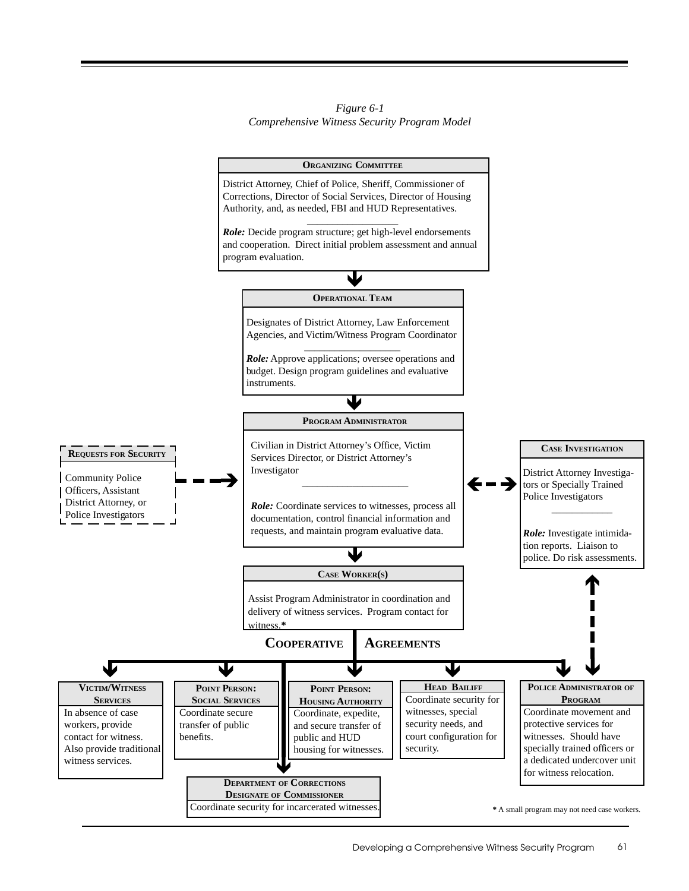*Figure 6-1*
*Comprehensive Witness Security Program Model*

**ORGANIZING COMMITTEE**

District Attorney, Chief of Police, Sheriff, Commissioner of Corrections, Director of Social Services, Director of Housing Authority, and, as needed, FBI and HUD Representatives.

***Role:*** Decide program structure; get high-level endorsements and cooperation. Direct initial problem assessment and annual program evaluation.

**OPERATIONAL TEAM**

Designates of District Attorney, Law Enforcement Agencies, and Victim/Witness Program Coordinator

***Role:*** Approve applications; oversee operations and budget. Design program guidelines and evaluative instruments.

**PROGRAM ADMINISTRATOR**

Civilian in District Attorney's Office, Victim Services Director, or District Attorney's Investigator

***Role:*** Coordinate services to witnesses, process all documentation, control financial information and requests, and maintain program evaluative data.

**REQUESTS FOR SECURITY**

Community Police Officers, Assistant District Attorney, or Police Investigators

**CASE INVESTIGATION**

District Attorney Investigators or Specially Trained Police Investigators

***Role:*** Investigate intimidation reports. Liaison to police. Do risk assessments.

**CASE WORKER(S)**

Assist Program Administrator in coordination and delivery of witness services. Program contact for witness.*

**COOPERATIVE AGREEMENTS**

**VICTIM/WITNESS SERVICES**
In absence of case workers, provide contact for witness. Also provide traditional witness services.

**POINT PERSON: SOCIAL SERVICES**
Coordinate secure transfer of public benefits.

**POINT PERSON: HOUSING AUTHORITY**
Coordinate, expedite, and secure transfer of public and HUD housing for witnesses.

**HEAD BAILIFF**
Coordinate security for witnesses, special security needs, and court configuration for security.

**POLICE ADMINISTRATOR OF PROGRAM**
Coordinate movement and protective services for witnesses. Should have specially trained officers or a dedicated undercover unit for witness relocation.

**DEPARTMENT OF CORRECTIONS DESIGNATE OF COMMISSIONER**
Coordinate security for incarcerated witnesses.

**\*** A small program may not need case workers.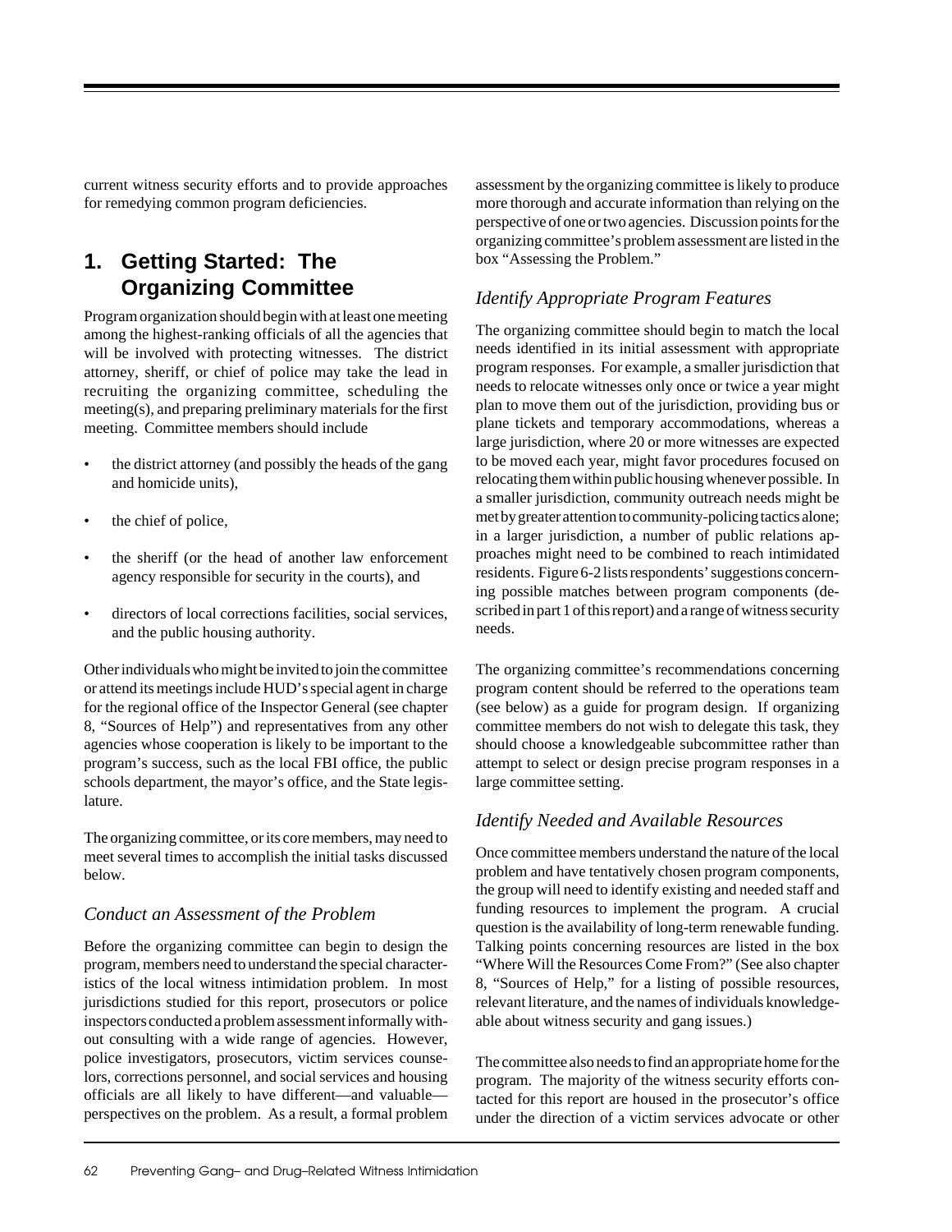current witness security efforts and to provide approaches for remedying common program deficiencies.

## 1. Getting Started: The Organizing Committee

Program organization should begin with at least one meeting among the highest-ranking officials of all the agencies that will be involved with protecting witnesses. The district attorney, sheriff, or chief of police may take the lead in recruiting the organizing committee, scheduling the meeting(s), and preparing preliminary materials for the first meeting. Committee members should include

- the district attorney (and possibly the heads of the gang and homicide units),
- the chief of police,
- the sheriff (or the head of another law enforcement agency responsible for security in the courts), and
- directors of local corrections facilities, social services, and the public housing authority.

Other individuals who might be invited to join the committee or attend its meetings include HUD's special agent in charge for the regional office of the Inspector General (see chapter 8, "Sources of Help") and representatives from any other agencies whose cooperation is likely to be important to the program's success, such as the local FBI office, the public schools department, the mayor's office, and the State legislature.

The organizing committee, or its core members, may need to meet several times to accomplish the initial tasks discussed below.

### *Conduct an Assessment of the Problem*

Before the organizing committee can begin to design the program, members need to understand the special characteristics of the local witness intimidation problem. In most jurisdictions studied for this report, prosecutors or police inspectors conducted a problem assessment informally without consulting with a wide range of agencies. However, police investigators, prosecutors, victim services counselors, corrections personnel, and social services and housing officials are all likely to have different—and valuable—perspectives on the problem. As a result, a formal problem assessment by the organizing committee is likely to produce more thorough and accurate information than relying on the perspective of one or two agencies. Discussion points for the organizing committee's problem assessment are listed in the box "Assessing the Problem."

### *Identify Appropriate Program Features*

The organizing committee should begin to match the local needs identified in its initial assessment with appropriate program responses. For example, a smaller jurisdiction that needs to relocate witnesses only once or twice a year might plan to move them out of the jurisdiction, providing bus or plane tickets and temporary accommodations, whereas a large jurisdiction, where 20 or more witnesses are expected to be moved each year, might favor procedures focused on relocating them within public housing whenever possible. In a smaller jurisdiction, community outreach needs might be met by greater attention to community-policing tactics alone; in a larger jurisdiction, a number of public relations approaches might need to be combined to reach intimidated residents. Figure 6-2 lists respondents' suggestions concerning possible matches between program components (described in part 1 of this report) and a range of witness security needs.

The organizing committee's recommendations concerning program content should be referred to the operations team (see below) as a guide for program design. If organizing committee members do not wish to delegate this task, they should choose a knowledgeable subcommittee rather than attempt to select or design precise program responses in a large committee setting.

### *Identify Needed and Available Resources*

Once committee members understand the nature of the local problem and have tentatively chosen program components, the group will need to identify existing and needed staff and funding resources to implement the program. A crucial question is the availability of long-term renewable funding. Talking points concerning resources are listed in the box "Where Will the Resources Come From?" (See also chapter 8, "Sources of Help," for a listing of possible resources, relevant literature, and the names of individuals knowledgeable about witness security and gang issues.)

The committee also needs to find an appropriate home for the program. The majority of the witness security efforts contacted for this report are housed in the prosecutor's office under the direction of a victim services advocate or other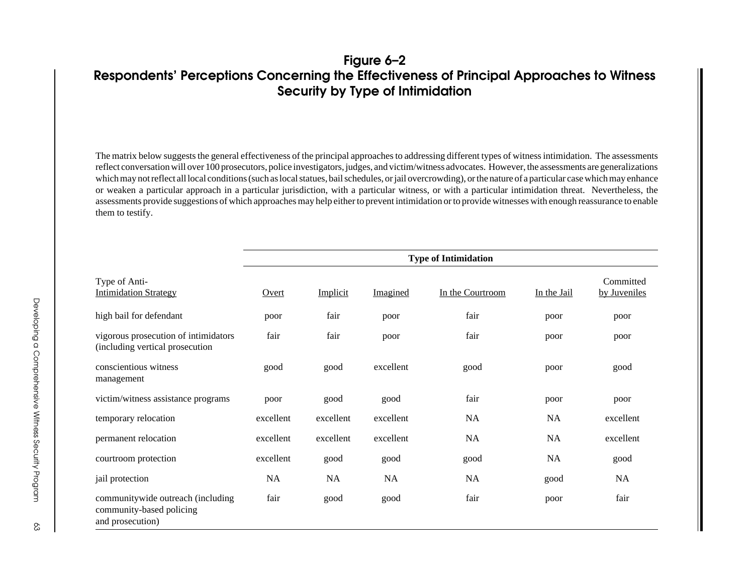## Figure 6–2

## Respondents' Perceptions Concerning the Effectiveness of Principal Approaches to Witness Security by Type of Intimidation

The matrix below suggests the general effectiveness of the principal approaches to addressing different types of witness intimidation. The assessments reflect conversation will over 100 prosecutors, police investigators, judges, and victim/witness advocates. However, the assessments are generalizations which may not reflect all local conditions (such as local statues, bail schedules, or jail overcrowding), or the nature of a particular case which may enhance or weaken a particular approach in a particular jurisdiction, with a particular witness, or with a particular intimidation threat. Nevertheless, the assessments provide suggestions of which approaches may help either to prevent intimidation or to provide witnesses with enough reassurance to enable them to testify.

| | **Type of Intimidation** | | | | | |
|---|---|---|---|---|---|---|
| Type of Anti-Intimidation Strategy | Overt | Implicit | Imagined | In the Courtroom | In the Jail | Committed by Juveniles |
| high bail for defendant | poor | fair | poor | fair | poor | poor |
| vigorous prosecution of intimidators (including vertical prosecution | fair | fair | poor | fair | poor | poor |
| conscientious witness management | good | good | excellent | good | poor | good |
| victim/witness assistance programs | poor | good | good | fair | poor | poor |
| temporary relocation | excellent | excellent | excellent | NA | NA | excellent |
| permanent relocation | excellent | excellent | excellent | NA | NA | excellent |
| courtroom protection | excellent | good | good | good | NA | good |
| jail protection | NA | NA | NA | NA | good | NA |
| communitywide outreach (including community-based policing and prosecution) | fair | good | good | fair | poor | fair |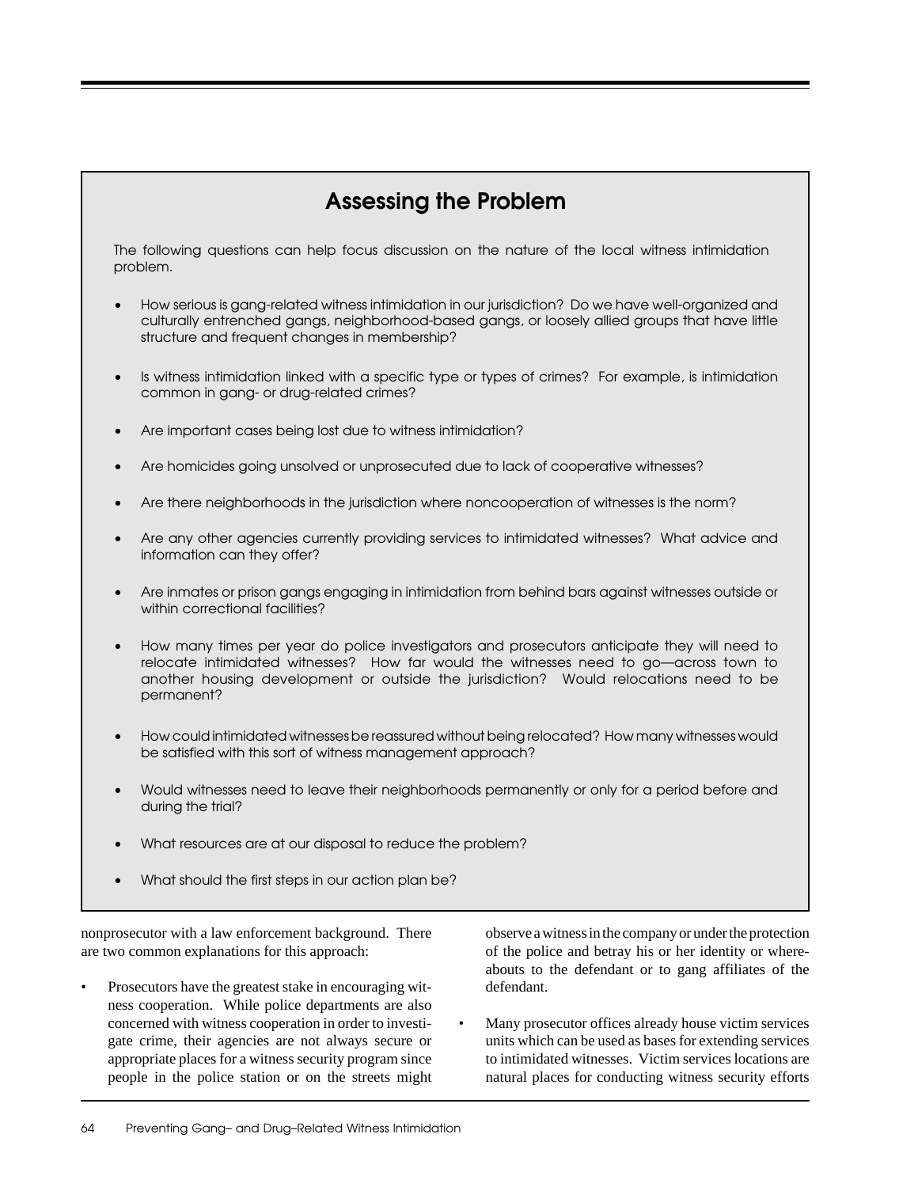## Assessing the Problem

The following questions can help focus discussion on the nature of the local witness intimidation problem.

- How serious is gang-related witness intimidation in our jurisdiction? Do we have well-organized and culturally entrenched gangs, neighborhood-based gangs, or loosely allied groups that have little structure and frequent changes in membership?
- Is witness intimidation linked with a specific type or types of crimes? For example, is intimidation common in gang- or drug-related crimes?
- Are important cases being lost due to witness intimidation?
- Are homicides going unsolved or unprosecuted due to lack of cooperative witnesses?
- Are there neighborhoods in the jurisdiction where noncooperation of witnesses is the norm?
- Are any other agencies currently providing services to intimidated witnesses? What advice and information can they offer?
- Are inmates or prison gangs engaging in intimidation from behind bars against witnesses outside or within correctional facilities?
- How many times per year do police investigators and prosecutors anticipate they will need to relocate intimidated witnesses? How far would the witnesses need to go—across town to another housing development or outside the jurisdiction? Would relocations need to be permanent?
- How could intimidated witnesses be reassured without being relocated? How many witnesses would be satisfied with this sort of witness management approach?
- Would witnesses need to leave their neighborhoods permanently or only for a period before and during the trial?
- What resources are at our disposal to reduce the problem?
- What should the first steps in our action plan be?

nonprosecutor with a law enforcement background. There are two common explanations for this approach:

- Prosecutors have the greatest stake in encouraging witness cooperation. While police departments are also concerned with witness cooperation in order to investigate crime, their agencies are not always secure or appropriate places for a witness security program since people in the police station or on the streets might observe a witness in the company or under the protection of the police and betray his or her identity or whereabouts to the defendant or to gang affiliates of the defendant.
- Many prosecutor offices already house victim services units which can be used as bases for extending services to intimidated witnesses. Victim services locations are natural places for conducting witness security efforts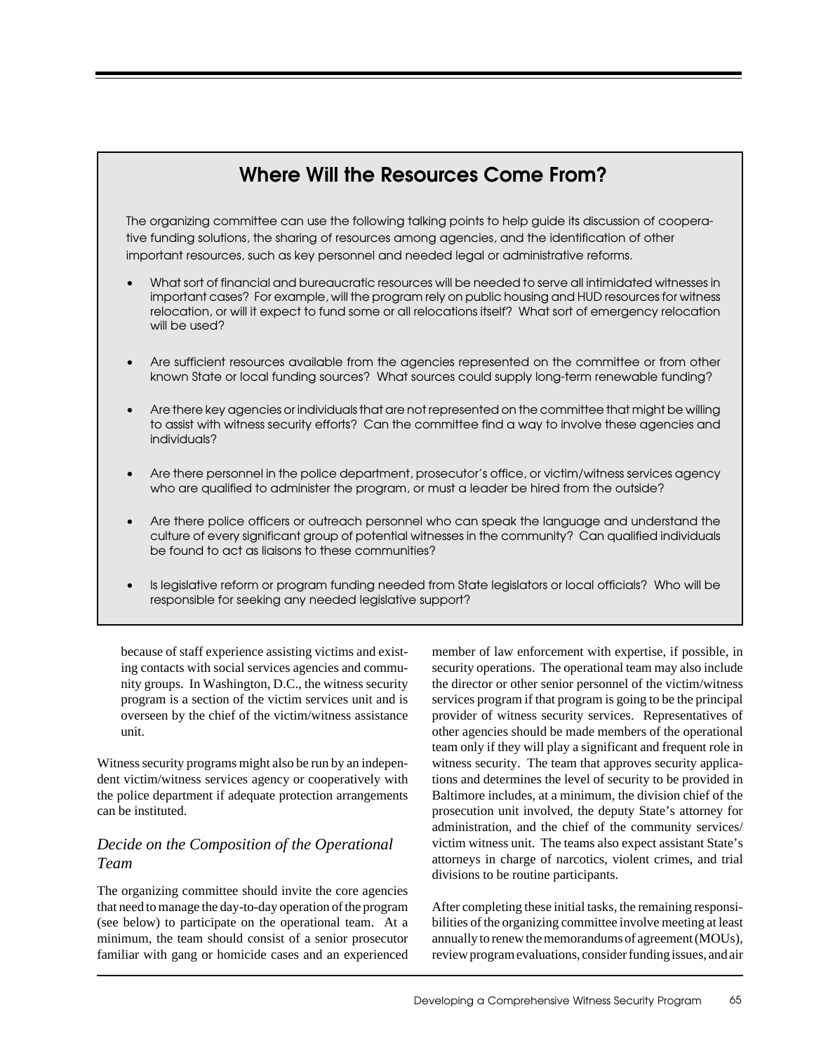## Where Will the Resources Come From?

The organizing committee can use the following talking points to help guide its discussion of cooperative funding solutions, the sharing of resources among agencies, and the identification of other important resources, such as key personnel and needed legal or administrative reforms.

- What sort of financial and bureaucratic resources will be needed to serve all intimidated witnesses in important cases? For example, will the program rely on public housing and HUD resources for witness relocation, or will it expect to fund some or all relocations itself? What sort of emergency relocation will be used?
- Are sufficient resources available from the agencies represented on the committee or from other known State or local funding sources? What sources could supply long-term renewable funding?
- Are there key agencies or individuals that are not represented on the committee that might be willing to assist with witness security efforts? Can the committee find a way to involve these agencies and individuals?
- Are there personnel in the police department, prosecutor's office, or victim/witness services agency who are qualified to administer the program, or must a leader be hired from the outside?
- Are there police officers or outreach personnel who can speak the language and understand the culture of every significant group of potential witnesses in the community? Can qualified individuals be found to act as liaisons to these communities?
- Is legislative reform or program funding needed from State legislators or local officials? Who will be responsible for seeking any needed legislative support?

because of staff experience assisting victims and existing contacts with social services agencies and community groups. In Washington, D.C., the witness security program is a section of the victim services unit and is overseen by the chief of the victim/witness assistance unit.

Witness security programs might also be run by an independent victim/witness services agency or cooperatively with the police department if adequate protection arrangements can be instituted.

### *Decide on the Composition of the Operational Team*

The organizing committee should invite the core agencies that need to manage the day-to-day operation of the program (see below) to participate on the operational team. At a minimum, the team should consist of a senior prosecutor familiar with gang or homicide cases and an experienced member of law enforcement with expertise, if possible, in security operations. The operational team may also include the director or other senior personnel of the victim/witness services program if that program is going to be the principal provider of witness security services. Representatives of other agencies should be made members of the operational team only if they will play a significant and frequent role in witness security. The team that approves security applications and determines the level of security to be provided in Baltimore includes, at a minimum, the division chief of the prosecution unit involved, the deputy State's attorney for administration, and the chief of the community services/ victim witness unit. The teams also expect assistant State's attorneys in charge of narcotics, violent crimes, and trial divisions to be routine participants.

After completing these initial tasks, the remaining responsibilities of the organizing committee involve meeting at least annually to renew the memorandums of agreement (MOUs), review program evaluations, consider funding issues, and air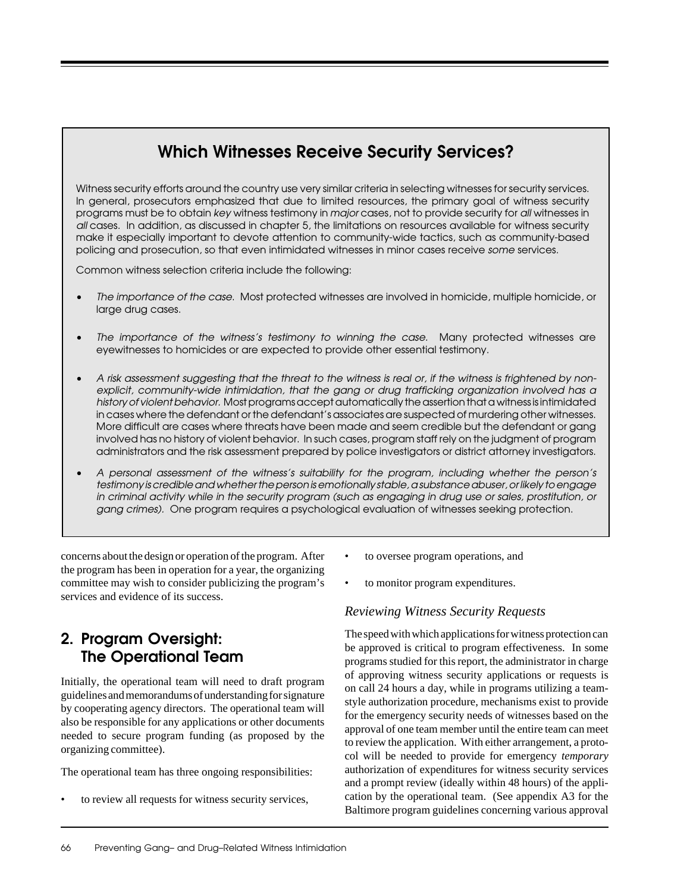## Which Witnesses Receive Security Services?

Witness security efforts around the country use very similar criteria in selecting witnesses for security services. In general, prosecutors emphasized that due to limited resources, the primary goal of witness security programs must be to obtain *key* witness testimony in *major* cases, not to provide security for *all* witnesses in *all* cases. In addition, as discussed in chapter 5, the limitations on resources available for witness security make it especially important to devote attention to community-wide tactics, such as community-based policing and prosecution, so that even intimidated witnesses in minor cases receive *some* services.

Common witness selection criteria include the following:

- *The importance of the case.* Most protected witnesses are involved in homicide, multiple homicide, or large drug cases.
- *The importance of the witness's testimony to winning the case.* Many protected witnesses are eyewitnesses to homicides or are expected to provide other essential testimony.
- *A risk assessment suggesting that the threat to the witness is real or, if the witness is frightened by non-explicit, community-wide intimidation, that the gang or drug trafficking organization involved has a history of violent behavior.* Most programs accept automatically the assertion that a witness is intimidated in cases where the defendant or the defendant's associates are suspected of murdering other witnesses. More difficult are cases where threats have been made and seem credible but the defendant or gang involved has no history of violent behavior. In such cases, program staff rely on the judgment of program administrators and the risk assessment prepared by police investigators or district attorney investigators.
- *A personal assessment of the witness's suitability for the program, including whether the person's testimony is credible and whether the person is emotionally stable, a substance abuser, or likely to engage in criminal activity while in the security program (such as engaging in drug use or sales, prostitution, or gang crimes).* One program requires a psychological evaluation of witnesses seeking protection.

concerns about the design or operation of the program. After the program has been in operation for a year, the organizing committee may wish to consider publicizing the program's services and evidence of its success.

## 2. Program Oversight: The Operational Team

Initially, the operational team will need to draft program guidelines and memorandums of understanding for signature by cooperating agency directors. The operational team will also be responsible for any applications or other documents needed to secure program funding (as proposed by the organizing committee).

The operational team has three ongoing responsibilities:

- to review all requests for witness security services,
- to oversee program operations, and
- to monitor program expenditures.

### *Reviewing Witness Security Requests*

The speed with which applications for witness protection can be approved is critical to program effectiveness. In some programs studied for this report, the administrator in charge of approving witness security applications or requests is on call 24 hours a day, while in programs utilizing a team-style authorization procedure, mechanisms exist to provide for the emergency security needs of witnesses based on the approval of one team member until the entire team can meet to review the application. With either arrangement, a protocol will be needed to provide for emergency *temporary* authorization of expenditures for witness security services and a prompt review (ideally within 48 hours) of the application by the operational team. (See appendix A3 for the Baltimore program guidelines concerning various approval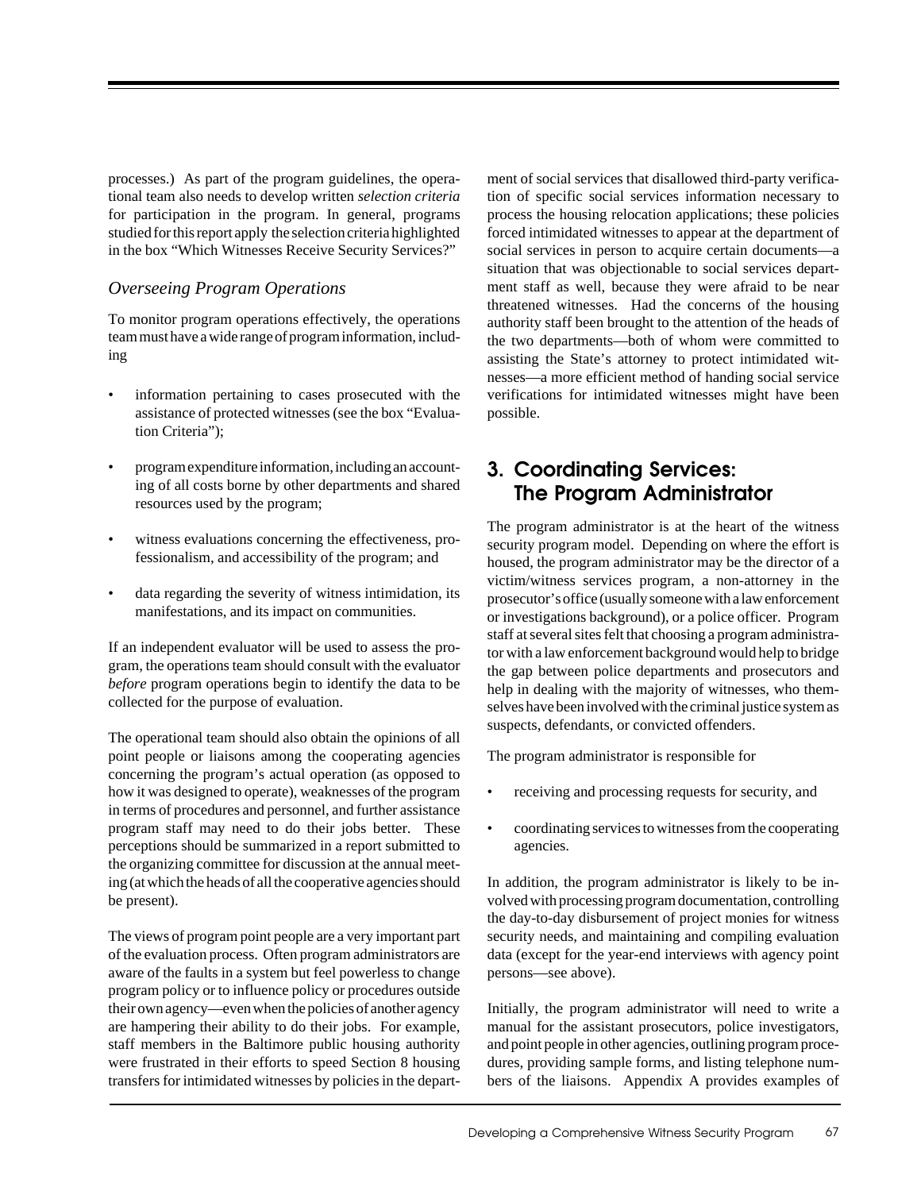processes.) As part of the program guidelines, the operational team also needs to develop written *selection criteria* for participation in the program. In general, programs studied for this report apply the selection criteria highlighted in the box "Which Witnesses Receive Security Services?"

### *Overseeing Program Operations*

To monitor program operations effectively, the operations team must have a wide range of program information, including

- information pertaining to cases prosecuted with the assistance of protected witnesses (see the box "Evaluation Criteria");
- program expenditure information, including an accounting of all costs borne by other departments and shared resources used by the program;
- witness evaluations concerning the effectiveness, professionalism, and accessibility of the program; and
- data regarding the severity of witness intimidation, its manifestations, and its impact on communities.

If an independent evaluator will be used to assess the program, the operations team should consult with the evaluator *before* program operations begin to identify the data to be collected for the purpose of evaluation.

The operational team should also obtain the opinions of all point people or liaisons among the cooperating agencies concerning the program's actual operation (as opposed to how it was designed to operate), weaknesses of the program in terms of procedures and personnel, and further assistance program staff may need to do their jobs better. These perceptions should be summarized in a report submitted to the organizing committee for discussion at the annual meeting (at which the heads of all the cooperative agencies should be present).

The views of program point people are a very important part of the evaluation process. Often program administrators are aware of the faults in a system but feel powerless to change program policy or to influence policy or procedures outside their own agency—even when the policies of another agency are hampering their ability to do their jobs. For example, staff members in the Baltimore public housing authority were frustrated in their efforts to speed Section 8 housing transfers for intimidated witnesses by policies in the department of social services that disallowed third-party verification of specific social services information necessary to process the housing relocation applications; these policies forced intimidated witnesses to appear at the department of social services in person to acquire certain documents—a situation that was objectionable to social services department staff as well, because they were afraid to be near threatened witnesses. Had the concerns of the housing authority staff been brought to the attention of the heads of the two departments—both of whom were committed to assisting the State's attorney to protect intimidated witnesses—a more efficient method of handing social service verifications for intimidated witnesses might have been possible.

## 3. Coordinating Services: The Program Administrator

The program administrator is at the heart of the witness security program model. Depending on where the effort is housed, the program administrator may be the director of a victim/witness services program, a non-attorney in the prosecutor's office (usually someone with a law enforcement or investigations background), or a police officer. Program staff at several sites felt that choosing a program administrator with a law enforcement background would help to bridge the gap between police departments and prosecutors and help in dealing with the majority of witnesses, who themselves have been involved with the criminal justice system as suspects, defendants, or convicted offenders.

The program administrator is responsible for

- receiving and processing requests for security, and
- coordinating services to witnesses from the cooperating agencies.

In addition, the program administrator is likely to be involved with processing program documentation, controlling the day-to-day disbursement of project monies for witness security needs, and maintaining and compiling evaluation data (except for the year-end interviews with agency point persons—see above).

Initially, the program administrator will need to write a manual for the assistant prosecutors, police investigators, and point people in other agencies, outlining program procedures, providing sample forms, and listing telephone numbers of the liaisons. Appendix A provides examples of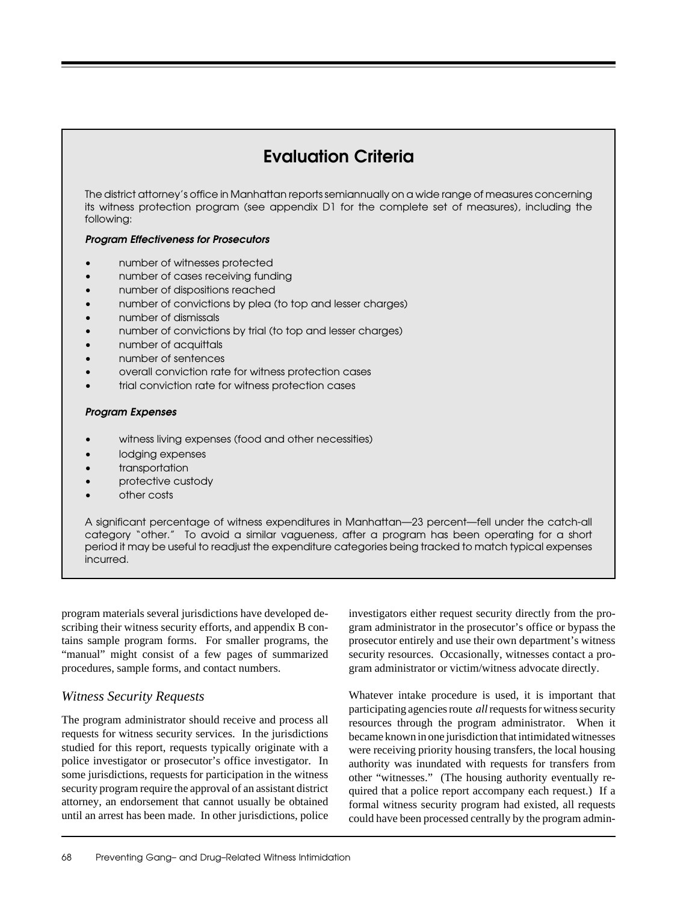## Evaluation Criteria

The district attorney's office in Manhattan reports semiannually on a wide range of measures concerning its witness protection program (see appendix D1 for the complete set of measures), including the following:

***Program Effectiveness for Prosecutors***

- number of witnesses protected
- number of cases receiving funding
- number of dispositions reached
- number of convictions by plea (to top and lesser charges)
- number of dismissals
- number of convictions by trial (to top and lesser charges)
- number of acquittals
- number of sentences
- overall conviction rate for witness protection cases
- trial conviction rate for witness protection cases

***Program Expenses***

- witness living expenses (food and other necessities)
- lodging expenses
- transportation
- protective custody
- other costs

A significant percentage of witness expenditures in Manhattan—23 percent—fell under the catch-all category "other." To avoid a similar vagueness, after a program has been operating for a short period it may be useful to readjust the expenditure categories being tracked to match typical expenses incurred.

program materials several jurisdictions have developed describing their witness security efforts, and appendix B contains sample program forms. For smaller programs, the "manual" might consist of a few pages of summarized procedures, sample forms, and contact numbers.

### *Witness Security Requests*

The program administrator should receive and process all requests for witness security services. In the jurisdictions studied for this report, requests typically originate with a police investigator or prosecutor's office investigator. In some jurisdictions, requests for participation in the witness security program require the approval of an assistant district attorney, an endorsement that cannot usually be obtained until an arrest has been made. In other jurisdictions, police investigators either request security directly from the program administrator in the prosecutor's office or bypass the prosecutor entirely and use their own department's witness security resources. Occasionally, witnesses contact a program administrator or victim/witness advocate directly.

Whatever intake procedure is used, it is important that participating agencies route *all* requests for witness security resources through the program administrator. When it became known in one jurisdiction that intimidated witnesses were receiving priority housing transfers, the local housing authority was inundated with requests for transfers from other "witnesses." (The housing authority eventually required that a police report accompany each request.) If a formal witness security program had existed, all requests could have been processed centrally by the program admin-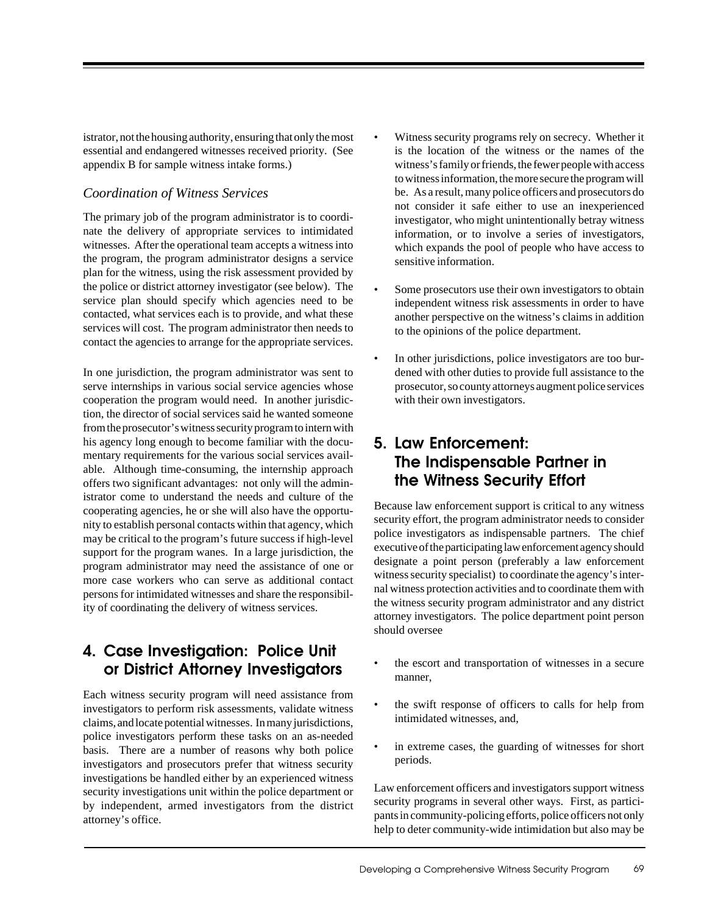istrator, not the housing authority, ensuring that only the most essential and endangered witnesses received priority. (See appendix B for sample witness intake forms.)

### *Coordination of Witness Services*

The primary job of the program administrator is to coordinate the delivery of appropriate services to intimidated witnesses. After the operational team accepts a witness into the program, the program administrator designs a service plan for the witness, using the risk assessment provided by the police or district attorney investigator (see below). The service plan should specify which agencies need to be contacted, what services each is to provide, and what these services will cost. The program administrator then needs to contact the agencies to arrange for the appropriate services.

In one jurisdiction, the program administrator was sent to serve internships in various social service agencies whose cooperation the program would need. In another jurisdiction, the director of social services said he wanted someone from the prosecutor's witness security program to intern with his agency long enough to become familiar with the documentary requirements for the various social services available. Although time-consuming, the internship approach offers two significant advantages: not only will the administrator come to understand the needs and culture of the cooperating agencies, he or she will also have the opportunity to establish personal contacts within that agency, which may be critical to the program's future success if high-level support for the program wanes. In a large jurisdiction, the program administrator may need the assistance of one or more case workers who can serve as additional contact persons for intimidated witnesses and share the responsibility of coordinating the delivery of witness services.

## 4. Case Investigation: Police Unit or District Attorney Investigators

Each witness security program will need assistance from investigators to perform risk assessments, validate witness claims, and locate potential witnesses. In many jurisdictions, police investigators perform these tasks on an as-needed basis. There are a number of reasons why both police investigators and prosecutors prefer that witness security investigations be handled either by an experienced witness security investigations unit within the police department or by independent, armed investigators from the district attorney's office.

- Witness security programs rely on secrecy. Whether it is the location of the witness or the names of the witness's family or friends, the fewer people with access to witness information, the more secure the program will be. As a result, many police officers and prosecutors do not consider it safe either to use an inexperienced investigator, who might unintentionally betray witness information, or to involve a series of investigators, which expands the pool of people who have access to sensitive information.

- Some prosecutors use their own investigators to obtain independent witness risk assessments in order to have another perspective on the witness's claims in addition to the opinions of the police department.

- In other jurisdictions, police investigators are too burdened with other duties to provide full assistance to the prosecutor, so county attorneys augment police services with their own investigators.

## 5. Law Enforcement: The Indispensable Partner in the Witness Security Effort

Because law enforcement support is critical to any witness security effort, the program administrator needs to consider police investigators as indispensable partners. The chief executive of the participating law enforcement agency should designate a point person (preferably a law enforcement witness security specialist) to coordinate the agency's internal witness protection activities and to coordinate them with the witness security program administrator and any district attorney investigators. The police department point person should oversee

- the escort and transportation of witnesses in a secure manner,

- the swift response of officers to calls for help from intimidated witnesses, and,

- in extreme cases, the guarding of witnesses for short periods.

Law enforcement officers and investigators support witness security programs in several other ways. First, as participants in community-policing efforts, police officers not only help to deter community-wide intimidation but also may be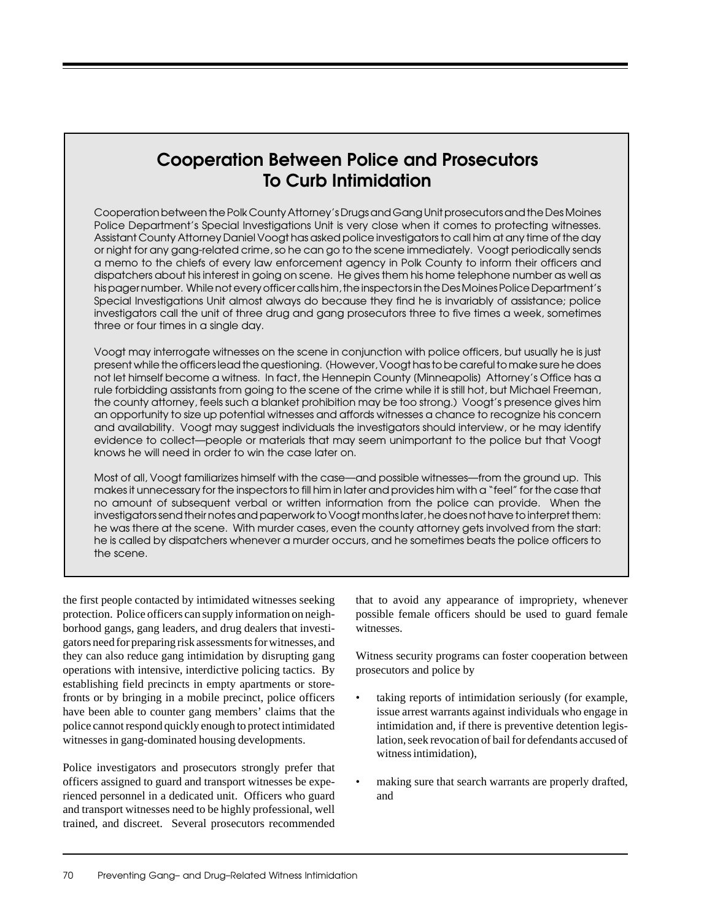## Cooperation Between Police and Prosecutors To Curb Intimidation

Cooperation between the Polk County Attorney's Drugs and Gang Unit prosecutors and the Des Moines Police Department's Special Investigations Unit is very close when it comes to protecting witnesses. Assistant County Attorney Daniel Voogt has asked police investigators to call him at any time of the day or night for any gang-related crime, so he can go to the scene immediately. Voogt periodically sends a memo to the chiefs of every law enforcement agency in Polk County to inform their officers and dispatchers about his interest in going on scene. He gives them his home telephone number as well as his pager number. While not every officer calls him, the inspectors in the Des Moines Police Department's Special Investigations Unit almost always do because they find he is invariably of assistance; police investigators call the unit of three drug and gang prosecutors three to five times a week, sometimes three or four times in a single day.

Voogt may interrogate witnesses on the scene in conjunction with police officers, but usually he is just present while the officers lead the questioning. (However, Voogt has to be careful to make sure he does not let himself become a witness. In fact, the Hennepin County (Minneapolis) Attorney's Office has a rule forbidding assistants from going to the scene of the crime while it is still hot, but Michael Freeman, the county attorney, feels such a blanket prohibition may be too strong.) Voogt's presence gives him an opportunity to size up potential witnesses and affords witnesses a chance to recognize his concern and availability. Voogt may suggest individuals the investigators should interview, or he may identify evidence to collect—people or materials that may seem unimportant to the police but that Voogt knows he will need in order to win the case later on.

Most of all, Voogt familiarizes himself with the case—and possible witnesses—from the ground up. This makes it unnecessary for the inspectors to fill him in later and provides him with a "feel" for the case that no amount of subsequent verbal or written information from the police can provide. When the investigators send their notes and paperwork to Voogt months later, he does not have to interpret them: he was there at the scene. With murder cases, even the county attorney gets involved from the start: he is called by dispatchers whenever a murder occurs, and he sometimes beats the police officers to the scene.

the first people contacted by intimidated witnesses seeking protection. Police officers can supply information on neighborhood gangs, gang leaders, and drug dealers that investigators need for preparing risk assessments for witnesses, and they can also reduce gang intimidation by disrupting gang operations with intensive, interdictive policing tactics. By establishing field precincts in empty apartments or storefronts or by bringing in a mobile precinct, police officers have been able to counter gang members' claims that the police cannot respond quickly enough to protect intimidated witnesses in gang-dominated housing developments.

Police investigators and prosecutors strongly prefer that officers assigned to guard and transport witnesses be experienced personnel in a dedicated unit. Officers who guard and transport witnesses need to be highly professional, well trained, and discreet. Several prosecutors recommended that to avoid any appearance of impropriety, whenever possible female officers should be used to guard female witnesses.

Witness security programs can foster cooperation between prosecutors and police by

- taking reports of intimidation seriously (for example, issue arrest warrants against individuals who engage in intimidation and, if there is preventive detention legislation, seek revocation of bail for defendants accused of witness intimidation),
- making sure that search warrants are properly drafted, and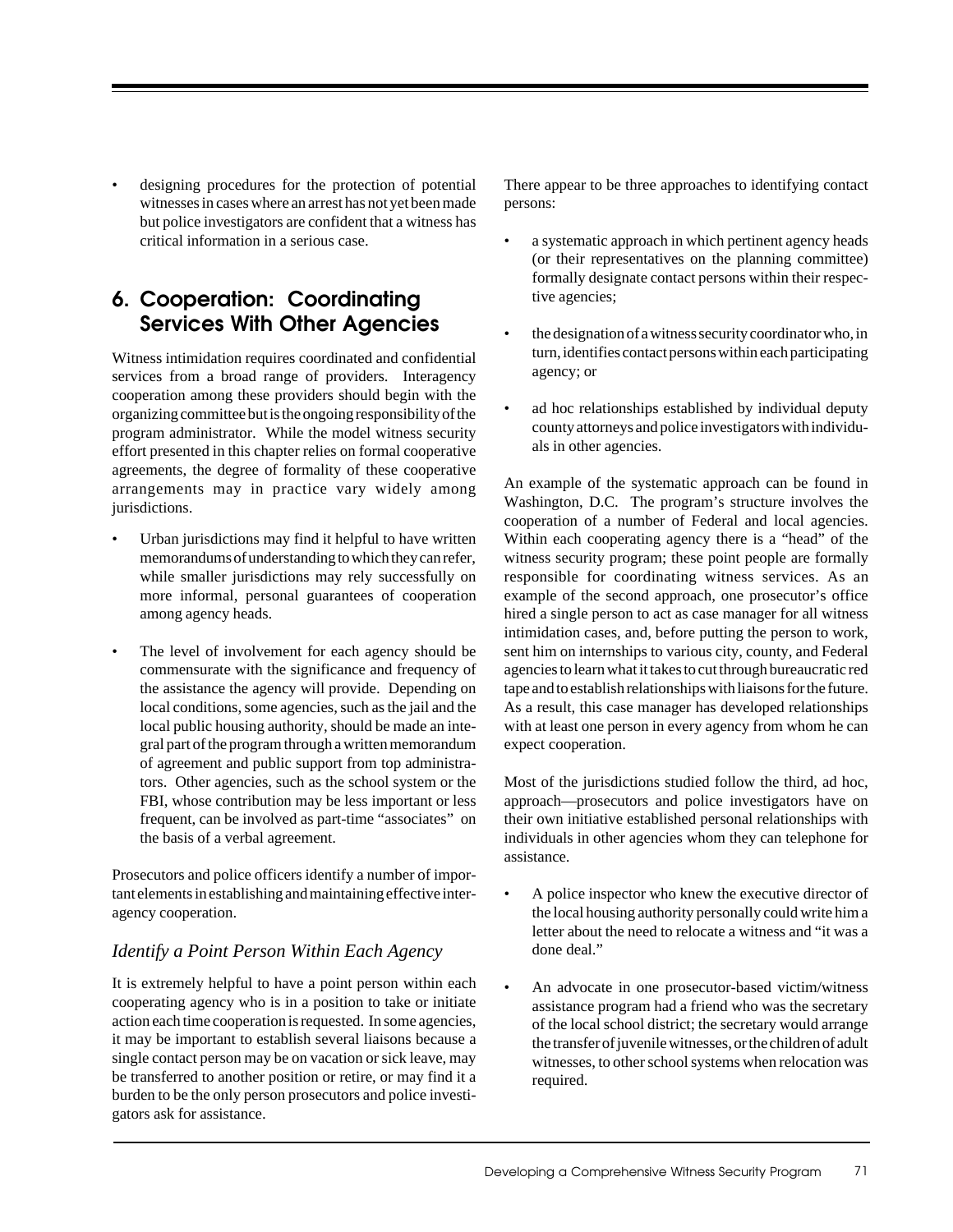- designing procedures for the protection of potential witnesses in cases where an arrest has not yet been made but police investigators are confident that a witness has critical information in a serious case.

## 6. Cooperation: Coordinating Services With Other Agencies

Witness intimidation requires coordinated and confidential services from a broad range of providers. Interagency cooperation among these providers should begin with the organizing committee but is the ongoing responsibility of the program administrator. While the model witness security effort presented in this chapter relies on formal cooperative agreements, the degree of formality of these cooperative arrangements may in practice vary widely among jurisdictions.

- Urban jurisdictions may find it helpful to have written memorandums of understanding to which they can refer, while smaller jurisdictions may rely successfully on more informal, personal guarantees of cooperation among agency heads.
- The level of involvement for each agency should be commensurate with the significance and frequency of the assistance the agency will provide. Depending on local conditions, some agencies, such as the jail and the local public housing authority, should be made an integral part of the program through a written memorandum of agreement and public support from top administrators. Other agencies, such as the school system or the FBI, whose contribution may be less important or less frequent, can be involved as part-time "associates" on the basis of a verbal agreement.

Prosecutors and police officers identify a number of important elements in establishing and maintaining effective interagency cooperation.

### *Identify a Point Person Within Each Agency*

It is extremely helpful to have a point person within each cooperating agency who is in a position to take or initiate action each time cooperation is requested. In some agencies, it may be important to establish several liaisons because a single contact person may be on vacation or sick leave, may be transferred to another position or retire, or may find it a burden to be the only person prosecutors and police investigators ask for assistance.

There appear to be three approaches to identifying contact persons:

- a systematic approach in which pertinent agency heads (or their representatives on the planning committee) formally designate contact persons within their respective agencies;
- the designation of a witness security coordinator who, in turn, identifies contact persons within each participating agency; or
- ad hoc relationships established by individual deputy county attorneys and police investigators with individuals in other agencies.

An example of the systematic approach can be found in Washington, D.C. The program's structure involves the cooperation of a number of Federal and local agencies. Within each cooperating agency there is a "head" of the witness security program; these point people are formally responsible for coordinating witness services. As an example of the second approach, one prosecutor's office hired a single person to act as case manager for all witness intimidation cases, and, before putting the person to work, sent him on internships to various city, county, and Federal agencies to learn what it takes to cut through bureaucratic red tape and to establish relationships with liaisons for the future. As a result, this case manager has developed relationships with at least one person in every agency from whom he can expect cooperation.

Most of the jurisdictions studied follow the third, ad hoc, approach—prosecutors and police investigators have on their own initiative established personal relationships with individuals in other agencies whom they can telephone for assistance.

- A police inspector who knew the executive director of the local housing authority personally could write him a letter about the need to relocate a witness and "it was a done deal."
- An advocate in one prosecutor-based victim/witness assistance program had a friend who was the secretary of the local school district; the secretary would arrange the transfer of juvenile witnesses, or the children of adult witnesses, to other school systems when relocation was required.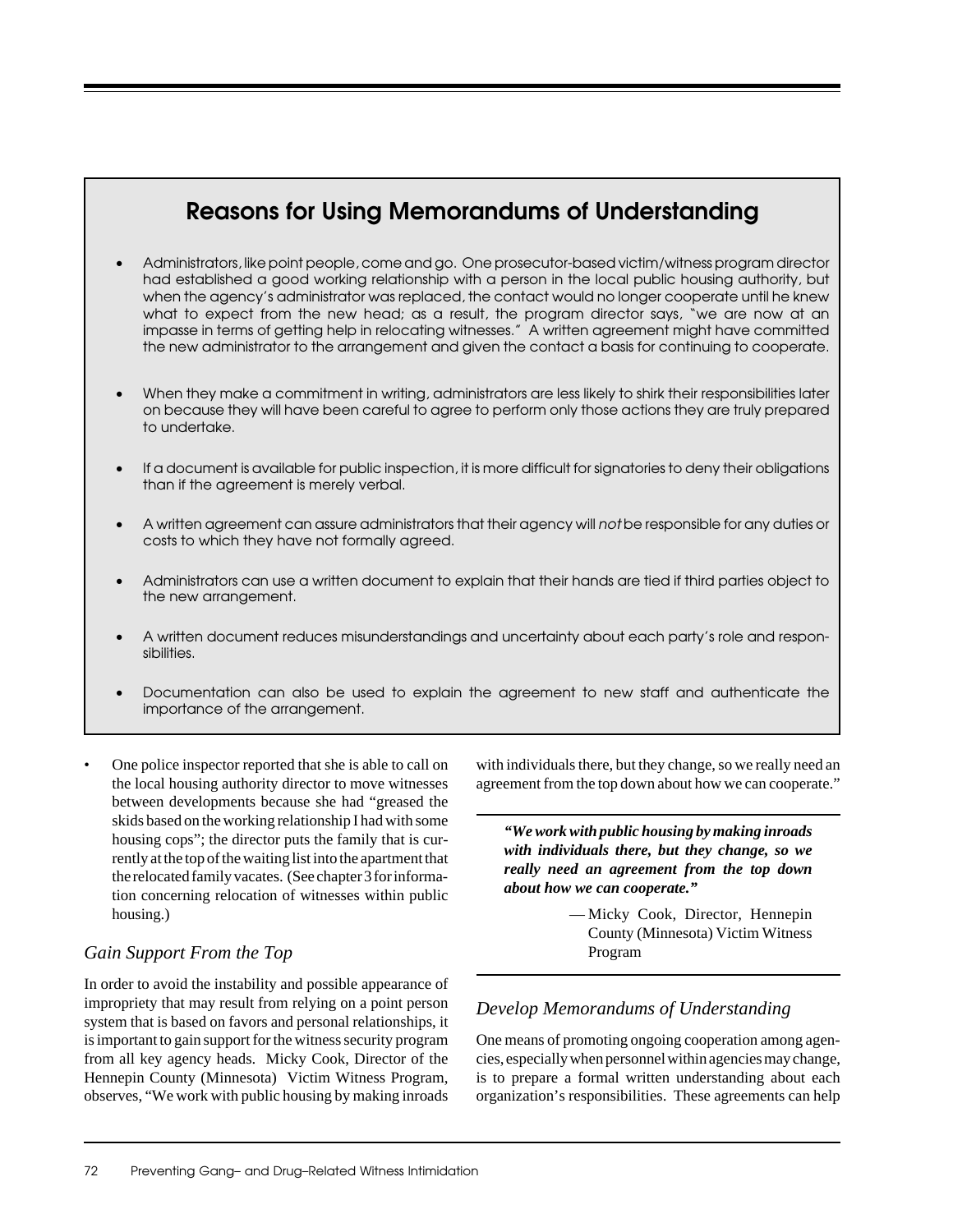## Reasons for Using Memorandums of Understanding

- Administrators, like point people, come and go. One prosecutor-based victim/witness program director had established a good working relationship with a person in the local public housing authority, but when the agency's administrator was replaced, the contact would no longer cooperate until he knew what to expect from the new head; as a result, the program director says, "we are now at an impasse in terms of getting help in relocating witnesses." A written agreement might have committed the new administrator to the arrangement and given the contact a basis for continuing to cooperate.

- When they make a commitment in writing, administrators are less likely to shirk their responsibilities later on because they will have been careful to agree to perform only those actions they are truly prepared to undertake.

- If a document is available for public inspection, it is more difficult for signatories to deny their obligations than if the agreement is merely verbal.

- A written agreement can assure administrators that their agency will *not* be responsible for any duties or costs to which they have not formally agreed.

- Administrators can use a written document to explain that their hands are tied if third parties object to the new arrangement.

- A written document reduces misunderstandings and uncertainty about each party's role and responsibilities.

- Documentation can also be used to explain the agreement to new staff and authenticate the importance of the arrangement.

---

- One police inspector reported that she is able to call on the local housing authority director to move witnesses between developments because she had "greased the skids based on the working relationship I had with some housing cops"; the director puts the family that is currently at the top of the waiting list into the apartment that the relocated family vacates. (See chapter 3 for information concerning relocation of witnesses within public housing.)

### *Gain Support From the Top*

In order to avoid the instability and possible appearance of impropriety that may result from relying on a point person system that is based on favors and personal relationships, it is important to gain support for the witness security program from all key agency heads. Micky Cook, Director of the Hennepin County (Minnesota) Victim Witness Program, observes, "We work with public housing by making inroads with individuals there, but they change, so we really need an agreement from the top down about how we can cooperate."

> ***"We work with public housing by making inroads with individuals there, but they change, so we really need an agreement from the top down about how we can cooperate."***
>
> — Micky Cook, Director, Hennepin County (Minnesota) Victim Witness Program

### *Develop Memorandums of Understanding*

One means of promoting ongoing cooperation among agencies, especially when personnel within agencies may change, is to prepare a formal written understanding about each organization's responsibilities. These agreements can help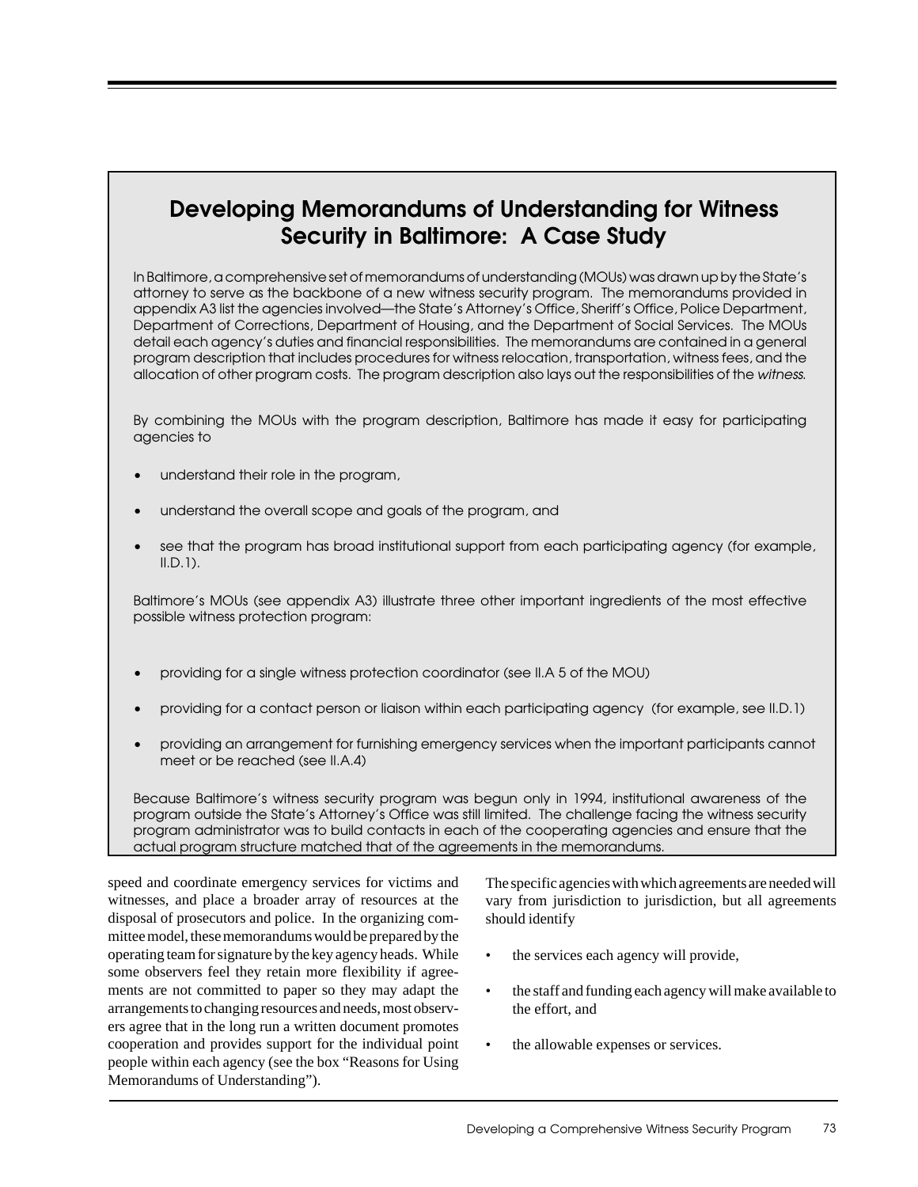## Developing Memorandums of Understanding for Witness Security in Baltimore: A Case Study

In Baltimore, a comprehensive set of memorandums of understanding (MOUs) was drawn up by the State's attorney to serve as the backbone of a new witness security program. The memorandums provided in appendix A3 list the agencies involved—the State's Attorney's Office, Sheriff's Office, Police Department, Department of Corrections, Department of Housing, and the Department of Social Services. The MOUs detail each agency's duties and financial responsibilities. The memorandums are contained in a general program description that includes procedures for witness relocation, transportation, witness fees, and the allocation of other program costs. The program description also lays out the responsibilities of the *witness.*

By combining the MOUs with the program description, Baltimore has made it easy for participating agencies to

- understand their role in the program,
- understand the overall scope and goals of the program, and
- see that the program has broad institutional support from each participating agency (for example, II.D.1).

Baltimore's MOUs (see appendix A3) illustrate three other important ingredients of the most effective possible witness protection program:

- providing for a single witness protection coordinator (see II.A 5 of the MOU)
- providing for a contact person or liaison within each participating agency (for example, see II.D.1)
- providing an arrangement for furnishing emergency services when the important participants cannot meet or be reached (see II.A.4)

Because Baltimore's witness security program was begun only in 1994, institutional awareness of the program outside the State's Attorney's Office was still limited. The challenge facing the witness security program administrator was to build contacts in each of the cooperating agencies and ensure that the actual program structure matched that of the agreements in the memorandums.

---

speed and coordinate emergency services for victims and witnesses, and place a broader array of resources at the disposal of prosecutors and police. In the organizing committee model, these memorandums would be prepared by the operating team for signature by the key agency heads. While some observers feel they retain more flexibility if agreements are not committed to paper so they may adapt the arrangements to changing resources and needs, most observers agree that in the long run a written document promotes cooperation and provides support for the individual point people within each agency (see the box "Reasons for Using Memorandums of Understanding").

The specific agencies with which agreements are needed will vary from jurisdiction to jurisdiction, but all agreements should identify

- the services each agency will provide,
- the staff and funding each agency will make available to the effort, and
- the allowable expenses or services.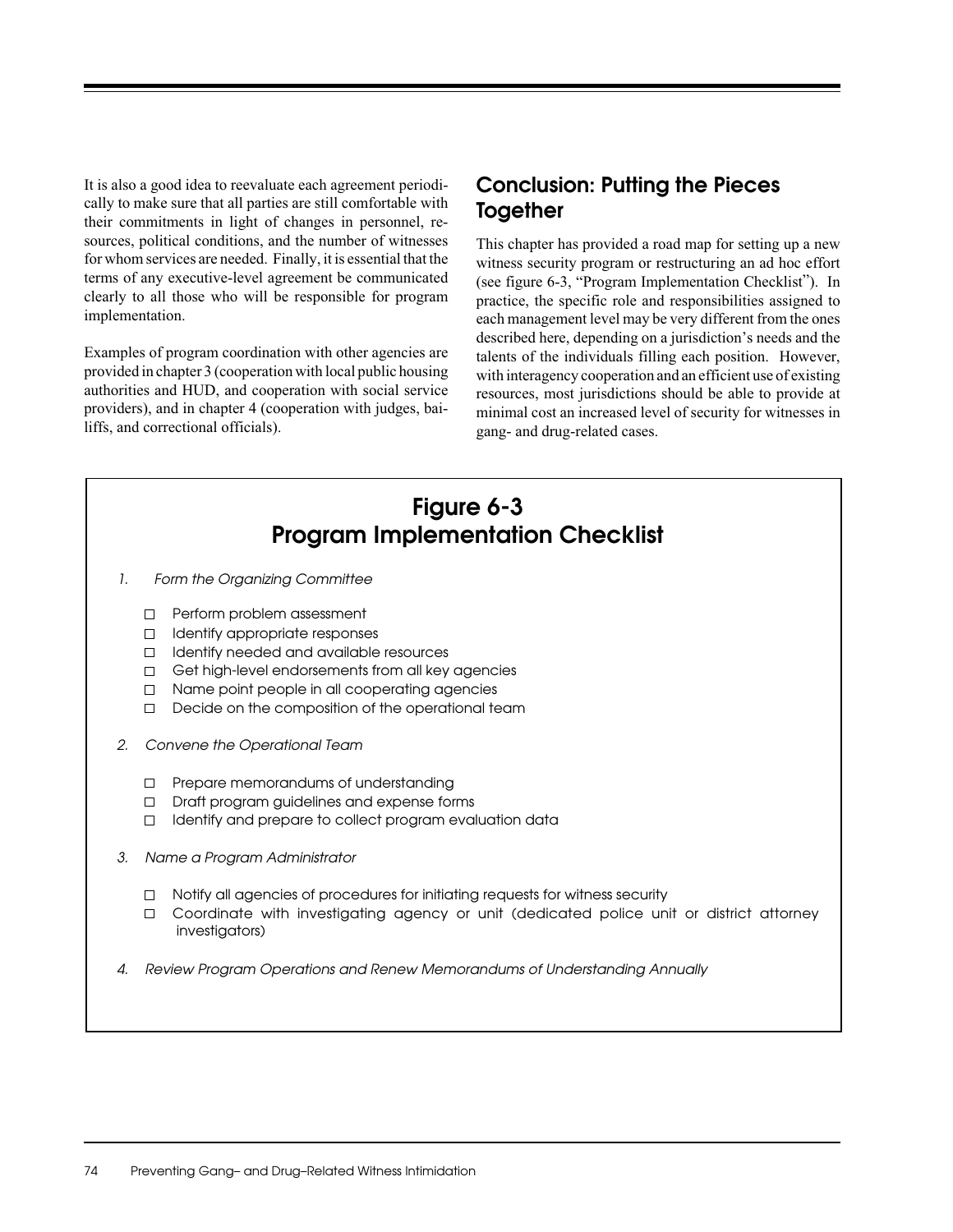It is also a good idea to reevaluate each agreement periodically to make sure that all parties are still comfortable with their commitments in light of changes in personnel, resources, political conditions, and the number of witnesses for whom services are needed. Finally, it is essential that the terms of any executive-level agreement be communicated clearly to all those who will be responsible for program implementation.

Examples of program coordination with other agencies are provided in chapter 3 (cooperation with local public housing authorities and HUD, and cooperation with social service providers), and in chapter 4 (cooperation with judges, bailiffs, and correctional officials).

## Conclusion: Putting the Pieces Together

This chapter has provided a road map for setting up a new witness security program or restructuring an ad hoc effort (see figure 6-3, "Program Implementation Checklist"). In practice, the specific role and responsibilities assigned to each management level may be very different from the ones described here, depending on a jurisdiction's needs and the talents of the individuals filling each position. However, with interagency cooperation and an efficient use of existing resources, most jurisdictions should be able to provide at minimal cost an increased level of security for witnesses in gang- and drug-related cases.

### Figure 6-3
### Program Implementation Checklist

1. *Form the Organizing Committee*

   - ☐ Perform problem assessment
   - ☐ Identify appropriate responses
   - ☐ Identify needed and available resources
   - ☐ Get high-level endorsements from all key agencies
   - ☐ Name point people in all cooperating agencies
   - ☐ Decide on the composition of the operational team

2. *Convene the Operational Team*

   - ☐ Prepare memorandums of understanding
   - ☐ Draft program guidelines and expense forms
   - ☐ Identify and prepare to collect program evaluation data

3. *Name a Program Administrator*

   - ☐ Notify all agencies of procedures for initiating requests for witness security
   - ☐ Coordinate with investigating agency or unit (dedicated police unit or district attorney investigators)

4. *Review Program Operations and Renew Memorandums of Understanding Annually*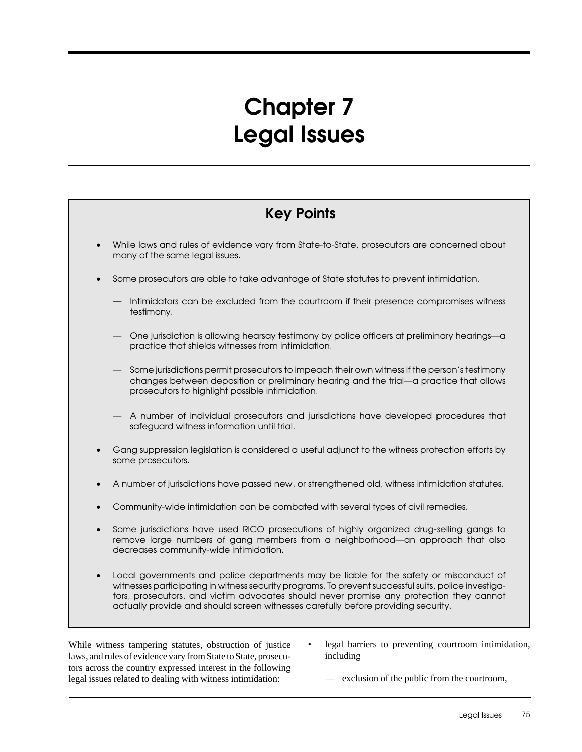# Chapter 7
# Legal Issues

## Key Points

- While laws and rules of evidence vary from State-to-State, prosecutors are concerned about many of the same legal issues.
- Some prosecutors are able to take advantage of State statutes to prevent intimidation.
  - — Intimidators can be excluded from the courtroom if their presence compromises witness testimony.
  - — One jurisdiction is allowing hearsay testimony by police officers at preliminary hearings—a practice that shields witnesses from intimidation.
  - — Some jurisdictions permit prosecutors to impeach their own witness if the person's testimony changes between deposition or preliminary hearing and the trial—a practice that allows prosecutors to highlight possible intimidation.
  - — A number of individual prosecutors and jurisdictions have developed procedures that safeguard witness information until trial.
- Gang suppression legislation is considered a useful adjunct to the witness protection efforts by some prosecutors.
- A number of jurisdictions have passed new, or strengthened old, witness intimidation statutes.
- Community-wide intimidation can be combated with several types of civil remedies.
- Some jurisdictions have used RICO prosecutions of highly organized drug-selling gangs to remove large numbers of gang members from a neighborhood—an approach that also decreases community-wide intimidation.
- Local governments and police departments may be liable for the safety or misconduct of witnesses participating in witness security programs. To prevent successful suits, police investigators, prosecutors, and victim advocates should never promise any protection they cannot actually provide and should screen witnesses carefully before providing security.

While witness tampering statutes, obstruction of justice laws, and rules of evidence vary from State to State, prosecutors across the country expressed interest in the following legal issues related to dealing with witness intimidation:

- legal barriers to preventing courtroom intimidation, including
  - — exclusion of the public from the courtroom,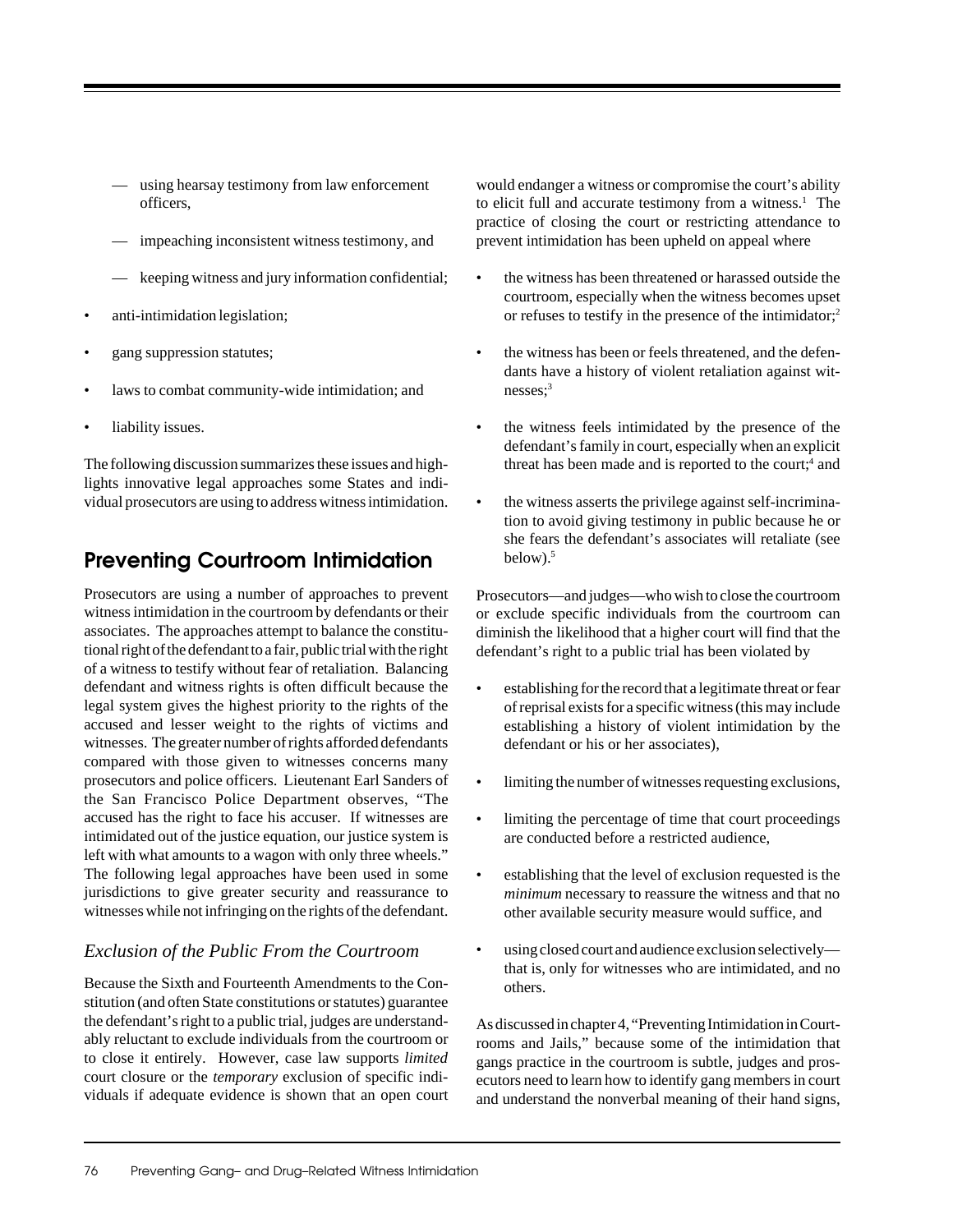- — using hearsay testimony from law enforcement officers,
- — impeaching inconsistent witness testimony, and
- — keeping witness and jury information confidential;

- anti-intimidation legislation;
- gang suppression statutes;
- laws to combat community-wide intimidation; and
- liability issues.

The following discussion summarizes these issues and highlights innovative legal approaches some States and individual prosecutors are using to address witness intimidation.

## Preventing Courtroom Intimidation

Prosecutors are using a number of approaches to prevent witness intimidation in the courtroom by defendants or their associates. The approaches attempt to balance the constitutional right of the defendant to a fair, public trial with the right of a witness to testify without fear of retaliation. Balancing defendant and witness rights is often difficult because the legal system gives the highest priority to the rights of the accused and lesser weight to the rights of victims and witnesses. The greater number of rights afforded defendants compared with those given to witnesses concerns many prosecutors and police officers. Lieutenant Earl Sanders of the San Francisco Police Department observes, "The accused has the right to face his accuser. If witnesses are intimidated out of the justice equation, our justice system is left with what amounts to a wagon with only three wheels." The following legal approaches have been used in some jurisdictions to give greater security and reassurance to witnesses while not infringing on the rights of the defendant.

### *Exclusion of the Public From the Courtroom*

Because the Sixth and Fourteenth Amendments to the Constitution (and often State constitutions or statutes) guarantee the defendant's right to a public trial, judges are understandably reluctant to exclude individuals from the courtroom or to close it entirely. However, case law supports *limited* court closure or the *temporary* exclusion of specific individuals if adequate evidence is shown that an open court would endanger a witness or compromise the court's ability to elicit full and accurate testimony from a witness.[1] The practice of closing the court or restricting attendance to prevent intimidation has been upheld on appeal where

- the witness has been threatened or harassed outside the courtroom, especially when the witness becomes upset or refuses to testify in the presence of the intimidator;[2]
- the witness has been or feels threatened, and the defendants have a history of violent retaliation against witnesses;[3]
- the witness feels intimidated by the presence of the defendant's family in court, especially when an explicit threat has been made and is reported to the court;[4] and
- the witness asserts the privilege against self-incrimination to avoid giving testimony in public because he or she fears the defendant's associates will retaliate (see below).[5]

Prosecutors—and judges—who wish to close the courtroom or exclude specific individuals from the courtroom can diminish the likelihood that a higher court will find that the defendant's right to a public trial has been violated by

- establishing for the record that a legitimate threat or fear of reprisal exists for a specific witness (this may include establishing a history of violent intimidation by the defendant or his or her associates),
- limiting the number of witnesses requesting exclusions,
- limiting the percentage of time that court proceedings are conducted before a restricted audience,
- establishing that the level of exclusion requested is the *minimum* necessary to reassure the witness and that no other available security measure would suffice, and
- using closed court and audience exclusion selectively—that is, only for witnesses who are intimidated, and no others.

As discussed in chapter 4, "Preventing Intimidation in Courtrooms and Jails," because some of the intimidation that gangs practice in the courtroom is subtle, judges and prosecutors need to learn how to identify gang members in court and understand the nonverbal meaning of their hand signs,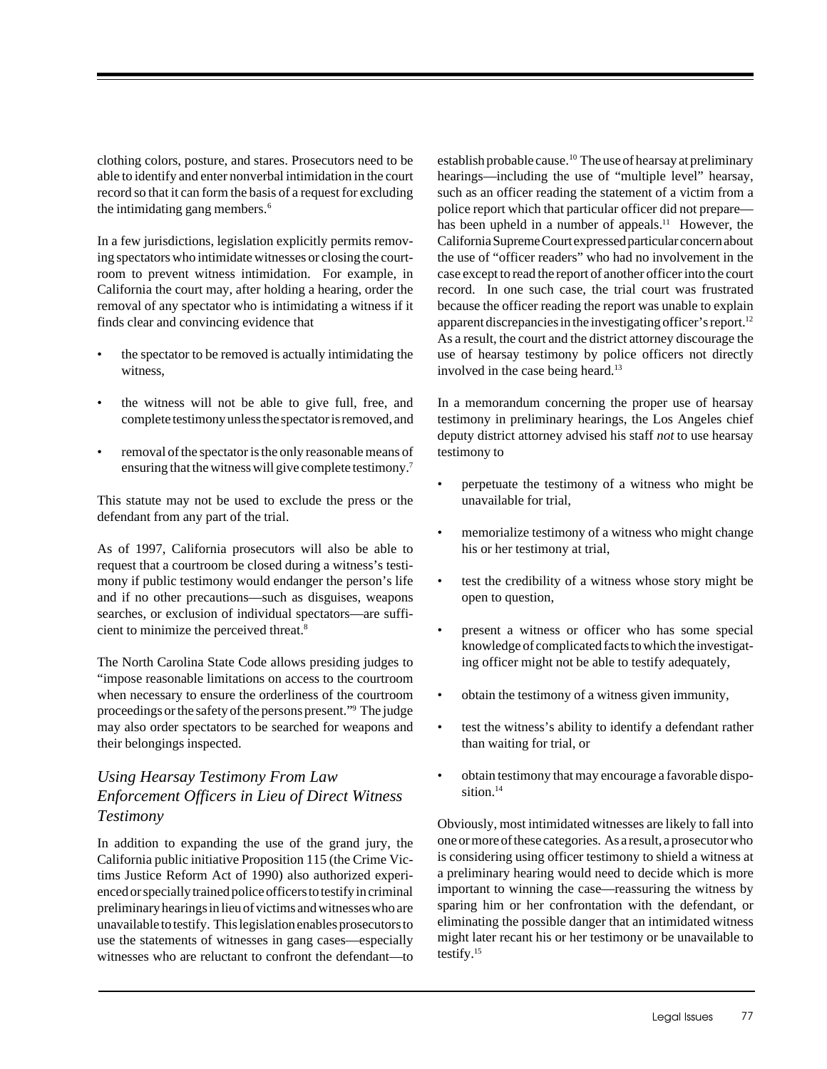clothing colors, posture, and stares. Prosecutors need to be able to identify and enter nonverbal intimidation in the court record so that it can form the basis of a request for excluding the intimidating gang members.[6]

In a few jurisdictions, legislation explicitly permits removing spectators who intimidate witnesses or closing the courtroom to prevent witness intimidation. For example, in California the court may, after holding a hearing, order the removal of any spectator who is intimidating a witness if it finds clear and convincing evidence that

- the spectator to be removed is actually intimidating the witness,
- the witness will not be able to give full, free, and complete testimony unless the spectator is removed, and
- removal of the spectator is the only reasonable means of ensuring that the witness will give complete testimony.[7]

This statute may not be used to exclude the press or the defendant from any part of the trial.

As of 1997, California prosecutors will also be able to request that a courtroom be closed during a witness's testimony if public testimony would endanger the person's life and if no other precautions—such as disguises, weapons searches, or exclusion of individual spectators—are sufficient to minimize the perceived threat.[8]

The North Carolina State Code allows presiding judges to "impose reasonable limitations on access to the courtroom when necessary to ensure the orderliness of the courtroom proceedings or the safety of the persons present."[9] The judge may also order spectators to be searched for weapons and their belongings inspected.

### *Using Hearsay Testimony From Law Enforcement Officers in Lieu of Direct Witness Testimony*

In addition to expanding the use of the grand jury, the California public initiative Proposition 115 (the Crime Victims Justice Reform Act of 1990) also authorized experienced or specially trained police officers to testify in criminal preliminary hearings in lieu of victims and witnesses who are unavailable to testify. This legislation enables prosecutors to use the statements of witnesses in gang cases—especially witnesses who are reluctant to confront the defendant—to establish probable cause.[10] The use of hearsay at preliminary hearings—including the use of "multiple level" hearsay, such as an officer reading the statement of a victim from a police report which that particular officer did not prepare—has been upheld in a number of appeals.[11] However, the California Supreme Court expressed particular concern about the use of "officer readers" who had no involvement in the case except to read the report of another officer into the court record. In one such case, the trial court was frustrated because the officer reading the report was unable to explain apparent discrepancies in the investigating officer's report.[12] As a result, the court and the district attorney discourage the use of hearsay testimony by police officers not directly involved in the case being heard.[13]

In a memorandum concerning the proper use of hearsay testimony in preliminary hearings, the Los Angeles chief deputy district attorney advised his staff *not* to use hearsay testimony to

- perpetuate the testimony of a witness who might be unavailable for trial,
- memorialize testimony of a witness who might change his or her testimony at trial,
- test the credibility of a witness whose story might be open to question,
- present a witness or officer who has some special knowledge of complicated facts to which the investigating officer might not be able to testify adequately,
- obtain the testimony of a witness given immunity,
- test the witness's ability to identify a defendant rather than waiting for trial, or
- obtain testimony that may encourage a favorable disposition.[14]

Obviously, most intimidated witnesses are likely to fall into one or more of these categories. As a result, a prosecutor who is considering using officer testimony to shield a witness at a preliminary hearing would need to decide which is more important to winning the case—reassuring the witness by sparing him or her confrontation with the defendant, or eliminating the possible danger that an intimidated witness might later recant his or her testimony or be unavailable to testify.[15]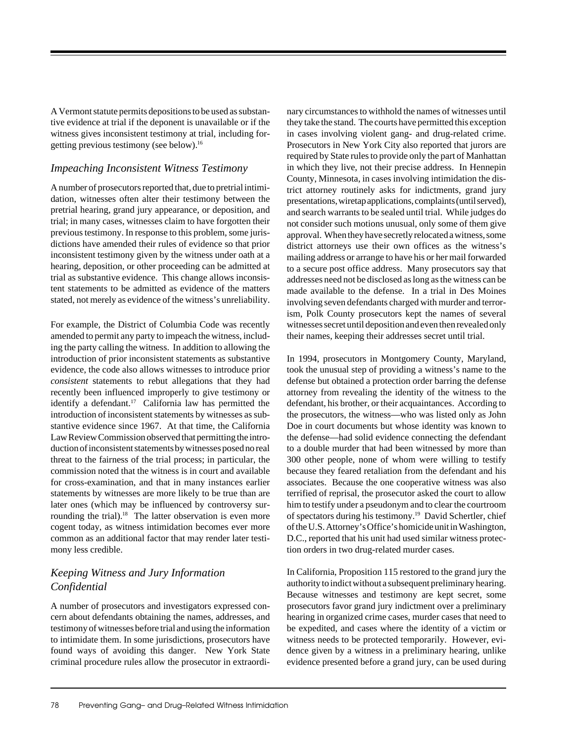A Vermont statute permits depositions to be used as substantive evidence at trial if the deponent is unavailable or if the witness gives inconsistent testimony at trial, including forgetting previous testimony (see below).[16]

## *Impeaching Inconsistent Witness Testimony*

A number of prosecutors reported that, due to pretrial intimidation, witnesses often alter their testimony between the pretrial hearing, grand jury appearance, or deposition, and trial; in many cases, witnesses claim to have forgotten their previous testimony. In response to this problem, some jurisdictions have amended their rules of evidence so that prior inconsistent testimony given by the witness under oath at a hearing, deposition, or other proceeding can be admitted at trial as substantive evidence. This change allows inconsistent statements to be admitted as evidence of the matters stated, not merely as evidence of the witness's unreliability.

For example, the District of Columbia Code was recently amended to permit any party to impeach the witness, including the party calling the witness. In addition to allowing the introduction of prior inconsistent statements as substantive evidence, the code also allows witnesses to introduce prior *consistent* statements to rebut allegations that they had recently been influenced improperly to give testimony or identify a defendant.[17] California law has permitted the introduction of inconsistent statements by witnesses as substantive evidence since 1967. At that time, the California Law Review Commission observed that permitting the introduction of inconsistent statements by witnesses posed no real threat to the fairness of the trial process; in particular, the commission noted that the witness is in court and available for cross-examination, and that in many instances earlier statements by witnesses are more likely to be true than are later ones (which may be influenced by controversy surrounding the trial).[18] The latter observation is even more cogent today, as witness intimidation becomes ever more common as an additional factor that may render later testimony less credible.

## *Keeping Witness and Jury Information Confidential*

A number of prosecutors and investigators expressed concern about defendants obtaining the names, addresses, and testimony of witnesses before trial and using the information to intimidate them. In some jurisdictions, prosecutors have found ways of avoiding this danger. New York State criminal procedure rules allow the prosecutor in extraordinary circumstances to withhold the names of witnesses until they take the stand. The courts have permitted this exception in cases involving violent gang- and drug-related crime. Prosecutors in New York City also reported that jurors are required by State rules to provide only the part of Manhattan in which they live, not their precise address. In Hennepin County, Minnesota, in cases involving intimidation the district attorney routinely asks for indictments, grand jury presentations, wiretap applications, complaints (until served), and search warrants to be sealed until trial. While judges do not consider such motions unusual, only some of them give approval. When they have secretly relocated a witness, some district attorneys use their own offices as the witness's mailing address or arrange to have his or her mail forwarded to a secure post office address. Many prosecutors say that addresses need not be disclosed as long as the witness can be made available to the defense. In a trial in Des Moines involving seven defendants charged with murder and terrorism, Polk County prosecutors kept the names of several witnesses secret until deposition and even then revealed only their names, keeping their addresses secret until trial.

In 1994, prosecutors in Montgomery County, Maryland, took the unusual step of providing a witness's name to the defense but obtained a protection order barring the defense attorney from revealing the identity of the witness to the defendant, his brother, or their acquaintances. According to the prosecutors, the witness—who was listed only as John Doe in court documents but whose identity was known to the defense—had solid evidence connecting the defendant to a double murder that had been witnessed by more than 300 other people, none of whom were willing to testify because they feared retaliation from the defendant and his associates. Because the one cooperative witness was also terrified of reprisal, the prosecutor asked the court to allow him to testify under a pseudonym and to clear the courtroom of spectators during his testimony.[19] David Schertler, chief of the U.S. Attorney's Office's homicide unit in Washington, D.C., reported that his unit had used similar witness protection orders in two drug-related murder cases.

In California, Proposition 115 restored to the grand jury the authority to indict without a subsequent preliminary hearing. Because witnesses and testimony are kept secret, some prosecutors favor grand jury indictment over a preliminary hearing in organized crime cases, murder cases that need to be expedited, and cases where the identity of a victim or witness needs to be protected temporarily. However, evidence given by a witness in a preliminary hearing, unlike evidence presented before a grand jury, can be used during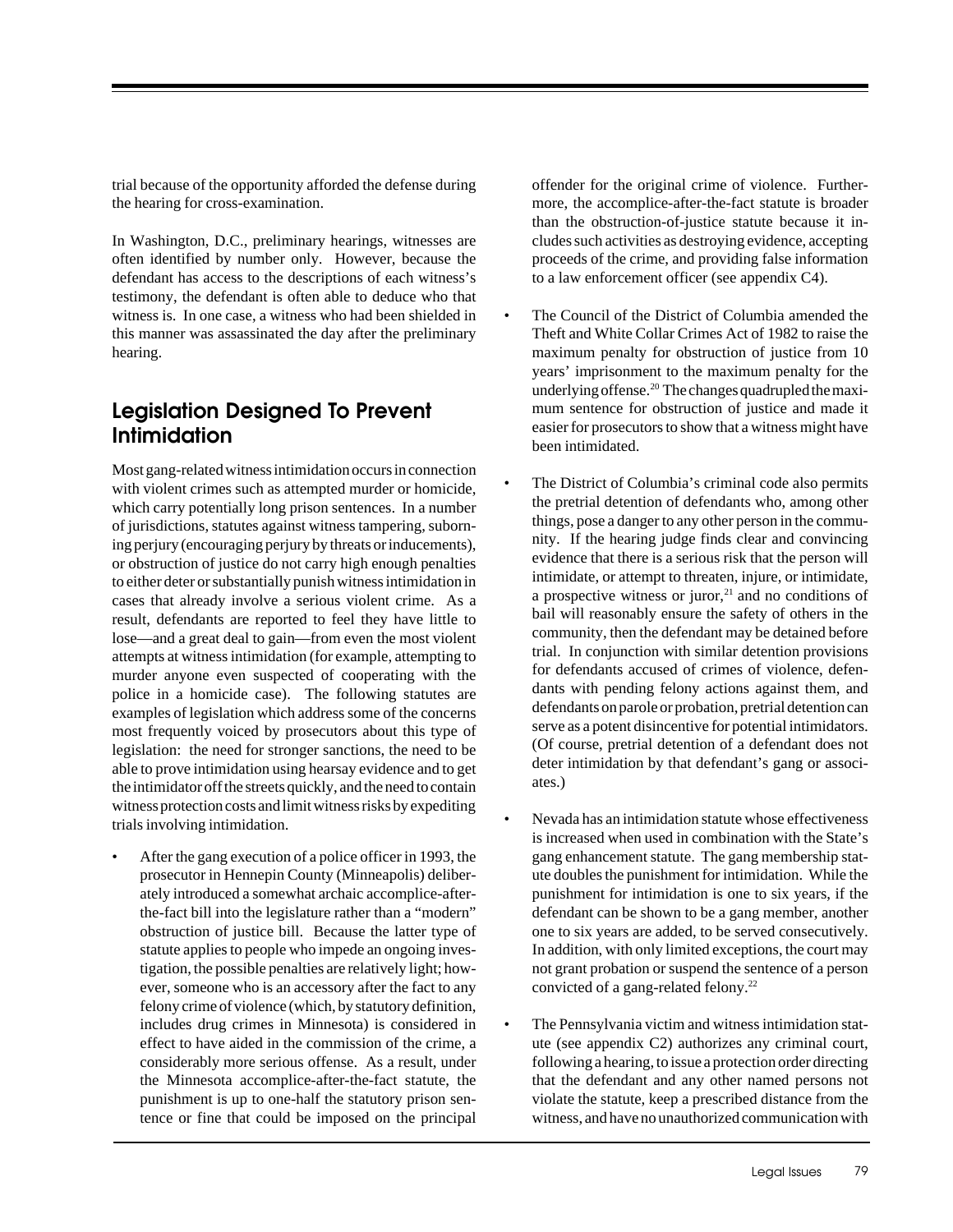trial because of the opportunity afforded the defense during the hearing for cross-examination.

In Washington, D.C., preliminary hearings, witnesses are often identified by number only. However, because the defendant has access to the descriptions of each witness's testimony, the defendant is often able to deduce who that witness is. In one case, a witness who had been shielded in this manner was assassinated the day after the preliminary hearing.

## Legislation Designed To Prevent Intimidation

Most gang-related witness intimidation occurs in connection with violent crimes such as attempted murder or homicide, which carry potentially long prison sentences. In a number of jurisdictions, statutes against witness tampering, suborning perjury (encouraging perjury by threats or inducements), or obstruction of justice do not carry high enough penalties to either deter or substantially punish witness intimidation in cases that already involve a serious violent crime. As a result, defendants are reported to feel they have little to lose—and a great deal to gain—from even the most violent attempts at witness intimidation (for example, attempting to murder anyone even suspected of cooperating with the police in a homicide case). The following statutes are examples of legislation which address some of the concerns most frequently voiced by prosecutors about this type of legislation: the need for stronger sanctions, the need to be able to prove intimidation using hearsay evidence and to get the intimidator off the streets quickly, and the need to contain witness protection costs and limit witness risks by expediting trials involving intimidation.

- After the gang execution of a police officer in 1993, the prosecutor in Hennepin County (Minneapolis) deliberately introduced a somewhat archaic accomplice-after-the-fact bill into the legislature rather than a "modern" obstruction of justice bill. Because the latter type of statute applies to people who impede an ongoing investigation, the possible penalties are relatively light; however, someone who is an accessory after the fact to any felony crime of violence (which, by statutory definition, includes drug crimes in Minnesota) is considered in effect to have aided in the commission of the crime, a considerably more serious offense. As a result, under the Minnesota accomplice-after-the-fact statute, the punishment is up to one-half the statutory prison sentence or fine that could be imposed on the principal offender for the original crime of violence. Furthermore, the accomplice-after-the-fact statute is broader than the obstruction-of-justice statute because it includes such activities as destroying evidence, accepting proceeds of the crime, and providing false information to a law enforcement officer (see appendix C4).

- The Council of the District of Columbia amended the Theft and White Collar Crimes Act of 1982 to raise the maximum penalty for obstruction of justice from 10 years' imprisonment to the maximum penalty for the underlying offense.[20] The changes quadrupled the maximum sentence for obstruction of justice and made it easier for prosecutors to show that a witness might have been intimidated.

- The District of Columbia's criminal code also permits the pretrial detention of defendants who, among other things, pose a danger to any other person in the community. If the hearing judge finds clear and convincing evidence that there is a serious risk that the person will intimidate, or attempt to threaten, injure, or intimidate, a prospective witness or juror,[21] and no conditions of bail will reasonably ensure the safety of others in the community, then the defendant may be detained before trial. In conjunction with similar detention provisions for defendants accused of crimes of violence, defendants with pending felony actions against them, and defendants on parole or probation, pretrial detention can serve as a potent disincentive for potential intimidators. (Of course, pretrial detention of a defendant does not deter intimidation by that defendant's gang or associates.)

- Nevada has an intimidation statute whose effectiveness is increased when used in combination with the State's gang enhancement statute. The gang membership statute doubles the punishment for intimidation. While the punishment for intimidation is one to six years, if the defendant can be shown to be a gang member, another one to six years are added, to be served consecutively. In addition, with only limited exceptions, the court may not grant probation or suspend the sentence of a person convicted of a gang-related felony.[22]

- The Pennsylvania victim and witness intimidation statute (see appendix C2) authorizes any criminal court, following a hearing, to issue a protection order directing that the defendant and any other named persons not violate the statute, keep a prescribed distance from the witness, and have no unauthorized communication with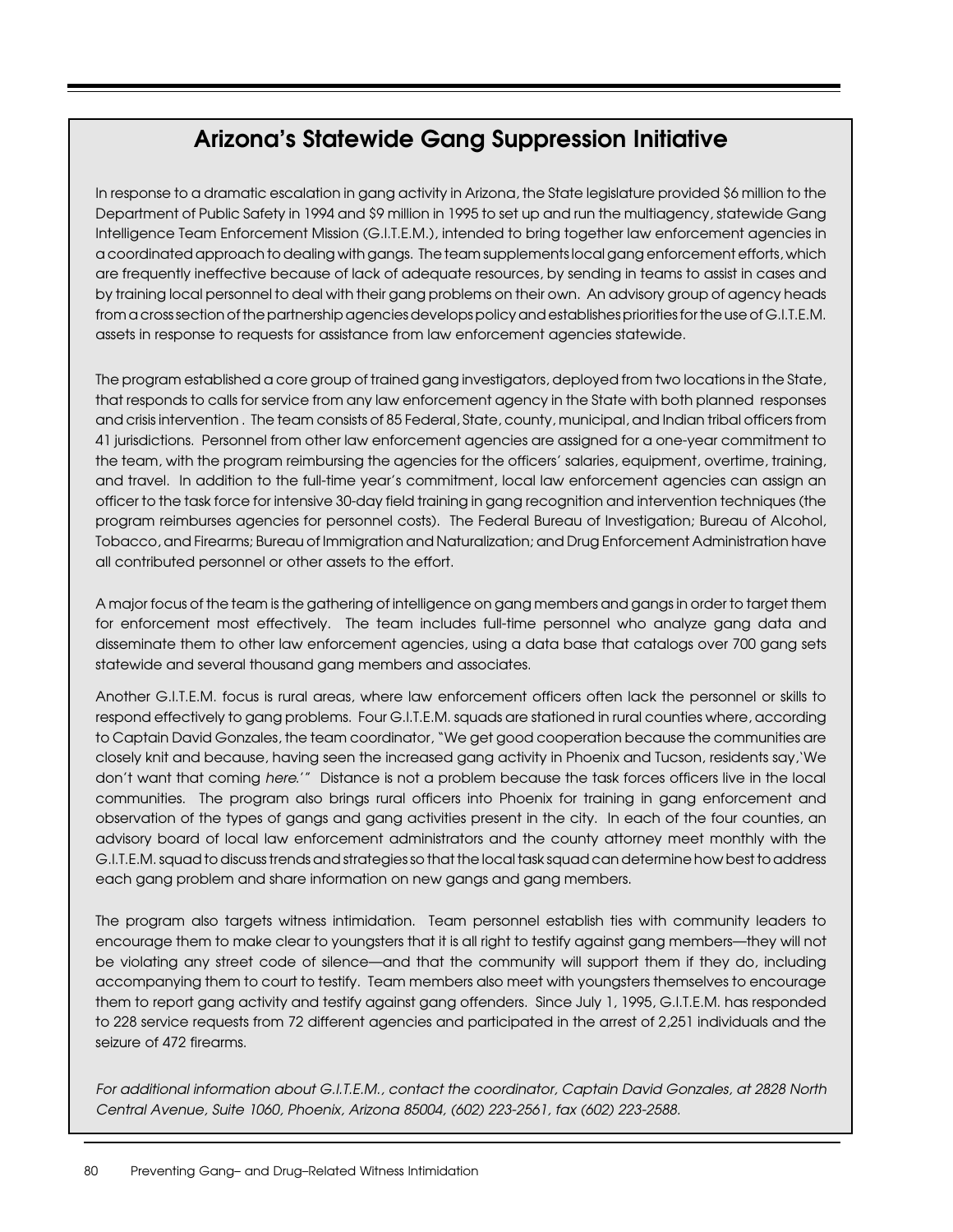## Arizona's Statewide Gang Suppression Initiative

In response to a dramatic escalation in gang activity in Arizona, the State legislature provided $6 million to the Department of Public Safety in 1994 and $9 million in 1995 to set up and run the multiagency, statewide Gang Intelligence Team Enforcement Mission (G.I.T.E.M.), intended to bring together law enforcement agencies in a coordinated approach to dealing with gangs. The team supplements local gang enforcement efforts, which are frequently ineffective because of lack of adequate resources, by sending in teams to assist in cases and by training local personnel to deal with their gang problems on their own. An advisory group of agency heads from a cross section of the partnership agencies develops policy and establishes priorities for the use of G.I.T.E.M. assets in response to requests for assistance from law enforcement agencies statewide.

The program established a core group of trained gang investigators, deployed from two locations in the State, that responds to calls for service from any law enforcement agency in the State with both planned responses and crisis intervention . The team consists of 85 Federal, State, county, municipal, and Indian tribal officers from 41 jurisdictions. Personnel from other law enforcement agencies are assigned for a one-year commitment to the team, with the program reimbursing the agencies for the officers' salaries, equipment, overtime, training, and travel. In addition to the full-time year's commitment, local law enforcement agencies can assign an officer to the task force for intensive 30-day field training in gang recognition and intervention techniques (the program reimburses agencies for personnel costs). The Federal Bureau of Investigation; Bureau of Alcohol, Tobacco, and Firearms; Bureau of Immigration and Naturalization; and Drug Enforcement Administration have all contributed personnel or other assets to the effort.

A major focus of the team is the gathering of intelligence on gang members and gangs in order to target them for enforcement most effectively. The team includes full-time personnel who analyze gang data and disseminate them to other law enforcement agencies, using a data base that catalogs over 700 gang sets statewide and several thousand gang members and associates.

Another G.I.T.E.M. focus is rural areas, where law enforcement officers often lack the personnel or skills to respond effectively to gang problems. Four G.I.T.E.M. squads are stationed in rural counties where, according to Captain David Gonzales, the team coordinator, "We get good cooperation because the communities are closely knit and because, having seen the increased gang activity in Phoenix and Tucson, residents say,'We don't want that coming *here.*'" Distance is not a problem because the task forces officers live in the local communities. The program also brings rural officers into Phoenix for training in gang enforcement and observation of the types of gangs and gang activities present in the city. In each of the four counties, an advisory board of local law enforcement administrators and the county attorney meet monthly with the G.I.T.E.M. squad to discuss trends and strategies so that the local task squad can determine how best to address each gang problem and share information on new gangs and gang members.

The program also targets witness intimidation. Team personnel establish ties with community leaders to encourage them to make clear to youngsters that it is all right to testify against gang members—they will not be violating any street code of silence—and that the community will support them if they do, including accompanying them to court to testify. Team members also meet with youngsters themselves to encourage them to report gang activity and testify against gang offenders. Since July 1, 1995, G.I.T.E.M. has responded to 228 service requests from 72 different agencies and participated in the arrest of 2,251 individuals and the seizure of 472 firearms.

*For additional information about G.I.T.E.M., contact the coordinator, Captain David Gonzales, at 2828 North Central Avenue, Suite 1060, Phoenix, Arizona 85004, (602) 223-2561, fax (602) 223-2588.*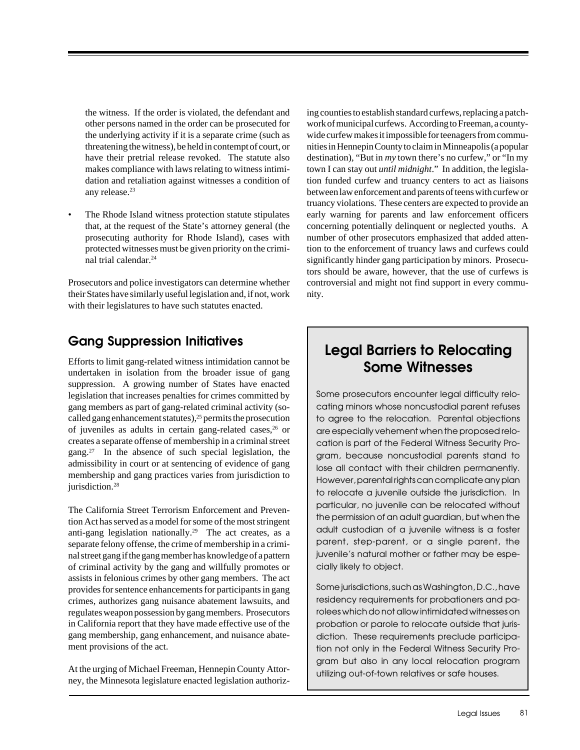the witness. If the order is violated, the defendant and other persons named in the order can be prosecuted for the underlying activity if it is a separate crime (such as threatening the witness), be held in contempt of court, or have their pretrial release revoked. The statute also makes compliance with laws relating to witness intimidation and retaliation against witnesses a condition of any release.[23]

- The Rhode Island witness protection statute stipulates that, at the request of the State's attorney general (the prosecuting authority for Rhode Island), cases with protected witnesses must be given priority on the criminal trial calendar.[24]

Prosecutors and police investigators can determine whether their States have similarly useful legislation and, if not, work with their legislatures to have such statutes enacted.

## Gang Suppression Initiatives

Efforts to limit gang-related witness intimidation cannot be undertaken in isolation from the broader issue of gang suppression. A growing number of States have enacted legislation that increases penalties for crimes committed by gang members as part of gang-related criminal activity (so-called gang enhancement statutes),[25] permits the prosecution of juveniles as adults in certain gang-related cases,[26] or creates a separate offense of membership in a criminal street gang.[27] In the absence of such special legislation, the admissibility in court or at sentencing of evidence of gang membership and gang practices varies from jurisdiction to jurisdiction.[28]

The California Street Terrorism Enforcement and Prevention Act has served as a model for some of the most stringent anti-gang legislation nationally.[29] The act creates, as a separate felony offense, the crime of membership in a criminal street gang if the gang member has knowledge of a pattern of criminal activity by the gang and willfully promotes or assists in felonious crimes by other gang members. The act provides for sentence enhancements for participants in gang crimes, authorizes gang nuisance abatement lawsuits, and regulates weapon possession by gang members. Prosecutors in California report that they have made effective use of the gang membership, gang enhancement, and nuisance abatement provisions of the act.

At the urging of Michael Freeman, Hennepin County Attorney, the Minnesota legislature enacted legislation authorizing counties to establish standard curfews, replacing a patchwork of municipal curfews. According to Freeman, a countywide curfew makes it impossible for teenagers from communities in Hennepin County to claim in Minneapolis (a popular destination), "But in *my* town there's no curfew," or "In my town I can stay out *until midnight*." In addition, the legislation funded curfew and truancy centers to act as liaisons between law enforcement and parents of teens with curfew or truancy violations. These centers are expected to provide an early warning for parents and law enforcement officers concerning potentially delinquent or neglected youths. A number of other prosecutors emphasized that added attention to the enforcement of truancy laws and curfews could significantly hinder gang participation by minors. Prosecutors should be aware, however, that the use of curfews is controversial and might not find support in every community.

## Legal Barriers to Relocating Some Witnesses

Some prosecutors encounter legal difficulty relocating minors whose noncustodial parent refuses to agree to the relocation. Parental objections are especially vehement when the proposed relocation is part of the Federal Witness Security Program, because noncustodial parents stand to lose all contact with their children permanently. However, parental rights can complicate any plan to relocate a juvenile outside the jurisdiction. In particular, no juvenile can be relocated without the permission of an adult guardian, but when the adult custodian of a juvenile witness is a foster parent, step-parent, or a single parent, the juvenile's natural mother or father may be especially likely to object.

Some jurisdictions, such as Washington, D.C., have residency requirements for probationers and parolees which do not allow intimidated witnesses on probation or parole to relocate outside that jurisdiction. These requirements preclude participation not only in the Federal Witness Security Program but also in any local relocation program utilizing out-of-town relatives or safe houses.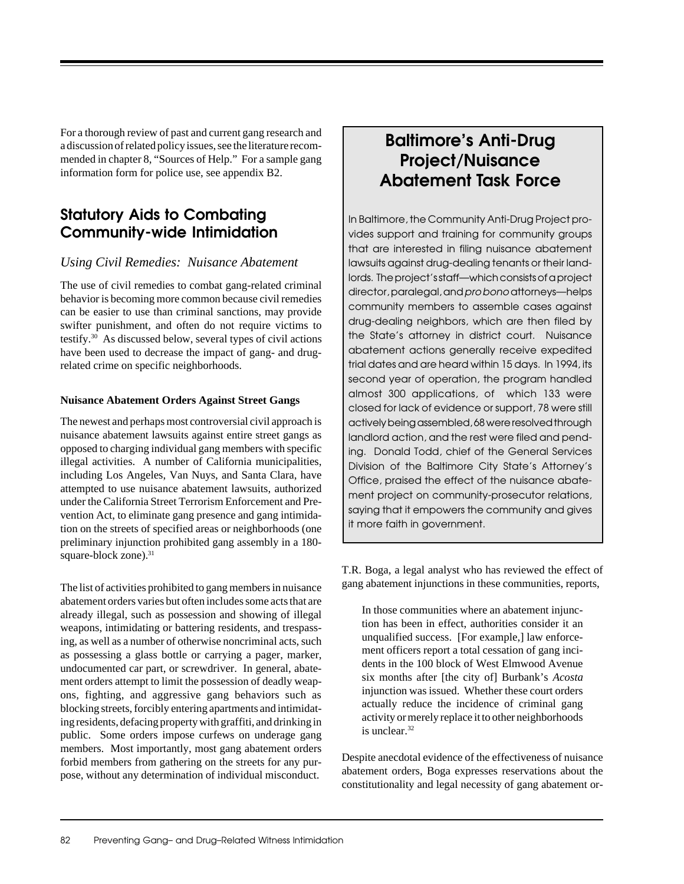For a thorough review of past and current gang research and a discussion of related policy issues, see the literature recommended in chapter 8, "Sources of Help." For a sample gang information form for police use, see appendix B2.

## Statutory Aids to Combating Community-wide Intimidation

### *Using Civil Remedies: Nuisance Abatement*

The use of civil remedies to combat gang-related criminal behavior is becoming more common because civil remedies can be easier to use than criminal sanctions, may provide swifter punishment, and often do not require victims to testify.[30] As discussed below, several types of civil actions have been used to decrease the impact of gang- and drug-related crime on specific neighborhoods.

#### Nuisance Abatement Orders Against Street Gangs

The newest and perhaps most controversial civil approach is nuisance abatement lawsuits against entire street gangs as opposed to charging individual gang members with specific illegal activities. A number of California municipalities, including Los Angeles, Van Nuys, and Santa Clara, have attempted to use nuisance abatement lawsuits, authorized under the California Street Terrorism Enforcement and Prevention Act, to eliminate gang presence and gang intimidation on the streets of specified areas or neighborhoods (one preliminary injunction prohibited gang assembly in a 180-square-block zone).[31]

The list of activities prohibited to gang members in nuisance abatement orders varies but often includes some acts that are already illegal, such as possession and showing of illegal weapons, intimidating or battering residents, and trespassing, as well as a number of otherwise noncriminal acts, such as possessing a glass bottle or carrying a pager, marker, undocumented car part, or screwdriver. In general, abatement orders attempt to limit the possession of deadly weapons, fighting, and aggressive gang behaviors such as blocking streets, forcibly entering apartments and intimidating residents, defacing property with graffiti, and drinking in public. Some orders impose curfews on underage gang members. Most importantly, most gang abatement orders forbid members from gathering on the streets for any purpose, without any determination of individual misconduct.

> ## Baltimore's Anti-Drug Project/Nuisance Abatement Task Force
>
> In Baltimore, the Community Anti-Drug Project provides support and training for community groups that are interested in filing nuisance abatement lawsuits against drug-dealing tenants or their landlords. The project's staff—which consists of a project director, paralegal, and *pro bono* attorneys—helps community members to assemble cases against drug-dealing neighbors, which are then filed by the State's attorney in district court. Nuisance abatement actions generally receive expedited trial dates and are heard within 15 days. In 1994, its second year of operation, the program handled almost 300 applications, of which 133 were closed for lack of evidence or support, 78 were still actively being assembled, 68 were resolved through landlord action, and the rest were filed and pending. Donald Todd, chief of the General Services Division of the Baltimore City State's Attorney's Office, praised the effect of the nuisance abatement project on community-prosecutor relations, saying that it empowers the community and gives it more faith in government.

T.R. Boga, a legal analyst who has reviewed the effect of gang abatement injunctions in these communities, reports,

> In those communities where an abatement injunction has been in effect, authorities consider it an unqualified success. [For example,] law enforcement officers report a total cessation of gang incidents in the 100 block of West Elmwood Avenue six months after [the city of] Burbank's *Acosta* injunction was issued. Whether these court orders actually reduce the incidence of criminal gang activity or merely replace it to other neighborhoods is unclear.[32]

Despite anecdotal evidence of the effectiveness of nuisance abatement orders, Boga expresses reservations about the constitutionality and legal necessity of gang abatement or-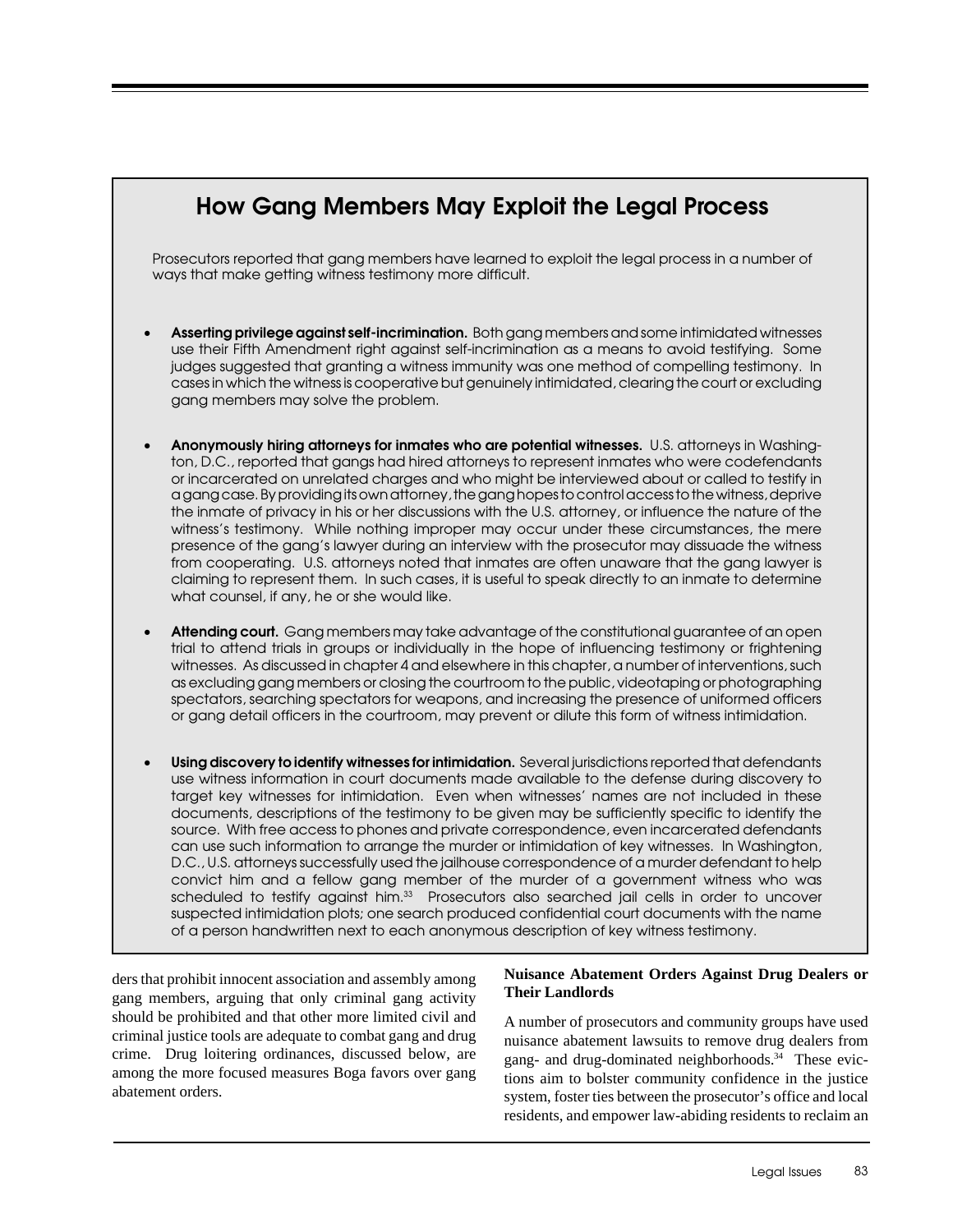## How Gang Members May Exploit the Legal Process

Prosecutors reported that gang members have learned to exploit the legal process in a number of ways that make getting witness testimony more difficult.

- **Asserting privilege against self-incrimination.** Both gang members and some intimidated witnesses use their Fifth Amendment right against self-incrimination as a means to avoid testifying. Some judges suggested that granting a witness immunity was one method of compelling testimony. In cases in which the witness is cooperative but genuinely intimidated, clearing the court or excluding gang members may solve the problem.

- **Anonymously hiring attorneys for inmates who are potential witnesses.** U.S. attorneys in Washington, D.C., reported that gangs had hired attorneys to represent inmates who were codefendants or incarcerated on unrelated charges and who might be interviewed about or called to testify in a gang case. By providing its own attorney, the gang hopes to control access to the witness, deprive the inmate of privacy in his or her discussions with the U.S. attorney, or influence the nature of the witness's testimony. While nothing improper may occur under these circumstances, the mere presence of the gang's lawyer during an interview with the prosecutor may dissuade the witness from cooperating. U.S. attorneys noted that inmates are often unaware that the gang lawyer is claiming to represent them. In such cases, it is useful to speak directly to an inmate to determine what counsel, if any, he or she would like.

- **Attending court.** Gang members may take advantage of the constitutional guarantee of an open trial to attend trials in groups or individually in the hope of influencing testimony or frightening witnesses. As discussed in chapter 4 and elsewhere in this chapter, a number of interventions, such as excluding gang members or closing the courtroom to the public, videotaping or photographing spectators, searching spectators for weapons, and increasing the presence of uniformed officers or gang detail officers in the courtroom, may prevent or dilute this form of witness intimidation.

- **Using discovery to identify witnesses for intimidation.** Several jurisdictions reported that defendants use witness information in court documents made available to the defense during discovery to target key witnesses for intimidation. Even when witnesses' names are not included in these documents, descriptions of the testimony to be given may be sufficiently specific to identify the source. With free access to phones and private correspondence, even incarcerated defendants can use such information to arrange the murder or intimidation of key witnesses. In Washington, D.C., U.S. attorneys successfully used the jailhouse correspondence of a murder defendant to help convict him and a fellow gang member of the murder of a government witness who was scheduled to testify against him.[33] Prosecutors also searched jail cells in order to uncover suspected intimidation plots; one search produced confidential court documents with the name of a person handwritten next to each anonymous description of key witness testimony.

ders that prohibit innocent association and assembly among gang members, arguing that only criminal gang activity should be prohibited and that other more limited civil and criminal justice tools are adequate to combat gang and drug crime. Drug loitering ordinances, discussed below, are among the more focused measures Boga favors over gang abatement orders.

### Nuisance Abatement Orders Against Drug Dealers or Their Landlords

A number of prosecutors and community groups have used nuisance abatement lawsuits to remove drug dealers from gang- and drug-dominated neighborhoods.[34] These evictions aim to bolster community confidence in the justice system, foster ties between the prosecutor's office and local residents, and empower law-abiding residents to reclaim an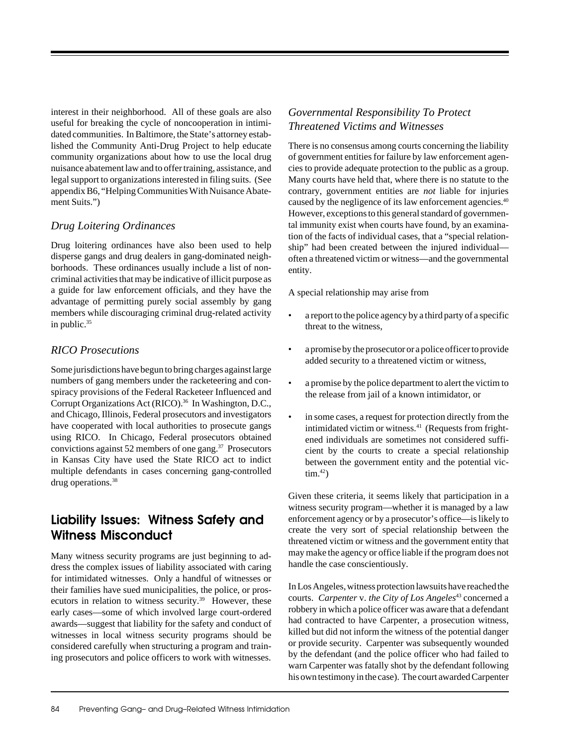interest in their neighborhood. All of these goals are also useful for breaking the cycle of noncooperation in intimidated communities. In Baltimore, the State's attorney established the Community Anti-Drug Project to help educate community organizations about how to use the local drug nuisance abatement law and to offer training, assistance, and legal support to organizations interested in filing suits. (See appendix B6, "Helping Communities With Nuisance Abatement Suits.")

### *Drug Loitering Ordinances*

Drug loitering ordinances have also been used to help disperse gangs and drug dealers in gang-dominated neighborhoods. These ordinances usually include a list of noncriminal activities that may be indicative of illicit purpose as a guide for law enforcement officials, and they have the advantage of permitting purely social assembly by gang members while discouraging criminal drug-related activity in public.[35]

### *RICO Prosecutions*

Some jurisdictions have begun to bring charges against large numbers of gang members under the racketeering and conspiracy provisions of the Federal Racketeer Influenced and Corrupt Organizations Act (RICO).[36] In Washington, D.C., and Chicago, Illinois, Federal prosecutors and investigators have cooperated with local authorities to prosecute gangs using RICO. In Chicago, Federal prosecutors obtained convictions against 52 members of one gang.[37] Prosecutors in Kansas City have used the State RICO act to indict multiple defendants in cases concerning gang-controlled drug operations.[38]

## Liability Issues: Witness Safety and Witness Misconduct

Many witness security programs are just beginning to address the complex issues of liability associated with caring for intimidated witnesses. Only a handful of witnesses or their families have sued municipalities, the police, or prosecutors in relation to witness security.[39] However, these early cases—some of which involved large court-ordered awards—suggest that liability for the safety and conduct of witnesses in local witness security programs should be considered carefully when structuring a program and training prosecutors and police officers to work with witnesses.

### *Governmental Responsibility To Protect Threatened Victims and Witnesses*

There is no consensus among courts concerning the liability of government entities for failure by law enforcement agencies to provide adequate protection to the public as a group. Many courts have held that, where there is no statute to the contrary, government entities are *not* liable for injuries caused by the negligence of its law enforcement agencies.[40] However, exceptions to this general standard of governmental immunity exist when courts have found, by an examination of the facts of individual cases, that a "special relationship" had been created between the injured individual—often a threatened victim or witness—and the governmental entity.

A special relationship may arise from

- a report to the police agency by a third party of a specific threat to the witness,
- a promise by the prosecutor or a police officer to provide added security to a threatened victim or witness,
- a promise by the police department to alert the victim to the release from jail of a known intimidator, or
- in some cases, a request for protection directly from the intimidated victim or witness.[41] (Requests from frightened individuals are sometimes not considered sufficient by the courts to create a special relationship between the government entity and the potential victim.[42])

Given these criteria, it seems likely that participation in a witness security program—whether it is managed by a law enforcement agency or by a prosecutor's office—is likely to create the very sort of special relationship between the threatened victim or witness and the government entity that may make the agency or office liable if the program does not handle the case conscientiously.

In Los Angeles, witness protection lawsuits have reached the courts. *Carpenter* v. *the City of Los Angeles*[43] concerned a robbery in which a police officer was aware that a defendant had contracted to have Carpenter, a prosecution witness, killed but did not inform the witness of the potential danger or provide security. Carpenter was subsequently wounded by the defendant (and the police officer who had failed to warn Carpenter was fatally shot by the defendant following his own testimony in the case). The court awarded Carpenter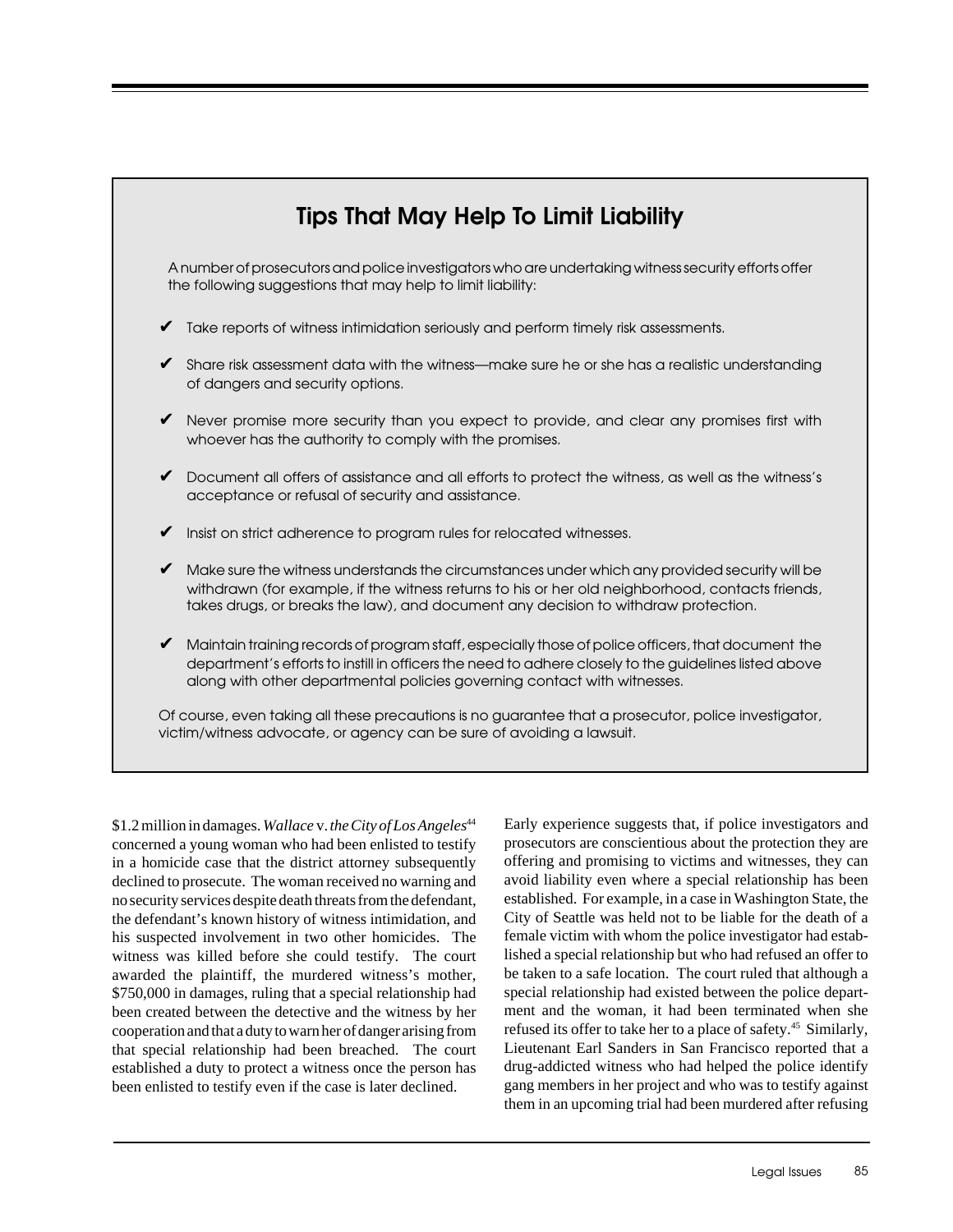## Tips That May Help To Limit Liability

A number of prosecutors and police investigators who are undertaking witness security efforts offer the following suggestions that may help to limit liability:

- ✔ Take reports of witness intimidation seriously and perform timely risk assessments.
- ✔ Share risk assessment data with the witness—make sure he or she has a realistic understanding of dangers and security options.
- ✔ Never promise more security than you expect to provide, and clear any promises first with whoever has the authority to comply with the promises.
- ✔ Document all offers of assistance and all efforts to protect the witness, as well as the witness's acceptance or refusal of security and assistance.
- ✔ Insist on strict adherence to program rules for relocated witnesses.
- ✔ Make sure the witness understands the circumstances under which any provided security will be withdrawn (for example, if the witness returns to his or her old neighborhood, contacts friends, takes drugs, or breaks the law), and document any decision to withdraw protection.
- ✔ Maintain training records of program staff, especially those of police officers, that document the department's efforts to instill in officers the need to adhere closely to the guidelines listed above along with other departmental policies governing contact with witnesses.

Of course, even taking all these precautions is no guarantee that a prosecutor, police investigator, victim/witness advocate, or agency can be sure of avoiding a lawsuit.

$1.2 million in damages. *Wallace* v. *the City of Los Angeles*[44] concerned a young woman who had been enlisted to testify in a homicide case that the district attorney subsequently declined to prosecute. The woman received no warning and no security services despite death threats from the defendant, the defendant's known history of witness intimidation, and his suspected involvement in two other homicides. The witness was killed before she could testify. The court awarded the plaintiff, the murdered witness's mother, $750,000 in damages, ruling that a special relationship had been created between the detective and the witness by her cooperation and that a duty to warn her of danger arising from that special relationship had been breached. The court established a duty to protect a witness once the person has been enlisted to testify even if the case is later declined.

Early experience suggests that, if police investigators and prosecutors are conscientious about the protection they are offering and promising to victims and witnesses, they can avoid liability even where a special relationship has been established. For example, in a case in Washington State, the City of Seattle was held not to be liable for the death of a female victim with whom the police investigator had established a special relationship but who had refused an offer to be taken to a safe location. The court ruled that although a special relationship had existed between the police department and the woman, it had been terminated when she refused its offer to take her to a place of safety.[45] Similarly, Lieutenant Earl Sanders in San Francisco reported that a drug-addicted witness who had helped the police identify gang members in her project and who was to testify against them in an upcoming trial had been murdered after refusing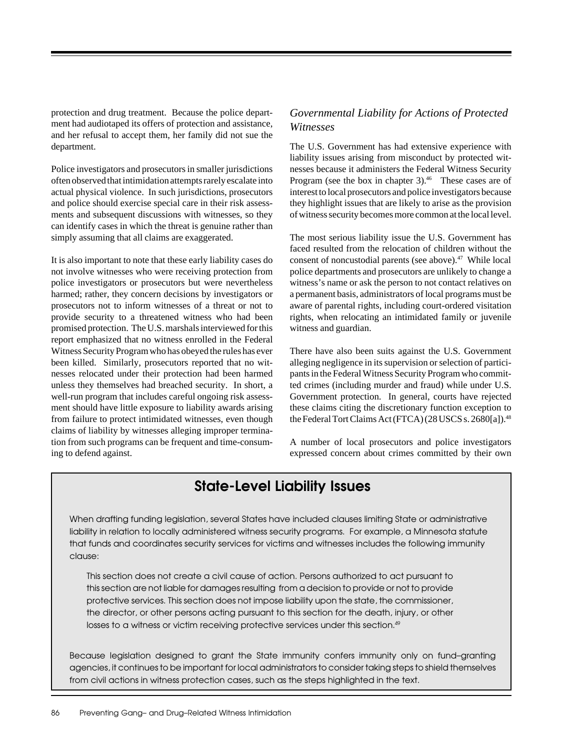protection and drug treatment. Because the police department had audiotaped its offers of protection and assistance, and her refusal to accept them, her family did not sue the department.

Police investigators and prosecutors in smaller jurisdictions often observed that intimidation attempts rarely escalate into actual physical violence. In such jurisdictions, prosecutors and police should exercise special care in their risk assessments and subsequent discussions with witnesses, so they can identify cases in which the threat is genuine rather than simply assuming that all claims are exaggerated.

It is also important to note that these early liability cases do not involve witnesses who were receiving protection from police investigators or prosecutors but were nevertheless harmed; rather, they concern decisions by investigators or prosecutors not to inform witnesses of a threat or not to provide security to a threatened witness who had been promised protection. The U.S. marshals interviewed for this report emphasized that no witness enrolled in the Federal Witness Security Program who has obeyed the rules has ever been killed. Similarly, prosecutors reported that no witnesses relocated under their protection had been harmed unless they themselves had breached security. In short, a well-run program that includes careful ongoing risk assessment should have little exposure to liability awards arising from failure to protect intimidated witnesses, even though claims of liability by witnesses alleging improper termination from such programs can be frequent and time-consuming to defend against.

### *Governmental Liability for Actions of Protected Witnesses*

The U.S. Government has had extensive experience with liability issues arising from misconduct by protected witnesses because it administers the Federal Witness Security Program (see the box in chapter 3).[46] These cases are of interest to local prosecutors and police investigators because they highlight issues that are likely to arise as the provision of witness security becomes more common at the local level.

The most serious liability issue the U.S. Government has faced resulted from the relocation of children without the consent of noncustodial parents (see above).[47] While local police departments and prosecutors are unlikely to change a witness's name or ask the person to not contact relatives on a permanent basis, administrators of local programs must be aware of parental rights, including court-ordered visitation rights, when relocating an intimidated family or juvenile witness and guardian.

There have also been suits against the U.S. Government alleging negligence in its supervision or selection of participants in the Federal Witness Security Program who committed crimes (including murder and fraud) while under U.S. Government protection. In general, courts have rejected these claims citing the discretionary function exception to the Federal Tort Claims Act (FTCA) (28 USCS s. 2680[a]).[48]

A number of local prosecutors and police investigators expressed concern about crimes committed by their own

## State-Level Liability Issues

When drafting funding legislation, several States have included clauses limiting State or administrative liability in relation to locally administered witness security programs. For example, a Minnesota statute that funds and coordinates security services for victims and witnesses includes the following immunity clause:

> This section does not create a civil cause of action. Persons authorized to act pursuant to this section are not liable for damages resulting from a decision to provide or not to provide protective services. This section does not impose liability upon the state, the commissioner, the director, or other persons acting pursuant to this section for the death, injury, or other losses to a witness or victim receiving protective services under this section.[49]

Because legislation designed to grant the State immunity confers immunity only on fund–granting agencies, it continues to be important for local administrators to consider taking steps to shield themselves from civil actions in witness protection cases, such as the steps highlighted in the text.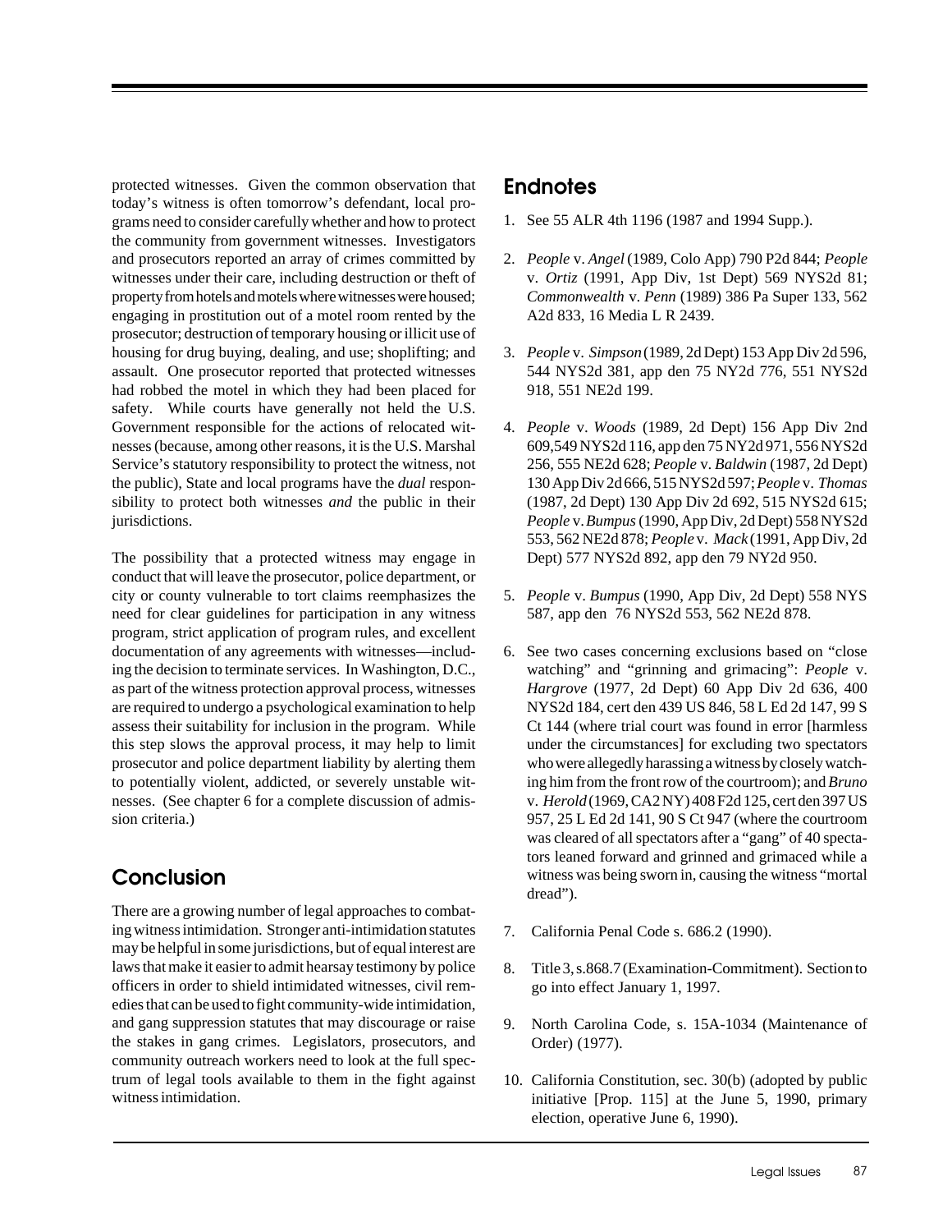protected witnesses. Given the common observation that today's witness is often tomorrow's defendant, local programs need to consider carefully whether and how to protect the community from government witnesses. Investigators and prosecutors reported an array of crimes committed by witnesses under their care, including destruction or theft of property from hotels and motels where witnesses were housed; engaging in prostitution out of a motel room rented by the prosecutor; destruction of temporary housing or illicit use of housing for drug buying, dealing, and use; shoplifting; and assault. One prosecutor reported that protected witnesses had robbed the motel in which they had been placed for safety. While courts have generally not held the U.S. Government responsible for the actions of relocated witnesses (because, among other reasons, it is the U.S. Marshal Service's statutory responsibility to protect the witness, not the public), State and local programs have the *dual* responsibility to protect both witnesses *and* the public in their jurisdictions.

The possibility that a protected witness may engage in conduct that will leave the prosecutor, police department, or city or county vulnerable to tort claims reemphasizes the need for clear guidelines for participation in any witness program, strict application of program rules, and excellent documentation of any agreements with witnesses—including the decision to terminate services. In Washington, D.C., as part of the witness protection approval process, witnesses are required to undergo a psychological examination to help assess their suitability for inclusion in the program. While this step slows the approval process, it may help to limit prosecutor and police department liability by alerting them to potentially violent, addicted, or severely unstable witnesses. (See chapter 6 for a complete discussion of admission criteria.)

## Conclusion

There are a growing number of legal approaches to combating witness intimidation. Stronger anti-intimidation statutes may be helpful in some jurisdictions, but of equal interest are laws that make it easier to admit hearsay testimony by police officers in order to shield intimidated witnesses, civil remedies that can be used to fight community-wide intimidation, and gang suppression statutes that may discourage or raise the stakes in gang crimes. Legislators, prosecutors, and community outreach workers need to look at the full spectrum of legal tools available to them in the fight against witness intimidation.

## Endnotes

1. See 55 ALR 4th 1196 (1987 and 1994 Supp.).

2. *People* v. *Angel* (1989, Colo App) 790 P2d 844; *People* v. *Ortiz* (1991, App Div, 1st Dept) 569 NYS2d 81; *Commonwealth* v. *Penn* (1989) 386 Pa Super 133, 562 A2d 833, 16 Media L R 2439.

3. *People* v. *Simpson* (1989, 2d Dept) 153 App Div 2d 596, 544 NYS2d 381, app den 75 NY2d 776, 551 NYS2d 918, 551 NE2d 199.

4. *People* v. *Woods* (1989, 2d Dept) 156 App Div 2nd 609,549 NYS2d 116, app den 75 NY2d 971, 556 NYS2d 256, 555 NE2d 628; *People* v. *Baldwin* (1987, 2d Dept) 130 App Div 2d 666, 515 NYS2d 597; *People* v. *Thomas* (1987, 2d Dept) 130 App Div 2d 692, 515 NYS2d 615; *People* v. *Bumpus* (1990, App Div, 2d Dept) 558 NYS2d 553, 562 NE2d 878; *People* v. *Mack* (1991, App Div, 2d Dept) 577 NYS2d 892, app den 79 NY2d 950.

5. *People* v. *Bumpus* (1990, App Div, 2d Dept) 558 NYS 587, app den 76 NYS2d 553, 562 NE2d 878.

6. See two cases concerning exclusions based on "close watching" and "grinning and grimacing": *People* v. *Hargrove* (1977, 2d Dept) 60 App Div 2d 636, 400 NYS2d 184, cert den 439 US 846, 58 L Ed 2d 147, 99 S Ct 144 (where trial court was found in error [harmless under the circumstances] for excluding two spectators who were allegedly harassing a witness by closely watching him from the front row of the courtroom); and *Bruno* v. *Herold* (1969, CA2 NY) 408 F2d 125, cert den 397 US 957, 25 L Ed 2d 141, 90 S Ct 947 (where the courtroom was cleared of all spectators after a "gang" of 40 spectators leaned forward and grinned and grimaced while a witness was being sworn in, causing the witness "mortal dread").

7. California Penal Code s. 686.2 (1990).

8. Title 3, s.868.7 (Examination-Commitment). Section to go into effect January 1, 1997.

9. North Carolina Code, s. 15A-1034 (Maintenance of Order) (1977).

10. California Constitution, sec. 30(b) (adopted by public initiative [Prop. 115] at the June 5, 1990, primary election, operative June 6, 1990).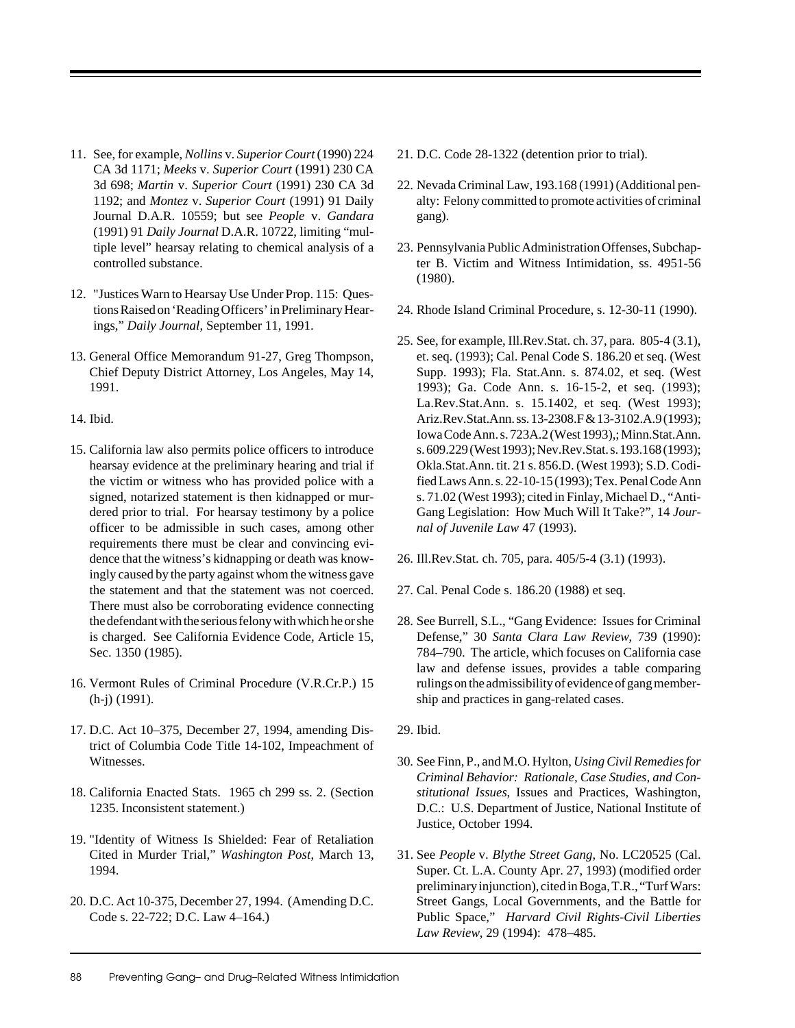11. See, for example, *Nollins* v. *Superior Court* (1990) 224 CA 3d 1171; *Meeks* v. *Superior Court* (1991) 230 CA 3d 698; *Martin* v. *Superior Court* (1991) 230 CA 3d 1192; and *Montez* v. *Superior Court* (1991) 91 Daily Journal D.A.R. 10559; but see *People* v. *Gandara* (1991) 91 *Daily Journal* D.A.R. 10722, limiting "multiple level" hearsay relating to chemical analysis of a controlled substance.

12. "Justices Warn to Hearsay Use Under Prop. 115: Questions Raised on 'Reading Officers' in Preliminary Hearings," *Daily Journal*, September 11, 1991.

13. General Office Memorandum 91-27, Greg Thompson, Chief Deputy District Attorney, Los Angeles, May 14, 1991.

14. Ibid.

15. California law also permits police officers to introduce hearsay evidence at the preliminary hearing and trial if the victim or witness who has provided police with a signed, notarized statement is then kidnapped or murdered prior to trial. For hearsay testimony by a police officer to be admissible in such cases, among other requirements there must be clear and convincing evidence that the witness's kidnapping or death was knowingly caused by the party against whom the witness gave the statement and that the statement was not coerced. There must also be corroborating evidence connecting the defendant with the serious felony with which he or she is charged. See California Evidence Code, Article 15, Sec. 1350 (1985).

16. Vermont Rules of Criminal Procedure (V.R.Cr.P.) 15 (h-j) (1991).

17. D.C. Act 10–375, December 27, 1994, amending District of Columbia Code Title 14-102, Impeachment of Witnesses.

18. California Enacted Stats. 1965 ch 299 ss. 2. (Section 1235. Inconsistent statement.)

19. "Identity of Witness Is Shielded: Fear of Retaliation Cited in Murder Trial," *Washington Post*, March 13, 1994.

20. D.C. Act 10-375, December 27, 1994. (Amending D.C. Code s. 22-722; D.C. Law 4–164.)

21. D.C. Code 28-1322 (detention prior to trial).

22. Nevada Criminal Law, 193.168 (1991) (Additional penalty: Felony committed to promote activities of criminal gang).

23. Pennsylvania Public Administration Offenses, Subchapter B. Victim and Witness Intimidation, ss. 4951-56 (1980).

24. Rhode Island Criminal Procedure, s. 12-30-11 (1990).

25. See, for example, Ill.Rev.Stat. ch. 37, para. 805-4 (3.1), et. seq. (1993); Cal. Penal Code S. 186.20 et seq. (West Supp. 1993); Fla. Stat.Ann. s. 874.02, et seq. (West 1993); Ga. Code Ann. s. 16-15-2, et seq. (1993); La.Rev.Stat.Ann. s. 15.1402, et seq. (West 1993); Ariz.Rev.Stat.Ann. ss. 13-2308.F & 13-3102.A.9 (1993); Iowa Code Ann. s. 723A.2 (West 1993),; Minn.Stat.Ann. s. 609.229 (West 1993); Nev.Rev.Stat. s. 193.168 (1993); Okla.Stat.Ann. tit. 21 s. 856.D. (West 1993); S.D. Codified Laws Ann. s. 22-10-15 (1993); Tex. Penal Code Ann s. 71.02 (West 1993); cited in Finlay, Michael D., "Anti-Gang Legislation: How Much Will It Take?", 14 *Journal of Juvenile Law* 47 (1993).

26. Ill.Rev.Stat. ch. 705, para. 405/5-4 (3.1) (1993).

27. Cal. Penal Code s. 186.20 (1988) et seq.

28. See Burrell, S.L., "Gang Evidence: Issues for Criminal Defense," 30 *Santa Clara Law Review*, 739 (1990): 784–790. The article, which focuses on California case law and defense issues, provides a table comparing rulings on the admissibility of evidence of gang membership and practices in gang-related cases.

29. Ibid.

30. See Finn, P., and M.O. Hylton, *Using Civil Remedies for Criminal Behavior: Rationale, Case Studies, and Constitutional Issues*, Issues and Practices, Washington, D.C.: U.S. Department of Justice, National Institute of Justice, October 1994.

31. See *People* v. *Blythe Street Gang*, No. LC20525 (Cal. Super. Ct. L.A. County Apr. 27, 1993) (modified order preliminary injunction), cited in Boga, T.R., "Turf Wars: Street Gangs, Local Governments, and the Battle for Public Space," *Harvard Civil Rights-Civil Liberties Law Review*, 29 (1994): 478–485.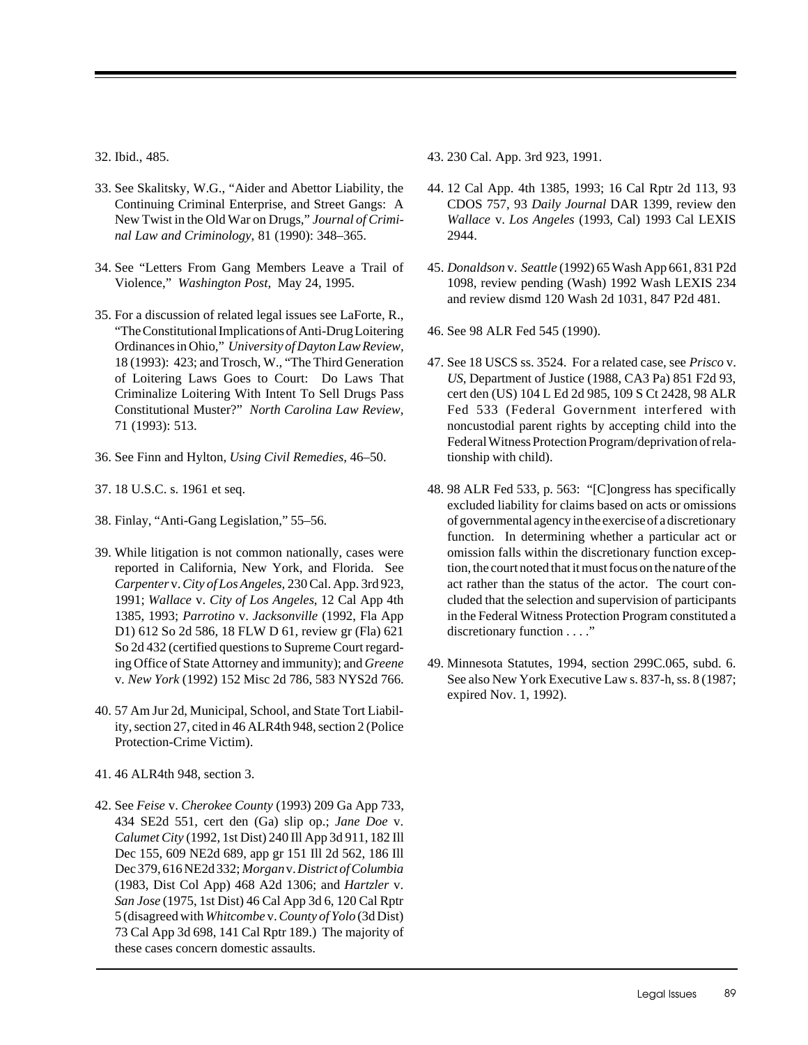32. Ibid., 485.

33. See Skalitsky, W.G., "Aider and Abettor Liability, the Continuing Criminal Enterprise, and Street Gangs: A New Twist in the Old War on Drugs," *Journal of Criminal Law and Criminology,* 81 (1990): 348–365.

34. See "Letters From Gang Members Leave a Trail of Violence," *Washington Post,* May 24, 1995.

35. For a discussion of related legal issues see LaForte, R., "The Constitutional Implications of Anti-Drug Loitering Ordinances in Ohio," *University of Dayton Law Review,* 18 (1993): 423; and Trosch, W., "The Third Generation of Loitering Laws Goes to Court: Do Laws That Criminalize Loitering With Intent To Sell Drugs Pass Constitutional Muster?" *North Carolina Law Review,* 71 (1993): 513.

36. See Finn and Hylton, *Using Civil Remedies,* 46–50.

37. 18 U.S.C. s. 1961 et seq.

38. Finlay, "Anti-Gang Legislation," 55–56.

39. While litigation is not common nationally, cases were reported in California, New York, and Florida. See *Carpenter* v. *City of Los Angeles,* 230 Cal. App. 3rd 923, 1991; *Wallace* v. *City of Los Angeles*, 12 Cal App 4th 1385, 1993; *Parrotino* v. *Jacksonville* (1992, Fla App D1) 612 So 2d 586, 18 FLW D 61, review gr (Fla) 621 So 2d 432 (certified questions to Supreme Court regarding Office of State Attorney and immunity); and *Greene* v. *New York* (1992) 152 Misc 2d 786, 583 NYS2d 766.

40. 57 Am Jur 2d, Municipal, School, and State Tort Liability, section 27, cited in 46 ALR4th 948, section 2 (Police Protection-Crime Victim).

41. 46 ALR4th 948, section 3.

42. See *Feise* v. *Cherokee County* (1993) 209 Ga App 733, 434 SE2d 551, cert den (Ga) slip op.; *Jane Doe* v. *Calumet City* (1992, 1st Dist) 240 Ill App 3d 911, 182 Ill Dec 155, 609 NE2d 689, app gr 151 Ill 2d 562, 186 Ill Dec 379, 616 NE2d 332; *Morgan* v. *District of Columbia* (1983, Dist Col App) 468 A2d 1306; and *Hartzler* v. *San Jose* (1975, 1st Dist) 46 Cal App 3d 6, 120 Cal Rptr 5 (disagreed with *Whitcombe* v. *County of Yolo* (3d Dist) 73 Cal App 3d 698, 141 Cal Rptr 189.) The majority of these cases concern domestic assaults.

43. 230 Cal. App. 3rd 923, 1991.

44. 12 Cal App. 4th 1385, 1993; 16 Cal Rptr 2d 113, 93 CDOS 757, 93 *Daily Journal* DAR 1399, review den *Wallace* v. *Los Angeles* (1993, Cal) 1993 Cal LEXIS 2944.

45. *Donaldson* v. *Seattle* (1992) 65 Wash App 661, 831 P2d 1098, review pending (Wash) 1992 Wash LEXIS 234 and review dismd 120 Wash 2d 1031, 847 P2d 481.

46. See 98 ALR Fed 545 (1990).

47. See 18 USCS ss. 3524. For a related case, see *Prisco* v. *US*, Department of Justice (1988, CA3 Pa) 851 F2d 93, cert den (US) 104 L Ed 2d 985, 109 S Ct 2428, 98 ALR Fed 533 (Federal Government interfered with noncustodial parent rights by accepting child into the Federal Witness Protection Program/deprivation of relationship with child).

48. 98 ALR Fed 533, p. 563: "[C]ongress has specifically excluded liability for claims based on acts or omissions of governmental agency in the exercise of a discretionary function. In determining whether a particular act or omission falls within the discretionary function exception, the court noted that it must focus on the nature of the act rather than the status of the actor. The court concluded that the selection and supervision of participants in the Federal Witness Protection Program constituted a discretionary function . . . ."

49. Minnesota Statutes, 1994, section 299C.065, subd. 6. See also New York Executive Law s. 837-h, ss. 8 (1987; expired Nov. 1, 1992).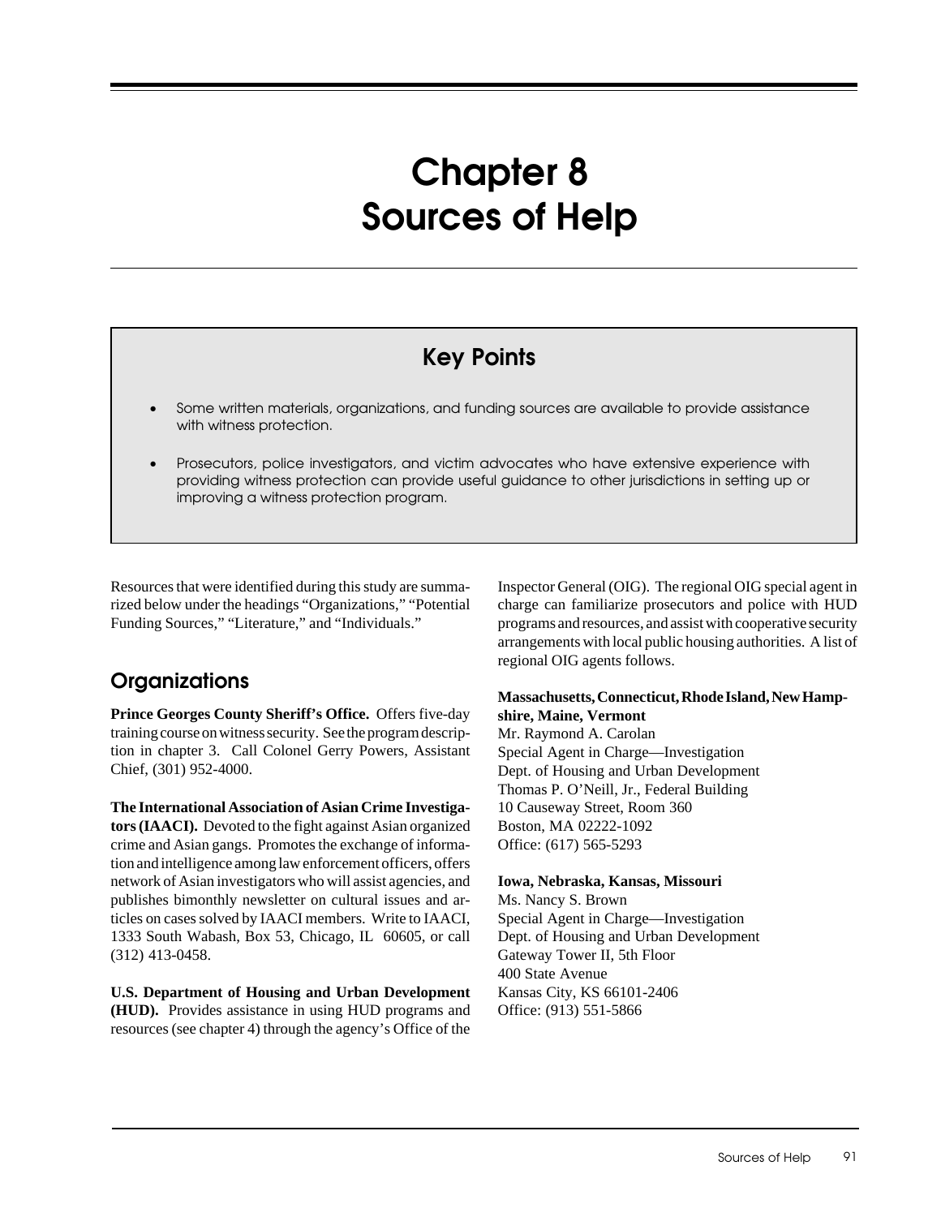# Chapter 8
# Sources of Help

## Key Points

- Some written materials, organizations, and funding sources are available to provide assistance with witness protection.
- Prosecutors, police investigators, and victim advocates who have extensive experience with providing witness protection can provide useful guidance to other jurisdictions in setting up or improving a witness protection program.

Resources that were identified during this study are summarized below under the headings "Organizations," "Potential Funding Sources," "Literature," and "Individuals."

## Organizations

**Prince Georges County Sheriff's Office.** Offers five-day training course on witness security. See the program description in chapter 3. Call Colonel Gerry Powers, Assistant Chief, (301) 952-4000.

**The International Association of Asian Crime Investigators (IAACI).** Devoted to the fight against Asian organized crime and Asian gangs. Promotes the exchange of information and intelligence among law enforcement officers, offers network of Asian investigators who will assist agencies, and publishes bimonthly newsletter on cultural issues and articles on cases solved by IAACI members. Write to IAACI, 1333 South Wabash, Box 53, Chicago, IL 60605, or call (312) 413-0458.

**U.S. Department of Housing and Urban Development (HUD).** Provides assistance in using HUD programs and resources (see chapter 4) through the agency's Office of the Inspector General (OIG). The regional OIG special agent in charge can familiarize prosecutors and police with HUD programs and resources, and assist with cooperative security arrangements with local public housing authorities. A list of regional OIG agents follows.

**Massachusetts, Connecticut, Rhode Island, New Hampshire, Maine, Vermont**
Mr. Raymond A. Carolan
Special Agent in Charge—Investigation
Dept. of Housing and Urban Development
Thomas P. O'Neill, Jr., Federal Building
10 Causeway Street, Room 360
Boston, MA 02222-1092
Office: (617) 565-5293

**Iowa, Nebraska, Kansas, Missouri**
Ms. Nancy S. Brown
Special Agent in Charge—Investigation
Dept. of Housing and Urban Development
Gateway Tower II, 5th Floor
400 State Avenue
Kansas City, KS 66101-2406
Office: (913) 551-5866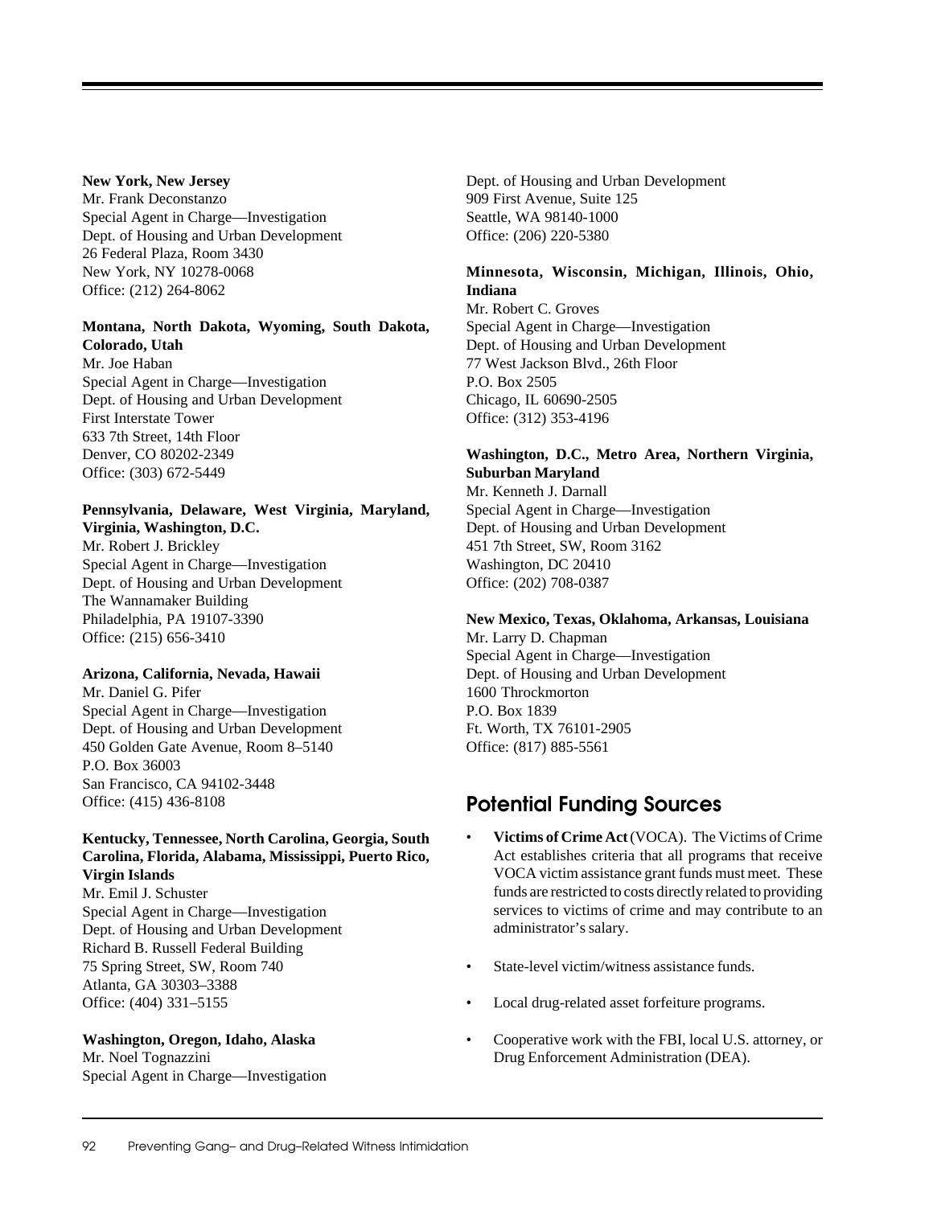**New York, New Jersey**
Mr. Frank Deconstanzo
Special Agent in Charge—Investigation
Dept. of Housing and Urban Development
26 Federal Plaza, Room 3430
New York, NY 10278-0068
Office: (212) 264-8062

**Montana, North Dakota, Wyoming, South Dakota, Colorado, Utah**
Mr. Joe Haban
Special Agent in Charge—Investigation
Dept. of Housing and Urban Development
First Interstate Tower
633 7th Street, 14th Floor
Denver, CO 80202-2349
Office: (303) 672-5449

**Pennsylvania, Delaware, West Virginia, Maryland, Virginia, Washington, D.C.**
Mr. Robert J. Brickley
Special Agent in Charge—Investigation
Dept. of Housing and Urban Development
The Wannamaker Building
Philadelphia, PA 19107-3390
Office: (215) 656-3410

**Arizona, California, Nevada, Hawaii**
Mr. Daniel G. Pifer
Special Agent in Charge—Investigation
Dept. of Housing and Urban Development
450 Golden Gate Avenue, Room 8–5140
P.O. Box 36003
San Francisco, CA 94102-3448
Office: (415) 436-8108

**Kentucky, Tennessee, North Carolina, Georgia, South Carolina, Florida, Alabama, Mississippi, Puerto Rico, Virgin Islands**
Mr. Emil J. Schuster
Special Agent in Charge—Investigation
Dept. of Housing and Urban Development
Richard B. Russell Federal Building
75 Spring Street, SW, Room 740
Atlanta, GA 30303–3388
Office: (404) 331–5155

**Washington, Oregon, Idaho, Alaska**
Mr. Noel Tognazzini
Special Agent in Charge—Investigation
Dept. of Housing and Urban Development
909 First Avenue, Suite 125
Seattle, WA 98140-1000
Office: (206) 220-5380

**Minnesota, Wisconsin, Michigan, Illinois, Ohio, Indiana**
Mr. Robert C. Groves
Special Agent in Charge—Investigation
Dept. of Housing and Urban Development
77 West Jackson Blvd., 26th Floor
P.O. Box 2505
Chicago, IL 60690-2505
Office: (312) 353-4196

**Washington, D.C., Metro Area, Northern Virginia, Suburban Maryland**
Mr. Kenneth J. Darnall
Special Agent in Charge—Investigation
Dept. of Housing and Urban Development
451 7th Street, SW, Room 3162
Washington, DC 20410
Office: (202) 708-0387

**New Mexico, Texas, Oklahoma, Arkansas, Louisiana**
Mr. Larry D. Chapman
Special Agent in Charge—Investigation
Dept. of Housing and Urban Development
1600 Throckmorton
P.O. Box 1839
Ft. Worth, TX 76101-2905
Office: (817) 885-5561

## Potential Funding Sources

- **Victims of Crime Act** (VOCA). The Victims of Crime Act establishes criteria that all programs that receive VOCA victim assistance grant funds must meet. These funds are restricted to costs directly related to providing services to victims of crime and may contribute to an administrator's salary.
- State-level victim/witness assistance funds.
- Local drug-related asset forfeiture programs.
- Cooperative work with the FBI, local U.S. attorney, or Drug Enforcement Administration (DEA).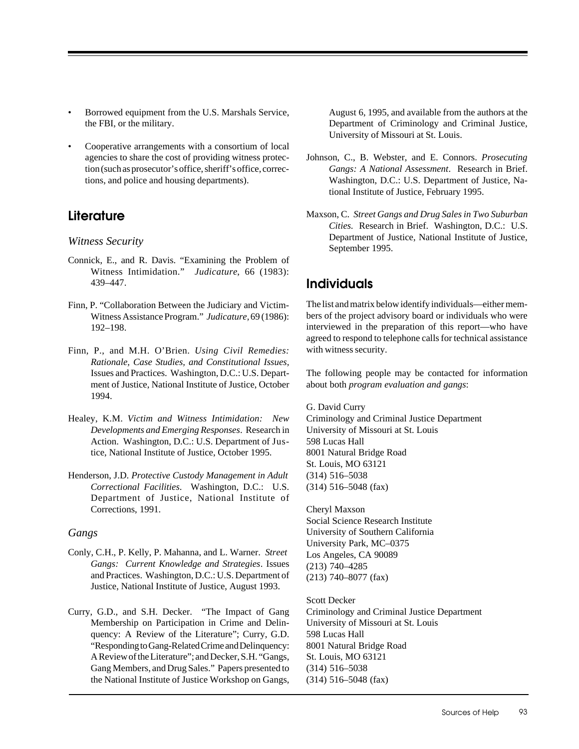- Borrowed equipment from the U.S. Marshals Service, the FBI, or the military.

- Cooperative arrangements with a consortium of local agencies to share the cost of providing witness protection (such as prosecutor's office, sheriff's office, corrections, and police and housing departments).

## Literature

### *Witness Security*

Connick, E., and R. Davis. "Examining the Problem of Witness Intimidation." *Judicature*, 66 (1983): 439–447.

Finn, P. "Collaboration Between the Judiciary and Victim-Witness Assistance Program." *Judicature*, 69 (1986): 192–198.

Finn, P., and M.H. O'Brien. *Using Civil Remedies: Rationale, Case Studies, and Constitutional Issues*, Issues and Practices. Washington, D.C.: U.S. Department of Justice, National Institute of Justice, October 1994.

Healey, K.M. *Victim and Witness Intimidation: New Developments and Emerging Responses*. Research in Action. Washington, D.C.: U.S. Department of Justice, National Institute of Justice, October 1995.

Henderson, J.D. *Protective Custody Management in Adult Correctional Facilities*. Washington, D.C.: U.S. Department of Justice, National Institute of Corrections, 1991.

### *Gangs*

Conly, C.H., P. Kelly, P. Mahanna, and L. Warner. *Street Gangs: Current Knowledge and Strategies*. Issues and Practices. Washington, D.C.: U.S. Department of Justice, National Institute of Justice, August 1993.

Curry, G.D., and S.H. Decker. "The Impact of Gang Membership on Participation in Crime and Delinquency: A Review of the Literature"; Curry, G.D. "Responding to Gang-Related Crime and Delinquency: A Review of the Literature"; and Decker, S.H. "Gangs, Gang Members, and Drug Sales." Papers presented to the National Institute of Justice Workshop on Gangs, August 6, 1995, and available from the authors at the Department of Criminology and Criminal Justice, University of Missouri at St. Louis.

Johnson, C., B. Webster, and E. Connors. *Prosecuting Gangs: A National Assessment*. Research in Brief. Washington, D.C.: U.S. Department of Justice, National Institute of Justice, February 1995.

Maxson, C. *Street Gangs and Drug Sales in Two Suburban Cities*. Research in Brief. Washington, D.C.: U.S. Department of Justice, National Institute of Justice, September 1995.

## Individuals

The list and matrix below identify individuals—either members of the project advisory board or individuals who were interviewed in the preparation of this report—who have agreed to respond to telephone calls for technical assistance with witness security.

The following people may be contacted for information about both *program evaluation and gangs*:

G. David Curry
Criminology and Criminal Justice Department
University of Missouri at St. Louis
598 Lucas Hall
8001 Natural Bridge Road
St. Louis, MO 63121
(314) 516–5038
(314) 516–5048 (fax)

Cheryl Maxson
Social Science Research Institute
University of Southern California
University Park, MC–0375
Los Angeles, CA 90089
(213) 740–4285
(213) 740–8077 (fax)

Scott Decker
Criminology and Criminal Justice Department
University of Missouri at St. Louis
598 Lucas Hall
8001 Natural Bridge Road
St. Louis, MO 63121
(314) 516–5038
(314) 516–5048 (fax)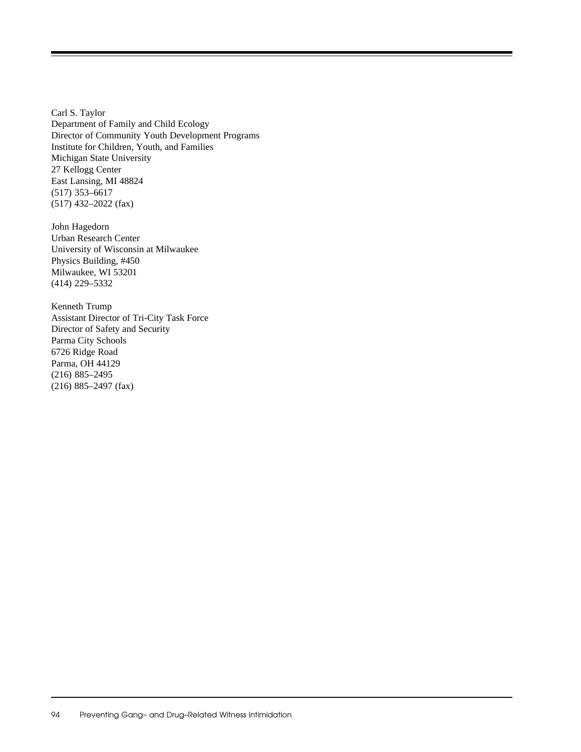Carl S. Taylor
Department of Family and Child Ecology
Director of Community Youth Development Programs
Institute for Children, Youth, and Families
Michigan State University
27 Kellogg Center
East Lansing, MI 48824
(517) 353–6617
(517) 432–2022 (fax)

John Hagedorn
Urban Research Center
University of Wisconsin at Milwaukee
Physics Building, #450
Milwaukee, WI 53201
(414) 229–5332

Kenneth Trump
Assistant Director of Tri-City Task Force
Director of Safety and Security
Parma City Schools
6726 Ridge Road
Parma, OH 44129
(216) 885–2495
(216) 885–2497 (fax)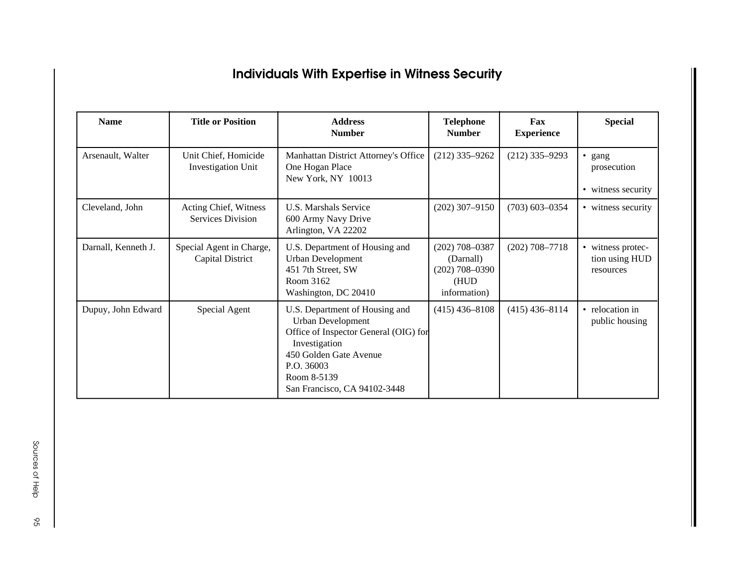## Individuals With Expertise in Witness Security

| Name | Title or Position | Address Number | Telephone Number | Fax Experience | Special |
|---|---|---|---|---|---|
| Arsenault, Walter | Unit Chief, Homicide Investigation Unit | Manhattan District Attorney's Office<br>One Hogan Place<br>New York, NY 10013 | (212) 335–9262 | (212) 335–9293 | • gang prosecution<br>• witness security |
| Cleveland, John | Acting Chief, Witness Services Division | U.S. Marshals Service<br>600 Army Navy Drive<br>Arlington, VA 22202 | (202) 307–9150 | (703) 603–0354 | • witness security |
| Darnall, Kenneth J. | Special Agent in Charge, Capital District | U.S. Department of Housing and Urban Development<br>451 7th Street, SW<br>Room 3162<br>Washington, DC 20410 | (202) 708–0387 (Darnall)<br>(202) 708–0390 (HUD information) | (202) 708–7718 | • witness protection using HUD resources |
| Dupuy, John Edward | Special Agent | U.S. Department of Housing and Urban Development<br>Office of Inspector General (OIG) for Investigation<br>450 Golden Gate Avenue<br>P.O. 36003<br>Room 8-5139<br>San Francisco, CA 94102-3448 | (415) 436–8108 | (415) 436–8114 | • relocation in public housing |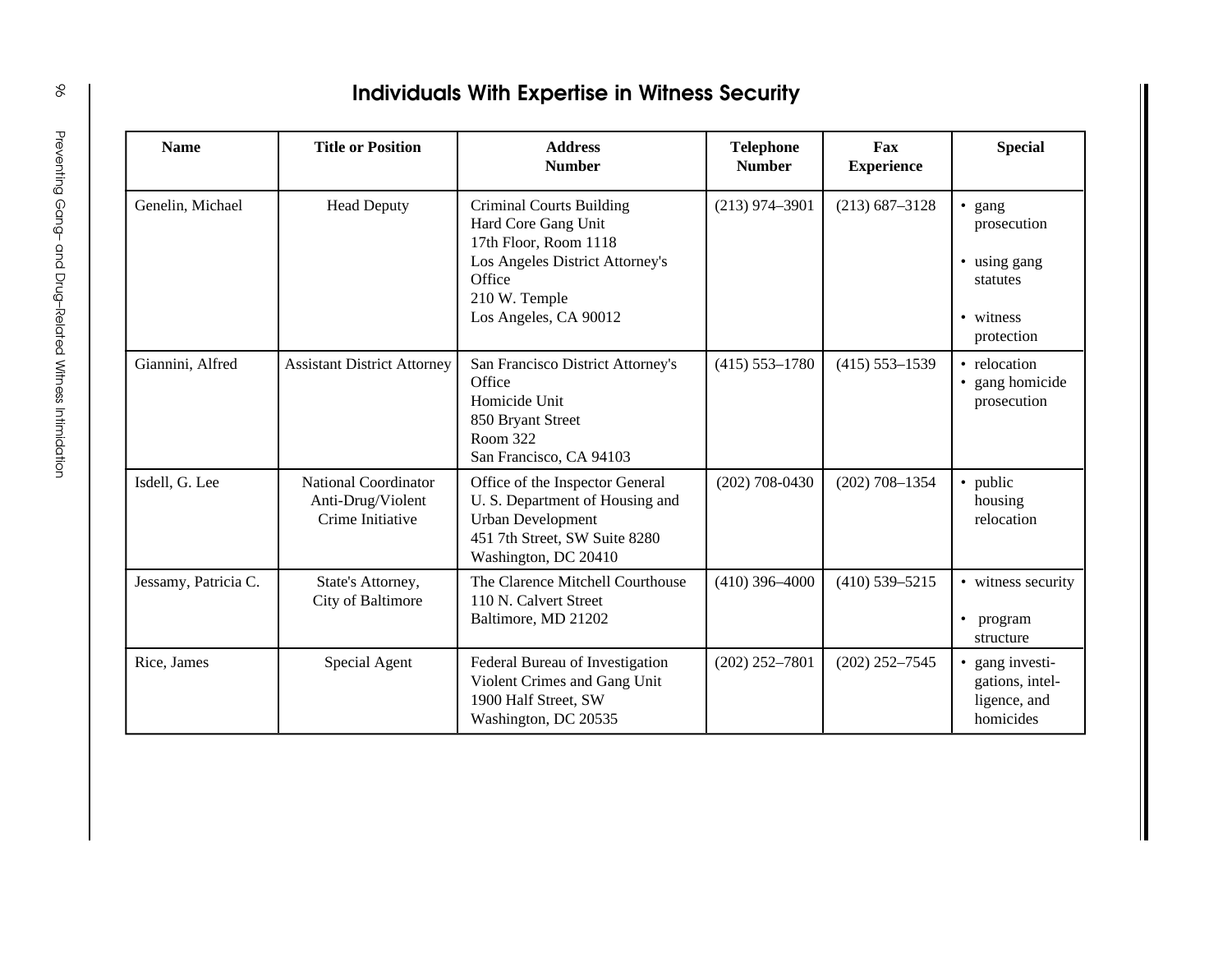## Individuals With Expertise in Witness Security

| Name | Title or Position | Address Number | Telephone Number | Fax Experience | Special |
|---|---|---|---|---|---|
| Genelin, Michael | Head Deputy | Criminal Courts Building<br>Hard Core Gang Unit<br>17th Floor, Room 1118<br>Los Angeles District Attorney's Office<br>210 W. Temple<br>Los Angeles, CA 90012 | (213) 974–3901 | (213) 687–3128 | • gang prosecution<br>• using gang statutes<br>• witness protection |
| Giannini, Alfred | Assistant District Attorney | San Francisco District Attorney's Office<br>Homicide Unit<br>850 Bryant Street<br>Room 322<br>San Francisco, CA 94103 | (415) 553–1780 | (415) 553–1539 | • relocation<br>• gang homicide prosecution |
| Isdell, G. Lee | National Coordinator Anti-Drug/Violent Crime Initiative | Office of the Inspector General<br>U. S. Department of Housing and Urban Development<br>451 7th Street, SW Suite 8280<br>Washington, DC 20410 | (202) 708-0430 | (202) 708–1354 | • public housing relocation |
| Jessamy, Patricia C. | State's Attorney, City of Baltimore | The Clarence Mitchell Courthouse<br>110 N. Calvert Street<br>Baltimore, MD 21202 | (410) 396–4000 | (410) 539–5215 | • witness security<br>• program structure |
| Rice, James | Special Agent | Federal Bureau of Investigation<br>Violent Crimes and Gang Unit<br>1900 Half Street, SW<br>Washington, DC 20535 | (202) 252–7801 | (202) 252–7545 | • gang investigations, intelligence, and homicides |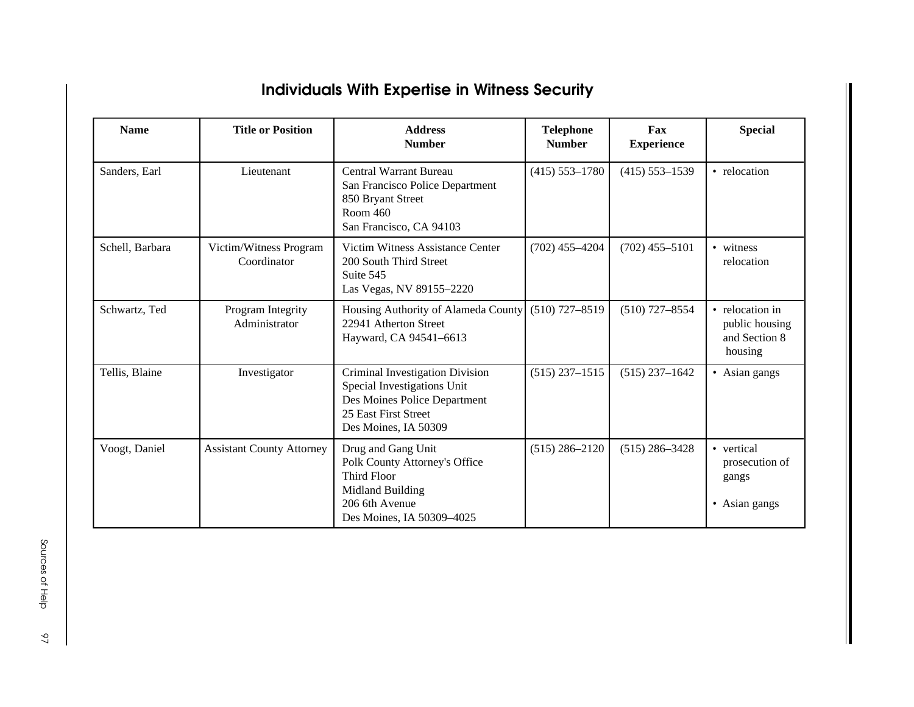# Individuals With Expertise in Witness Security

| Name | Title or Position | Address Number | Telephone Number | Fax Experience | Special |
|---|---|---|---|---|---|
| Sanders, Earl | Lieutenant | Central Warrant Bureau<br>San Francisco Police Department<br>850 Bryant Street<br>Room 460<br>San Francisco, CA 94103 | (415) 553–1780 | (415) 553–1539 | • relocation |
| Schell, Barbara | Victim/Witness Program Coordinator | Victim Witness Assistance Center<br>200 South Third Street<br>Suite 545<br>Las Vegas, NV 89155–2220 | (702) 455–4204 | (702) 455–5101 | • witness relocation |
| Schwartz, Ted | Program Integrity Administrator | Housing Authority of Alameda County<br>22941 Atherton Street<br>Hayward, CA 94541–6613 | (510) 727–8519 | (510) 727–8554 | • relocation in public housing and Section 8 housing |
| Tellis, Blaine | Investigator | Criminal Investigation Division<br>Special Investigations Unit<br>Des Moines Police Department<br>25 East First Street<br>Des Moines, IA 50309 | (515) 237–1515 | (515) 237–1642 | • Asian gangs |
| Voogt, Daniel | Assistant County Attorney | Drug and Gang Unit<br>Polk County Attorney's Office<br>Third Floor<br>Midland Building<br>206 6th Avenue<br>Des Moines, IA 50309–4025 | (515) 286–2120 | (515) 286–3428 | • vertical prosecution of gangs<br>• Asian gangs |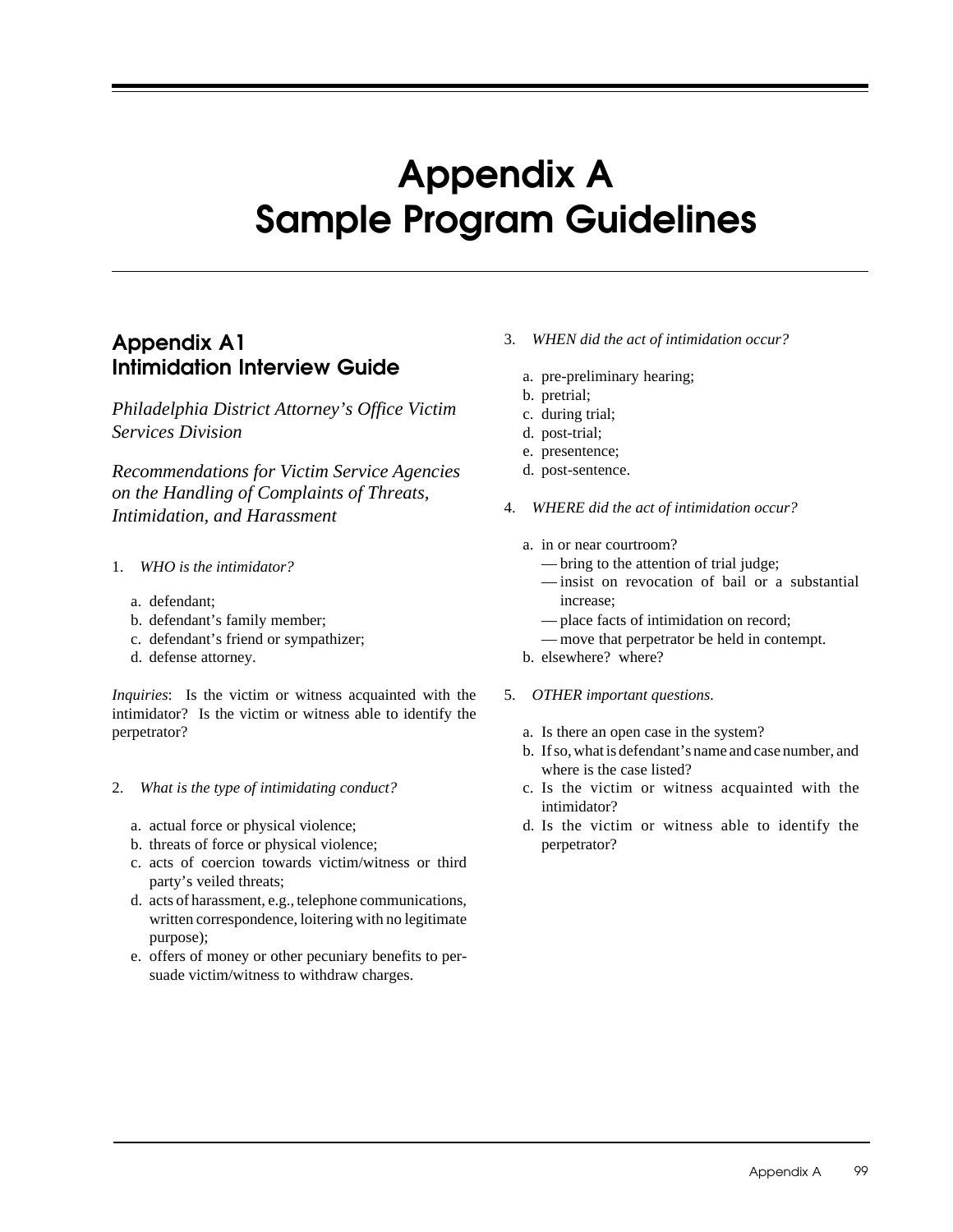# Appendix A
# Sample Program Guidelines

## Appendix A1
## Intimidation Interview Guide

*Philadelphia District Attorney's Office Victim Services Division*

*Recommendations for Victim Service Agencies on the Handling of Complaints of Threats, Intimidation, and Harassment*

1. *WHO is the intimidator?*

   a. defendant;
   b. defendant's family member;
   c. defendant's friend or sympathizer;
   d. defense attorney.

*Inquiries*: Is the victim or witness acquainted with the intimidator? Is the victim or witness able to identify the perpetrator?

2. *What is the type of intimidating conduct?*

   a. actual force or physical violence;
   b. threats of force or physical violence;
   c. acts of coercion towards victim/witness or third party's veiled threats;
   d. acts of harassment, e.g., telephone communications, written correspondence, loitering with no legitimate purpose);
   e. offers of money or other pecuniary benefits to persuade victim/witness to withdraw charges.

3. *WHEN did the act of intimidation occur?*

   a. pre-preliminary hearing;
   b. pretrial;
   c. during trial;
   d. post-trial;
   e. presentence;
   d. post-sentence.

4. *WHERE did the act of intimidation occur?*

   a. in or near courtroom?
      — bring to the attention of trial judge;
      — insist on revocation of bail or a substantial increase;
      — place facts of intimidation on record;
      — move that perpetrator be held in contempt.
   b. elsewhere? where?

5. *OTHER important questions.*

   a. Is there an open case in the system?
   b. If so, what is defendant's name and case number, and where is the case listed?
   c. Is the victim or witness acquainted with the intimidator?
   d. Is the victim or witness able to identify the perpetrator?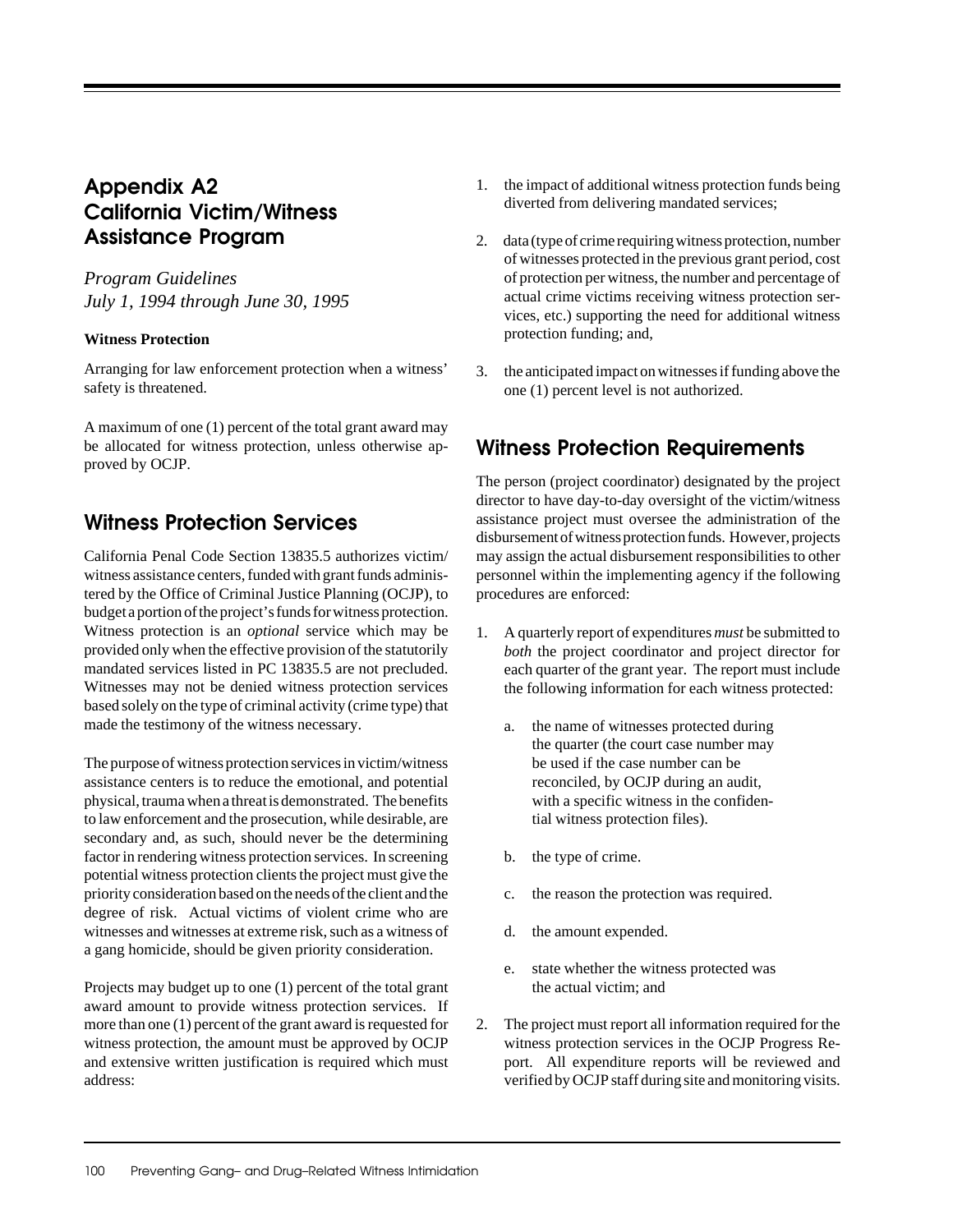## Appendix A2
## California Victim/Witness Assistance Program

*Program Guidelines*
*July 1, 1994 through June 30, 1995*

**Witness Protection**

Arranging for law enforcement protection when a witness' safety is threatened.

A maximum of one (1) percent of the total grant award may be allocated for witness protection, unless otherwise approved by OCJP.

## Witness Protection Services

California Penal Code Section 13835.5 authorizes victim/witness assistance centers, funded with grant funds administered by the Office of Criminal Justice Planning (OCJP), to budget a portion of the project's funds for witness protection. Witness protection is an *optional* service which may be provided only when the effective provision of the statutorily mandated services listed in PC 13835.5 are not precluded. Witnesses may not be denied witness protection services based solely on the type of criminal activity (crime type) that made the testimony of the witness necessary.

The purpose of witness protection services in victim/witness assistance centers is to reduce the emotional, and potential physical, trauma when a threat is demonstrated. The benefits to law enforcement and the prosecution, while desirable, are secondary and, as such, should never be the determining factor in rendering witness protection services. In screening potential witness protection clients the project must give the priority consideration based on the needs of the client and the degree of risk. Actual victims of violent crime who are witnesses and witnesses at extreme risk, such as a witness of a gang homicide, should be given priority consideration.

Projects may budget up to one (1) percent of the total grant award amount to provide witness protection services. If more than one (1) percent of the grant award is requested for witness protection, the amount must be approved by OCJP and extensive written justification is required which must address:

1. the impact of additional witness protection funds being diverted from delivering mandated services;
2. data (type of crime requiring witness protection, number of witnesses protected in the previous grant period, cost of protection per witness, the number and percentage of actual crime victims receiving witness protection services, etc.) supporting the need for additional witness protection funding; and,
3. the anticipated impact on witnesses if funding above the one (1) percent level is not authorized.

## Witness Protection Requirements

The person (project coordinator) designated by the project director to have day-to-day oversight of the victim/witness assistance project must oversee the administration of the disbursement of witness protection funds. However, projects may assign the actual disbursement responsibilities to other personnel within the implementing agency if the following procedures are enforced:

1. A quarterly report of expenditures *must* be submitted to *both* the project coordinator and project director for each quarter of the grant year. The report must include the following information for each witness protected:
   a. the name of witnesses protected during the quarter (the court case number may be used if the case number can be reconciled, by OCJP during an audit, with a specific witness in the confidential witness protection files).
   b. the type of crime.
   c. the reason the protection was required.
   d. the amount expended.
   e. state whether the witness protected was the actual victim; and
2. The project must report all information required for the witness protection services in the OCJP Progress Report. All expenditure reports will be reviewed and verified by OCJP staff during site and monitoring visits.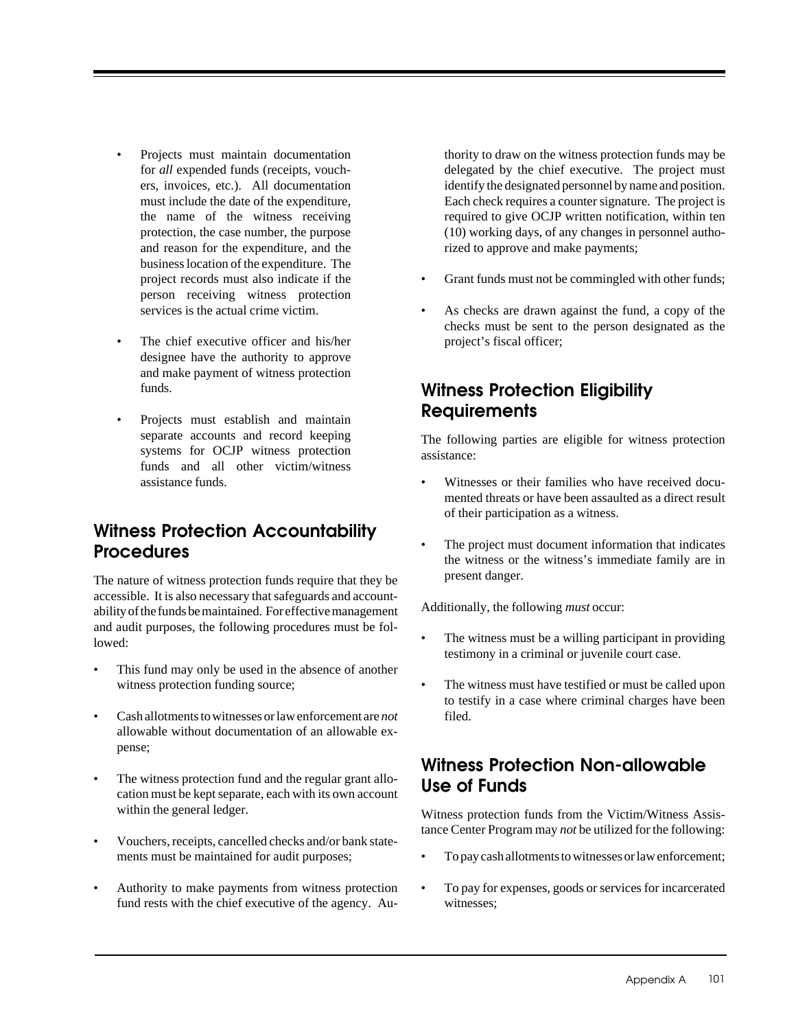- Projects must maintain documentation for *all* expended funds (receipts, vouchers, invoices, etc.). All documentation must include the date of the expenditure, the name of the witness receiving protection, the case number, the purpose and reason for the expenditure, and the business location of the expenditure. The project records must also indicate if the person receiving witness protection services is the actual crime victim.

- The chief executive officer and his/her designee have the authority to approve and make payment of witness protection funds.

- Projects must establish and maintain separate accounts and record keeping systems for OCJP witness protection funds and all other victim/witness assistance funds.

## Witness Protection Accountability Procedures

The nature of witness protection funds require that they be accessible. It is also necessary that safeguards and accountability of the funds be maintained. For effective management and audit purposes, the following procedures must be followed:

- This fund may only be used in the absence of another witness protection funding source;

- Cash allotments to witnesses or law enforcement are *not* allowable without documentation of an allowable expense;

- The witness protection fund and the regular grant allocation must be kept separate, each with its own account within the general ledger.

- Vouchers, receipts, cancelled checks and/or bank statements must be maintained for audit purposes;

- Authority to make payments from witness protection fund rests with the chief executive of the agency. Authority to draw on the witness protection funds may be delegated by the chief executive. The project must identify the designated personnel by name and position. Each check requires a counter signature. The project is required to give OCJP written notification, within ten (10) working days, of any changes in personnel authorized to approve and make payments;

- Grant funds must not be commingled with other funds;

- As checks are drawn against the fund, a copy of the checks must be sent to the person designated as the project's fiscal officer;

## Witness Protection Eligibility Requirements

The following parties are eligible for witness protection assistance:

- Witnesses or their families who have received documented threats or have been assaulted as a direct result of their participation as a witness.

- The project must document information that indicates the witness or the witness's immediate family are in present danger.

Additionally, the following *must* occur:

- The witness must be a willing participant in providing testimony in a criminal or juvenile court case.

- The witness must have testified or must be called upon to testify in a case where criminal charges have been filed.

## Witness Protection Non-allowable Use of Funds

Witness protection funds from the Victim/Witness Assistance Center Program may *not* be utilized for the following:

- To pay cash allotments to witnesses or law enforcement;

- To pay for expenses, goods or services for incarcerated witnesses;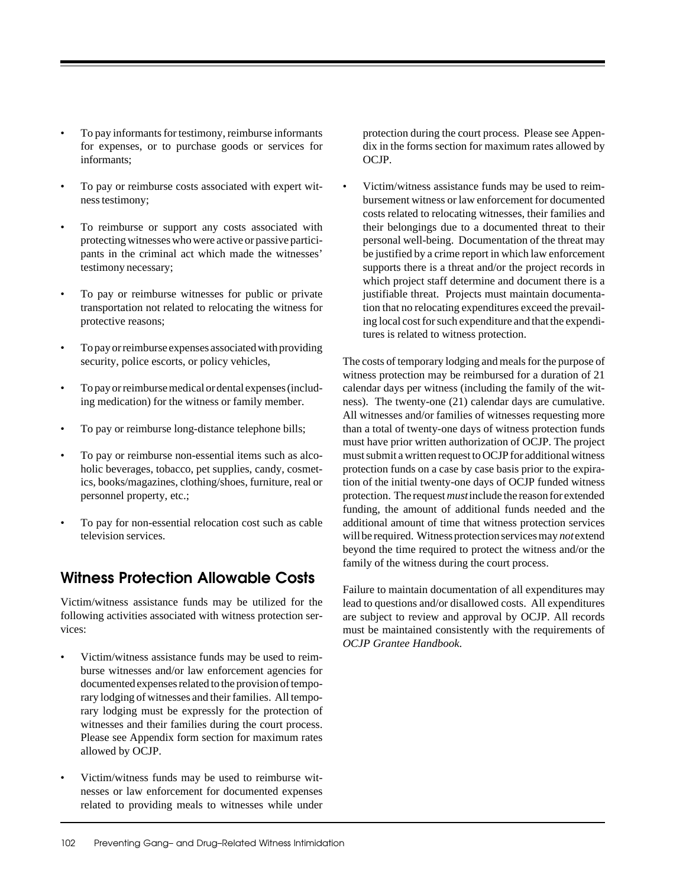- To pay informants for testimony, reimburse informants for expenses, or to purchase goods or services for informants;
- To pay or reimburse costs associated with expert witness testimony;
- To reimburse or support any costs associated with protecting witnesses who were active or passive participants in the criminal act which made the witnesses' testimony necessary;
- To pay or reimburse witnesses for public or private transportation not related to relocating the witness for protective reasons;
- To pay or reimburse expenses associated with providing security, police escorts, or policy vehicles,
- To pay or reimburse medical or dental expenses (including medication) for the witness or family member.
- To pay or reimburse long-distance telephone bills;
- To pay or reimburse non-essential items such as alcoholic beverages, tobacco, pet supplies, candy, cosmetics, books/magazines, clothing/shoes, furniture, real or personnel property, etc.;
- To pay for non-essential relocation cost such as cable television services.

## Witness Protection Allowable Costs

Victim/witness assistance funds may be utilized for the following activities associated with witness protection services:

- Victim/witness assistance funds may be used to reimburse witnesses and/or law enforcement agencies for documented expenses related to the provision of temporary lodging of witnesses and their families. All temporary lodging must be expressly for the protection of witnesses and their families during the court process. Please see Appendix form section for maximum rates allowed by OCJP.
- Victim/witness funds may be used to reimburse witnesses or law enforcement for documented expenses related to providing meals to witnesses while under protection during the court process. Please see Appendix in the forms section for maximum rates allowed by OCJP.
- Victim/witness assistance funds may be used to reimbursement witness or law enforcement for documented costs related to relocating witnesses, their families and their belongings due to a documented threat to their personal well-being. Documentation of the threat may be justified by a crime report in which law enforcement supports there is a threat and/or the project records in which project staff determine and document there is a justifiable threat. Projects must maintain documentation that no relocating expenditures exceed the prevailing local cost for such expenditure and that the expenditures is related to witness protection.

The costs of temporary lodging and meals for the purpose of witness protection may be reimbursed for a duration of 21 calendar days per witness (including the family of the witness). The twenty-one (21) calendar days are cumulative. All witnesses and/or families of witnesses requesting more than a total of twenty-one days of witness protection funds must have prior written authorization of OCJP. The project must submit a written request to OCJP for additional witness protection funds on a case by case basis prior to the expiration of the initial twenty-one days of OCJP funded witness protection. The request *must* include the reason for extended funding, the amount of additional funds needed and the additional amount of time that witness protection services will be required. Witness protection services may *not* extend beyond the time required to protect the witness and/or the family of the witness during the court process.

Failure to maintain documentation of all expenditures may lead to questions and/or disallowed costs. All expenditures are subject to review and approval by OCJP. All records must be maintained consistently with the requirements of *OCJP Grantee Handbook*.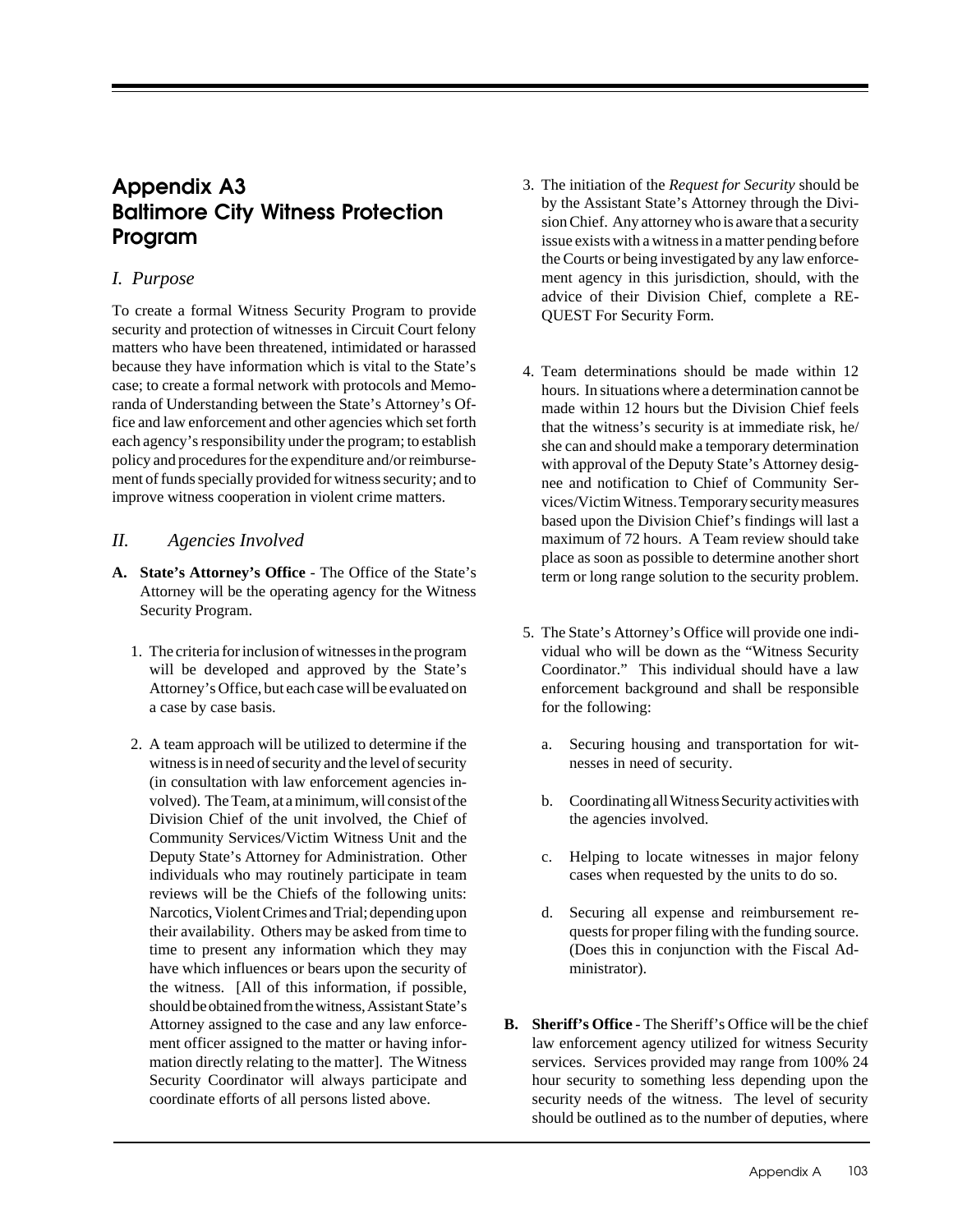# Appendix A3
# Baltimore City Witness Protection Program

## *I. Purpose*

To create a formal Witness Security Program to provide security and protection of witnesses in Circuit Court felony matters who have been threatened, intimidated or harassed because they have information which is vital to the State's case; to create a formal network with protocols and Memoranda of Understanding between the State's Attorney's Office and law enforcement and other agencies which set forth each agency's responsibility under the program; to establish policy and procedures for the expenditure and/or reimbursement of funds specially provided for witness security; and to improve witness cooperation in violent crime matters.

## *II. Agencies Involved*

**A. State's Attorney's Office** - The Office of the State's Attorney will be the operating agency for the Witness Security Program.

1. The criteria for inclusion of witnesses in the program will be developed and approved by the State's Attorney's Office, but each case will be evaluated on a case by case basis.

2. A team approach will be utilized to determine if the witness is in need of security and the level of security (in consultation with law enforcement agencies involved). The Team, at a minimum, will consist of the Division Chief of the unit involved, the Chief of Community Services/Victim Witness Unit and the Deputy State's Attorney for Administration. Other individuals who may routinely participate in team reviews will be the Chiefs of the following units: Narcotics, Violent Crimes and Trial; depending upon their availability. Others may be asked from time to time to present any information which they may have which influences or bears upon the security of the witness. [All of this information, if possible, should be obtained from the witness, Assistant State's Attorney assigned to the case and any law enforcement officer assigned to the matter or having information directly relating to the matter]. The Witness Security Coordinator will always participate and coordinate efforts of all persons listed above.

3. The initiation of the *Request for Security* should be by the Assistant State's Attorney through the Division Chief. Any attorney who is aware that a security issue exists with a witness in a matter pending before the Courts or being investigated by any law enforcement agency in this jurisdiction, should, with the advice of their Division Chief, complete a REQUEST For Security Form.

4. Team determinations should be made within 12 hours. In situations where a determination cannot be made within 12 hours but the Division Chief feels that the witness's security is at immediate risk, he/she can and should make a temporary determination with approval of the Deputy State's Attorney designee and notification to Chief of Community Services/Victim Witness. Temporary security measures based upon the Division Chief's findings will last a maximum of 72 hours. A Team review should take place as soon as possible to determine another short term or long range solution to the security problem.

5. The State's Attorney's Office will provide one individual who will be down as the "Witness Security Coordinator." This individual should have a law enforcement background and shall be responsible for the following:

   a. Securing housing and transportation for witnesses in need of security.

   b. Coordinating all Witness Security activities with the agencies involved.

   c. Helping to locate witnesses in major felony cases when requested by the units to do so.

   d. Securing all expense and reimbursement requests for proper filing with the funding source. (Does this in conjunction with the Fiscal Administrator).

**B. Sheriff's Office** - The Sheriff's Office will be the chief law enforcement agency utilized for witness Security services. Services provided may range from 100% 24 hour security to something less depending upon the security needs of the witness. The level of security should be outlined as to the number of deputies, where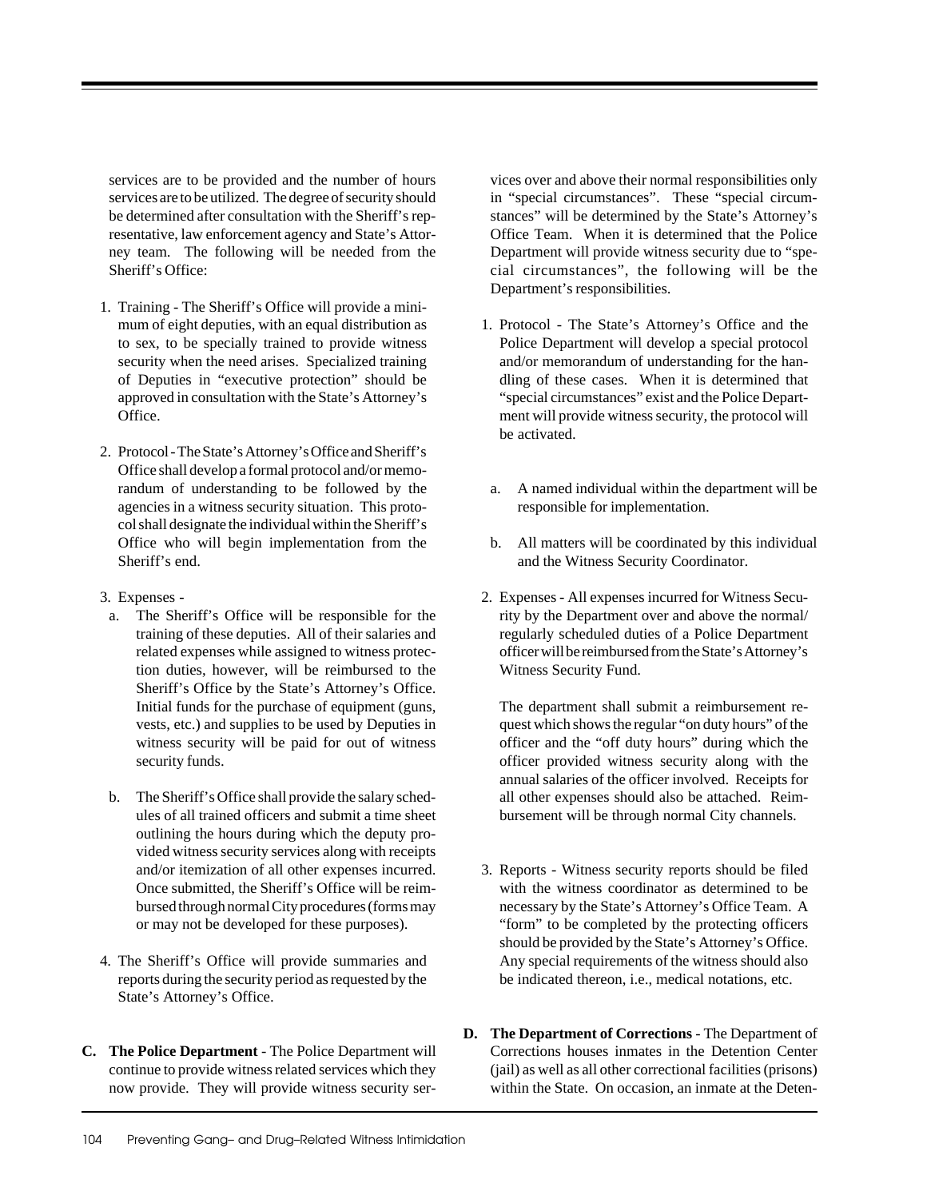services are to be provided and the number of hours services are to be utilized. The degree of security should be determined after consultation with the Sheriff's representative, law enforcement agency and State's Attorney team. The following will be needed from the Sheriff's Office:

1. Training - The Sheriff's Office will provide a minimum of eight deputies, with an equal distribution as to sex, to be specially trained to provide witness security when the need arises. Specialized training of Deputies in "executive protection" should be approved in consultation with the State's Attorney's Office.

2. Protocol - The State's Attorney's Office and Sheriff's Office shall develop a formal protocol and/or memorandum of understanding to be followed by the agencies in a witness security situation. This protocol shall designate the individual within the Sheriff's Office who will begin implementation from the Sheriff's end.

3. Expenses -
   a. The Sheriff's Office will be responsible for the training of these deputies. All of their salaries and related expenses while assigned to witness protection duties, however, will be reimbursed to the Sheriff's Office by the State's Attorney's Office. Initial funds for the purchase of equipment (guns, vests, etc.) and supplies to be used by Deputies in witness security will be paid for out of witness security funds.

   b. The Sheriff's Office shall provide the salary schedules of all trained officers and submit a time sheet outlining the hours during which the deputy provided witness security services along with receipts and/or itemization of all other expenses incurred. Once submitted, the Sheriff's Office will be reimbursed through normal City procedures (forms may or may not be developed for these purposes).

4. The Sheriff's Office will provide summaries and reports during the security period as requested by the State's Attorney's Office.

**C. The Police Department** - The Police Department will continue to provide witness related services which they now provide. They will provide witness security services over and above their normal responsibilities only in "special circumstances". These "special circumstances" will be determined by the State's Attorney's Office Team. When it is determined that the Police Department will provide witness security due to "special circumstances", the following will be the Department's responsibilities.

1. Protocol - The State's Attorney's Office and the Police Department will develop a special protocol and/or memorandum of understanding for the handling of these cases. When it is determined that "special circumstances" exist and the Police Department will provide witness security, the protocol will be activated.

   a. A named individual within the department will be responsible for implementation.

   b. All matters will be coordinated by this individual and the Witness Security Coordinator.

2. Expenses - All expenses incurred for Witness Security by the Department over and above the normal/regularly scheduled duties of a Police Department officer will be reimbursed from the State's Attorney's Witness Security Fund.

   The department shall submit a reimbursement request which shows the regular "on duty hours" of the officer and the "off duty hours" during which the officer provided witness security along with the annual salaries of the officer involved. Receipts for all other expenses should also be attached. Reimbursement will be through normal City channels.

3. Reports - Witness security reports should be filed with the witness coordinator as determined to be necessary by the State's Attorney's Office Team. A "form" to be completed by the protecting officers should be provided by the State's Attorney's Office. Any special requirements of the witness should also be indicated thereon, i.e., medical notations, etc.

**D. The Department of Corrections** - The Department of Corrections houses inmates in the Detention Center (jail) as well as all other correctional facilities (prisons) within the State. On occasion, an inmate at the Deten-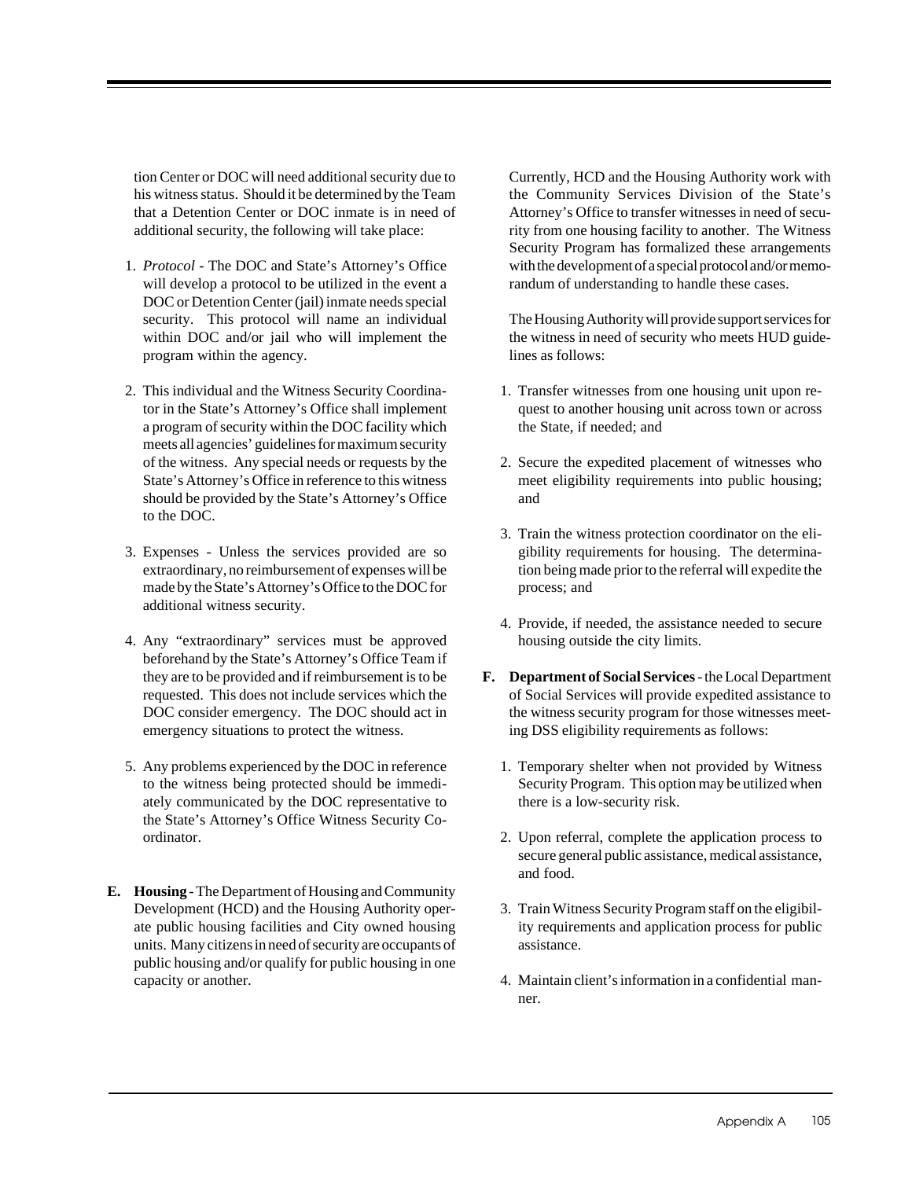tion Center or DOC will need additional security due to his witness status. Should it be determined by the Team that a Detention Center or DOC inmate is in need of additional security, the following will take place:

1. *Protocol* - The DOC and State's Attorney's Office will develop a protocol to be utilized in the event a DOC or Detention Center (jail) inmate needs special security. This protocol will name an individual within DOC and/or jail who will implement the program within the agency.

2. This individual and the Witness Security Coordinator in the State's Attorney's Office shall implement a program of security within the DOC facility which meets all agencies' guidelines for maximum security of the witness. Any special needs or requests by the State's Attorney's Office in reference to this witness should be provided by the State's Attorney's Office to the DOC.

3. Expenses - Unless the services provided are so extraordinary, no reimbursement of expenses will be made by the State's Attorney's Office to the DOC for additional witness security.

4. Any "extraordinary" services must be approved beforehand by the State's Attorney's Office Team if they are to be provided and if reimbursement is to be requested. This does not include services which the DOC consider emergency. The DOC should act in emergency situations to protect the witness.

5. Any problems experienced by the DOC in reference to the witness being protected should be immediately communicated by the DOC representative to the State's Attorney's Office Witness Security Coordinator.

**E. Housing** - The Department of Housing and Community Development (HCD) and the Housing Authority operate public housing facilities and City owned housing units. Many citizens in need of security are occupants of public housing and/or qualify for public housing in one capacity or another.

Currently, HCD and the Housing Authority work with the Community Services Division of the State's Attorney's Office to transfer witnesses in need of security from one housing facility to another. The Witness Security Program has formalized these arrangements with the development of a special protocol and/or memorandum of understanding to handle these cases.

The Housing Authority will provide support services for the witness in need of security who meets HUD guidelines as follows:

1. Transfer witnesses from one housing unit upon request to another housing unit across town or across the State, if needed; and

2. Secure the expedited placement of witnesses who meet eligibility requirements into public housing; and

3. Train the witness protection coordinator on the eligibility requirements for housing. The determination being made prior to the referral will expedite the process; and

4. Provide, if needed, the assistance needed to secure housing outside the city limits.

**F. Department of Social Services** - the Local Department of Social Services will provide expedited assistance to the witness security program for those witnesses meeting DSS eligibility requirements as follows:

1. Temporary shelter when not provided by Witness Security Program. This option may be utilized when there is a low-security risk.

2. Upon referral, complete the application process to secure general public assistance, medical assistance, and food.

3. Train Witness Security Program staff on the eligibility requirements and application process for public assistance.

4. Maintain client's information in a confidential manner.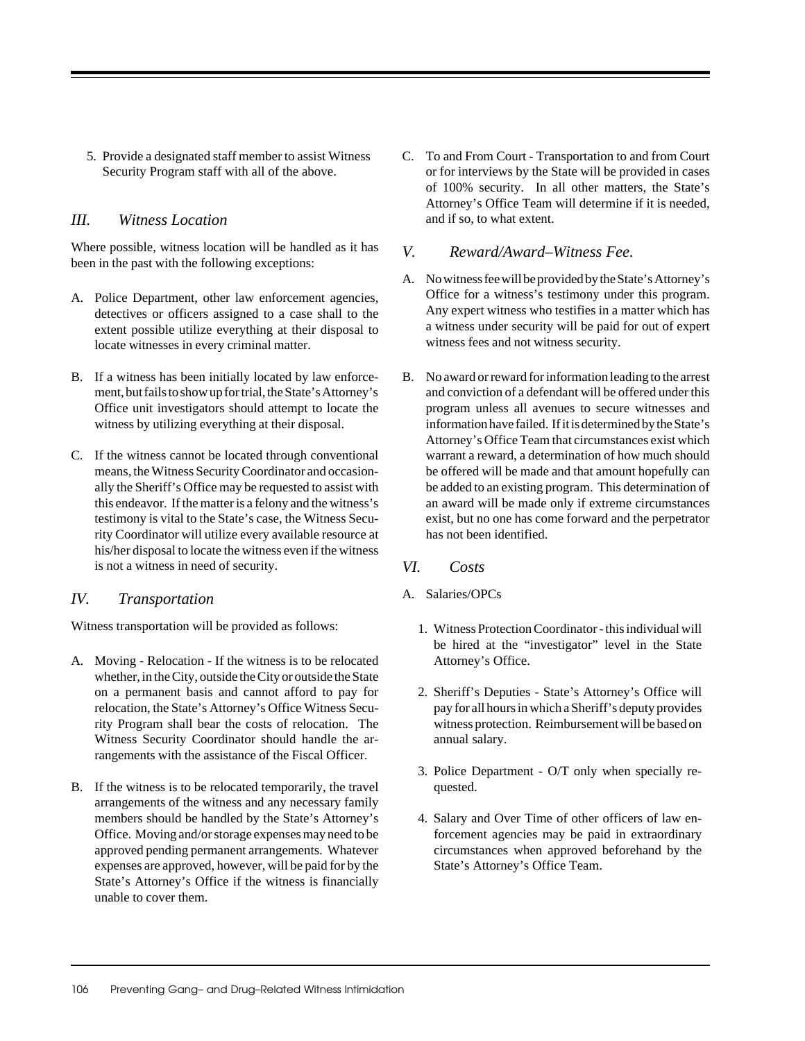5. Provide a designated staff member to assist Witness Security Program staff with all of the above.

## *III. Witness Location*

Where possible, witness location will be handled as it has been in the past with the following exceptions:

A. Police Department, other law enforcement agencies, detectives or officers assigned to a case shall to the extent possible utilize everything at their disposal to locate witnesses in every criminal matter.

B. If a witness has been initially located by law enforcement, but fails to show up for trial, the State's Attorney's Office unit investigators should attempt to locate the witness by utilizing everything at their disposal.

C. If the witness cannot be located through conventional means, the Witness Security Coordinator and occasionally the Sheriff's Office may be requested to assist with this endeavor. If the matter is a felony and the witness's testimony is vital to the State's case, the Witness Security Coordinator will utilize every available resource at his/her disposal to locate the witness even if the witness is not a witness in need of security.

## *IV. Transportation*

Witness transportation will be provided as follows:

A. Moving - Relocation - If the witness is to be relocated whether, in the City, outside the City or outside the State on a permanent basis and cannot afford to pay for relocation, the State's Attorney's Office Witness Security Program shall bear the costs of relocation. The Witness Security Coordinator should handle the arrangements with the assistance of the Fiscal Officer.

B. If the witness is to be relocated temporarily, the travel arrangements of the witness and any necessary family members should be handled by the State's Attorney's Office. Moving and/or storage expenses may need to be approved pending permanent arrangements. Whatever expenses are approved, however, will be paid for by the State's Attorney's Office if the witness is financially unable to cover them.

C. To and From Court - Transportation to and from Court or for interviews by the State will be provided in cases of 100% security. In all other matters, the State's Attorney's Office Team will determine if it is needed, and if so, to what extent.

## *V. Reward/Award–Witness Fee.*

A. No witness fee will be provided by the State's Attorney's Office for a witness's testimony under this program. Any expert witness who testifies in a matter which has a witness under security will be paid for out of expert witness fees and not witness security.

B. No award or reward for information leading to the arrest and conviction of a defendant will be offered under this program unless all avenues to secure witnesses and information have failed. If it is determined by the State's Attorney's Office Team that circumstances exist which warrant a reward, a determination of how much should be offered will be made and that amount hopefully can be added to an existing program. This determination of an award will be made only if extreme circumstances exist, but no one has come forward and the perpetrator has not been identified.

## *VI. Costs*

A. Salaries/OPCs

1. Witness Protection Coordinator - this individual will be hired at the "investigator" level in the State Attorney's Office.

2. Sheriff's Deputies - State's Attorney's Office will pay for all hours in which a Sheriff's deputy provides witness protection. Reimbursement will be based on annual salary.

3. Police Department - O/T only when specially requested.

4. Salary and Over Time of other officers of law enforcement agencies may be paid in extraordinary circumstances when approved beforehand by the State's Attorney's Office Team.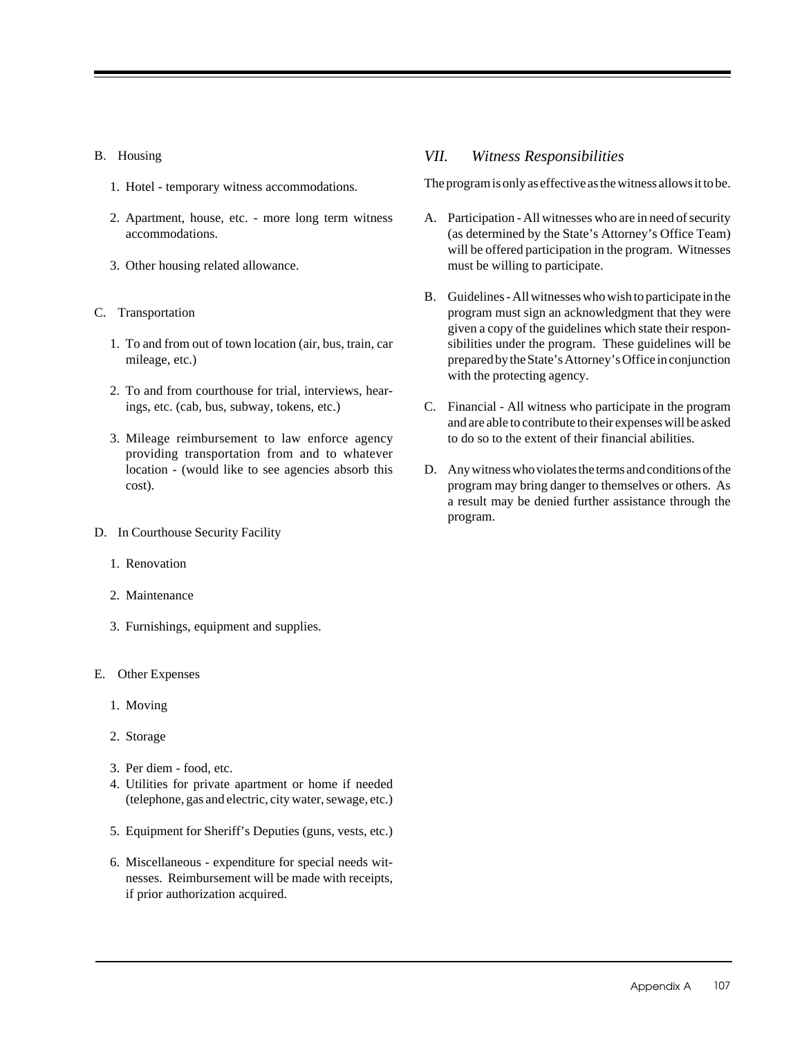B. Housing

1. Hotel - temporary witness accommodations.

2. Apartment, house, etc. - more long term witness accommodations.

3. Other housing related allowance.

C. Transportation

1. To and from out of town location (air, bus, train, car mileage, etc.)

2. To and from courthouse for trial, interviews, hearings, etc. (cab, bus, subway, tokens, etc.)

3. Mileage reimbursement to law enforce agency providing transportation from and to whatever location - (would like to see agencies absorb this cost).

D. In Courthouse Security Facility

1. Renovation

2. Maintenance

3. Furnishings, equipment and supplies.

E. Other Expenses

1. Moving

2. Storage

3. Per diem - food, etc.
4. Utilities for private apartment or home if needed (telephone, gas and electric, city water, sewage, etc.)

5. Equipment for Sheriff's Deputies (guns, vests, etc.)

6. Miscellaneous - expenditure for special needs witnesses. Reimbursement will be made with receipts, if prior authorization acquired.

## *VII. Witness Responsibilities*

The program is only as effective as the witness allows it to be.

A. Participation - All witnesses who are in need of security (as determined by the State's Attorney's Office Team) will be offered participation in the program. Witnesses must be willing to participate.

B. Guidelines - All witnesses who wish to participate in the program must sign an acknowledgment that they were given a copy of the guidelines which state their responsibilities under the program. These guidelines will be prepared by the State's Attorney's Office in conjunction with the protecting agency.

C. Financial - All witness who participate in the program and are able to contribute to their expenses will be asked to do so to the extent of their financial abilities.

D. Any witness who violates the terms and conditions of the program may bring danger to themselves or others. As a result may be denied further assistance through the program.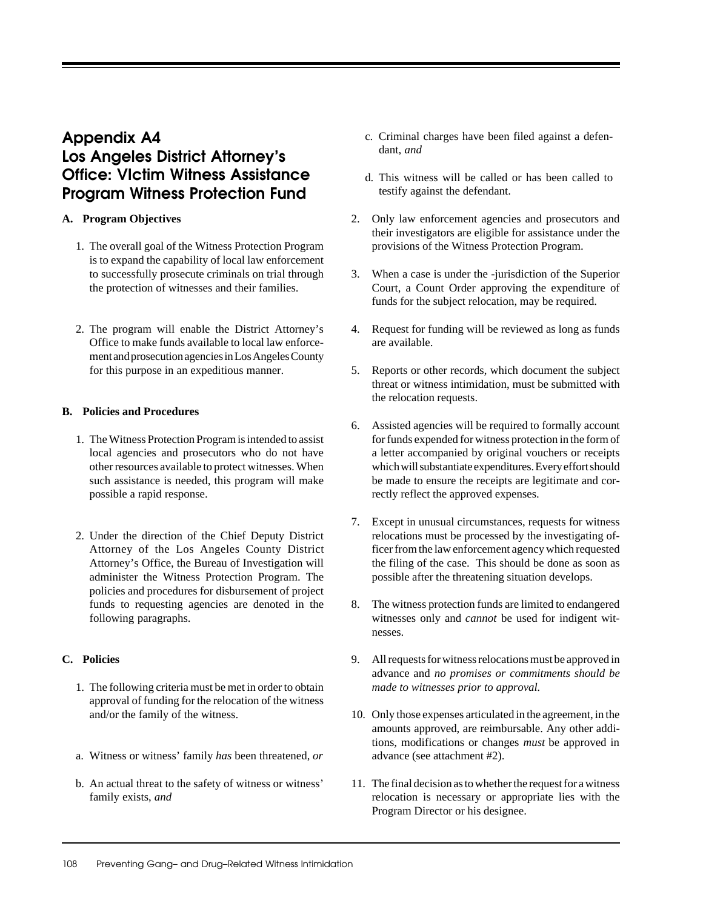# Appendix A4
# Los Angeles District Attorney's Office: VIctim Witness Assistance Program Witness Protection Fund

**A. Program Objectives**

1. The overall goal of the Witness Protection Program is to expand the capability of local law enforcement to successfully prosecute criminals on trial through the protection of witnesses and their families.

2. The program will enable the District Attorney's Office to make funds available to local law enforcement and prosecution agencies in Los Angeles County for this purpose in an expeditious manner.

**B. Policies and Procedures**

1. The Witness Protection Program is intended to assist local agencies and prosecutors who do not have other resources available to protect witnesses. When such assistance is needed, this program will make possible a rapid response.

2. Under the direction of the Chief Deputy District Attorney of the Los Angeles County District Attorney's Office, the Bureau of Investigation will administer the Witness Protection Program. The policies and procedures for disbursement of project funds to requesting agencies are denoted in the following paragraphs.

**C. Policies**

1. The following criteria must be met in order to obtain approval of funding for the relocation of the witness and/or the family of the witness.

   a. Witness or witness' family *has* been threatened, *or*

   b. An actual threat to the safety of witness or witness' family exists, *and*

   c. Criminal charges have been filed against a defendant, *and*

   d. This witness will be called or has been called to testify against the defendant.

2. Only law enforcement agencies and prosecutors and their investigators are eligible for assistance under the provisions of the Witness Protection Program.

3. When a case is under the -jurisdiction of the Superior Court, a Count Order approving the expenditure of funds for the subject relocation, may be required.

4. Request for funding will be reviewed as long as funds are available.

5. Reports or other records, which document the subject threat or witness intimidation, must be submitted with the relocation requests.

6. Assisted agencies will be required to formally account for funds expended for witness protection in the form of a letter accompanied by original vouchers or receipts which will substantiate expenditures. Every effort should be made to ensure the receipts are legitimate and correctly reflect the approved expenses.

7. Except in unusual circumstances, requests for witness relocations must be processed by the investigating officer from the law enforcement agency which requested the filing of the case. This should be done as soon as possible after the threatening situation develops.

8. The witness protection funds are limited to endangered witnesses only and *cannot* be used for indigent witnesses.

9. All requests for witness relocations must be approved in advance and *no promises or commitments should be made to witnesses prior to approval.*

10. Only those expenses articulated in the agreement, in the amounts approved, are reimbursable. Any other additions, modifications or changes *must* be approved in advance (see attachment #2).

11. The final decision as to whether the request for a witness relocation is necessary or appropriate lies with the Program Director or his designee.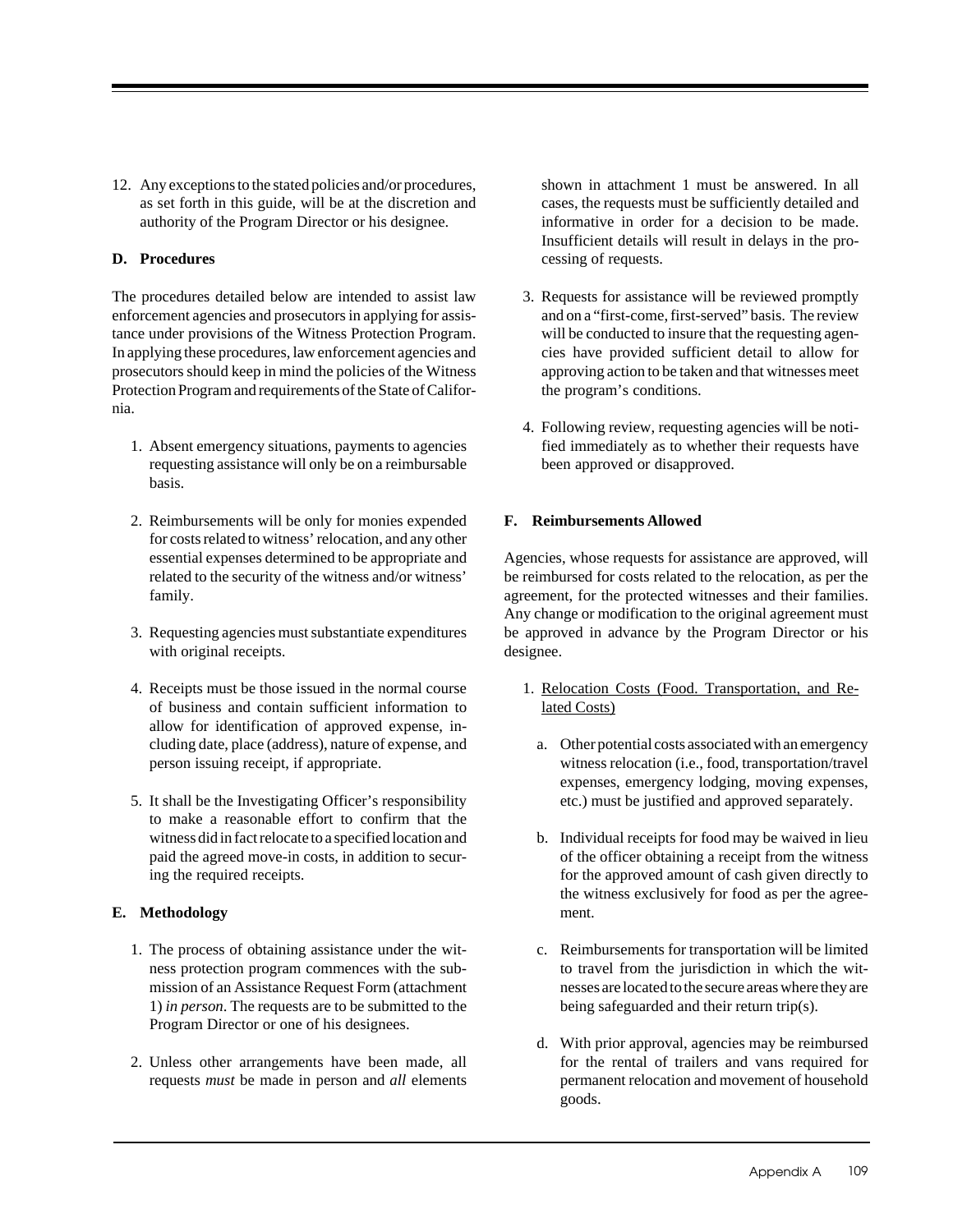12. Any exceptions to the stated policies and/or procedures, as set forth in this guide, will be at the discretion and authority of the Program Director or his designee.

**D. Procedures**

The procedures detailed below are intended to assist law enforcement agencies and prosecutors in applying for assistance under provisions of the Witness Protection Program. In applying these procedures, law enforcement agencies and prosecutors should keep in mind the policies of the Witness Protection Program and requirements of the State of California.

1. Absent emergency situations, payments to agencies requesting assistance will only be on a reimbursable basis.

2. Reimbursements will be only for monies expended for costs related to witness' relocation, and any other essential expenses determined to be appropriate and related to the security of the witness and/or witness' family.

3. Requesting agencies must substantiate expenditures with original receipts.

4. Receipts must be those issued in the normal course of business and contain sufficient information to allow for identification of approved expense, including date, place (address), nature of expense, and person issuing receipt, if appropriate.

5. It shall be the Investigating Officer's responsibility to make a reasonable effort to confirm that the witness did in fact relocate to a specified location and paid the agreed move-in costs, in addition to securing the required receipts.

**E. Methodology**

1. The process of obtaining assistance under the witness protection program commences with the submission of an Assistance Request Form (attachment 1) *in person*. The requests are to be submitted to the Program Director or one of his designees.

2. Unless other arrangements have been made, all requests *must* be made in person and *all* elements shown in attachment 1 must be answered. In all cases, the requests must be sufficiently detailed and informative in order for a decision to be made. Insufficient details will result in delays in the processing of requests.

3. Requests for assistance will be reviewed promptly and on a "first-come, first-served" basis. The review will be conducted to insure that the requesting agencies have provided sufficient detail to allow for approving action to be taken and that witnesses meet the program's conditions.

4. Following review, requesting agencies will be notified immediately as to whether their requests have been approved or disapproved.

**F. Reimbursements Allowed**

Agencies, whose requests for assistance are approved, will be reimbursed for costs related to the relocation, as per the agreement, for the protected witnesses and their families. Any change or modification to the original agreement must be approved in advance by the Program Director or his designee.

1. Relocation Costs (Food. Transportation, and Related Costs)

   a. Other potential costs associated with an emergency witness relocation (i.e., food, transportation/travel expenses, emergency lodging, moving expenses, etc.) must be justified and approved separately.

   b. Individual receipts for food may be waived in lieu of the officer obtaining a receipt from the witness for the approved amount of cash given directly to the witness exclusively for food as per the agreement.

   c. Reimbursements for transportation will be limited to travel from the jurisdiction in which the witnesses are located to the secure areas where they are being safeguarded and their return trip(s).

   d. With prior approval, agencies may be reimbursed for the rental of trailers and vans required for permanent relocation and movement of household goods.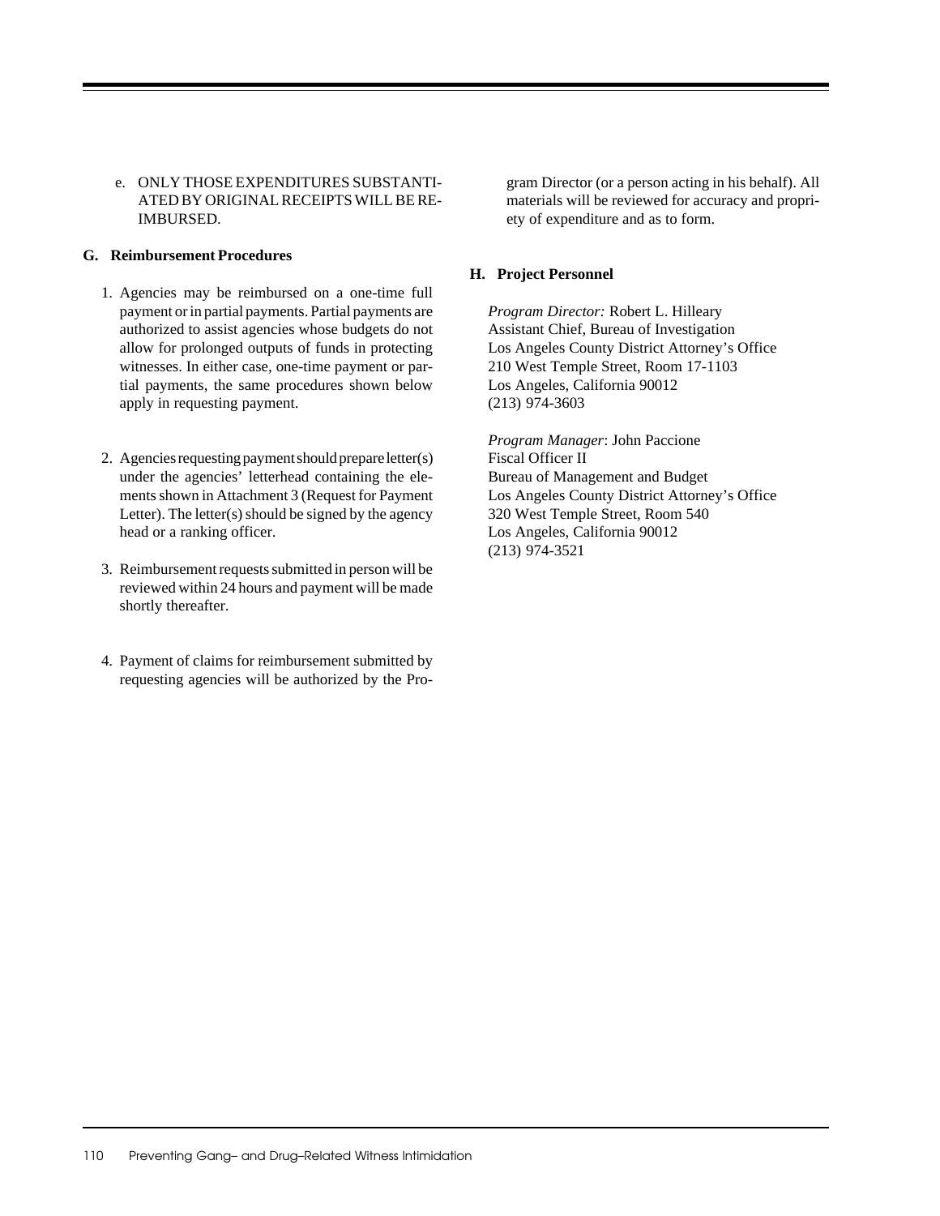e. ONLY THOSE EXPENDITURES SUBSTANTIATED BY ORIGINAL RECEIPTS WILL BE REIMBURSED.

**G. Reimbursement Procedures**

1. Agencies may be reimbursed on a one-time full payment or in partial payments. Partial payments are authorized to assist agencies whose budgets do not allow for prolonged outputs of funds in protecting witnesses. In either case, one-time payment or partial payments, the same procedures shown below apply in requesting payment.

2. Agencies requesting payment should prepare letter(s) under the agencies' letterhead containing the elements shown in Attachment 3 (Request for Payment Letter). The letter(s) should be signed by the agency head or a ranking officer.

3. Reimbursement requests submitted in person will be reviewed within 24 hours and payment will be made shortly thereafter.

4. Payment of claims for reimbursement submitted by requesting agencies will be authorized by the Program Director (or a person acting in his behalf). All materials will be reviewed for accuracy and propriety of expenditure and as to form.

**H. Project Personnel**

*Program Director:* Robert L. Hilleary
Assistant Chief, Bureau of Investigation
Los Angeles County District Attorney's Office
210 West Temple Street, Room 17-1103
Los Angeles, California 90012
(213) 974-3603

*Program Manager*: John Paccione
Fiscal Officer II
Bureau of Management and Budget
Los Angeles County District Attorney's Office
320 West Temple Street, Room 540
Los Angeles, California 90012
(213) 974-3521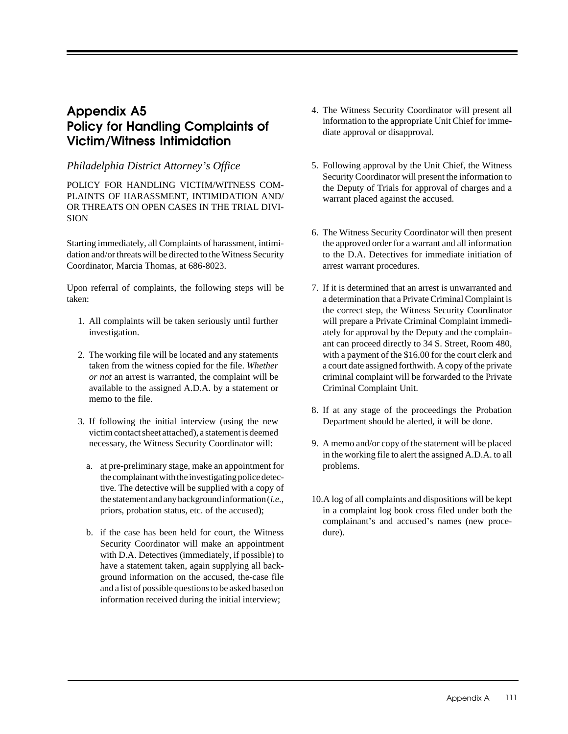# Appendix A5
# Policy for Handling Complaints of Victim/Witness Intimidation

*Philadelphia District Attorney's Office*

POLICY FOR HANDLING VICTIM/WITNESS COMPLAINTS OF HARASSMENT, INTIMIDATION AND/OR THREATS ON OPEN CASES IN THE TRIAL DIVISION

Starting immediately, all Complaints of harassment, intimidation and/or threats will be directed to the Witness Security Coordinator, Marcia Thomas, at 686-8023.

Upon referral of complaints, the following steps will be taken:

1. All complaints will be taken seriously until further investigation.

2. The working file will be located and any statements taken from the witness copied for the file. *Whether or not* an arrest is warranted, the complaint will be available to the assigned A.D.A. by a statement or memo to the file.

3. If following the initial interview (using the new victim contact sheet attached), a statement is deemed necessary, the Witness Security Coordinator will:

   a. at pre-preliminary stage, make an appointment for the complainant with the investigating police detective. The detective will be supplied with a copy of the statement and any background information (*i.e.*, priors, probation status, etc. of the accused);

   b. if the case has been held for court, the Witness Security Coordinator will make an appointment with D.A. Detectives (immediately, if possible) to have a statement taken, again supplying all background information on the accused, the-case file and a list of possible questions to be asked based on information received during the initial interview;

4. The Witness Security Coordinator will present all information to the appropriate Unit Chief for immediate approval or disapproval.

5. Following approval by the Unit Chief, the Witness Security Coordinator will present the information to the Deputy of Trials for approval of charges and a warrant placed against the accused.

6. The Witness Security Coordinator will then present the approved order for a warrant and all information to the D.A. Detectives for immediate initiation of arrest warrant procedures.

7. If it is determined that an arrest is unwarranted and a determination that a Private Criminal Complaint is the correct step, the Witness Security Coordinator will prepare a Private Criminal Complaint immediately for approval by the Deputy and the complainant can proceed directly to 34 S. Street, Room 480, with a payment of the $16.00 for the court clerk and a court date assigned forthwith. A copy of the private criminal complaint will be forwarded to the Private Criminal Complaint Unit.

8. If at any stage of the proceedings the Probation Department should be alerted, it will be done.

9. A memo and/or copy of the statement will be placed in the working file to alert the assigned A.D.A. to all problems.

10. A log of all complaints and dispositions will be kept in a complaint log book cross filed under both the complainant's and accused's names (new procedure).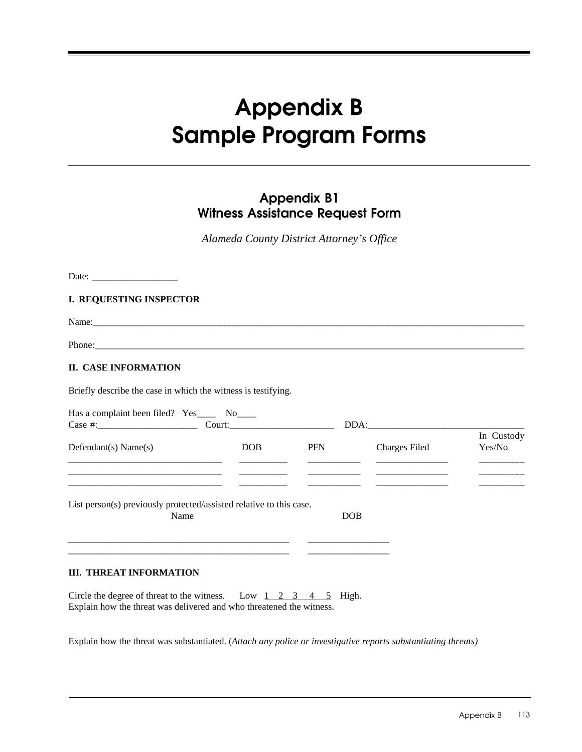# Appendix B
# Sample Program Forms

## Appendix B1
## Witness Assistance Request Form

*Alameda County District Attorney's Office*

Date: __________________

**I. REQUESTING INSPECTOR**

Name:_______________________________________________________________________________________

Phone:______________________________________________________________________________________

**II. CASE INFORMATION**

Briefly describe the case in which the witness is testifying.

Has a complaint been filed? Yes____ No____
Case #:_____________________ Court:______________________ DDA:__________________________________

| Defendant(s) Name(s) | DOB | PFN | Charges Filed | In Custody Yes/No |
|---|---|---|---|---|
| ________________________________ | __________ | ___________ | _______________ | _________ |
| ________________________________ | __________ | ___________ | _______________ | _________ |
| ________________________________ | __________ | ___________ | _______________ | _________ |

List person(s) previously protected/assisted relative to this case.

| Name | DOB |
|---|---|
| ______________________________________________ | _________________ |
| ______________________________________________ | _________________ |

**III. THREAT INFORMATION**

Circle the degree of threat to the witness. Low 1 2 3 4 5 High.
Explain how the threat was delivered and who threatened the witness.

Explain how the threat was substantiated. (*Attach any police or investigative reports substantiating threats)*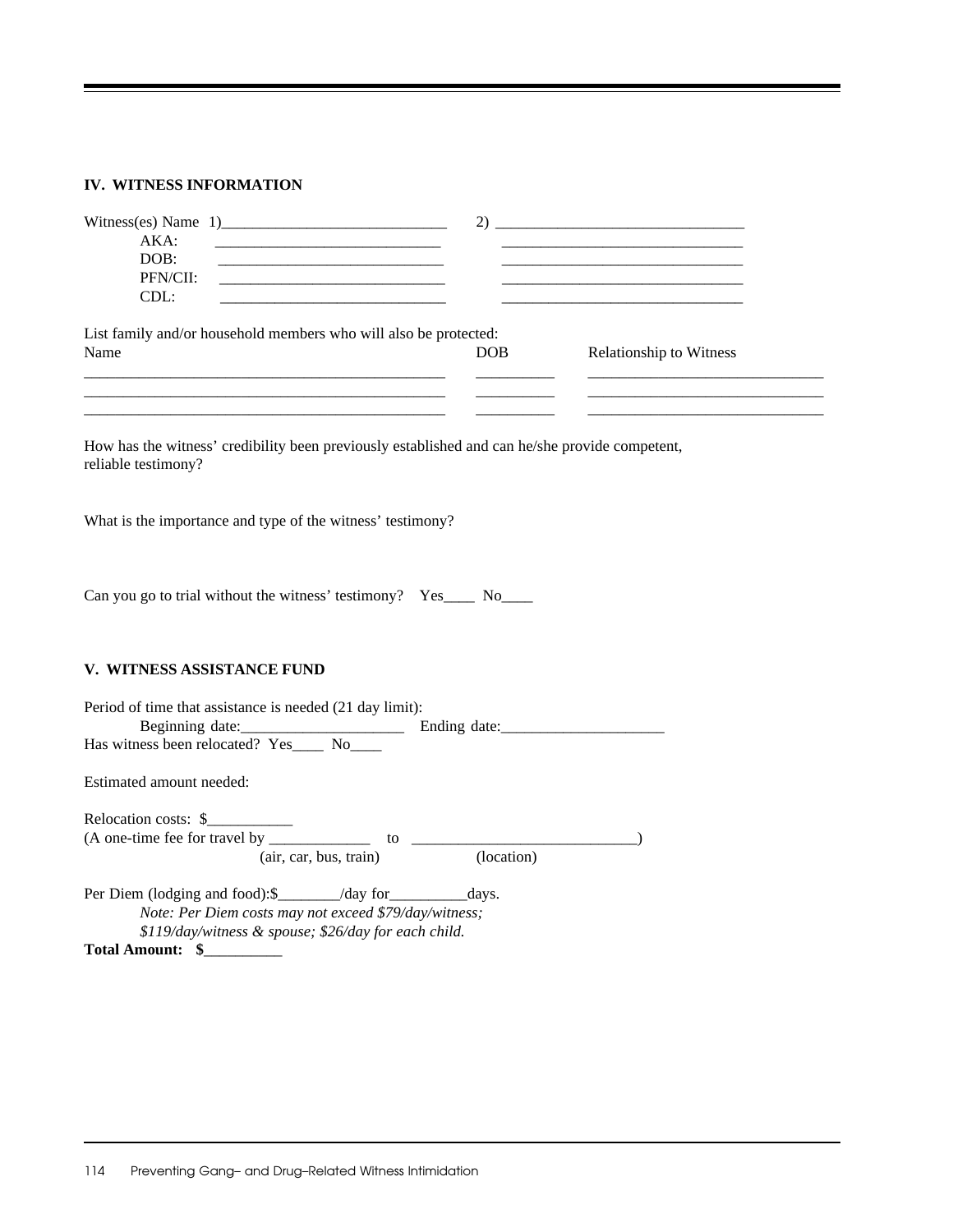## IV. WITNESS INFORMATION

Witness(es) Name 1)_____________________________ 2) ________________________________

AKA: _____________________________ _______________________________

DOB: _____________________________ _______________________________

PFN/CII: _____________________________ _______________________________

CDL: _____________________________ _______________________________

List family and/or household members who will also be protected:

| Name | DOB | Relationship to Witness |
|---|---|---|
| ________________________________________________ | __________ | ______________________________ |
| ________________________________________________ | __________ | ______________________________ |
| ________________________________________________ | __________ | ______________________________ |

How has the witness' credibility been previously established and can he/she provide competent, reliable testimony?

What is the importance and type of the witness' testimony?

Can you go to trial without the witness' testimony? Yes____ No____

## V. WITNESS ASSISTANCE FUND

Period of time that assistance is needed (21 day limit):

Beginning date:_____________________ Ending date:_____________________

Has witness been relocated? Yes____ No____

Estimated amount needed:

Relocation costs: $___________

(A one-time fee for travel by _____________ to _____________________________)

(air, car, bus, train) (location)

Per Diem (lodging and food):$________/day for__________days.

*Note: Per Diem costs may not exceed $79/day/witness; $119/day/witness & spouse; $26/day for each child.*

**Total Amount: $__________**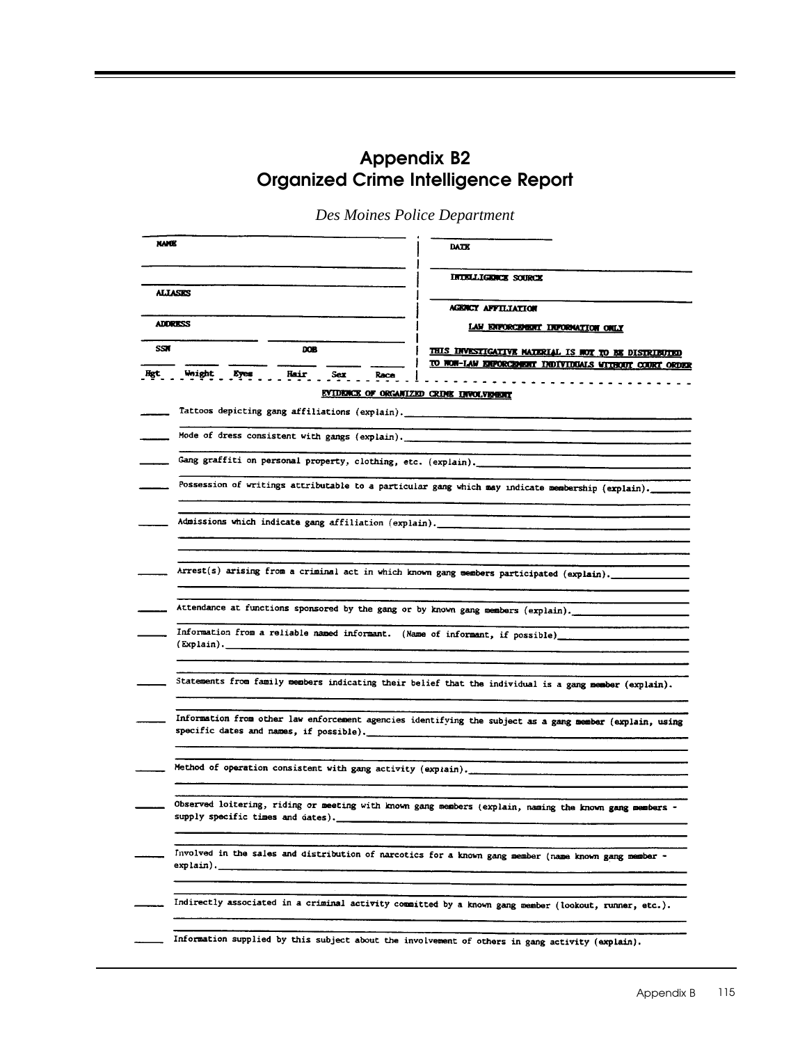# Appendix B2
# Organized Crime Intelligence Report

*Des Moines Police Department*

NAME ______________________________

______________________________

ALIASES ______________________________

ADDRESS ______________________________

SSN ______________ DOB ______________

Hgt ____ Weight ____ Eyes ____ Hair ____ Sex ____ Race ____

DATE ______________________________

INTELLIGENCE SOURCE ______________________________

AGENCY AFFILIATION ______________________________

**LAW ENFORCEMENT INFORMATION ONLY**

**THIS INVESTIGATIVE MATERIAL IS NOT TO BE DISTRIBUTED TO NON-LAW ENFORCEMENT INDIVIDUALS WITHOUT COURT ORDER**

**EVIDENCE OF ORGANIZED CRIME INVOLVEMENT**

_____ Tattoos depicting gang affiliations (explain).______________________________

_____ Mode of dress consistent with gangs (explain).______________________________

_____ Gang graffiti on personal property, clothing, etc. (explain).______________________________

_____ Possession of writings attributable to a particular gang which may indicate membership (explain).______________________________

_____ Admissions which indicate gang affiliation (explain).______________________________

_____ Arrest(s) arising from a criminal act in which known gang members participated (explain).______________________________

_____ Attendance at functions sponsored by the gang or by known gang members (explain).______________________________

_____ Information from a reliable named informant. (Name of informant, if possible)______________________________ (Explain).______________________________

_____ Statements from family members indicating their belief that the individual is a gang member (explain).______________________________

_____ Information from other law enforcement agencies identifying the subject as a gang member (explain, using specific dates and names, if possible).______________________________

_____ Method of operation consistent with gang activity (explain).______________________________

_____ Observed loitering, riding or meeting with known gang members (explain, naming the known gang members - supply specific times and dates).______________________________

_____ Involved in the sales and distribution of narcotics for a known gang member (name known gang member - explain).______________________________

_____ Indirectly associated in a criminal activity committed by a known gang member (lookout, runner, etc.).______________________________

_____ Information supplied by this subject about the involvement of others in gang activity (explain).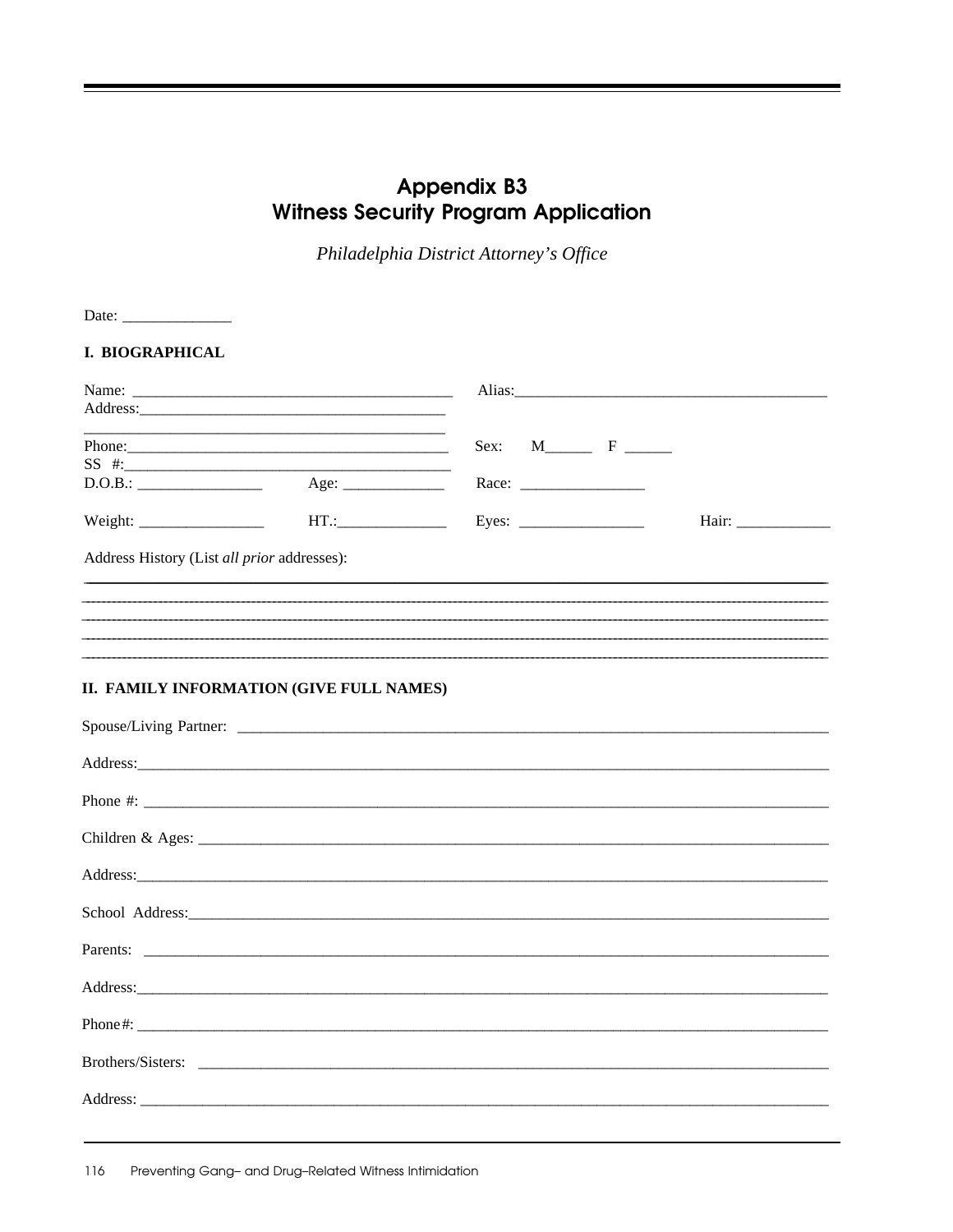# Appendix B3
# Witness Security Program Application

*Philadelphia District Attorney's Office*

Date: ______________

**I. BIOGRAPHICAL**

Name: ________________________________________ Alias: ________________________________________

Address: ________________________________________

________________________________________________

Phone: ________________________________________ Sex: M______ F ______

SS #: ________________________________________

D.O.B.: ________________ Age: _____________ Race: ________________

Weight: ________________ HT.: ______________ Eyes: ________________ Hair: ____________

Address History (List *all prior* addresses):

________________________________________________________________________________

________________________________________________________________________________

________________________________________________________________________________

________________________________________________________________________________

________________________________________________________________________________

**II. FAMILY INFORMATION (GIVE FULL NAMES)**

Spouse/Living Partner: ______________________________________________________________

Address: ______________________________________________________________

Phone #: ______________________________________________________________

Children & Ages: ______________________________________________________________

Address: ______________________________________________________________

School Address: ______________________________________________________________

Parents: ______________________________________________________________

Address: ______________________________________________________________

Phone#: ______________________________________________________________

Brothers/Sisters: ______________________________________________________________

Address: ______________________________________________________________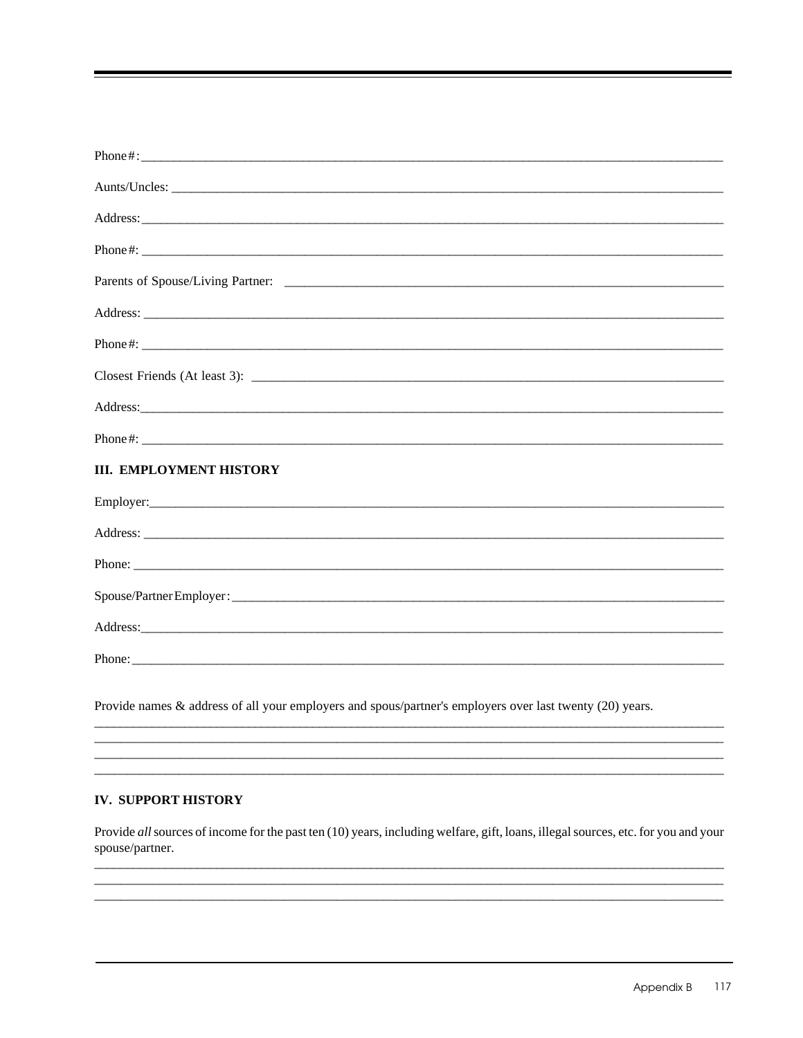Phone#: ______________________________________________________________________________

Aunts/Uncles: _________________________________________________________________________

Address: ______________________________________________________________________________

Phone#: ______________________________________________________________________________

Parents of Spouse/Living Partner: _____________________________________________________

Address: ______________________________________________________________________________

Phone#: ______________________________________________________________________________

Closest Friends (At least 3): _________________________________________________________

Address: ______________________________________________________________________________

Phone#: ______________________________________________________________________________

## III. EMPLOYMENT HISTORY

Employer: _____________________________________________________________________________

Address: ______________________________________________________________________________

Phone: ________________________________________________________________________________

Spouse/Partner Employer: ______________________________________________________________

Address: ______________________________________________________________________________

Phone: ________________________________________________________________________________

Provide names & address of all your employers and spous/partner's employers over last twenty (20) years.

______________________________________________________________________________________
______________________________________________________________________________________
______________________________________________________________________________________
______________________________________________________________________________________

## IV. SUPPORT HISTORY

Provide *all* sources of income for the past ten (10) years, including welfare, gift, loans, illegal sources, etc. for you and your spouse/partner.

______________________________________________________________________________________
______________________________________________________________________________________
______________________________________________________________________________________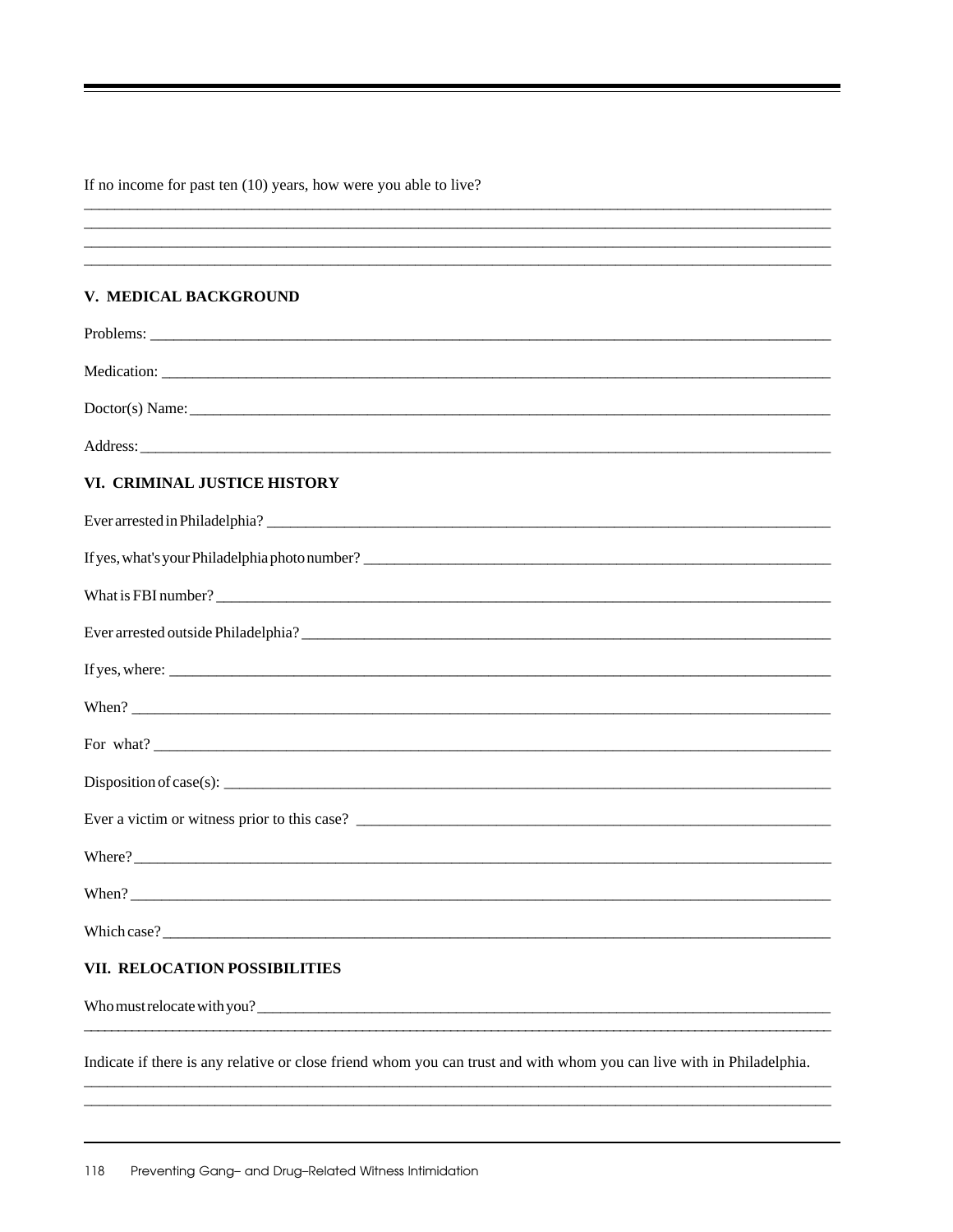If no income for past ten (10) years, how were you able to live?

______________________________________________________________________________

______________________________________________________________________________

______________________________________________________________________________

______________________________________________________________________________

## V. MEDICAL BACKGROUND

Problems: ______________________________________________________________________

Medication: ____________________________________________________________________

Doctor(s) Name: _________________________________________________________________

Address: _______________________________________________________________________

## VI. CRIMINAL JUSTICE HISTORY

Ever arrested in Philadelphia? ____________________________________________________

If yes, what's your Philadelphia photo number? ______________________________________

What is FBI number? _____________________________________________________________

Ever arrested outside Philadelphia? _______________________________________________

If yes, where: ___________________________________________________________________

When? _________________________________________________________________________

For what? ______________________________________________________________________

Disposition of case(s): ____________________________________________________________

Ever a victim or witness prior to this case? _________________________________________

Where? ________________________________________________________________________

When? _________________________________________________________________________

Which case? ____________________________________________________________________

## VII. RELOCATION POSSIBILITIES

Who must relocate with you? ______________________________________________________

______________________________________________________________________________

Indicate if there is any relative or close friend whom you can trust and with whom you can live with in Philadelphia.

______________________________________________________________________________

______________________________________________________________________________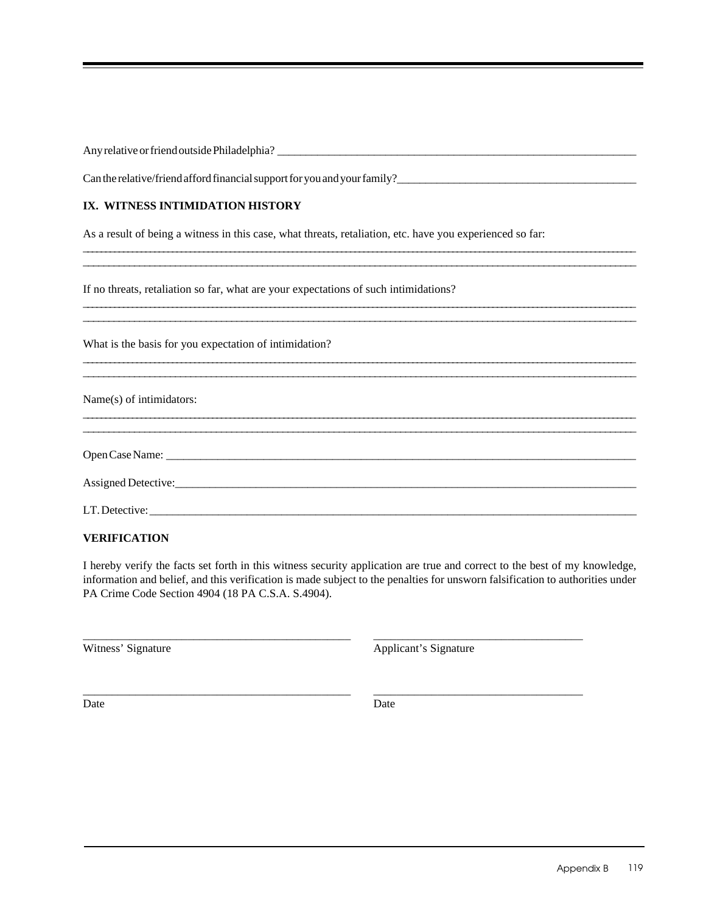Any relative or friend outside Philadelphia? ___________________________________________________________

Can the relative/friend afford financial support for you and your family?_________________________________________

## IX. WITNESS INTIMIDATION HISTORY

As a result of being a witness in this case, what threats, retaliation, etc. have you experienced so far:

_____________________________________________________________________________________________

_____________________________________________________________________________________________

If no threats, retaliation so far, what are your expectations of such intimidations?

_____________________________________________________________________________________________

_____________________________________________________________________________________________

What is the basis for you expectation of intimidation?

_____________________________________________________________________________________________

_____________________________________________________________________________________________

Name(s) of intimidators:

_____________________________________________________________________________________________

_____________________________________________________________________________________________

Open Case Name: _____________________________________________________________________________

Assigned Detective:____________________________________________________________________________

LT. Detective: _______________________________________________________________________________

## VERIFICATION

I hereby verify the facts set forth in this witness security application are true and correct to the best of my knowledge, information and belief, and this verification is made subject to the penalties for unsworn falsification to authorities under PA Crime Code Section 4904 (18 PA C.S.A. S.4904).

_______________________________________ _______________________________

Witness' Signature Applicant's Signature

_______________________________________ _______________________________

Date Date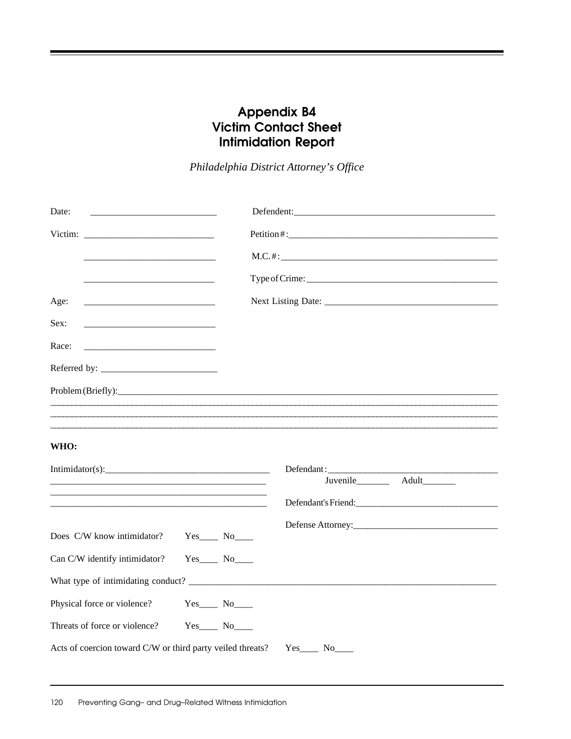# Appendix B4
# Victim Contact Sheet
# Intimidation Report

*Philadelphia District Attorney's Office*

Date: ___________________________

Victim: ___________________________

___________________________

___________________________

Age: ___________________________

Sex: ___________________________

Race: ___________________________

Referred by: ___________________________

Defendent: ___________________________

Petition#: ___________________________

M.C.#: ___________________________

Type of Crime: ___________________________

Next Listing Date: ___________________________

Problem (Briefly): ______________________________________________________________

______________________________________________________________

______________________________________________________________

______________________________________________________________

**WHO:**

Intimidator(s): ___________________________

___________________________

___________________________

___________________________

Defendant: ___________________________

Juvenile_______ Adult_______

Defendant's Friend: ___________________________

Defense Attorney: ___________________________

Does C/W know intimidator? Yes____ No____

Can C/W identify intimidator? Yes____ No____

What type of intimidating conduct? ______________________________________________________________

Physical force or violence? Yes____ No____

Threats of force or violence? Yes____ No____

Acts of coercion toward C/W or third party veiled threats? Yes____ No____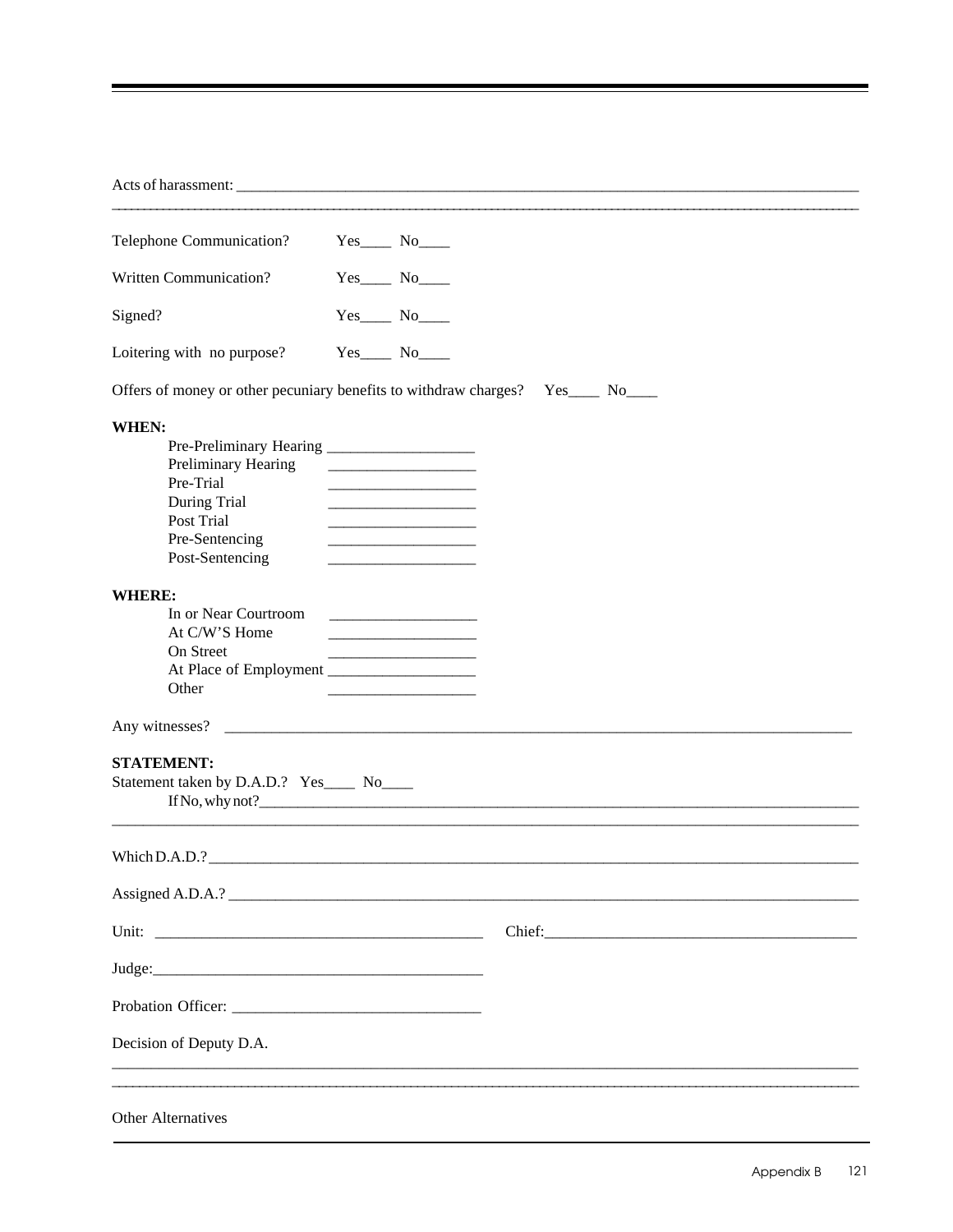Acts of harassment: ___________________________________________________________________________

_______________________________________________________________________________________________

Telephone Communication? Yes____ No____

Written Communication? Yes____ No____

Signed? Yes____ No____

Loitering with no purpose? Yes____ No____

Offers of money or other pecuniary benefits to withdraw charges? Yes____ No____

**WHEN:**

Pre-Preliminary Hearing __________________
Preliminary Hearing __________________
Pre-Trial __________________
During Trial __________________
Post Trial __________________
Pre-Sentencing __________________
Post-Sentencing __________________

**WHERE:**

In or Near Courtroom __________________
At C/W'S Home __________________
On Street __________________
At Place of Employment __________________
Other __________________

Any witnesses? ___________________________________________________________________________

**STATEMENT:**

Statement taken by D.A.D.? Yes____ No____

If No, why not?_______________________________________________________________________

_______________________________________________________________________________________________

Which D.A.D.?_________________________________________________________________________________

Assigned A.D.A.? ______________________________________________________________________________

Unit: ________________________________________ Chief:_______________________________________

Judge:________________________________________

Probation Officer: _______________________________

Decision of Deputy D.A.

_______________________________________________________________________________________________

_______________________________________________________________________________________________

Other Alternatives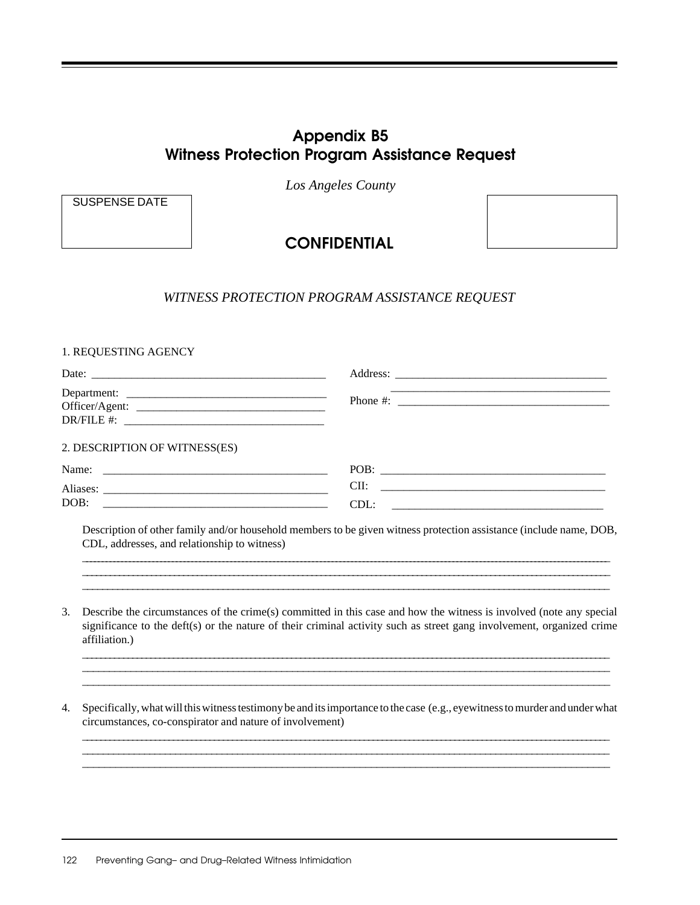# Appendix B5
# Witness Protection Program Assistance Request

*Los Angeles County*

SUSPENSE DATE

## CONFIDENTIAL

*WITNESS PROTECTION PROGRAM ASSISTANCE REQUEST*

1. REQUESTING AGENCY

Date: ________________________________________

Department: ___________________________________

Officer/Agent: _________________________________

DR/FILE #: ____________________________________

Address: _____________________________________

_____________________________________________

Phone #: _____________________________________

2. DESCRIPTION OF WITNESS(ES)

Name: ________________________________________

Aliases: _______________________________________

DOB: _________________________________________

POB: _________________________________________

CII: __________________________________________

CDL: _________________________________________

Description of other family and/or household members to be given witness protection assistance (include name, DOB, CDL, addresses, and relationship to witness)

______________________________________________________________________________

______________________________________________________________________________

______________________________________________________________________________

3. Describe the circumstances of the crime(s) committed in this case and how the witness is involved (note any special significance to the deft(s) or the nature of their criminal activity such as street gang involvement, organized crime affiliation.)

______________________________________________________________________________

______________________________________________________________________________

______________________________________________________________________________

4. Specifically, what will this witness testimony be and its importance to the case (e.g., eyewitness to murder and under what circumstances, co-conspirator and nature of involvement)

______________________________________________________________________________

______________________________________________________________________________

______________________________________________________________________________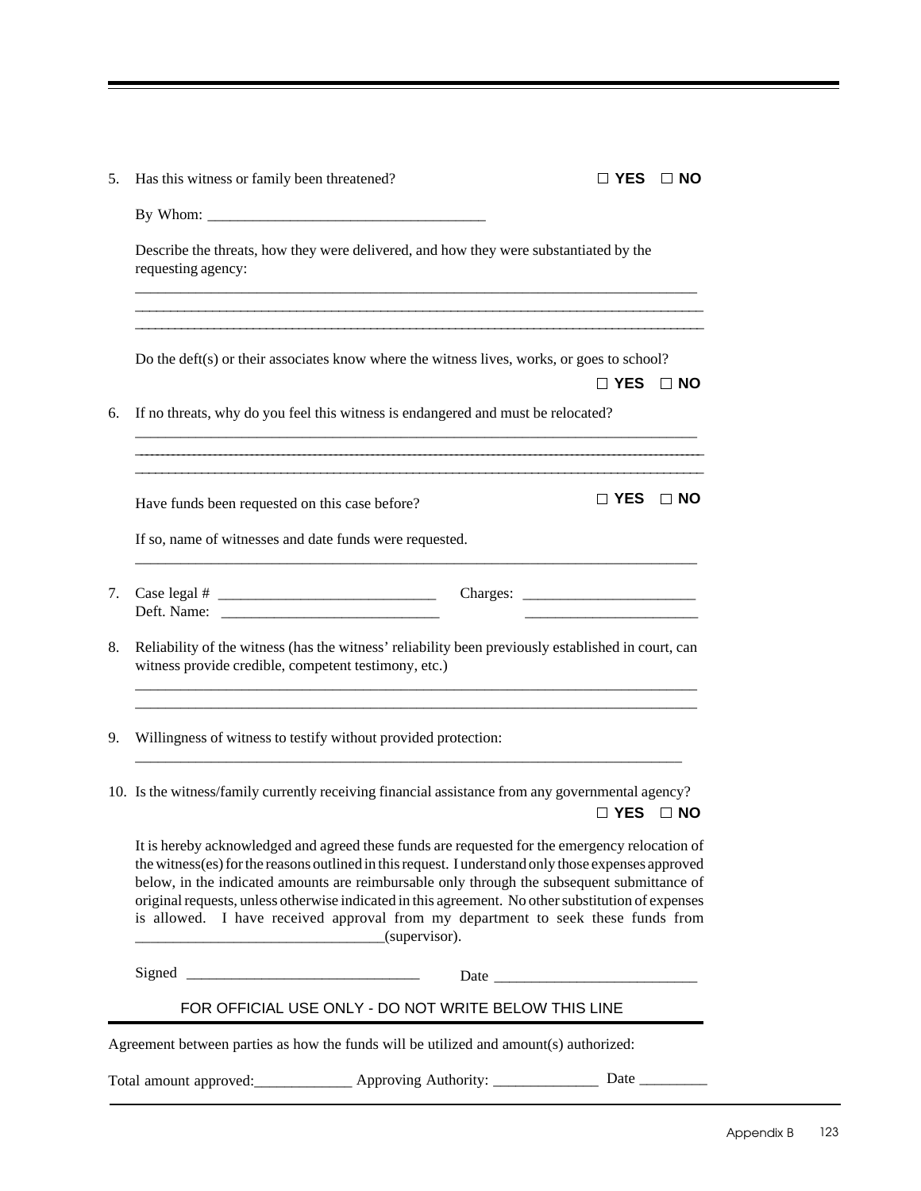5. Has this witness or family been threatened? ☐ **YES** ☐ **NO**

   By Whom: ____________________________________

   Describe the threats, how they were delivered, and how they were substantiated by the requesting agency:

   ____________________________________________________________________________
   ____________________________________________________________________________
   ____________________________________________________________________________

   Do the deft(s) or their associates know where the witness lives, works, or goes to school?
   ☐ **YES** ☐ **NO**

6. If no threats, why do you feel this witness is endangered and must be relocated?

   ____________________________________________________________________________
   ____________________________________________________________________________
   ____________________________________________________________________________

   Have funds been requested on this case before? ☐ **YES** ☐ **NO**

   If so, name of witnesses and date funds were requested.

   ____________________________________________________________________________

7. Case legal # _____________________________ Charges: _______________________
   Deft. Name: _____________________________ _______________________

8. Reliability of the witness (has the witness' reliability been previously established in court, can witness provide credible, competent testimony, etc.)

   ____________________________________________________________________________
   ____________________________________________________________________________

9. Willingness of witness to testify without provided protection:

   ____________________________________________________________________________

10. Is the witness/family currently receiving financial assistance from any governmental agency?
    ☐ **YES** ☐ **NO**

It is hereby acknowledged and agreed these funds are requested for the emergency relocation of the witness(es) for the reasons outlined in this request. I understand only those expenses approved below, in the indicated amounts are reimbursable only through the subsequent submittance of original requests, unless otherwise indicated in this agreement. No other substitution of expenses is allowed. I have received approval from my department to seek these funds from ________________________________(supervisor).

Signed _______________________________ Date ___________________________

FOR OFFICIAL USE ONLY - DO NOT WRITE BELOW THIS LINE

Agreement between parties as how the funds will be utilized and amount(s) authorized:

Total amount approved:_____________ Approving Authority: ______________ Date _________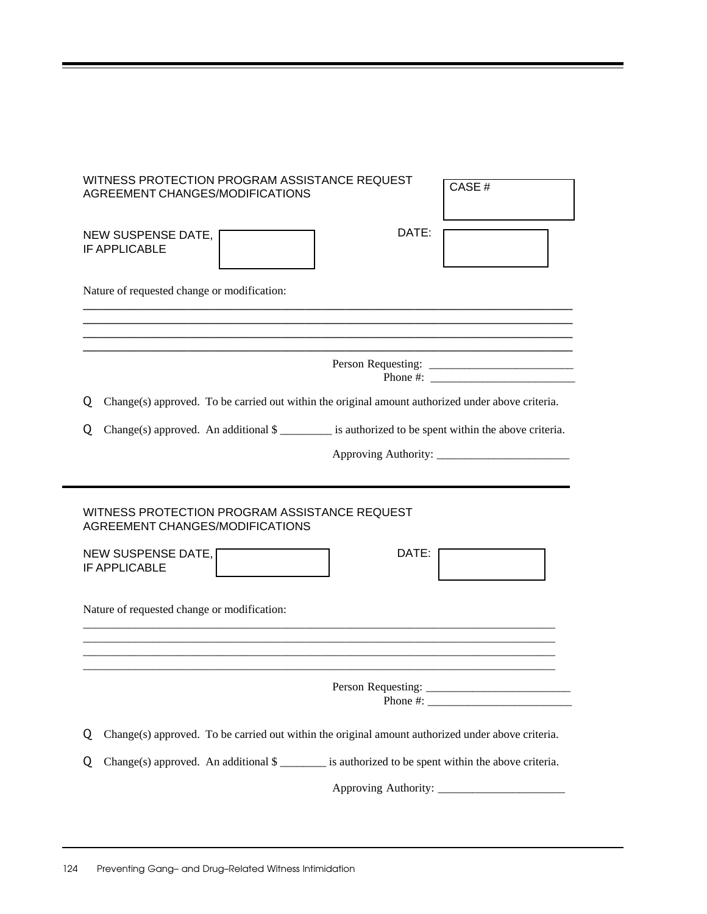WITNESS PROTECTION PROGRAM ASSISTANCE REQUEST
AGREEMENT CHANGES/MODIFICATIONS

CASE #

NEW SUSPENSE DATE, IF APPLICABLE

DATE:

Nature of requested change or modification:

\_\_\_\_\_\_\_\_\_\_\_\_\_\_\_\_\_\_\_\_\_\_\_\_\_\_\_\_\_\_\_\_\_\_\_\_\_\_\_\_\_\_\_\_\_\_\_\_\_\_\_\_\_\_\_\_\_\_\_\_\_\_\_\_\_\_\_\_\_\_\_\_\_\_\_\_\_\_\_\_\_\_\_\_
\_\_\_\_\_\_\_\_\_\_\_\_\_\_\_\_\_\_\_\_\_\_\_\_\_\_\_\_\_\_\_\_\_\_\_\_\_\_\_\_\_\_\_\_\_\_\_\_\_\_\_\_\_\_\_\_\_\_\_\_\_\_\_\_\_\_\_\_\_\_\_\_\_\_\_\_\_\_\_\_\_\_\_\_
\_\_\_\_\_\_\_\_\_\_\_\_\_\_\_\_\_\_\_\_\_\_\_\_\_\_\_\_\_\_\_\_\_\_\_\_\_\_\_\_\_\_\_\_\_\_\_\_\_\_\_\_\_\_\_\_\_\_\_\_\_\_\_\_\_\_\_\_\_\_\_\_\_\_\_\_\_\_\_\_\_\_\_\_
\_\_\_\_\_\_\_\_\_\_\_\_\_\_\_\_\_\_\_\_\_\_\_\_\_\_\_\_\_\_\_\_\_\_\_\_\_\_\_\_\_\_\_\_\_\_\_\_\_\_\_\_\_\_\_\_\_\_\_\_\_\_\_\_\_\_\_\_\_\_\_\_\_\_\_\_\_\_\_\_\_\_\_\_

Person Requesting: \_\_\_\_\_\_\_\_\_\_\_\_\_\_\_\_\_\_\_\_\_\_\_\_\_
Phone #: \_\_\_\_\_\_\_\_\_\_\_\_\_\_\_\_\_\_\_\_\_\_\_\_\_

☐ Change(s) approved. To be carried out within the original amount authorized under above criteria.

☐ Change(s) approved. An additional $ \_\_\_\_\_\_\_\_\_ is authorized to be spent within the above criteria.

Approving Authority: \_\_\_\_\_\_\_\_\_\_\_\_\_\_\_\_\_\_\_\_\_\_\_

---

WITNESS PROTECTION PROGRAM ASSISTANCE REQUEST
AGREEMENT CHANGES/MODIFICATIONS

NEW SUSPENSE DATE, IF APPLICABLE

DATE:

Nature of requested change or modification:

\_\_\_\_\_\_\_\_\_\_\_\_\_\_\_\_\_\_\_\_\_\_\_\_\_\_\_\_\_\_\_\_\_\_\_\_\_\_\_\_\_\_\_\_\_\_\_\_\_\_\_\_\_\_\_\_\_\_\_\_\_\_\_\_\_\_\_\_\_\_\_\_\_\_\_\_\_\_\_\_\_\_\_\_
\_\_\_\_\_\_\_\_\_\_\_\_\_\_\_\_\_\_\_\_\_\_\_\_\_\_\_\_\_\_\_\_\_\_\_\_\_\_\_\_\_\_\_\_\_\_\_\_\_\_\_\_\_\_\_\_\_\_\_\_\_\_\_\_\_\_\_\_\_\_\_\_\_\_\_\_\_\_\_\_\_\_\_\_
\_\_\_\_\_\_\_\_\_\_\_\_\_\_\_\_\_\_\_\_\_\_\_\_\_\_\_\_\_\_\_\_\_\_\_\_\_\_\_\_\_\_\_\_\_\_\_\_\_\_\_\_\_\_\_\_\_\_\_\_\_\_\_\_\_\_\_\_\_\_\_\_\_\_\_\_\_\_\_\_\_\_\_\_
\_\_\_\_\_\_\_\_\_\_\_\_\_\_\_\_\_\_\_\_\_\_\_\_\_\_\_\_\_\_\_\_\_\_\_\_\_\_\_\_\_\_\_\_\_\_\_\_\_\_\_\_\_\_\_\_\_\_\_\_\_\_\_\_\_\_\_\_\_\_\_\_\_\_\_\_\_\_\_\_\_\_\_\_

Person Requesting: \_\_\_\_\_\_\_\_\_\_\_\_\_\_\_\_\_\_\_\_\_\_\_\_\_
Phone #: \_\_\_\_\_\_\_\_\_\_\_\_\_\_\_\_\_\_\_\_\_\_\_\_\_

☐ Change(s) approved. To be carried out within the original amount authorized under above criteria.

☐ Change(s) approved. An additional $ \_\_\_\_\_\_\_\_ is authorized to be spent within the above criteria.

Approving Authority: \_\_\_\_\_\_\_\_\_\_\_\_\_\_\_\_\_\_\_\_\_\_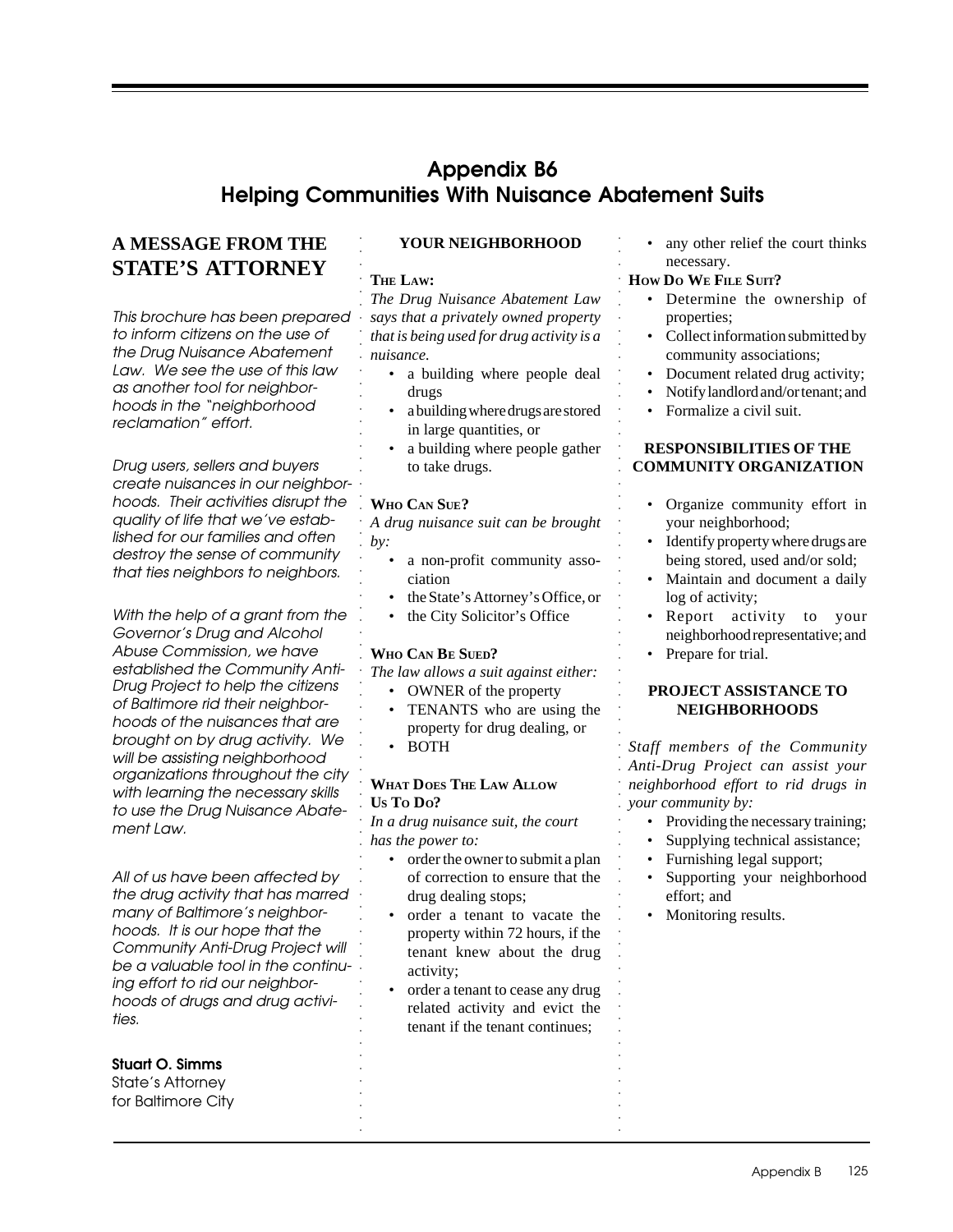# Appendix B6
# Helping Communities With Nuisance Abatement Suits

## A MESSAGE FROM THE STATE'S ATTORNEY

*This brochure has been prepared to inform citizens on the use of the Drug Nuisance Abatement Law. We see the use of this law as another tool for neighborhoods in the "neighborhood reclamation" effort.*

*Drug users, sellers and buyers create nuisances in our neighborhoods. Their activities disrupt the quality of life that we've established for our families and often destroy the sense of community that ties neighbors to neighbors.*

*With the help of a grant from the Governor's Drug and Alcohol Abuse Commission, we have established the Community Anti-Drug Project to help the citizens of Baltimore rid their neighborhoods of the nuisances that are brought on by drug activity. We will be assisting neighborhood organizations throughout the city with learning the necessary skills to use the Drug Nuisance Abatement Law.*

*All of us have been affected by the drug activity that has marred many of Baltimore's neighborhoods. It is our hope that the Community Anti-Drug Project will be a valuable tool in the continuing effort to rid our neighborhoods of drugs and drug activities.*

**Stuart O. Simms**
State's Attorney
for Baltimore City

### YOUR NEIGHBORHOOD

**The Law:**

*The Drug Nuisance Abatement Law says that a privately owned property that is being used for drug activity is a nuisance.*

- a building where people deal drugs
- a building where drugs are stored in large quantities, or
- a building where people gather to take drugs.

**Who Can Sue?**

*A drug nuisance suit can be brought by:*

- a non-profit community association
- the State's Attorney's Office, or
- the City Solicitor's Office

**Who Can Be Sued?**

*The law allows a suit against either:*

- OWNER of the property
- TENANTS who are using the property for drug dealing, or
- BOTH

**What Does The Law Allow Us To Do?**

*In a drug nuisance suit, the court has the power to:*

- order the owner to submit a plan of correction to ensure that the drug dealing stops;
- order a tenant to vacate the property within 72 hours, if the tenant knew about the drug activity;
- order a tenant to cease any drug related activity and evict the tenant if the tenant continues;
- any other relief the court thinks necessary.

**How Do We File Suit?**

- Determine the ownership of properties;
- Collect information submitted by community associations;
- Document related drug activity;
- Notify landlord and/or tenant; and
- Formalize a civil suit.

### RESPONSIBILITIES OF THE COMMUNITY ORGANIZATION

- Organize community effort in your neighborhood;
- Identify property where drugs are being stored, used and/or sold;
- Maintain and document a daily log of activity;
- Report activity to your neighborhood representative; and
- Prepare for trial.

### PROJECT ASSISTANCE TO NEIGHBORHOODS

*Staff members of the Community Anti-Drug Project can assist your neighborhood effort to rid drugs in your community by:*

- Providing the necessary training;
- Supplying technical assistance;
- Furnishing legal support;
- Supporting your neighborhood effort; and
- Monitoring results.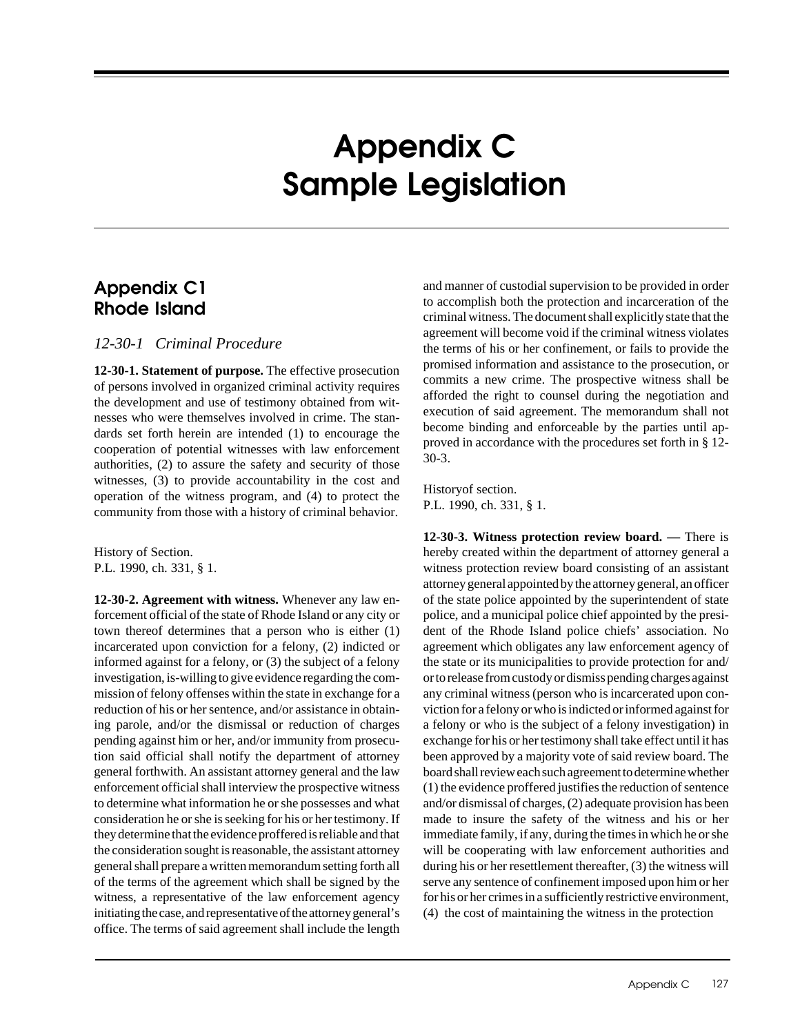# Appendix C
# Sample Legislation

## Appendix C1
## Rhode Island

### *12-30-1 Criminal Procedure*

**12-30-1. Statement of purpose.** The effective prosecution of persons involved in organized criminal activity requires the development and use of testimony obtained from witnesses who were themselves involved in crime. The standards set forth herein are intended (1) to encourage the cooperation of potential witnesses with law enforcement authorities, (2) to assure the safety and security of those witnesses, (3) to provide accountability in the cost and operation of the witness program, and (4) to protect the community from those with a history of criminal behavior.

History of Section.
P.L. 1990, ch. 331, § 1.

**12-30-2. Agreement with witness.** Whenever any law enforcement official of the state of Rhode Island or any city or town thereof determines that a person who is either (1) incarcerated upon conviction for a felony, (2) indicted or informed against for a felony, or (3) the subject of a felony investigation, is-willing to give evidence regarding the commission of felony offenses within the state in exchange for a reduction of his or her sentence, and/or assistance in obtaining parole, and/or the dismissal or reduction of charges pending against him or her, and/or immunity from prosecution said official shall notify the department of attorney general forthwith. An assistant attorney general and the law enforcement official shall interview the prospective witness to determine what information he or she possesses and what consideration he or she is seeking for his or her testimony. If they determine that the evidence proffered is reliable and that the consideration sought is reasonable, the assistant attorney general shall prepare a written memorandum setting forth all of the terms of the agreement which shall be signed by the witness, a representative of the law enforcement agency initiating the case, and representative of the attorney general's office. The terms of said agreement shall include the length and manner of custodial supervision to be provided in order to accomplish both the protection and incarceration of the criminal witness. The document shall explicitly state that the agreement will become void if the criminal witness violates the terms of his or her confinement, or fails to provide the promised information and assistance to the prosecution, or commits a new crime. The prospective witness shall be afforded the right to counsel during the negotiation and execution of said agreement. The memorandum shall not become binding and enforceable by the parties until approved in accordance with the procedures set forth in § 12-30-3.

Historyof section.
P.L. 1990, ch. 331, § 1.

**12-30-3. Witness protection review board. —** There is hereby created within the department of attorney general a witness protection review board consisting of an assistant attorney general appointed by the attorney general, an officer of the state police appointed by the superintendent of state police, and a municipal police chief appointed by the president of the Rhode Island police chiefs' association. No agreement which obligates any law enforcement agency of the state or its municipalities to provide protection for and/or to release from custody or dismiss pending charges against any criminal witness (person who is incarcerated upon conviction for a felony or who is indicted or informed against for a felony or who is the subject of a felony investigation) in exchange for his or her testimony shall take effect until it has been approved by a majority vote of said review board. The board shall review each such agreement to determine whether (1) the evidence proffered justifies the reduction of sentence and/or dismissal of charges, (2) adequate provision has been made to insure the safety of the witness and his or her immediate family, if any, during the times in which he or she will be cooperating with law enforcement authorities and during his or her resettlement thereafter, (3) the witness will serve any sentence of confinement imposed upon him or her for his or her crimes in a sufficiently restrictive environment, (4) the cost of maintaining the witness in the protection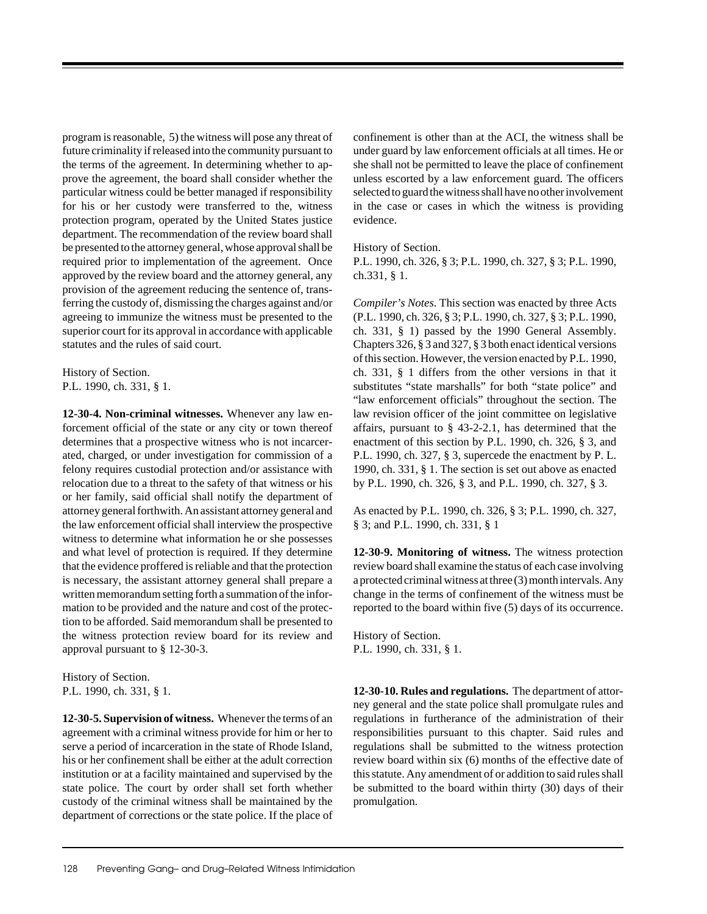program is reasonable, 5) the witness will pose any threat of future criminality if released into the community pursuant to the terms of the agreement. In determining whether to approve the agreement, the board shall consider whether the particular witness could be better managed if responsibility for his or her custody were transferred to the, witness protection program, operated by the United States justice department. The recommendation of the review board shall be presented to the attorney general, whose approval shall be required prior to implementation of the agreement. Once approved by the review board and the attorney general, any provision of the agreement reducing the sentence of, transferring the custody of, dismissing the charges against and/or agreeing to immunize the witness must be presented to the superior court for its approval in accordance with applicable statutes and the rules of said court.

History of Section.
P.L. 1990, ch. 331, § 1.

**12-30-4. Non-criminal witnesses.** Whenever any law enforcement official of the state or any city or town thereof determines that a prospective witness who is not incarcerated, charged, or under investigation for commission of a felony requires custodial protection and/or assistance with relocation due to a threat to the safety of that witness or his or her family, said official shall notify the department of attorney general forthwith. An assistant attorney general and the law enforcement official shall interview the prospective witness to determine what information he or she possesses and what level of protection is required. If they determine that the evidence proffered is reliable and that the protection is necessary, the assistant attorney general shall prepare a written memorandum setting forth a summation of the information to be provided and the nature and cost of the protection to be afforded. Said memorandum shall be presented to the witness protection review board for its review and approval pursuant to § 12-30-3.

History of Section.
P.L. 1990, ch. 331, § 1.

**12-30-5. Supervision of witness.** Whenever the terms of an agreement with a criminal witness provide for him or her to serve a period of incarceration in the state of Rhode Island, his or her confinement shall be either at the adult correction institution or at a facility maintained and supervised by the state police. The court by order shall set forth whether custody of the criminal witness shall be maintained by the department of corrections or the state police. If the place of confinement is other than at the ACI, the witness shall be under guard by law enforcement officials at all times. He or she shall not be permitted to leave the place of confinement unless escorted by a law enforcement guard. The officers selected to guard the witness shall have no other involvement in the case or cases in which the witness is providing evidence.

History of Section.
P.L. 1990, ch. 326, § 3; P.L. 1990, ch. 327, § 3; P.L. 1990, ch.331, § 1.

*Compiler's Notes.* This section was enacted by three Acts (P.L. 1990, ch. 326, § 3; P.L. 1990, ch. 327, § 3; P.L. 1990, ch. 331, § 1) passed by the 1990 General Assembly. Chapters 326, § 3 and 327, § 3 both enact identical versions of this section. However, the version enacted by P.L. 1990, ch. 331, § 1 differs from the other versions in that it substitutes "state marshalls" for both "state police" and "law enforcement officials" throughout the section. The law revision officer of the joint committee on legislative affairs, pursuant to § 43-2-2.1, has determined that the enactment of this section by P.L. 1990, ch. 326, § 3, and P.L. 1990, ch. 327, § 3, supercede the enactment by P. L. 1990, ch. 331, § 1. The section is set out above as enacted by P.L. 1990, ch. 326, § 3, and P.L. 1990, ch. 327, § 3.

As enacted by P.L. 1990, ch. 326, § 3; P.L. 1990, ch. 327, § 3; and P.L. 1990, ch. 331, § 1

**12-30-9. Monitoring of witness.** The witness protection review board shall examine the status of each case involving a protected criminal witness at three (3) month intervals. Any change in the terms of confinement of the witness must be reported to the board within five (5) days of its occurrence.

History of Section.
P.L. 1990, ch. 331, § 1.

**12-30-10. Rules and regulations.** The department of attorney general and the state police shall promulgate rules and regulations in furtherance of the administration of their responsibilities pursuant to this chapter. Said rules and regulations shall be submitted to the witness protection review board within six (6) months of the effective date of this statute. Any amendment of or addition to said rules shall be submitted to the board within thirty (30) days of their promulgation.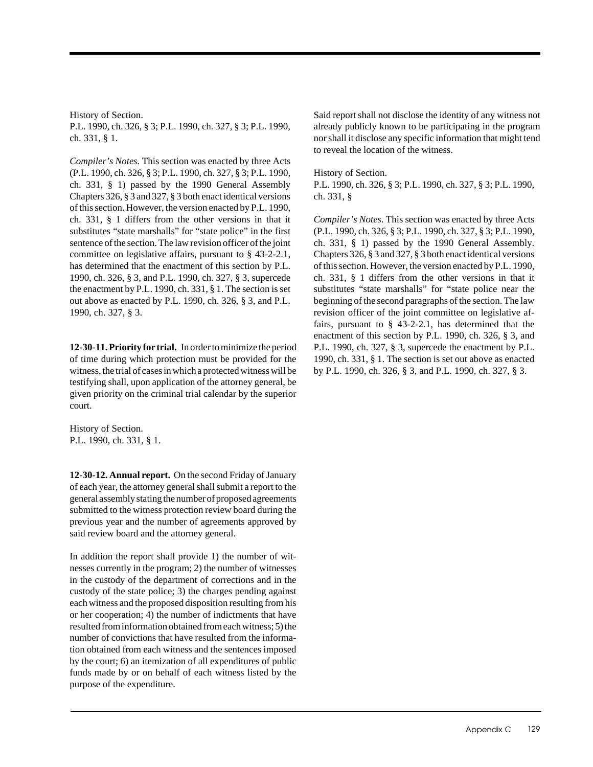History of Section.
P.L. 1990, ch. 326, § 3; P.L. 1990, ch. 327, § 3; P.L. 1990, ch. 331, § 1.

*Compiler's Notes.* This section was enacted by three Acts (P.L. 1990, ch. 326, § 3; P.L. 1990, ch. 327, § 3; P.L. 1990, ch. 331, § 1) passed by the 1990 General Assembly Chapters 326, § 3 and 327, § 3 both enact identical versions of this section. However, the version enacted by P.L. 1990, ch. 331, § 1 differs from the other versions in that it substitutes "state marshalls" for "state police" in the first sentence of the section. The law revision officer of the joint committee on legislative affairs, pursuant to § 43-2-2.1, has determined that the enactment of this section by P.L. 1990, ch. 326, § 3, and P.L. 1990, ch. 327, § 3, supercede the enactment by P.L. 1990, ch. 331, § 1. The section is set out above as enacted by P.L. 1990, ch. 326, § 3, and P.L. 1990, ch. 327, § 3.

**12-30-11. Priority for trial.** In order to minimize the period of time during which protection must be provided for the witness, the trial of cases in which a protected witness will be testifying shall, upon application of the attorney general, be given priority on the criminal trial calendar by the superior court.

History of Section.
P.L. 1990, ch. 331, § 1.

**12-30-12. Annual report.** On the second Friday of January of each year, the attorney general shall submit a report to the general assembly stating the number of proposed agreements submitted to the witness protection review board during the previous year and the number of agreements approved by said review board and the attorney general.

In addition the report shall provide 1) the number of witnesses currently in the program; 2) the number of witnesses in the custody of the department of corrections and in the custody of the state police; 3) the charges pending against each witness and the proposed disposition resulting from his or her cooperation; 4) the number of indictments that have resulted from information obtained from each witness; 5) the number of convictions that have resulted from the information obtained from each witness and the sentences imposed by the court; 6) an itemization of all expenditures of public funds made by or on behalf of each witness listed by the purpose of the expenditure.

Said report shall not disclose the identity of any witness not already publicly known to be participating in the program nor shall it disclose any specific information that might tend to reveal the location of the witness.

History of Section.
P.L. 1990, ch. 326, § 3; P.L. 1990, ch. 327, § 3; P.L. 1990, ch. 331, §

*Compiler's Notes.* This section was enacted by three Acts (P.L. 1990, ch. 326, § 3; P.L. 1990, ch. 327, § 3; P.L. 1990, ch. 331, § 1) passed by the 1990 General Assembly. Chapters 326, § 3 and 327, § 3 both enact identical versions of this section. However, the version enacted by P.L. 1990, ch. 331, § 1 differs from the other versions in that it substitutes "state marshalls" for "state police near the beginning of the second paragraphs of the section. The law revision officer of the joint committee on legislative affairs, pursuant to § 43-2-2.1, has determined that the enactment of this section by P.L. 1990, ch. 326, § 3, and P.L. 1990, ch. 327, § 3, supercede the enactment by P.L. 1990, ch. 331, § 1. The section is set out above as enacted by P.L. 1990, ch. 326, § 3, and P.L. 1990, ch. 327, § 3.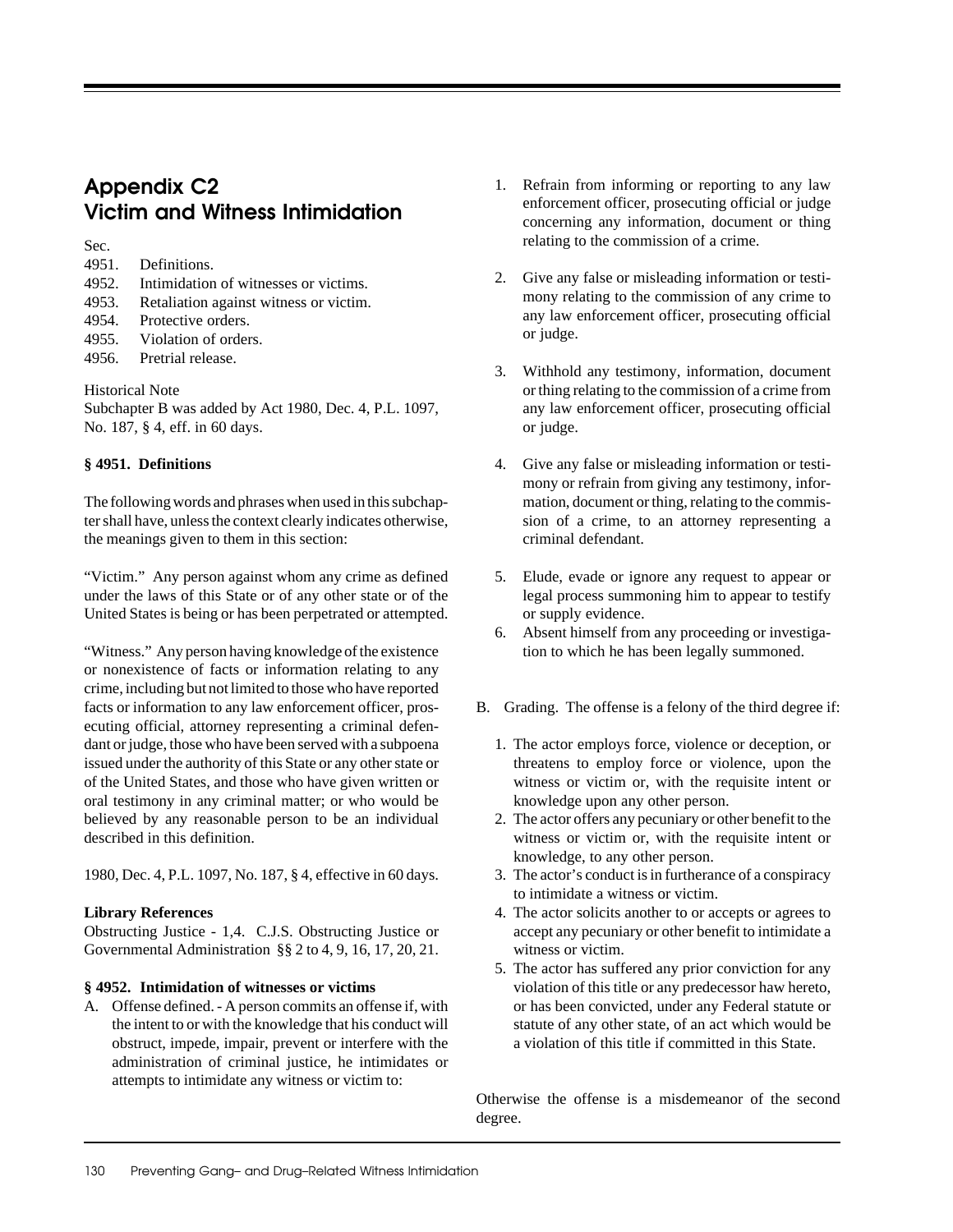# Appendix C2
# Victim and Witness Intimidation

Sec.
4951. Definitions.
4952. Intimidation of witnesses or victims.
4953. Retaliation against witness or victim.
4954. Protective orders.
4955. Violation of orders.
4956. Pretrial release.

Historical Note
Subchapter B was added by Act 1980, Dec. 4, P.L. 1097, No. 187, § 4, eff. in 60 days.

**§ 4951. Definitions**

The following words and phrases when used in this subchapter shall have, unless the context clearly indicates otherwise, the meanings given to them in this section:

"Victim." Any person against whom any crime as defined under the laws of this State or of any other state or of the United States is being or has been perpetrated or attempted.

"Witness." Any person having knowledge of the existence or nonexistence of facts or information relating to any crime, including but not limited to those who have reported facts or information to any law enforcement officer, prosecuting official, attorney representing a criminal defendant or judge, those who have been served with a subpoena issued under the authority of this State or any other state or of the United States, and those who have given written or oral testimony in any criminal matter; or who would be believed by any reasonable person to be an individual described in this definition.

1980, Dec. 4, P.L. 1097, No. 187, § 4, effective in 60 days.

**Library References**
Obstructing Justice - 1,4. C.J.S. Obstructing Justice or Governmental Administration §§ 2 to 4, 9, 16, 17, 20, 21.

**§ 4952. Intimidation of witnesses or victims**

A. Offense defined. - A person commits an offense if, with the intent to or with the knowledge that his conduct will obstruct, impede, impair, prevent or interfere with the administration of criminal justice, he intimidates or attempts to intimidate any witness or victim to:

   1. Refrain from informing or reporting to any law enforcement officer, prosecuting official or judge concerning any information, document or thing relating to the commission of a crime.

   2. Give any false or misleading information or testimony relating to the commission of any crime to any law enforcement officer, prosecuting official or judge.

   3. Withhold any testimony, information, document or thing relating to the commission of a crime from any law enforcement officer, prosecuting official or judge.

   4. Give any false or misleading information or testimony or refrain from giving any testimony, information, document or thing, relating to the commission of a crime, to an attorney representing a criminal defendant.

   5. Elude, evade or ignore any request to appear or legal process summoning him to appear to testify or supply evidence.

   6. Absent himself from any proceeding or investigation to which he has been legally summoned.

B. Grading. The offense is a felony of the third degree if:

   1. The actor employs force, violence or deception, or threatens to employ force or violence, upon the witness or victim or, with the requisite intent or knowledge upon any other person.
   2. The actor offers any pecuniary or other benefit to the witness or victim or, with the requisite intent or knowledge, to any other person.
   3. The actor's conduct is in furtherance of a conspiracy to intimidate a witness or victim.
   4. The actor solicits another to or accepts or agrees to accept any pecuniary or other benefit to intimidate a witness or victim.
   5. The actor has suffered any prior conviction for any violation of this title or any predecessor haw hereto, or has been convicted, under any Federal statute or statute of any other state, of an act which would be a violation of this title if committed in this State.

Otherwise the offense is a misdemeanor of the second degree.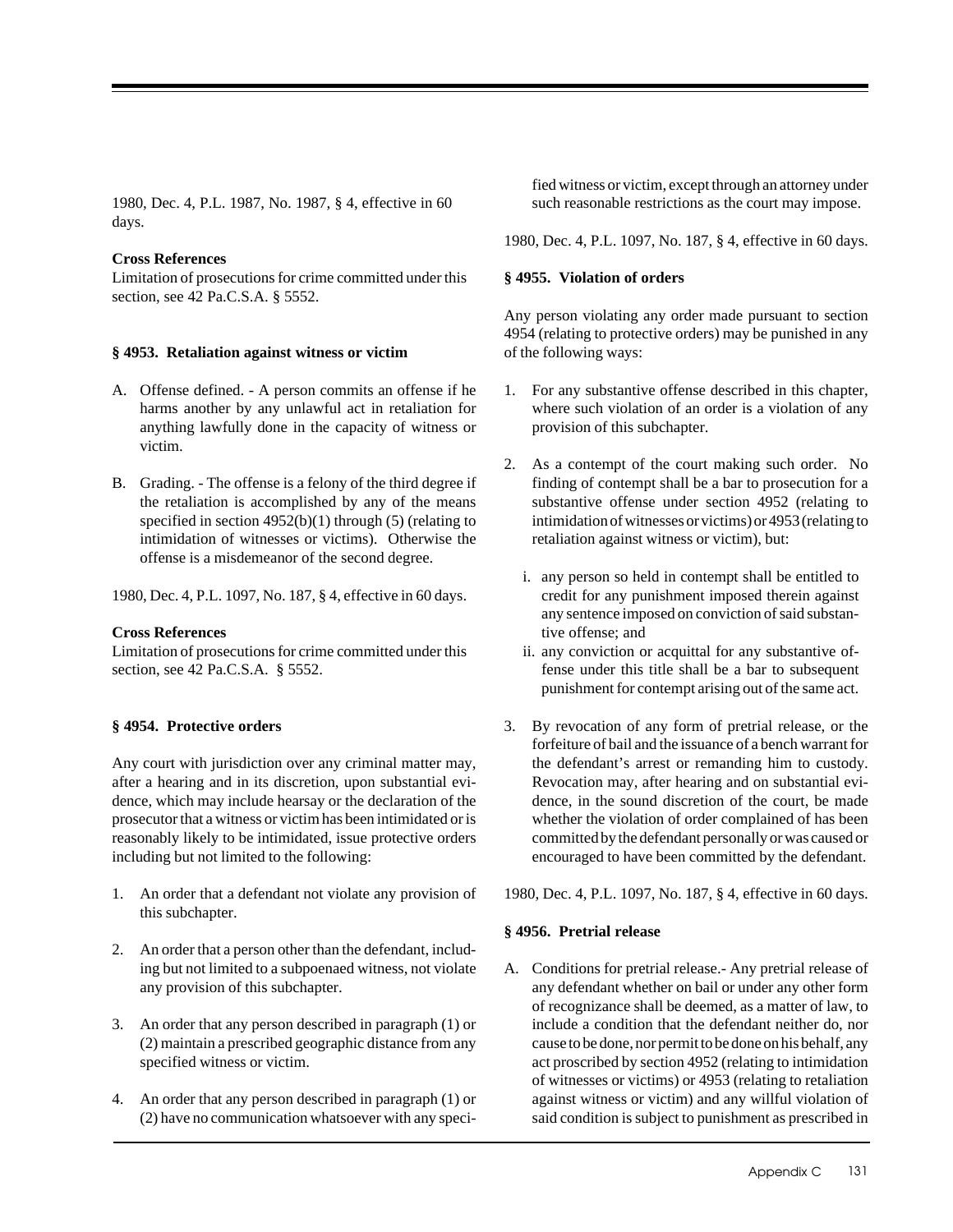1980, Dec. 4, P.L. 1987, No. 1987, § 4, effective in 60 days.

**Cross References**

Limitation of prosecutions for crime committed under this section, see 42 Pa.C.S.A. § 5552.

### § 4953. Retaliation against witness or victim

A. Offense defined. - A person commits an offense if he harms another by any unlawful act in retaliation for anything lawfully done in the capacity of witness or victim.

B. Grading. - The offense is a felony of the third degree if the retaliation is accomplished by any of the means specified in section 4952(b)(1) through (5) (relating to intimidation of witnesses or victims). Otherwise the offense is a misdemeanor of the second degree.

1980, Dec. 4, P.L. 1097, No. 187, § 4, effective in 60 days.

**Cross References**

Limitation of prosecutions for crime committed under this section, see 42 Pa.C.S.A. § 5552.

### § 4954. Protective orders

Any court with jurisdiction over any criminal matter may, after a hearing and in its discretion, upon substantial evidence, which may include hearsay or the declaration of the prosecutor that a witness or victim has been intimidated or is reasonably likely to be intimidated, issue protective orders including but not limited to the following:

1. An order that a defendant not violate any provision of this subchapter.

2. An order that a person other than the defendant, including but not limited to a subpoenaed witness, not violate any provision of this subchapter.

3. An order that any person described in paragraph (1) or (2) maintain a prescribed geographic distance from any specified witness or victim.

4. An order that any person described in paragraph (1) or (2) have no communication whatsoever with any specified witness or victim, except through an attorney under such reasonable restrictions as the court may impose.

1980, Dec. 4, P.L. 1097, No. 187, § 4, effective in 60 days.

### § 4955. Violation of orders

Any person violating any order made pursuant to section 4954 (relating to protective orders) may be punished in any of the following ways:

1. For any substantive offense described in this chapter, where such violation of an order is a violation of any provision of this subchapter.

2. As a contempt of the court making such order. No finding of contempt shall be a bar to prosecution for a substantive offense under section 4952 (relating to intimidation of witnesses or victims) or 4953 (relating to retaliation against witness or victim), but:

   i. any person so held in contempt shall be entitled to credit for any punishment imposed therein against any sentence imposed on conviction of said substantive offense; and

   ii. any conviction or acquittal for any substantive offense under this title shall be a bar to subsequent punishment for contempt arising out of the same act.

3. By revocation of any form of pretrial release, or the forfeiture of bail and the issuance of a bench warrant for the defendant's arrest or remanding him to custody. Revocation may, after hearing and on substantial evidence, in the sound discretion of the court, be made whether the violation of order complained of has been committed by the defendant personally or was caused or encouraged to have been committed by the defendant.

1980, Dec. 4, P.L. 1097, No. 187, § 4, effective in 60 days.

### § 4956. Pretrial release

A. Conditions for pretrial release.- Any pretrial release of any defendant whether on bail or under any other form of recognizance shall be deemed, as a matter of law, to include a condition that the defendant neither do, nor cause to be done, nor permit to be done on his behalf, any act proscribed by section 4952 (relating to intimidation of witnesses or victims) or 4953 (relating to retaliation against witness or victim) and any willful violation of said condition is subject to punishment as prescribed in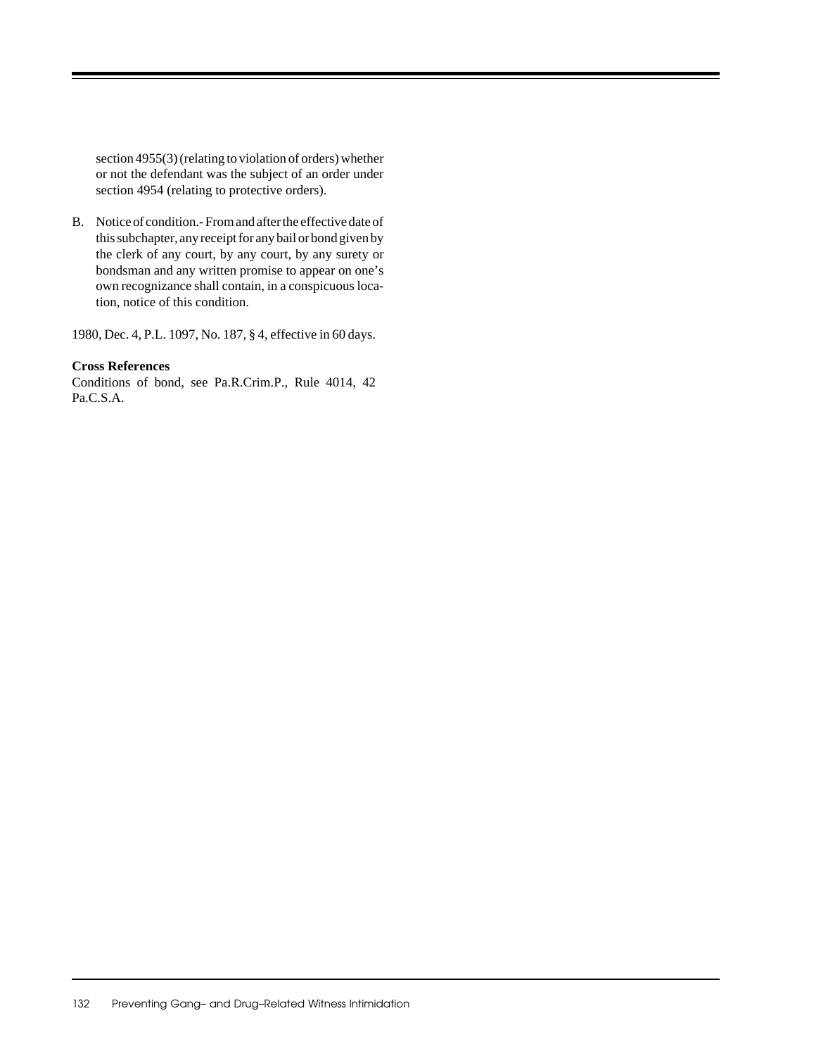section 4955(3) (relating to violation of orders) whether or not the defendant was the subject of an order under section 4954 (relating to protective orders).

B. Notice of condition.- From and after the effective date of this subchapter, any receipt for any bail or bond given by the clerk of any court, by any court, by any surety or bondsman and any written promise to appear on one's own recognizance shall contain, in a conspicuous location, notice of this condition.

1980, Dec. 4, P.L. 1097, No. 187, § 4, effective in 60 days.

**Cross References**

Conditions of bond, see Pa.R.Crim.P., Rule 4014, 42 Pa.C.S.A.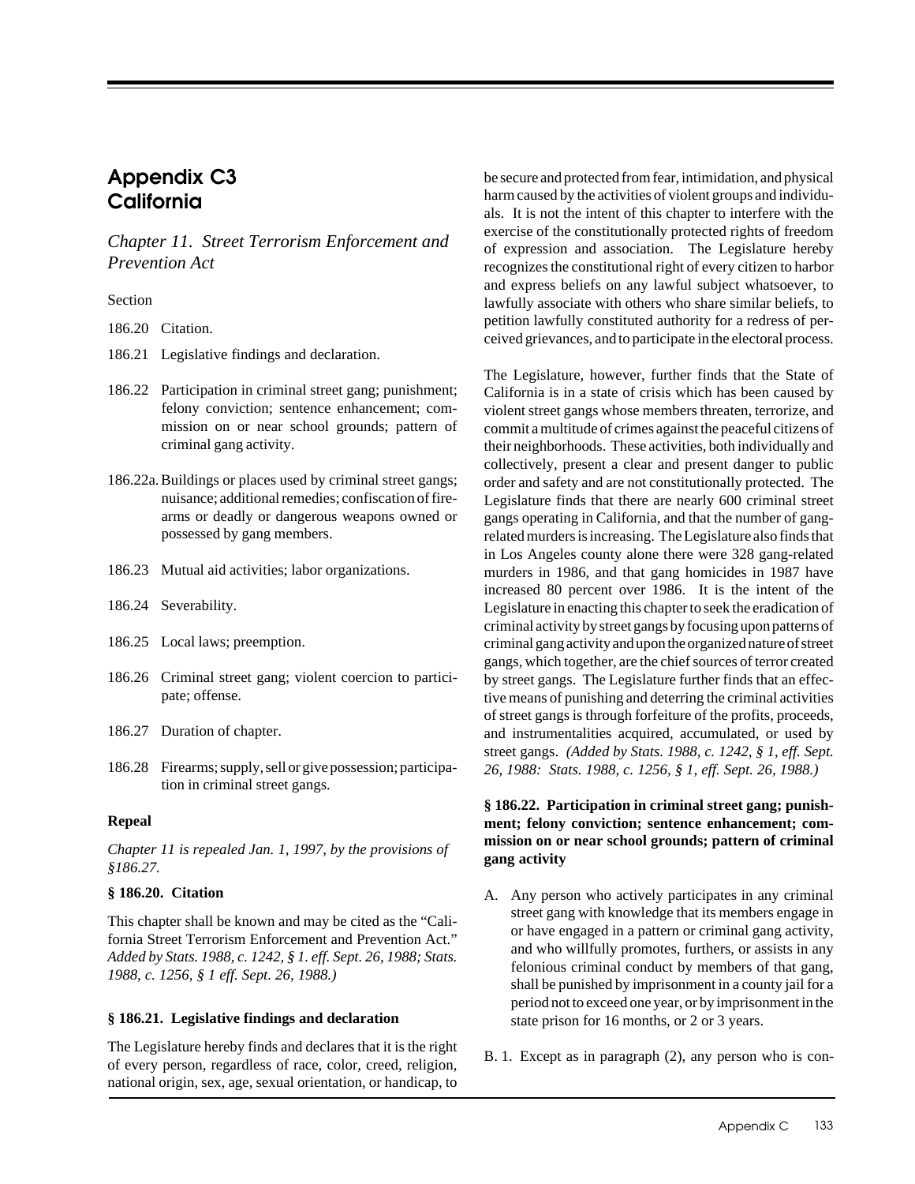# Appendix C3 California

*Chapter 11. Street Terrorism Enforcement and Prevention Act*

Section

186.20 Citation.

186.21 Legislative findings and declaration.

186.22 Participation in criminal street gang; punishment; felony conviction; sentence enhancement; commission on or near school grounds; pattern of criminal gang activity.

186.22a. Buildings or places used by criminal street gangs; nuisance; additional remedies; confiscation of firearms or deadly or dangerous weapons owned or possessed by gang members.

186.23 Mutual aid activities; labor organizations.

186.24 Severability.

186.25 Local laws; preemption.

186.26 Criminal street gang; violent coercion to participate; offense.

186.27 Duration of chapter.

186.28 Firearms; supply, sell or give possession; participation in criminal street gangs.

**Repeal**

*Chapter 11 is repealed Jan. 1, 1997, by the provisions of §186.27.*

**§ 186.20. Citation**

This chapter shall be known and may be cited as the "California Street Terrorism Enforcement and Prevention Act." *Added by Stats. 1988, c. 1242, § 1. eff. Sept. 26, 1988; Stats. 1988, c. 1256, § 1 eff. Sept. 26, 1988.)*

**§ 186.21. Legislative findings and declaration**

The Legislature hereby finds and declares that it is the right of every person, regardless of race, color, creed, religion, national origin, sex, age, sexual orientation, or handicap, to be secure and protected from fear, intimidation, and physical harm caused by the activities of violent groups and individuals. It is not the intent of this chapter to interfere with the exercise of the constitutionally protected rights of freedom of expression and association. The Legislature hereby recognizes the constitutional right of every citizen to harbor and express beliefs on any lawful subject whatsoever, to lawfully associate with others who share similar beliefs, to petition lawfully constituted authority for a redress of perceived grievances, and to participate in the electoral process.

The Legislature, however, further finds that the State of California is in a state of crisis which has been caused by violent street gangs whose members threaten, terrorize, and commit a multitude of crimes against the peaceful citizens of their neighborhoods. These activities, both individually and collectively, present a clear and present danger to public order and safety and are not constitutionally protected. The Legislature finds that there are nearly 600 criminal street gangs operating in California, and that the number of gang-related murders is increasing. The Legislature also finds that in Los Angeles county alone there were 328 gang-related murders in 1986, and that gang homicides in 1987 have increased 80 percent over 1986. It is the intent of the Legislature in enacting this chapter to seek the eradication of criminal activity by street gangs by focusing upon patterns of criminal gang activity and upon the organized nature of street gangs, which together, are the chief sources of terror created by street gangs. The Legislature further finds that an effective means of punishing and deterring the criminal activities of street gangs is through forfeiture of the profits, proceeds, and instrumentalities acquired, accumulated, or used by street gangs. *(Added by Stats. 1988, c. 1242, § 1, eff. Sept. 26, 1988: Stats. 1988, c. 1256, § 1, eff. Sept. 26, 1988.)*

**§ 186.22. Participation in criminal street gang; punishment; felony conviction; sentence enhancement; commission on or near school grounds; pattern of criminal gang activity**

A. Any person who actively participates in any criminal street gang with knowledge that its members engage in or have engaged in a pattern or criminal gang activity, and who willfully promotes, furthers, or assists in any felonious criminal conduct by members of that gang, shall be punished by imprisonment in a county jail for a period not to exceed one year, or by imprisonment in the state prison for 16 months, or 2 or 3 years.

B. 1. Except as in paragraph (2), any person who is con-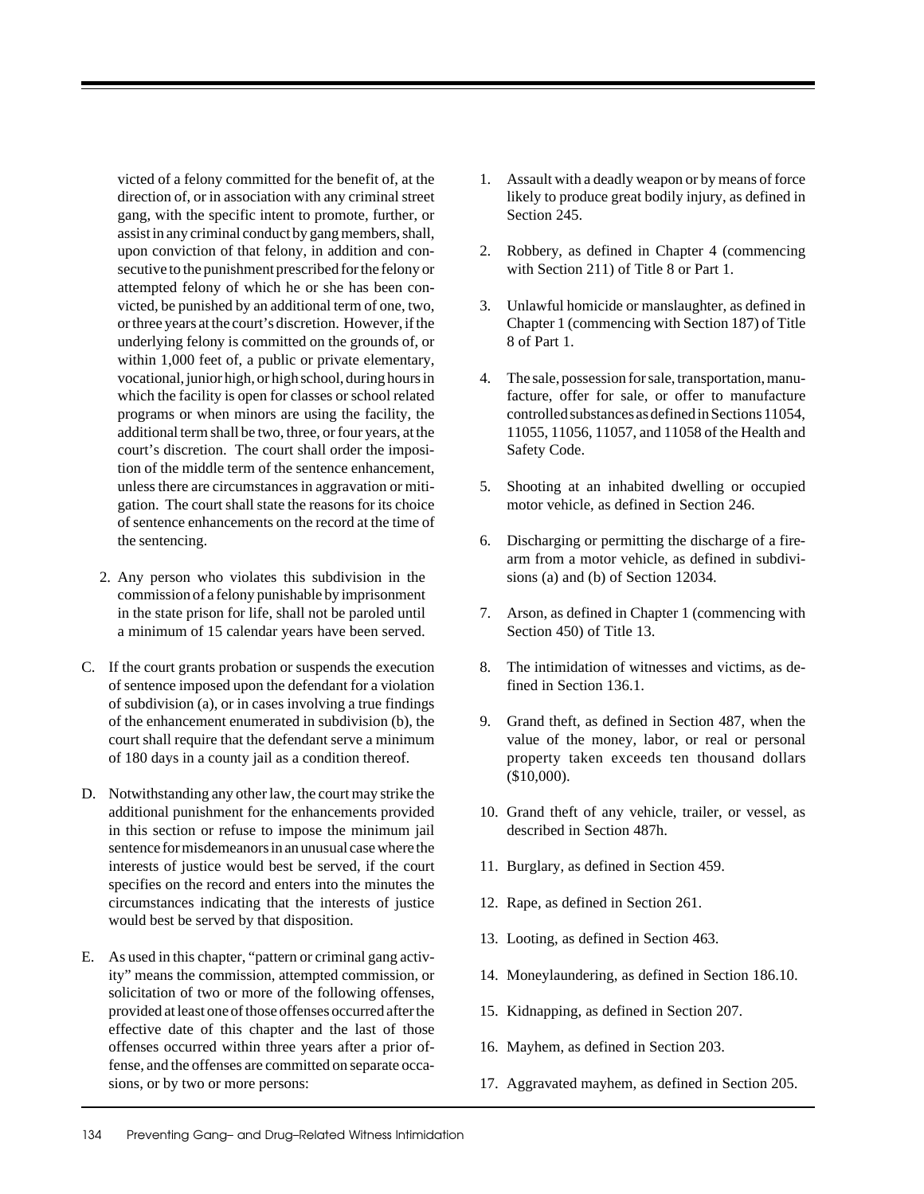victed of a felony committed for the benefit of, at the direction of, or in association with any criminal street gang, with the specific intent to promote, further, or assist in any criminal conduct by gang members, shall, upon conviction of that felony, in addition and consecutive to the punishment prescribed for the felony or attempted felony of which he or she has been convicted, be punished by an additional term of one, two, or three years at the court's discretion. However, if the underlying felony is committed on the grounds of, or within 1,000 feet of, a public or private elementary, vocational, junior high, or high school, during hours in which the facility is open for classes or school related programs or when minors are using the facility, the additional term shall be two, three, or four years, at the court's discretion. The court shall order the imposition of the middle term of the sentence enhancement, unless there are circumstances in aggravation or mitigation. The court shall state the reasons for its choice of sentence enhancements on the record at the time of the sentencing.

2. Any person who violates this subdivision in the commission of a felony punishable by imprisonment in the state prison for life, shall not be paroled until a minimum of 15 calendar years have been served.

C. If the court grants probation or suspends the execution of sentence imposed upon the defendant for a violation of subdivision (a), or in cases involving a true findings of the enhancement enumerated in subdivision (b), the court shall require that the defendant serve a minimum of 180 days in a county jail as a condition thereof.

D. Notwithstanding any other law, the court may strike the additional punishment for the enhancements provided in this section or refuse to impose the minimum jail sentence for misdemeanors in an unusual case where the interests of justice would best be served, if the court specifies on the record and enters into the minutes the circumstances indicating that the interests of justice would best be served by that disposition.

E. As used in this chapter, "pattern or criminal gang activity" means the commission, attempted commission, or solicitation of two or more of the following offenses, provided at least one of those offenses occurred after the effective date of this chapter and the last of those offenses occurred within three years after a prior offense, and the offenses are committed on separate occasions, or by two or more persons:

1. Assault with a deadly weapon or by means of force likely to produce great bodily injury, as defined in Section 245.
2. Robbery, as defined in Chapter 4 (commencing with Section 211) of Title 8 or Part 1.
3. Unlawful homicide or manslaughter, as defined in Chapter 1 (commencing with Section 187) of Title 8 of Part 1.
4. The sale, possession for sale, transportation, manufacture, offer for sale, or offer to manufacture controlled substances as defined in Sections 11054, 11055, 11056, 11057, and 11058 of the Health and Safety Code.
5. Shooting at an inhabited dwelling or occupied motor vehicle, as defined in Section 246.
6. Discharging or permitting the discharge of a firearm from a motor vehicle, as defined in subdivisions (a) and (b) of Section 12034.
7. Arson, as defined in Chapter 1 (commencing with Section 450) of Title 13.
8. The intimidation of witnesses and victims, as defined in Section 136.1.
9. Grand theft, as defined in Section 487, when the value of the money, labor, or real or personal property taken exceeds ten thousand dollars ($10,000).
10. Grand theft of any vehicle, trailer, or vessel, as described in Section 487h.
11. Burglary, as defined in Section 459.
12. Rape, as defined in Section 261.
13. Looting, as defined in Section 463.
14. Moneylaundering, as defined in Section 186.10.
15. Kidnapping, as defined in Section 207.
16. Mayhem, as defined in Section 203.
17. Aggravated mayhem, as defined in Section 205.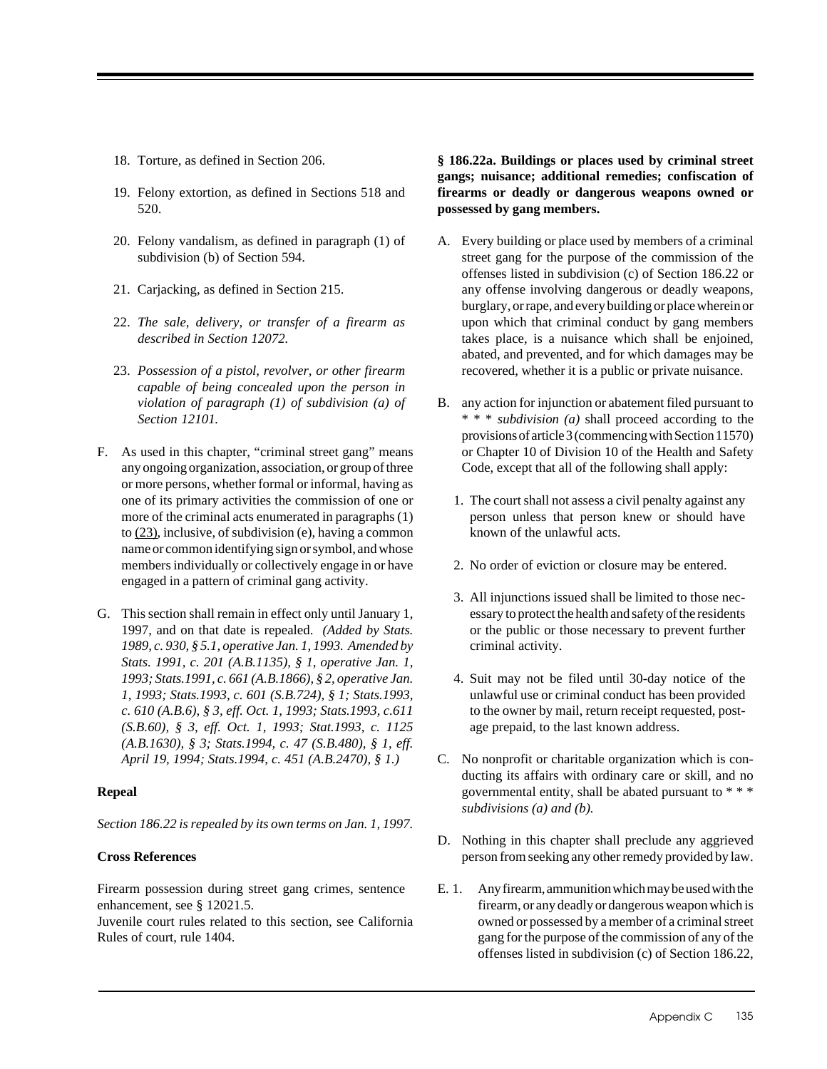18. Torture, as defined in Section 206.

19. Felony extortion, as defined in Sections 518 and 520.

20. Felony vandalism, as defined in paragraph (1) of subdivision (b) of Section 594.

21. Carjacking, as defined in Section 215.

22. *The sale, delivery, or transfer of a firearm as described in Section 12072.*

23. *Possession of a pistol, revolver, or other firearm capable of being concealed upon the person in violation of paragraph (1) of subdivision (a) of Section 12101.*

F. As used in this chapter, "criminal street gang" means any ongoing organization, association, or group of three or more persons, whether formal or informal, having as one of its primary activities the commission of one or more of the criminal acts enumerated in paragraphs (1) to (23), inclusive, of subdivision (e), having a common name or common identifying sign or symbol, and whose members individually or collectively engage in or have engaged in a pattern of criminal gang activity.

G. This section shall remain in effect only until January 1, 1997, and on that date is repealed. *(Added by Stats. 1989, c. 930, § 5.1, operative Jan. 1, 1993. Amended by Stats. 1991, c. 201 (A.B.1135), § 1, operative Jan. 1, 1993; Stats.1991, c. 661 (A.B.1866), § 2, operative Jan. 1, 1993; Stats.1993, c. 601 (S.B.724), § 1; Stats.1993, c. 610 (A.B.6), § 3, eff. Oct. 1, 1993; Stats.1993, c.611 (S.B.60), § 3, eff. Oct. 1, 1993; Stat.1993, c. 1125 (A.B.1630), § 3; Stats.1994, c. 47 (S.B.480), § 1, eff. April 19, 1994; Stats.1994, c. 451 (A.B.2470), § 1.)*

**Repeal**

*Section 186.22 is repealed by its own terms on Jan. 1, 1997.*

**Cross References**

Firearm possession during street gang crimes, sentence enhancement, see § 12021.5.
Juvenile court rules related to this section, see California Rules of court, rule 1404.

**§ 186.22a. Buildings or places used by criminal street gangs; nuisance; additional remedies; confiscation of firearms or deadly or dangerous weapons owned or possessed by gang members.**

A. Every building or place used by members of a criminal street gang for the purpose of the commission of the offenses listed in subdivision (c) of Section 186.22 or any offense involving dangerous or deadly weapons, burglary, or rape, and every building or place wherein or upon which that criminal conduct by gang members takes place, is a nuisance which shall be enjoined, abated, and prevented, and for which damages may be recovered, whether it is a public or private nuisance.

B. any action for injunction or abatement filed pursuant to * * * *subdivision (a)* shall proceed according to the provisions of article 3 (commencing with Section 11570) or Chapter 10 of Division 10 of the Health and Safety Code, except that all of the following shall apply:

   1. The court shall not assess a civil penalty against any person unless that person knew or should have known of the unlawful acts.

   2. No order of eviction or closure may be entered.

   3. All injunctions issued shall be limited to those necessary to protect the health and safety of the residents or the public or those necessary to prevent further criminal activity.

   4. Suit may not be filed until 30-day notice of the unlawful use or criminal conduct has been provided to the owner by mail, return receipt requested, postage prepaid, to the last known address.

C. No nonprofit or charitable organization which is conducting its affairs with ordinary care or skill, and no governmental entity, shall be abated pursuant to * * * *subdivisions (a) and (b).*

D. Nothing in this chapter shall preclude any aggrieved person from seeking any other remedy provided by law.

E. 1. Any firearm, ammunition which may be used with the firearm, or any deadly or dangerous weapon which is owned or possessed by a member of a criminal street gang for the purpose of the commission of any of the offenses listed in subdivision (c) of Section 186.22,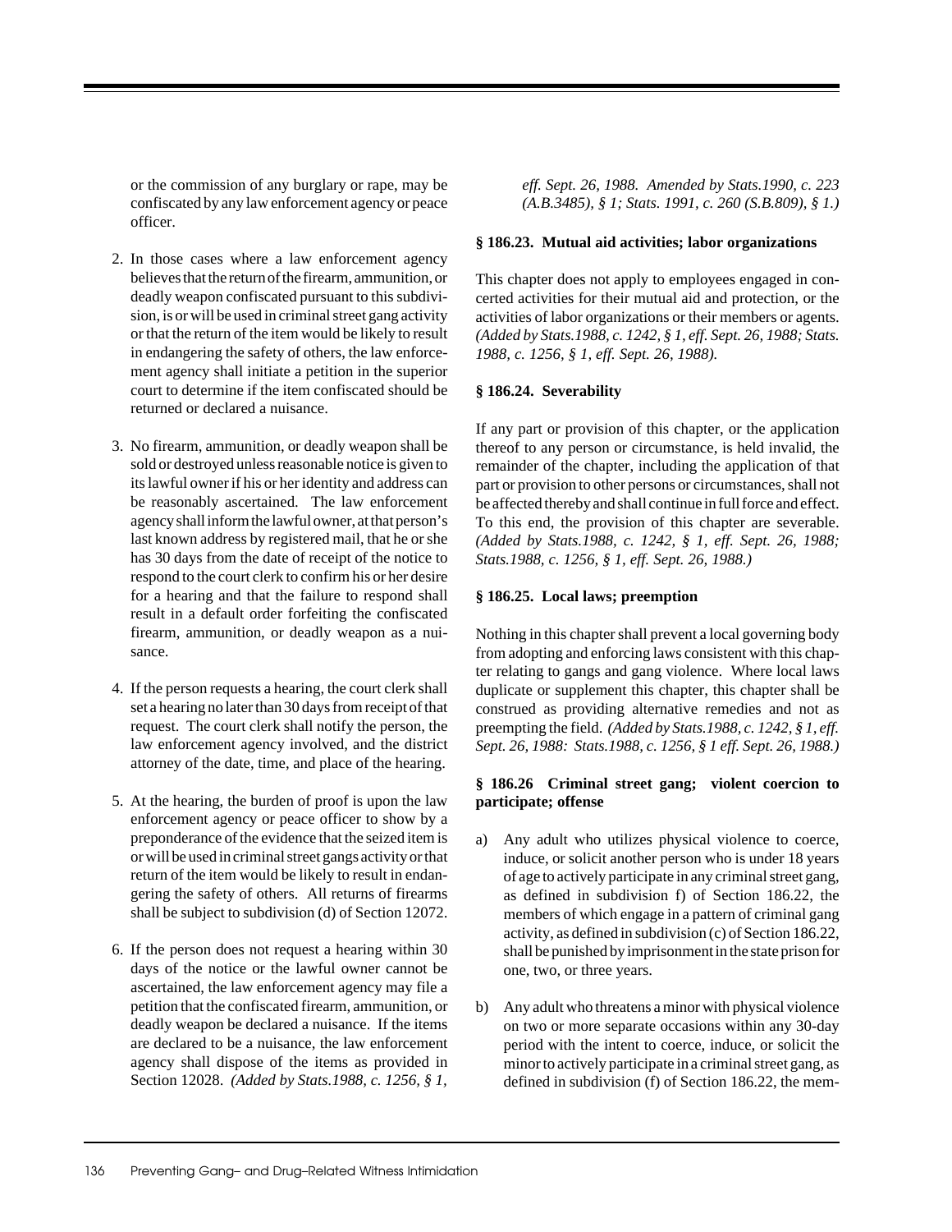or the commission of any burglary or rape, may be confiscated by any law enforcement agency or peace officer.

2. In those cases where a law enforcement agency believes that the return of the firearm, ammunition, or deadly weapon confiscated pursuant to this subdivision, is or will be used in criminal street gang activity or that the return of the item would be likely to result in endangering the safety of others, the law enforcement agency shall initiate a petition in the superior court to determine if the item confiscated should be returned or declared a nuisance.

3. No firearm, ammunition, or deadly weapon shall be sold or destroyed unless reasonable notice is given to its lawful owner if his or her identity and address can be reasonably ascertained. The law enforcement agency shall inform the lawful owner, at that person's last known address by registered mail, that he or she has 30 days from the date of receipt of the notice to respond to the court clerk to confirm his or her desire for a hearing and that the failure to respond shall result in a default order forfeiting the confiscated firearm, ammunition, or deadly weapon as a nuisance.

4. If the person requests a hearing, the court clerk shall set a hearing no later than 30 days from receipt of that request. The court clerk shall notify the person, the law enforcement agency involved, and the district attorney of the date, time, and place of the hearing.

5. At the hearing, the burden of proof is upon the law enforcement agency or peace officer to show by a preponderance of the evidence that the seized item is or will be used in criminal street gangs activity or that return of the item would be likely to result in endangering the safety of others. All returns of firearms shall be subject to subdivision (d) of Section 12072.

6. If the person does not request a hearing within 30 days of the notice or the lawful owner cannot be ascertained, the law enforcement agency may file a petition that the confiscated firearm, ammunition, or deadly weapon be declared a nuisance. If the items are declared to be a nuisance, the law enforcement agency shall dispose of the items as provided in Section 12028. *(Added by Stats.1988, c. 1256, § 1, eff. Sept. 26, 1988. Amended by Stats.1990, c. 223 (A.B.3485), § 1; Stats. 1991, c. 260 (S.B.809), § 1.)*

**§ 186.23. Mutual aid activities; labor organizations**

This chapter does not apply to employees engaged in concerted activities for their mutual aid and protection, or the activities of labor organizations or their members or agents. *(Added by Stats.1988, c. 1242, § 1, eff. Sept. 26, 1988; Stats. 1988, c. 1256, § 1, eff. Sept. 26, 1988).*

**§ 186.24. Severability**

If any part or provision of this chapter, or the application thereof to any person or circumstance, is held invalid, the remainder of the chapter, including the application of that part or provision to other persons or circumstances, shall not be affected thereby and shall continue in full force and effect. To this end, the provision of this chapter are severable. *(Added by Stats.1988, c. 1242, § 1, eff. Sept. 26, 1988; Stats.1988, c. 1256, § 1, eff. Sept. 26, 1988.)*

**§ 186.25. Local laws; preemption**

Nothing in this chapter shall prevent a local governing body from adopting and enforcing laws consistent with this chapter relating to gangs and gang violence. Where local laws duplicate or supplement this chapter, this chapter shall be construed as providing alternative remedies and not as preempting the field. *(Added by Stats.1988, c. 1242, § 1, eff. Sept. 26, 1988: Stats.1988, c. 1256, § 1 eff. Sept. 26, 1988.)*

**§ 186.26 Criminal street gang; violent coercion to participate; offense**

a) Any adult who utilizes physical violence to coerce, induce, or solicit another person who is under 18 years of age to actively participate in any criminal street gang, as defined in subdivision f) of Section 186.22, the members of which engage in a pattern of criminal gang activity, as defined in subdivision (c) of Section 186.22, shall be punished by imprisonment in the state prison for one, two, or three years.

b) Any adult who threatens a minor with physical violence on two or more separate occasions within any 30-day period with the intent to coerce, induce, or solicit the minor to actively participate in a criminal street gang, as defined in subdivision (f) of Section 186.22, the mem-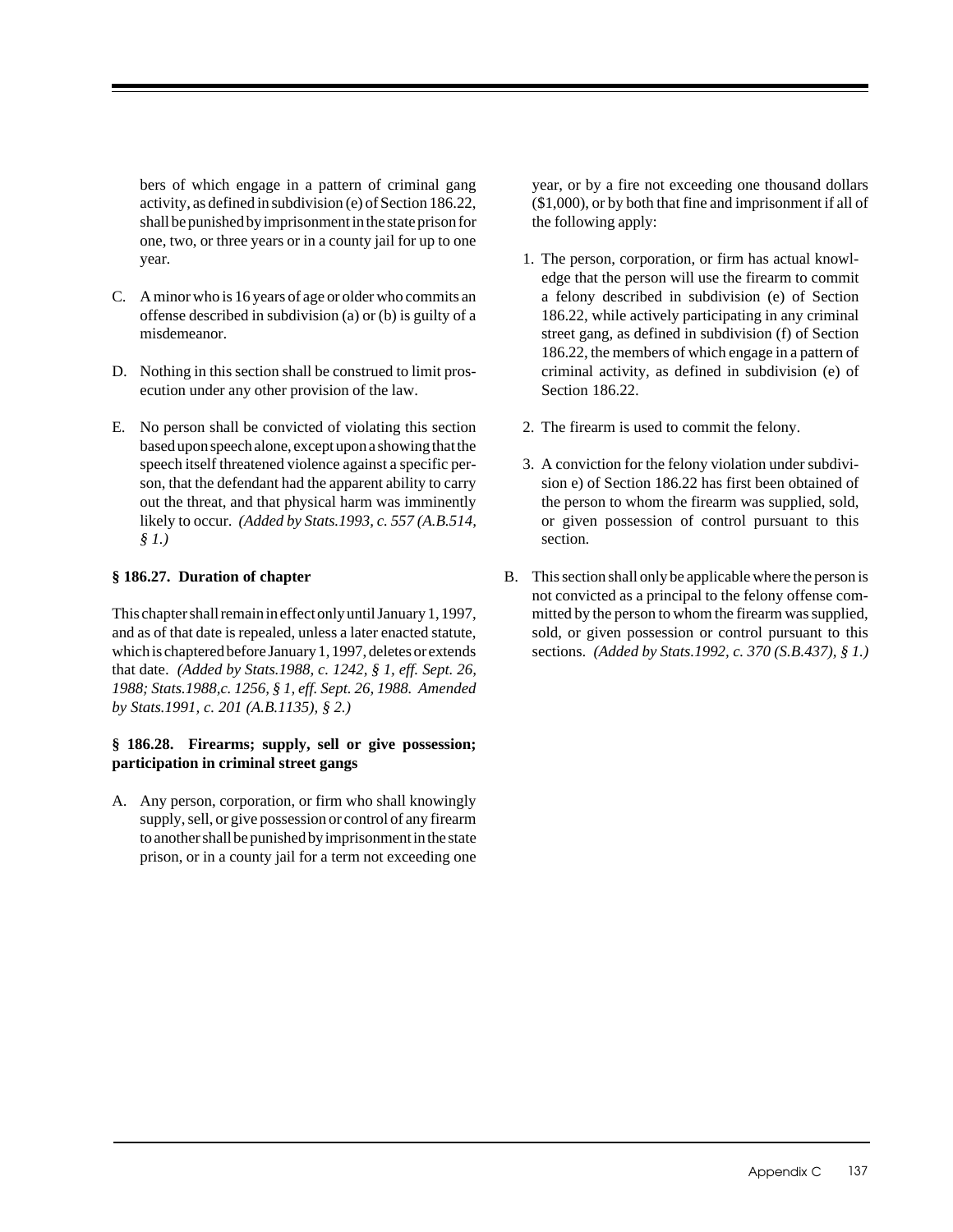bers of which engage in a pattern of criminal gang activity, as defined in subdivision (e) of Section 186.22, shall be punished by imprisonment in the state prison for one, two, or three years or in a county jail for up to one year.

C. A minor who is 16 years of age or older who commits an offense described in subdivision (a) or (b) is guilty of a misdemeanor.

D. Nothing in this section shall be construed to limit prosecution under any other provision of the law.

E. No person shall be convicted of violating this section based upon speech alone, except upon a showing that the speech itself threatened violence against a specific person, that the defendant had the apparent ability to carry out the threat, and that physical harm was imminently likely to occur. *(Added by Stats.1993, c. 557 (A.B.514, § 1.)*

**§ 186.27. Duration of chapter**

This chapter shall remain in effect only until January 1, 1997, and as of that date is repealed, unless a later enacted statute, which is chaptered before January 1, 1997, deletes or extends that date. *(Added by Stats.1988, c. 1242, § 1, eff. Sept. 26, 1988; Stats.1988,c. 1256, § 1, eff. Sept. 26, 1988. Amended by Stats.1991, c. 201 (A.B.1135), § 2.)*

**§ 186.28. Firearms; supply, sell or give possession; participation in criminal street gangs**

A. Any person, corporation, or firm who shall knowingly supply, sell, or give possession or control of any firearm to another shall be punished by imprisonment in the state prison, or in a county jail for a term not exceeding one year, or by a fire not exceeding one thousand dollars ($1,000), or by both that fine and imprisonment if all of the following apply:

   1. The person, corporation, or firm has actual knowledge that the person will use the firearm to commit a felony described in subdivision (e) of Section 186.22, while actively participating in any criminal street gang, as defined in subdivision (f) of Section 186.22, the members of which engage in a pattern of criminal activity, as defined in subdivision (e) of Section 186.22.

   2. The firearm is used to commit the felony.

   3. A conviction for the felony violation under subdivision e) of Section 186.22 has first been obtained of the person to whom the firearm was supplied, sold, or given possession of control pursuant to this section.

B. This section shall only be applicable where the person is not convicted as a principal to the felony offense committed by the person to whom the firearm was supplied, sold, or given possession or control pursuant to this sections. *(Added by Stats.1992, c. 370 (S.B.437), § 1.)*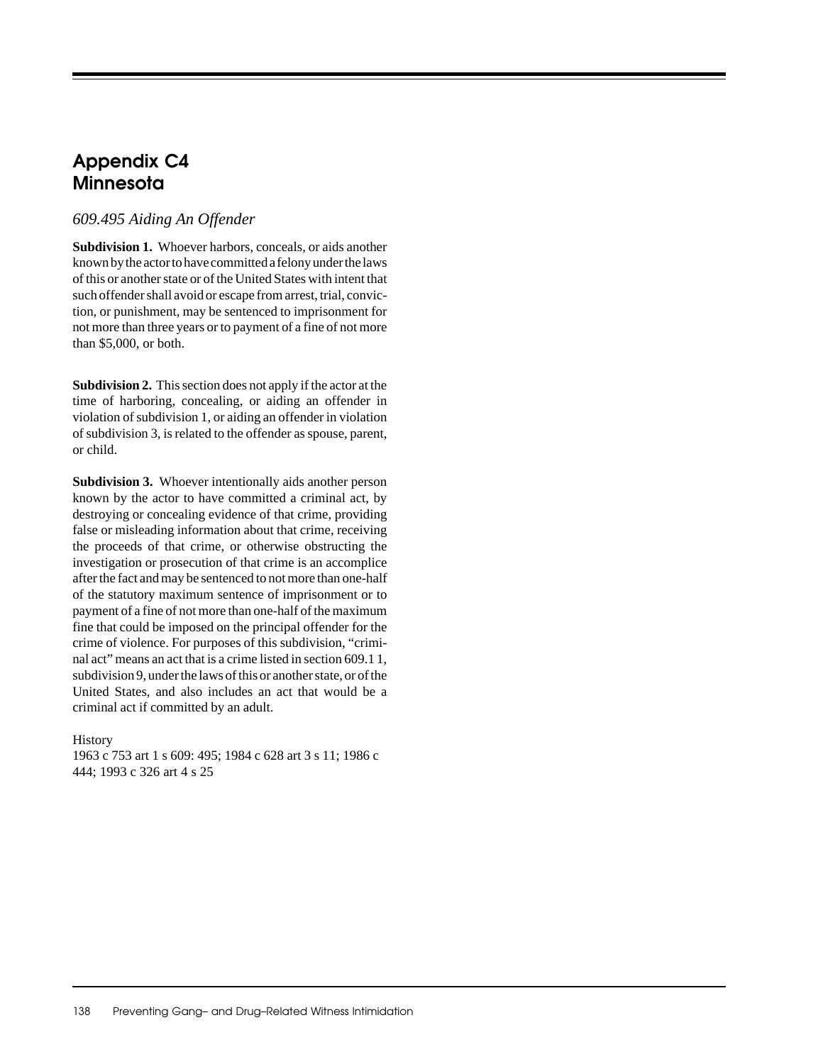# Appendix C4
# Minnesota

## *609.495 Aiding An Offender*

**Subdivision 1.** Whoever harbors, conceals, or aids another known by the actor to have committed a felony under the laws of this or another state or of the United States with intent that such offender shall avoid or escape from arrest, trial, conviction, or punishment, may be sentenced to imprisonment for not more than three years or to payment of a fine of not more than $5,000, or both.

**Subdivision 2.** This section does not apply if the actor at the time of harboring, concealing, or aiding an offender in violation of subdivision 1, or aiding an offender in violation of subdivision 3, is related to the offender as spouse, parent, or child.

**Subdivision 3.** Whoever intentionally aids another person known by the actor to have committed a criminal act, by destroying or concealing evidence of that crime, providing false or misleading information about that crime, receiving the proceeds of that crime, or otherwise obstructing the investigation or prosecution of that crime is an accomplice after the fact and may be sentenced to not more than one-half of the statutory maximum sentence of imprisonment or to payment of a fine of not more than one-half of the maximum fine that could be imposed on the principal offender for the crime of violence. For purposes of this subdivision, "criminal act" means an act that is a crime listed in section 609.1 1, subdivision 9, under the laws of this or another state, or of the United States, and also includes an act that would be a criminal act if committed by an adult.

History
1963 c 753 art 1 s 609: 495; 1984 c 628 art 3 s 11; 1986 c 444; 1993 c 326 art 4 s 25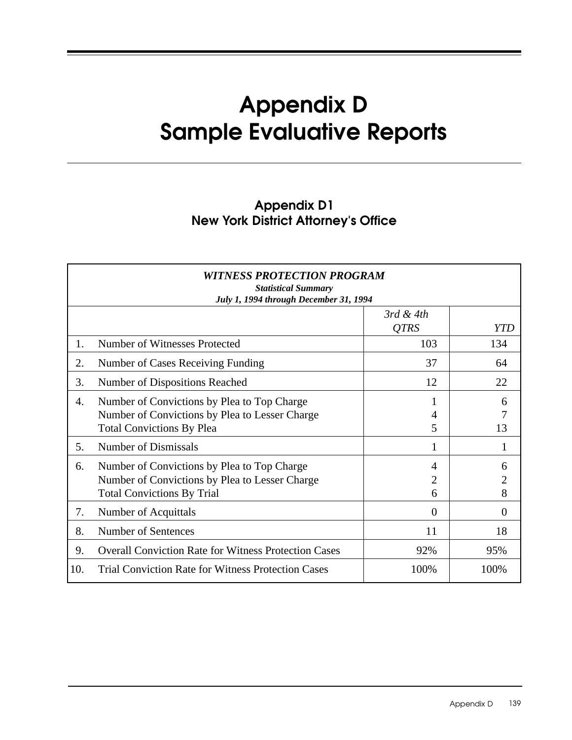# Appendix D
# Sample Evaluative Reports

## Appendix D1
## New York District Attorney's Office

| *WITNESS PROTECTION PROGRAM*<br>***Statistical Summary***<br>***July 1, 1994 through December 31, 1994*** | | | |
|---|---|---|---|
| | | *3rd & 4th QTRS* | *YTD* |
| 1. | Number of Witnesses Protected | 103 | 134 |
| 2. | Number of Cases Receiving Funding | 37 | 64 |
| 3. | Number of Dispositions Reached | 12 | 22 |
| 4. | Number of Convictions by Plea to Top Charge<br>Number of Convictions by Plea to Lesser Charge<br>Total Convictions By Plea | 1<br>4<br>5 | 6<br>7<br>13 |
| 5. | Number of Dismissals | 1 | 1 |
| 6. | Number of Convictions by Plea to Top Charge<br>Number of Convictions by Plea to Lesser Charge<br>Total Convictions By Trial | 4<br>2<br>6 | 6<br>2<br>8 |
| 7. | Number of Acquittals | 0 | 0 |
| 8. | Number of Sentences | 11 | 18 |
| 9. | Overall Conviction Rate for Witness Protection Cases | 92% | 95% |
| 10. | Trial Conviction Rate for Witness Protection Cases | 100% | 100% |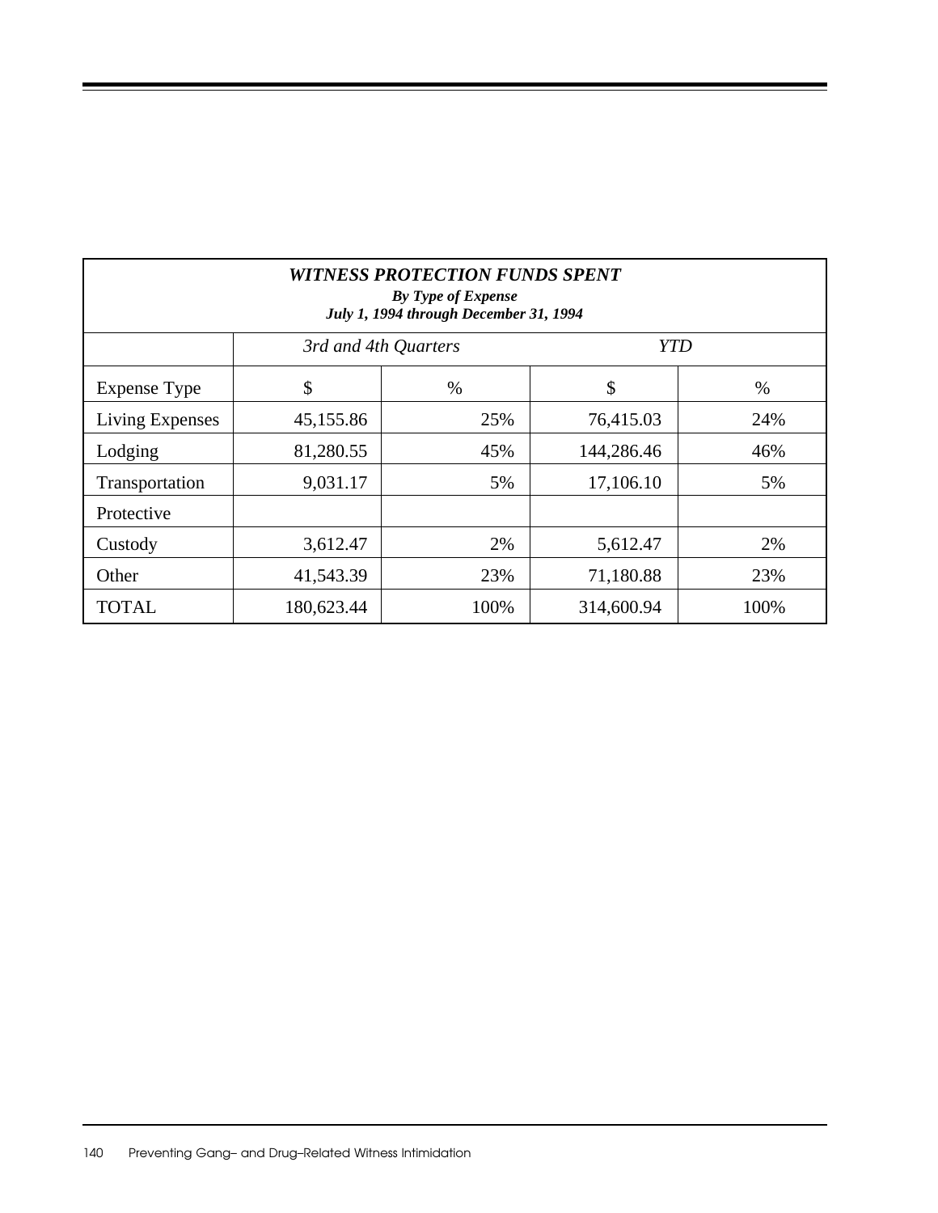| ***WITNESS PROTECTION FUNDS SPENT*** ***By Type of Expense*** ***July 1, 1994 through December 31, 1994*** | | | | |
|---|---|---|---|---|
| | *3rd and 4th Quarters* | | *YTD* | |
| Expense Type | $ | % | $ | % |
| Living Expenses | 45,155.86 | 25% | 76,415.03 | 24% |
| Lodging | 81,280.55 | 45% | 144,286.46 | 46% |
| Transportation | 9,031.17 | 5% | 17,106.10 | 5% |
| Protective | | | | |
| Custody | 3,612.47 | 2% | 5,612.47 | 2% |
| Other | 41,543.39 | 23% | 71,180.88 | 23% |
| TOTAL | 180,623.44 | 100% | 314,600.94 | 100% |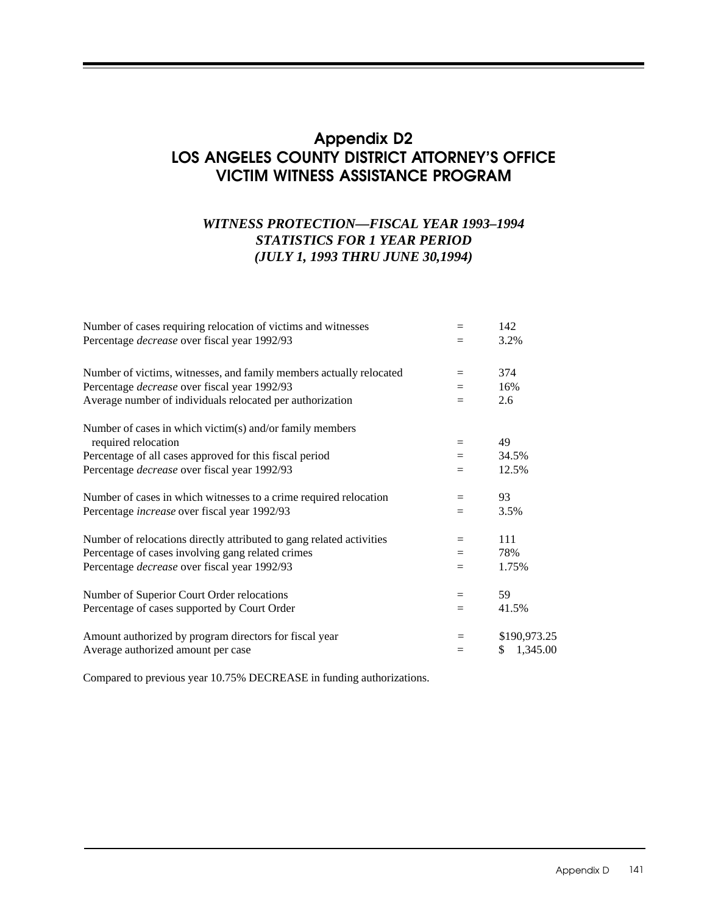# Appendix D2
# LOS ANGELES COUNTY DISTRICT ATTORNEY'S OFFICE VICTIM WITNESS ASSISTANCE PROGRAM

***WITNESS PROTECTION—FISCAL YEAR 1993–1994***
***STATISTICS FOR 1 YEAR PERIOD***
***(JULY 1, 1993 THRU JUNE 30,1994)***

| | | |
|---|---|---|
| Number of cases requiring relocation of victims and witnesses | = | 142 |
| Percentage *decrease* over fiscal year 1992/93 | = | 3.2% |
| | | |
| Number of victims, witnesses, and family members actually relocated | = | 374 |
| Percentage *decrease* over fiscal year 1992/93 | = | 16% |
| Average number of individuals relocated per authorization | = | 2.6 |
| | | |
| Number of cases in which victim(s) and/or family members required relocation | = | 49 |
| Percentage of all cases approved for this fiscal period | = | 34.5% |
| Percentage *decrease* over fiscal year 1992/93 | = | 12.5% |
| | | |
| Number of cases in which witnesses to a crime required relocation | = | 93 |
| Percentage *increase* over fiscal year 1992/93 | = | 3.5% |
| | | |
| Number of relocations directly attributed to gang related activities | = | 111 |
| Percentage of cases involving gang related crimes | = | 78% |
| Percentage *decrease* over fiscal year 1992/93 | = | 1.75% |
| | | |
| Number of Superior Court Order relocations | = | 59 |
| Percentage of cases supported by Court Order | = | 41.5% |
| | | |
| Amount authorized by program directors for fiscal year | = | $190,973.25 |
| Average authorized amount per case | = | $ 1,345.00 |

Compared to previous year 10.75% DECREASE in funding authorizations.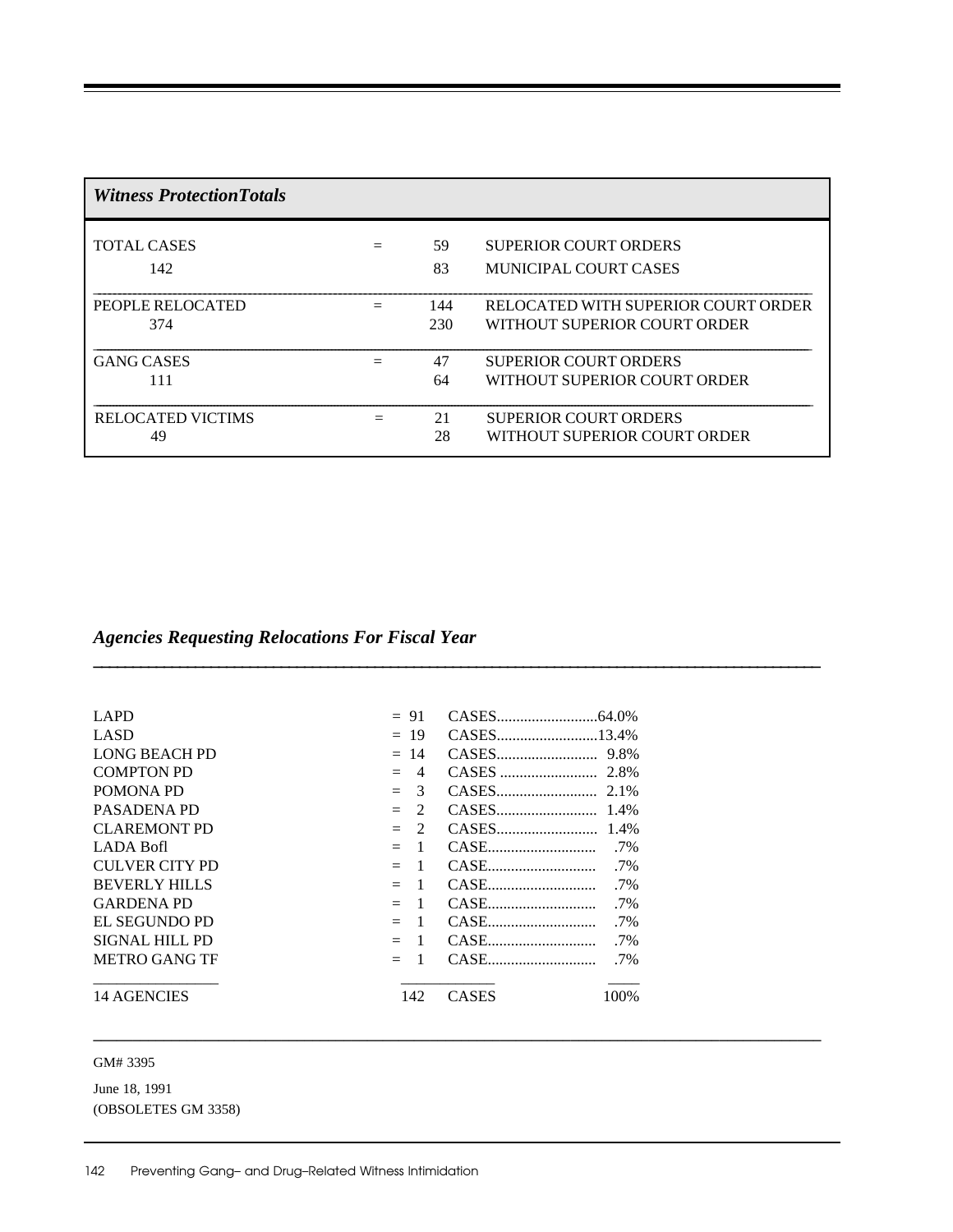## *Witness ProtectionTotals*

| | | | |
|---|---|---|---|
| TOTAL CASES | = | 59 | SUPERIOR COURT ORDERS |
| 142 | | 83 | MUNICIPAL COURT CASES |
| PEOPLE RELOCATED | = | 144 | RELOCATED WITH SUPERIOR COURT ORDER |
| 374 | | 230 | WITHOUT SUPERIOR COURT ORDER |
| GANG CASES | = | 47 | SUPERIOR COURT ORDERS |
| 111 | | 64 | WITHOUT SUPERIOR COURT ORDER |
| RELOCATED VICTIMS | = | 21 | SUPERIOR COURT ORDERS |
| 49 | | 28 | WITHOUT SUPERIOR COURT ORDER |

## *Agencies Requesting Relocations For Fiscal Year*

| Agency | | Cases | | Percent |
|---|---|---|---|---|
| LAPD | = | 91 | CASES | 64.0% |
| LASD | = | 19 | CASES | 13.4% |
| LONG BEACH PD | = | 14 | CASES | 9.8% |
| COMPTON PD | = | 4 | CASES | 2.8% |
| POMONA PD | = | 3 | CASES | 2.1% |
| PASADENA PD | = | 2 | CASES | 1.4% |
| CLAREMONT PD | = | 2 | CASES | 1.4% |
| LADA Bofl | = | 1 | CASE | .7% |
| CULVER CITY PD | = | 1 | CASE | .7% |
| BEVERLY HILLS | = | 1 | CASE | .7% |
| GARDENA PD | = | 1 | CASE | .7% |
| EL SEGUNDO PD | = | 1 | CASE | .7% |
| SIGNAL HILL PD | = | 1 | CASE | .7% |
| METRO GANG TF | = | 1 | CASE | .7% |
| 14 AGENCIES | | 142 | CASES | 100% |

GM# 3395

June 18, 1991
(OBSOLETES GM 3358)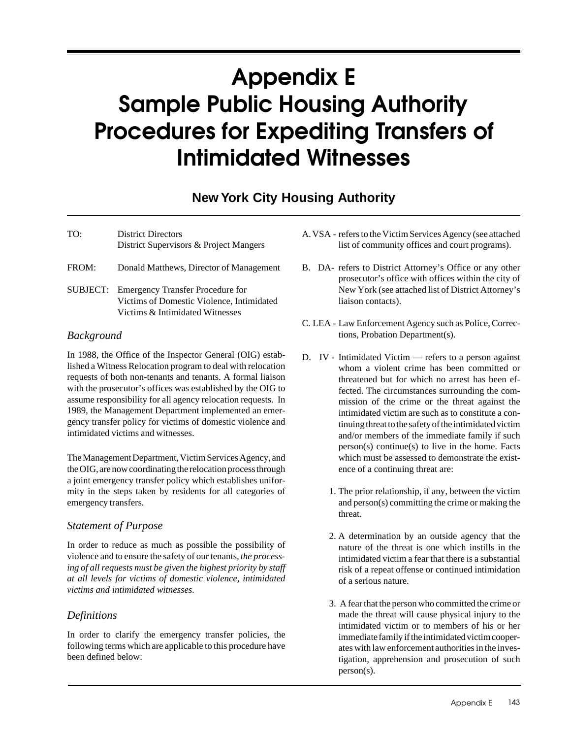# Appendix E
# Sample Public Housing Authority Procedures for Expediting Transfers of Intimidated Witnesses

## New York City Housing Authority

TO: District Directors
District Supervisors & Project Mangers

FROM: Donald Matthews, Director of Management

SUBJECT: Emergency Transfer Procedure for Victims of Domestic Violence, Intimidated Victims & Intimidated Witnesses

### *Background*

In 1988, the Office of the Inspector General (OIG) established a Witness Relocation program to deal with relocation requests of both non-tenants and tenants. A formal liaison with the prosecutor's offices was established by the OIG to assume responsibility for all agency relocation requests. In 1989, the Management Department implemented an emergency transfer policy for victims of domestic violence and intimidated victims and witnesses.

The Management Department, Victim Services Agency, and the OIG, are now coordinating the relocation process through a joint emergency transfer policy which establishes uniformity in the steps taken by residents for all categories of emergency transfers.

### *Statement of Purpose*

In order to reduce as much as possible the possibility of violence and to ensure the safety of our tenants, *the processing of all requests must be given the highest priority by staff at all levels for victims of domestic violence, intimidated victims and intimidated witnesses.*

### *Definitions*

In order to clarify the emergency transfer policies, the following terms which are applicable to this procedure have been defined below:

A. VSA - refers to the Victim Services Agency (see attached list of community offices and court programs).

B. DA- refers to District Attorney's Office or any other prosecutor's office with offices within the city of New York (see attached list of District Attorney's liaison contacts).

C. LEA - Law Enforcement Agency such as Police, Corrections, Probation Department(s).

D. IV - Intimidated Victim — refers to a person against whom a violent crime has been committed or threatened but for which no arrest has been effected. The circumstances surrounding the commission of the crime or the threat against the intimidated victim are such as to constitute a continuing threat to the safety of the intimidated victim and/or members of the immediate family if such person(s) continue(s) to live in the home. Facts which must be assessed to demonstrate the existence of a continuing threat are:

1. The prior relationship, if any, between the victim and person(s) committing the crime or making the threat.

2. A determination by an outside agency that the nature of the threat is one which instills in the intimidated victim a fear that there is a substantial risk of a repeat offense or continued intimidation of a serious nature.

3. A fear that the person who committed the crime or made the threat will cause physical injury to the intimidated victim or to members of his or her immediate family if the intimidated victim cooperates with law enforcement authorities in the investigation, apprehension and prosecution of such person(s).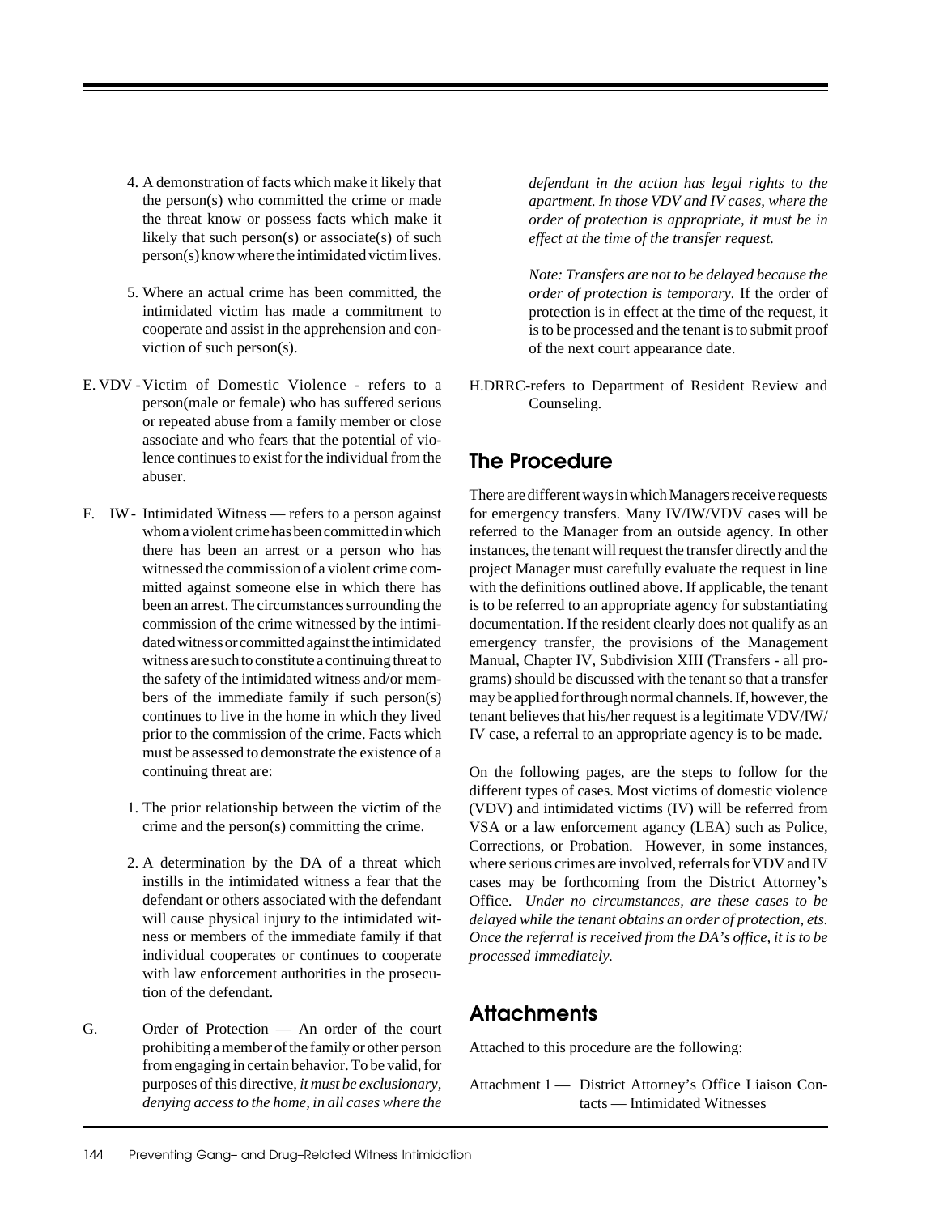4. A demonstration of facts which make it likely that the person(s) who committed the crime or made the threat know or possess facts which make it likely that such person(s) or associate(s) of such person(s) know where the intimidated victim lives.

5. Where an actual crime has been committed, the intimidated victim has made a commitment to cooperate and assist in the apprehension and conviction of such person(s).

E. VDV - Victim of Domestic Violence - refers to a person(male or female) who has suffered serious or repeated abuse from a family member or close associate and who fears that the potential of violence continues to exist for the individual from the abuser.

F. IW - Intimidated Witness — refers to a person against whom a violent crime has been committed in which there has been an arrest or a person who has witnessed the commission of a violent crime committed against someone else in which there has been an arrest. The circumstances surrounding the commission of the crime witnessed by the intimidated witness or committed against the intimidated witness are such to constitute a continuing threat to the safety of the intimidated witness and/or members of the immediate family if such person(s) continues to live in the home in which they lived prior to the commission of the crime. Facts which must be assessed to demonstrate the existence of a continuing threat are:

1. The prior relationship between the victim of the crime and the person(s) committing the crime.

2. A determination by the DA of a threat which instills in the intimidated witness a fear that the defendant or others associated with the defendant will cause physical injury to the intimidated witness or members of the immediate family if that individual cooperates or continues to cooperate with law enforcement authorities in the prosecution of the defendant.

G. Order of Protection — An order of the court prohibiting a member of the family or other person from engaging in certain behavior. To be valid, for purposes of this directive, *it must be exclusionary, denying access to the home, in all cases where the defendant in the action has legal rights to the apartment. In those VDV and IV cases, where the order of protection is appropriate, it must be in effect at the time of the transfer request.*

*Note: Transfers are not to be delayed because the order of protection is temporary.* If the order of protection is in effect at the time of the request, it is to be processed and the tenant is to submit proof of the next court appearance date.

H. DRRC-refers to Department of Resident Review and Counseling.

## The Procedure

There are different ways in which Managers receive requests for emergency transfers. Many IV/IW/VDV cases will be referred to the Manager from an outside agency. In other instances, the tenant will request the transfer directly and the project Manager must carefully evaluate the request in line with the definitions outlined above. If applicable, the tenant is to be referred to an appropriate agency for substantiating documentation. If the resident clearly does not qualify as an emergency transfer, the provisions of the Management Manual, Chapter IV, Subdivision XIII (Transfers - all programs) should be discussed with the tenant so that a transfer may be applied for through normal channels. If, however, the tenant believes that his/her request is a legitimate VDV/IW/IV case, a referral to an appropriate agency is to be made.

On the following pages, are the steps to follow for the different types of cases. Most victims of domestic violence (VDV) and intimidated victims (IV) will be referred from VSA or a law enforcement agancy (LEA) such as Police, Corrections, or Probation. However, in some instances, where serious crimes are involved, referrals for VDV and IV cases may be forthcoming from the District Attorney's Office. *Under no circumstances, are these cases to be delayed while the tenant obtains an order of protection, ets. Once the referral is received from the DA's office, it is to be processed immediately.*

## Attachments

Attached to this procedure are the following:

Attachment 1 — District Attorney's Office Liaison Contacts — Intimidated Witnesses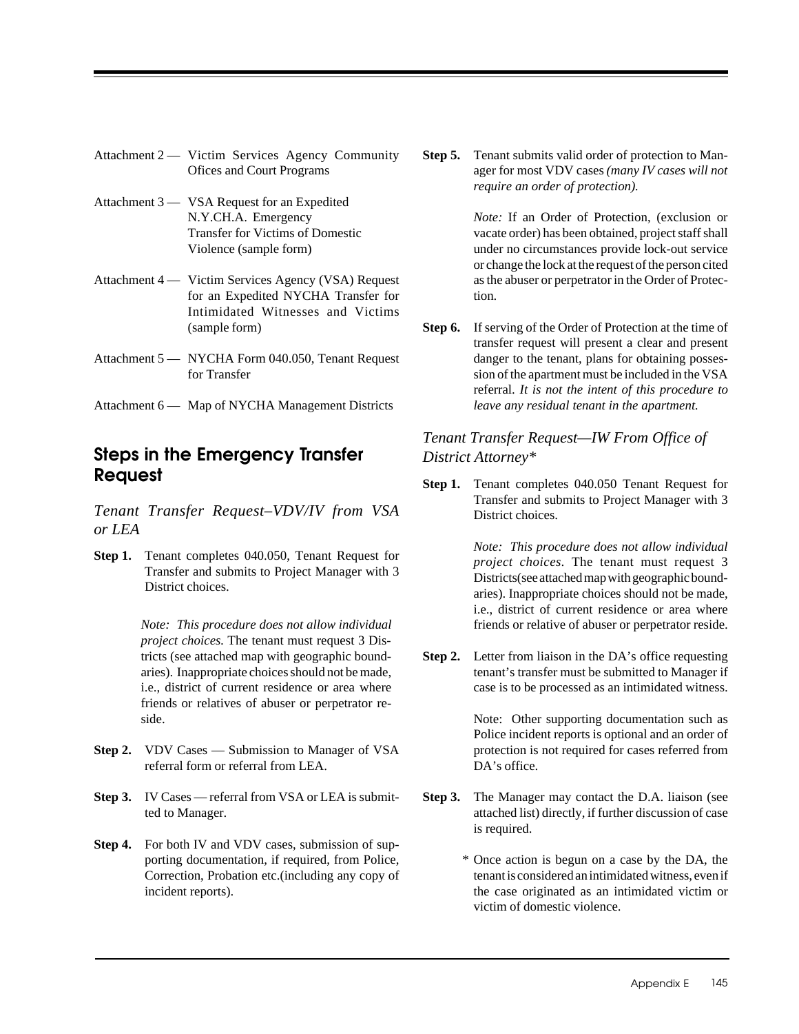Attachment 2 — Victim Services Agency Community Ofices and Court Programs

Attachment 3 — VSA Request for an Expedited N.Y.CH.A. Emergency Transfer for Victims of Domestic Violence (sample form)

Attachment 4 — Victim Services Agency (VSA) Request for an Expedited NYCHA Transfer for Intimidated Witnesses and Victims (sample form)

Attachment 5 — NYCHA Form 040.050, Tenant Request for Transfer

Attachment 6 — Map of NYCHA Management Districts

## Steps in the Emergency Transfer Request

### *Tenant Transfer Request–VDV/IV from VSA or LEA*

**Step 1.** Tenant completes 040.050, Tenant Request for Transfer and submits to Project Manager with 3 District choices.

*Note: This procedure does not allow individual project choices.* The tenant must request 3 Districts (see attached map with geographic boundaries). Inappropriate choices should not be made, i.e., district of current residence or area where friends or relatives of abuser or perpetrator reside.

**Step 2.** VDV Cases — Submission to Manager of VSA referral form or referral from LEA.

**Step 3.** IV Cases — referral from VSA or LEA is submitted to Manager.

**Step 4.** For both IV and VDV cases, submission of supporting documentation, if required, from Police, Correction, Probation etc.(including any copy of incident reports).

**Step 5.** Tenant submits valid order of protection to Manager for most VDV cases *(many IV cases will not require an order of protection).*

*Note:* If an Order of Protection, (exclusion or vacate order) has been obtained, project staff shall under no circumstances provide lock-out service or change the lock at the request of the person cited as the abuser or perpetrator in the Order of Protection.

**Step 6.** If serving of the Order of Protection at the time of transfer request will present a clear and present danger to the tenant, plans for obtaining possession of the apartment must be included in the VSA referral. *It is not the intent of this procedure to leave any residual tenant in the apartment.*

### *Tenant Transfer Request—IW From Office of District Attorney\**

**Step 1.** Tenant completes 040.050 Tenant Request for Transfer and submits to Project Manager with 3 District choices.

*Note: This procedure does not allow individual project choices.* The tenant must request 3 Districts(see attached map with geographic boundaries). Inappropriate choices should not be made, i.e., district of current residence or area where friends or relative of abuser or perpetrator reside.

**Step 2.** Letter from liaison in the DA's office requesting tenant's transfer must be submitted to Manager if case is to be processed as an intimidated witness.

Note: Other supporting documentation such as Police incident reports is optional and an order of protection is not required for cases referred from DA's office.

**Step 3.** The Manager may contact the D.A. liaison (see attached list) directly, if further discussion of case is required.

\* Once action is begun on a case by the DA, the tenant is considered an intimidated witness, even if the case originated as an intimidated victim or victim of domestic violence.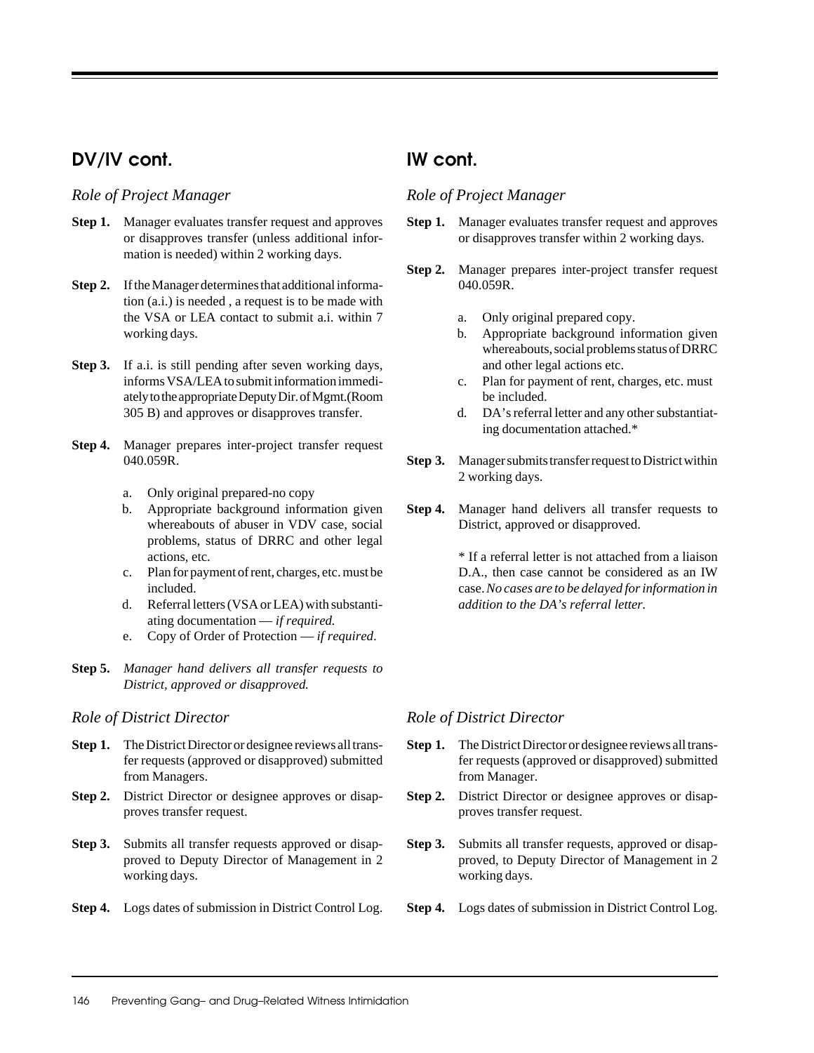## DV/IV cont.

### *Role of Project Manager*

**Step 1.** Manager evaluates transfer request and approves or disapproves transfer (unless additional information is needed) within 2 working days.

**Step 2.** If the Manager determines that additional information (a.i.) is needed , a request is to be made with the VSA or LEA contact to submit a.i. within 7 working days.

**Step 3.** If a.i. is still pending after seven working days, informs VSA/LEA to submit information immediately to the appropriate Deputy Dir. of Mgmt.(Room 305 B) and approves or disapproves transfer.

**Step 4.** Manager prepares inter-project transfer request 040.059R.

a. Only original prepared-no copy
b. Appropriate background information given whereabouts of abuser in VDV case, social problems, status of DRRC and other legal actions, etc.
c. Plan for payment of rent, charges, etc. must be included.
d. Referral letters (VSA or LEA) with substantiating documentation — *if required.*
e. Copy of Order of Protection — *if required*.

**Step 5.** *Manager hand delivers all transfer requests to District, approved or disapproved.*

### *Role of District Director*

**Step 1.** The District Director or designee reviews all transfer requests (approved or disapproved) submitted from Managers.

**Step 2.** District Director or designee approves or disapproves transfer request.

**Step 3.** Submits all transfer requests approved or disapproved to Deputy Director of Management in 2 working days.

**Step 4.** Logs dates of submission in District Control Log.

## IW cont.

### *Role of Project Manager*

**Step 1.** Manager evaluates transfer request and approves or disapproves transfer within 2 working days.

**Step 2.** Manager prepares inter-project transfer request 040.059R.

a. Only original prepared copy.
b. Appropriate background information given whereabouts, social problems status of DRRC and other legal actions etc.
c. Plan for payment of rent, charges, etc. must be included.
d. DA's referral letter and any other substantiating documentation attached.*

**Step 3.** Manager submits transfer request to District within 2 working days.

**Step 4.** Manager hand delivers all transfer requests to District, approved or disapproved.

\* If a referral letter is not attached from a liaison D.A., then case cannot be considered as an IW case. *No cases are to be delayed for information in addition to the DA's referral letter.*

### *Role of District Director*

**Step 1.** The District Director or designee reviews all transfer requests (approved or disapproved) submitted from Manager.

**Step 2.** District Director or designee approves or disapproves transfer request.

**Step 3.** Submits all transfer requests, approved or disapproved, to Deputy Director of Management in 2 working days.

**Step 4.** Logs dates of submission in District Control Log.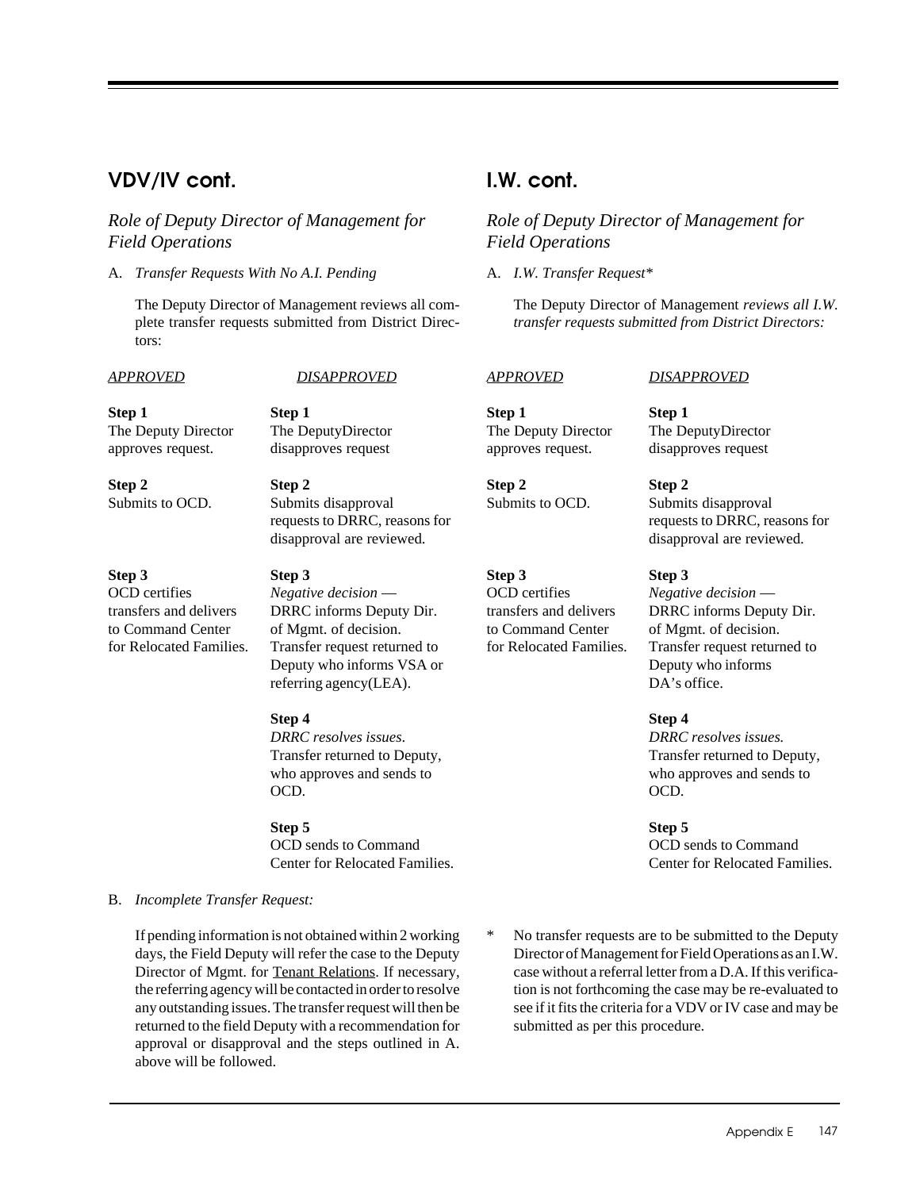## VDV/IV cont.

### *Role of Deputy Director of Management for Field Operations*

A. *Transfer Requests With No A.I. Pending*

The Deputy Director of Management reviews all complete transfer requests submitted from District Directors:

| *APPROVED* | *DISAPPROVED* |
|---|---|
| **Step 1**<br>The Deputy Director approves request. | **Step 1**<br>The DeputyDirector disapproves request |
| **Step 2**<br>Submits to OCD. | **Step 2**<br>Submits disapproval requests to DRRC, reasons for disapproval are reviewed. |
| **Step 3**<br>OCD certifies transfers and delivers to Command Center for Relocated Families. | **Step 3**<br>*Negative decision* — DRRC informs Deputy Dir. of Mgmt. of decision. Transfer request returned to Deputy who informs VSA or referring agency(LEA). |
| | **Step 4**<br>*DRRC resolves issues*. Transfer returned to Deputy, who approves and sends to OCD. |
| | **Step 5**<br>OCD sends to Command Center for Relocated Families. |

B. *Incomplete Transfer Request:*

If pending information is not obtained within 2 working days, the Field Deputy will refer the case to the Deputy Director of Mgmt. for Tenant Relations. If necessary, the referring agency will be contacted in order to resolve any outstanding issues. The transfer request will then be returned to the field Deputy with a recommendation for approval or disapproval and the steps outlined in A. above will be followed.

## I.W. cont.

### *Role of Deputy Director of Management for Field Operations*

A. *I.W. Transfer Request**

The Deputy Director of Management *reviews all I.W. transfer requests submitted from District Directors:*

| *APPROVED* | *DISAPPROVED* |
|---|---|
| **Step 1**<br>The Deputy Director approves request. | **Step 1**<br>The DeputyDirector disapproves request |
| **Step 2**<br>Submits to OCD. | **Step 2**<br>Submits disapproval requests to DRRC, reasons for disapproval are reviewed. |
| **Step 3**<br>OCD certifies transfers and delivers to Command Center for Relocated Families. | **Step 3**<br>*Negative decision* — DRRC informs Deputy Dir. of Mgmt. of decision. Transfer request returned to Deputy who informs DA's office. |
| | **Step 4**<br>*DRRC resolves issues.* Transfer returned to Deputy, who approves and sends to OCD. |
| | **Step 5**<br>OCD sends to Command Center for Relocated Families. |

\* No transfer requests are to be submitted to the Deputy Director of Management for Field Operations as an I.W. case without a referral letter from a D.A. If this verification is not forthcoming the case may be re-evaluated to see if it fits the criteria for a VDV or IV case and may be submitted as per this procedure.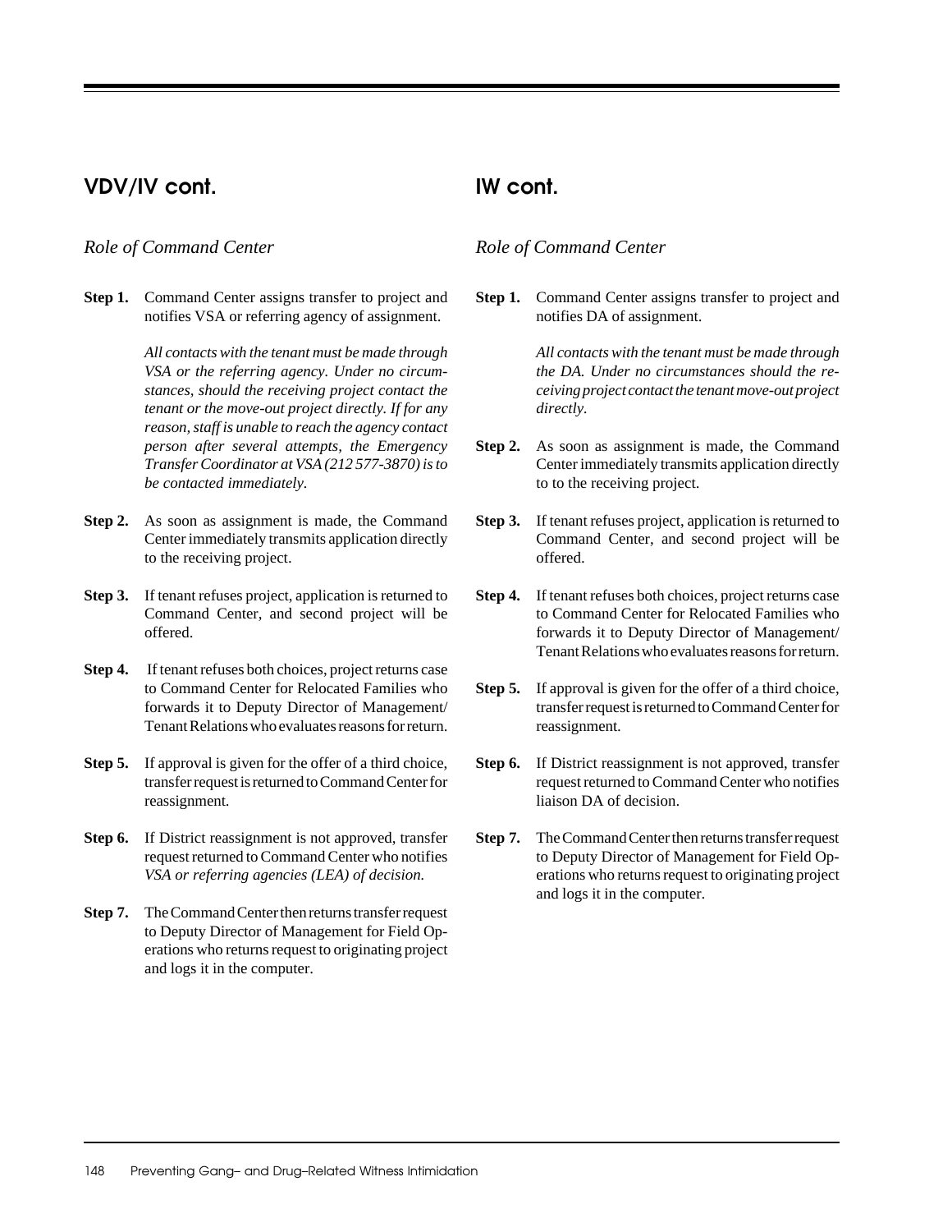## VDV/IV cont.

*Role of Command Center*

**Step 1.** Command Center assigns transfer to project and notifies VSA or referring agency of assignment.

*All contacts with the tenant must be made through VSA or the referring agency. Under no circumstances, should the receiving project contact the tenant or the move-out project directly. If for any reason, staff is unable to reach the agency contact person after several attempts, the Emergency Transfer Coordinator at VSA (212 577-3870) is to be contacted immediately.*

**Step 2.** As soon as assignment is made, the Command Center immediately transmits application directly to the receiving project.

**Step 3.** If tenant refuses project, application is returned to Command Center, and second project will be offered.

**Step 4.** If tenant refuses both choices, project returns case to Command Center for Relocated Families who forwards it to Deputy Director of Management/ Tenant Relations who evaluates reasons for return.

**Step 5.** If approval is given for the offer of a third choice, transfer request is returned to Command Center for reassignment.

**Step 6.** If District reassignment is not approved, transfer request returned to Command Center who notifies *VSA or referring agencies (LEA) of decision.*

**Step 7.** The Command Center then returns transfer request to Deputy Director of Management for Field Operations who returns request to originating project and logs it in the computer.

## IW cont.

*Role of Command Center*

**Step 1.** Command Center assigns transfer to project and notifies DA of assignment.

*All contacts with the tenant must be made through the DA. Under no circumstances should the receiving project contact the tenant move-out project directly.*

**Step 2.** As soon as assignment is made, the Command Center immediately transmits application directly to to the receiving project.

**Step 3.** If tenant refuses project, application is returned to Command Center, and second project will be offered.

**Step 4.** If tenant refuses both choices, project returns case to Command Center for Relocated Families who forwards it to Deputy Director of Management/ Tenant Relations who evaluates reasons for return.

**Step 5.** If approval is given for the offer of a third choice, transfer request is returned to Command Center for reassignment.

**Step 6.** If District reassignment is not approved, transfer request returned to Command Center who notifies liaison DA of decision.

**Step 7.** The Command Center then returns transfer request to Deputy Director of Management for Field Operations who returns request to originating project and logs it in the computer.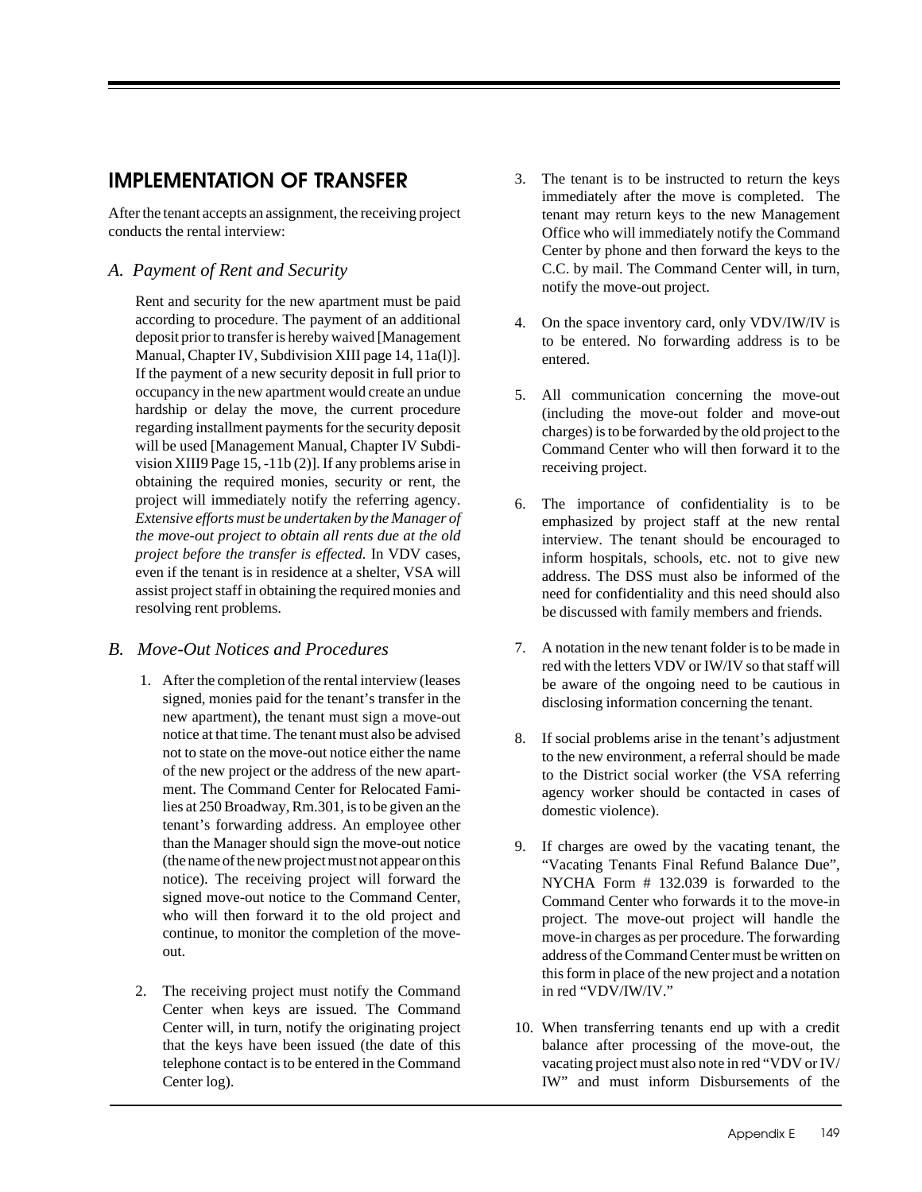## IMPLEMENTATION OF TRANSFER

After the tenant accepts an assignment, the receiving project conducts the rental interview:

### *A. Payment of Rent and Security*

Rent and security for the new apartment must be paid according to procedure. The payment of an additional deposit prior to transfer is hereby waived [Management Manual, Chapter IV, Subdivision XIII page 14, 11a(l)]. If the payment of a new security deposit in full prior to occupancy in the new apartment would create an undue hardship or delay the move, the current procedure regarding installment payments for the security deposit will be used [Management Manual, Chapter IV Subdivision XIII9 Page 15, -11b (2)]. If any problems arise in obtaining the required monies, security or rent, the project will immediately notify the referring agency. *Extensive efforts must be undertaken by the Manager of the move-out project to obtain all rents due at the old project before the transfer is effected.* In VDV cases, even if the tenant is in residence at a shelter, VSA will assist project staff in obtaining the required monies and resolving rent problems.

### *B. Move-Out Notices and Procedures*

1. After the completion of the rental interview (leases signed, monies paid for the tenant's transfer in the new apartment), the tenant must sign a move-out notice at that time. The tenant must also be advised not to state on the move-out notice either the name of the new project or the address of the new apartment. The Command Center for Relocated Families at 250 Broadway, Rm.301, is to be given an the tenant's forwarding address. An employee other than the Manager should sign the move-out notice (the name of the new project must not appear on this notice). The receiving project will forward the signed move-out notice to the Command Center, who will then forward it to the old project and continue, to monitor the completion of the move-out.

2. The receiving project must notify the Command Center when keys are issued. The Command Center will, in turn, notify the originating project that the keys have been issued (the date of this telephone contact is to be entered in the Command Center log).

3. The tenant is to be instructed to return the keys immediately after the move is completed. The tenant may return keys to the new Management Office who will immediately notify the Command Center by phone and then forward the keys to the C.C. by mail. The Command Center will, in turn, notify the move-out project.

4. On the space inventory card, only VDV/IW/IV is to be entered. No forwarding address is to be entered.

5. All communication concerning the move-out (including the move-out folder and move-out charges) is to be forwarded by the old project to the Command Center who will then forward it to the receiving project.

6. The importance of confidentiality is to be emphasized by project staff at the new rental interview. The tenant should be encouraged to inform hospitals, schools, etc. not to give new address. The DSS must also be informed of the need for confidentiality and this need should also be discussed with family members and friends.

7. A notation in the new tenant folder is to be made in red with the letters VDV or IW/IV so that staff will be aware of the ongoing need to be cautious in disclosing information concerning the tenant.

8. If social problems arise in the tenant's adjustment to the new environment, a referral should be made to the District social worker (the VSA referring agency worker should be contacted in cases of domestic violence).

9. If charges are owed by the vacating tenant, the "Vacating Tenants Final Refund Balance Due", NYCHA Form # 132.039 is forwarded to the Command Center who forwards it to the move-in project. The move-out project will handle the move-in charges as per procedure. The forwarding address of the Command Center must be written on this form in place of the new project and a notation in red "VDV/IW/IV."

10. When transferring tenants end up with a credit balance after processing of the move-out, the vacating project must also note in red "VDV or IV/IW" and must inform Disbursements of the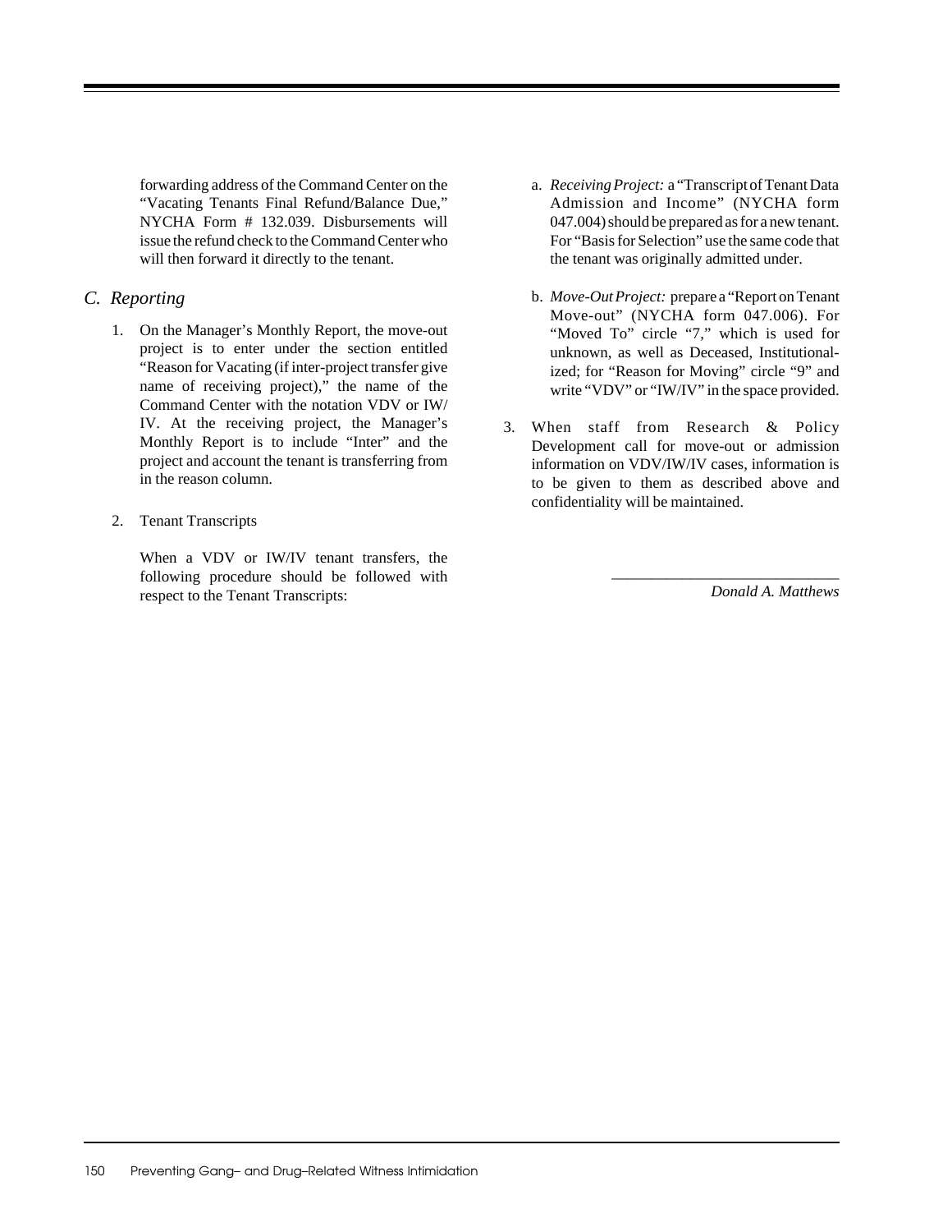forwarding address of the Command Center on the "Vacating Tenants Final Refund/Balance Due," NYCHA Form # 132.039. Disbursements will issue the refund check to the Command Center who will then forward it directly to the tenant.

## *C. Reporting*

1. On the Manager's Monthly Report, the move-out project is to enter under the section entitled "Reason for Vacating (if inter-project transfer give name of receiving project)," the name of the Command Center with the notation VDV or IW/IV. At the receiving project, the Manager's Monthly Report is to include "Inter" and the project and account the tenant is transferring from in the reason column.

2. Tenant Transcripts

   When a VDV or IW/IV tenant transfers, the following procedure should be followed with respect to the Tenant Transcripts:

   a. *Receiving Project:* a "Transcript of Tenant Data Admission and Income" (NYCHA form 047.004) should be prepared as for a new tenant. For "Basis for Selection" use the same code that the tenant was originally admitted under.

   b. *Move-Out Project:* prepare a "Report on Tenant Move-out" (NYCHA form 047.006). For "Moved To" circle "7," which is used for unknown, as well as Deceased, Institutionalized; for "Reason for Moving" circle "9" and write "VDV" or "IW/IV" in the space provided.

3. When staff from Research & Policy Development call for move-out or admission information on VDV/IW/IV cases, information is to be given to them as described above and confidentiality will be maintained.

\_\_\_\_\_\_\_\_\_\_\_\_\_\_\_\_\_\_\_\_\_\_\_\_\_\_\_\_\_\_

*Donald A. Matthews*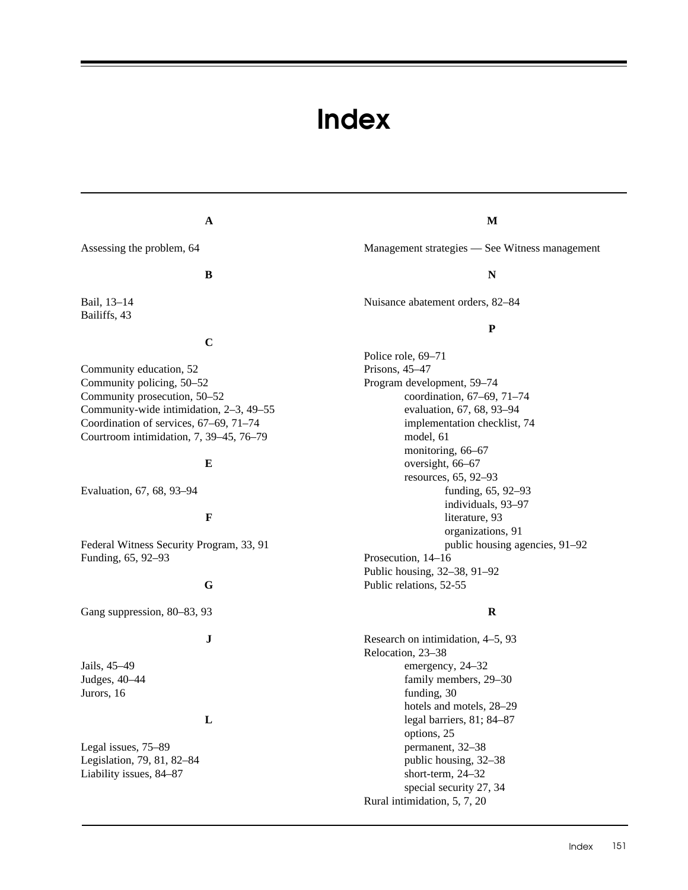# Index

### A

Assessing the problem, 64

### B

Bail, 13–14
Bailiffs, 43

### C

Community education, 52
Community policing, 50–52
Community prosecution, 50–52
Community-wide intimidation, 2–3, 49–55
Coordination of services, 67–69, 71–74
Courtroom intimidation, 7, 39–45, 76–79

### E

Evaluation, 67, 68, 93–94

### F

Federal Witness Security Program, 33, 91
Funding, 65, 92–93

### G

Gang suppression, 80–83, 93

### J

Jails, 45–49
Judges, 40–44
Jurors, 16

### L

Legal issues, 75–89
Legislation, 79, 81, 82–84
Liability issues, 84–87

### M

Management strategies — See Witness management

### N

Nuisance abatement orders, 82–84

### P

Police role, 69–71
Prisons, 45–47
Program development, 59–74
- coordination, 67–69, 71–74
- evaluation, 67, 68, 93–94
- implementation checklist, 74
- model, 61
- monitoring, 66–67
- oversight, 66–67
- resources, 65, 92–93
  - funding, 65, 92–93
  - individuals, 93–97
  - literature, 93
  - organizations, 91
  - public housing agencies, 91–92

Prosecution, 14–16
Public housing, 32–38, 91–92
Public relations, 52-55

### R

Research on intimidation, 4–5, 93
Relocation, 23–38
- emergency, 24–32
- family members, 29–30
- funding, 30
- hotels and motels, 28–29
- legal barriers, 81; 84–87
- options, 25
- permanent, 32–38
- public housing, 32–38
- short-term, 24–32
- special security 27, 34

Rural intimidation, 5, 7, 20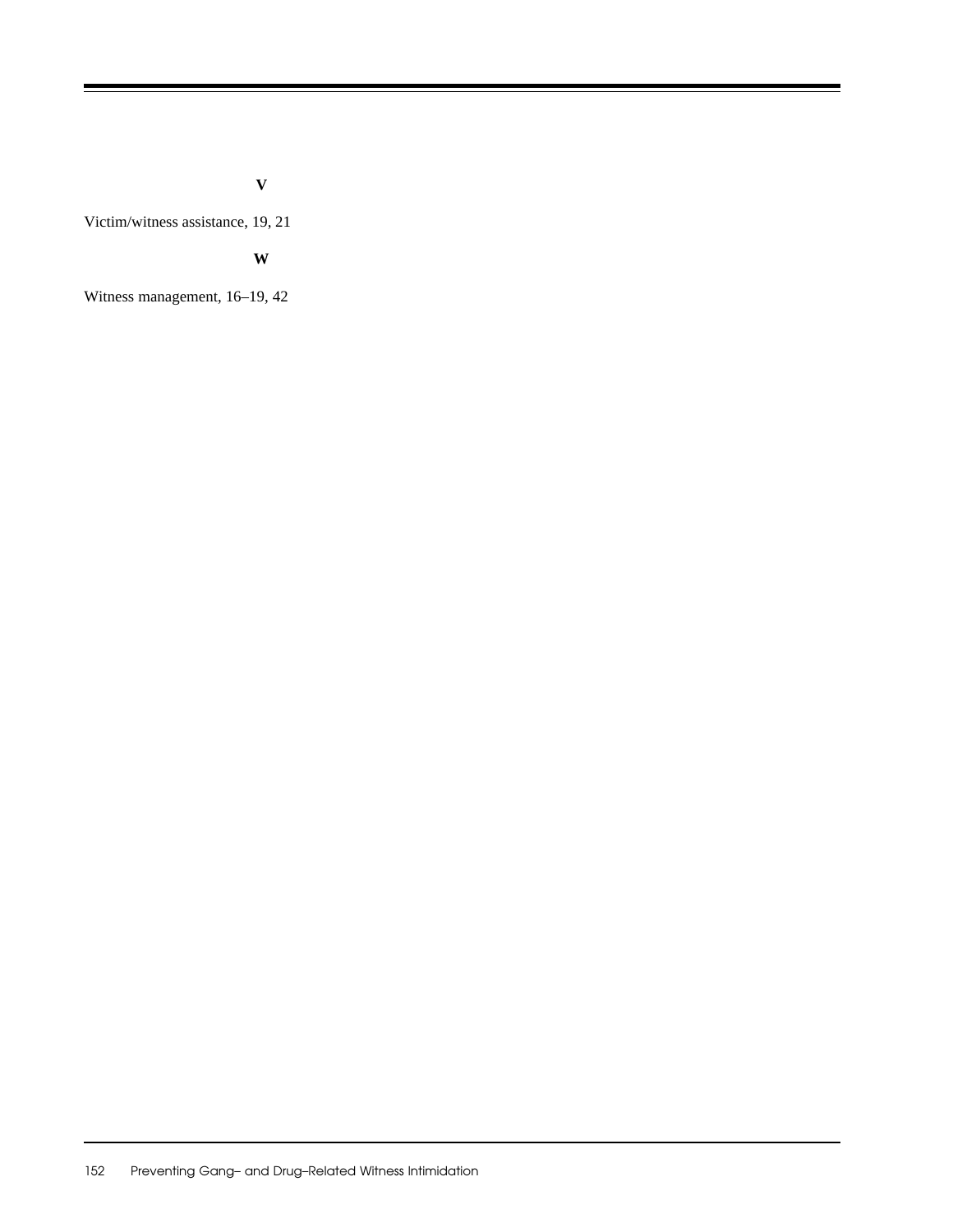**V**

Victim/witness assistance, 19, 21

**W**

Witness management, 16–19, 42